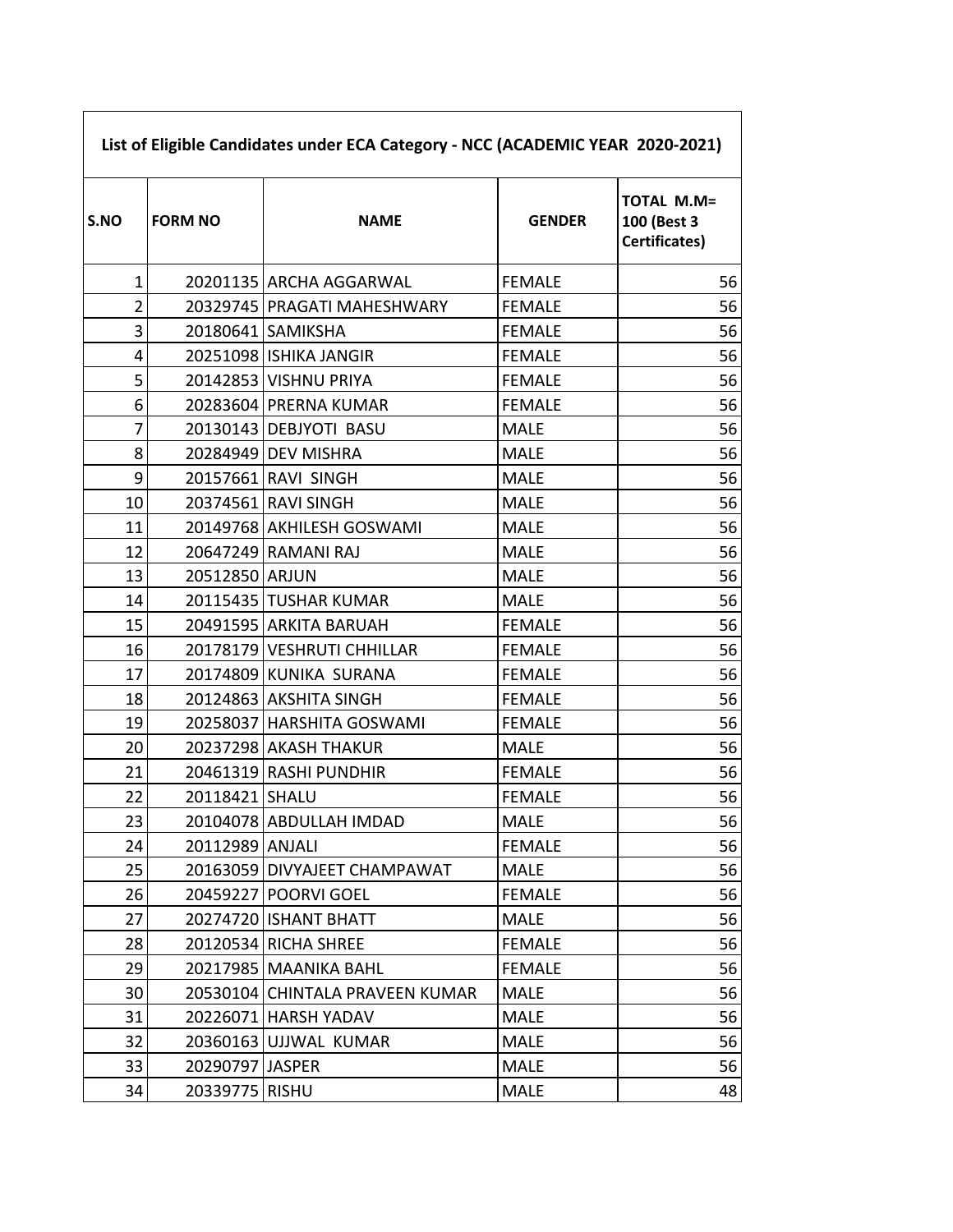| List of Eligible Candidates under ECA Category - NCC (ACADEMIC YEAR 2020-2021) | | | | |
|---|---|---|---|---|
| **S.NO** | **FORM NO** | **NAME** | **GENDER** | **TOTAL M.M= 100 (Best 3 Certificates)** |
| 1 | 20201135 | ARCHA AGGARWAL | FEMALE | 56 |
| 2 | 20329745 | PRAGATI MAHESHWARY | FEMALE | 56 |
| 3 | 20180641 | SAMIKSHA | FEMALE | 56 |
| 4 | 20251098 | ISHIKA JANGIR | FEMALE | 56 |
| 5 | 20142853 | VISHNU PRIYA | FEMALE | 56 |
| 6 | 20283604 | PRERNA KUMAR | FEMALE | 56 |
| 7 | 20130143 | DEBJYOTI BASU | MALE | 56 |
| 8 | 20284949 | DEV MISHRA | MALE | 56 |
| 9 | 20157661 | RAVI SINGH | MALE | 56 |
| 10 | 20374561 | RAVI SINGH | MALE | 56 |
| 11 | 20149768 | AKHILESH GOSWAMI | MALE | 56 |
| 12 | 20647249 | RAMANI RAJ | MALE | 56 |
| 13 | 20512850 | ARJUN | MALE | 56 |
| 14 | 20115435 | TUSHAR KUMAR | MALE | 56 |
| 15 | 20491595 | ARKITA BARUAH | FEMALE | 56 |
| 16 | 20178179 | VESHRUTI CHHILLAR | FEMALE | 56 |
| 17 | 20174809 | KUNIKA SURANA | FEMALE | 56 |
| 18 | 20124863 | AKSHITA SINGH | FEMALE | 56 |
| 19 | 20258037 | HARSHITA GOSWAMI | FEMALE | 56 |
| 20 | 20237298 | AKASH THAKUR | MALE | 56 |
| 21 | 20461319 | RASHI PUNDHIR | FEMALE | 56 |
| 22 | 20118421 | SHALU | FEMALE | 56 |
| 23 | 20104078 | ABDULLAH IMDAD | MALE | 56 |
| 24 | 20112989 | ANJALI | FEMALE | 56 |
| 25 | 20163059 | DIVYAJEET CHAMPAWAT | MALE | 56 |
| 26 | 20459227 | POORVI GOEL | FEMALE | 56 |
| 27 | 20274720 | ISHANT BHATT | MALE | 56 |
| 28 | 20120534 | RICHA SHREE | FEMALE | 56 |
| 29 | 20217985 | MAANIKA BAHL | FEMALE | 56 |
| 30 | 20530104 | CHINTALA PRAVEEN KUMAR | MALE | 56 |
| 31 | 20226071 | HARSH YADAV | MALE | 56 |
| 32 | 20360163 | UJJWAL KUMAR | MALE | 56 |
| 33 | 20290797 | JASPER | MALE | 56 |
| 34 | 20339775 | RISHU | MALE | 48 |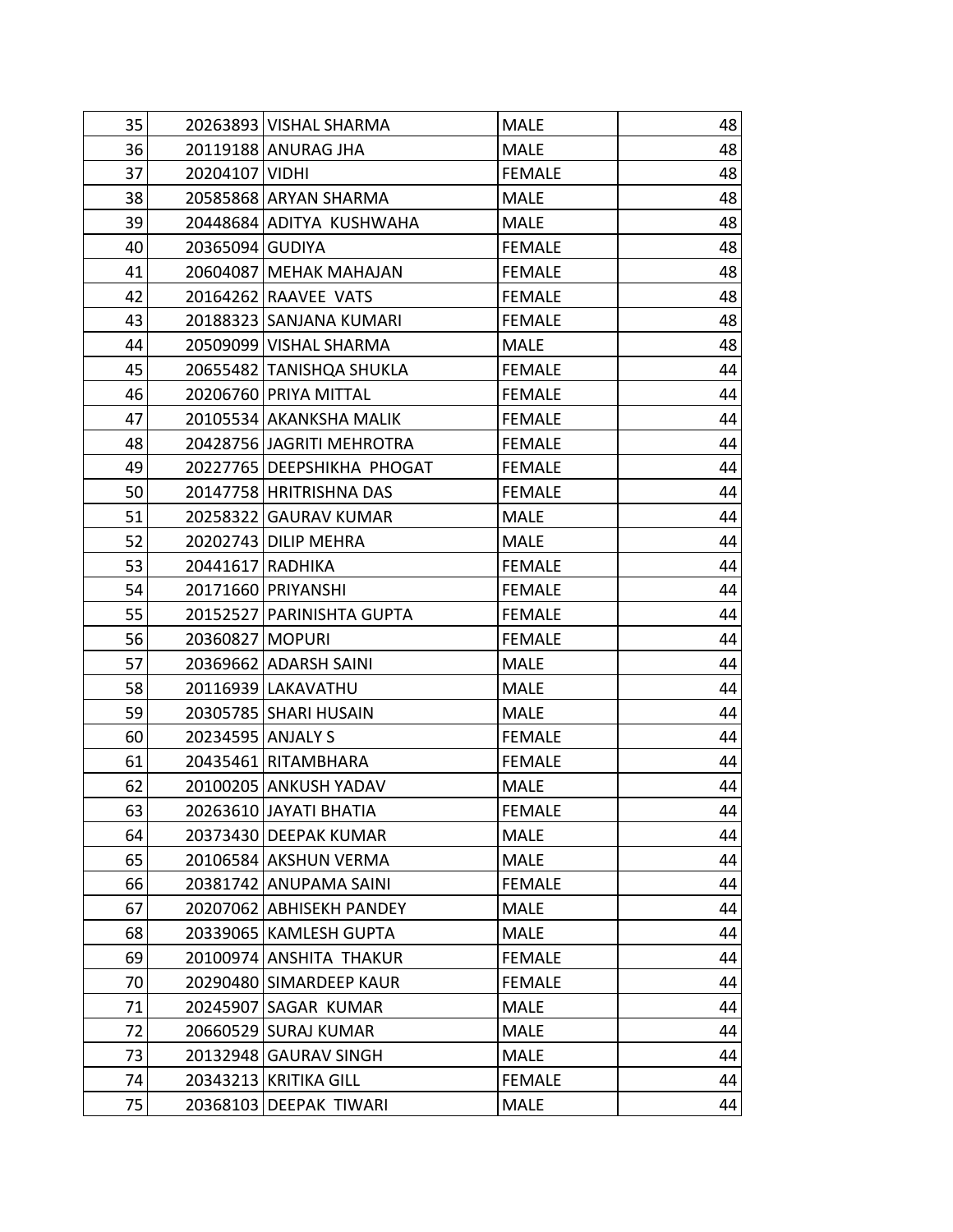| | | | | |
|---|---|---|---|---|
| 35 | 20263893 | VISHAL SHARMA | MALE | 48 |
| 36 | 20119188 | ANURAG JHA | MALE | 48 |
| 37 | 20204107 | VIDHI | FEMALE | 48 |
| 38 | 20585868 | ARYAN SHARMA | MALE | 48 |
| 39 | 20448684 | ADITYA KUSHWAHA | MALE | 48 |
| 40 | 20365094 | GUDIYA | FEMALE | 48 |
| 41 | 20604087 | MEHAK MAHAJAN | FEMALE | 48 |
| 42 | 20164262 | RAAVEE VATS | FEMALE | 48 |
| 43 | 20188323 | SANJANA KUMARI | FEMALE | 48 |
| 44 | 20509099 | VISHAL SHARMA | MALE | 48 |
| 45 | 20655482 | TANISHQA SHUKLA | FEMALE | 44 |
| 46 | 20206760 | PRIYA MITTAL | FEMALE | 44 |
| 47 | 20105534 | AKANKSHA MALIK | FEMALE | 44 |
| 48 | 20428756 | JAGRITI MEHROTRA | FEMALE | 44 |
| 49 | 20227765 | DEEPSHIKHA PHOGAT | FEMALE | 44 |
| 50 | 20147758 | HRITRISHNA DAS | FEMALE | 44 |
| 51 | 20258322 | GAURAV KUMAR | MALE | 44 |
| 52 | 20202743 | DILIP MEHRA | MALE | 44 |
| 53 | 20441617 | RADHIKA | FEMALE | 44 |
| 54 | 20171660 | PRIYANSHI | FEMALE | 44 |
| 55 | 20152527 | PARINISHTA GUPTA | FEMALE | 44 |
| 56 | 20360827 | MOPURI | FEMALE | 44 |
| 57 | 20369662 | ADARSH SAINI | MALE | 44 |
| 58 | 20116939 | LAKAVATHU | MALE | 44 |
| 59 | 20305785 | SHARI HUSAIN | MALE | 44 |
| 60 | 20234595 | ANJALY S | FEMALE | 44 |
| 61 | 20435461 | RITAMBHARA | FEMALE | 44 |
| 62 | 20100205 | ANKUSH YADAV | MALE | 44 |
| 63 | 20263610 | JAYATI BHATIA | FEMALE | 44 |
| 64 | 20373430 | DEEPAK KUMAR | MALE | 44 |
| 65 | 20106584 | AKSHUN VERMA | MALE | 44 |
| 66 | 20381742 | ANUPAMA SAINI | FEMALE | 44 |
| 67 | 20207062 | ABHISEKH PANDEY | MALE | 44 |
| 68 | 20339065 | KAMLESH GUPTA | MALE | 44 |
| 69 | 20100974 | ANSHITA THAKUR | FEMALE | 44 |
| 70 | 20290480 | SIMARDEEP KAUR | FEMALE | 44 |
| 71 | 20245907 | SAGAR KUMAR | MALE | 44 |
| 72 | 20660529 | SURAJ KUMAR | MALE | 44 |
| 73 | 20132948 | GAURAV SINGH | MALE | 44 |
| 74 | 20343213 | KRITIKA GILL | FEMALE | 44 |
| 75 | 20368103 | DEEPAK TIWARI | MALE | 44 |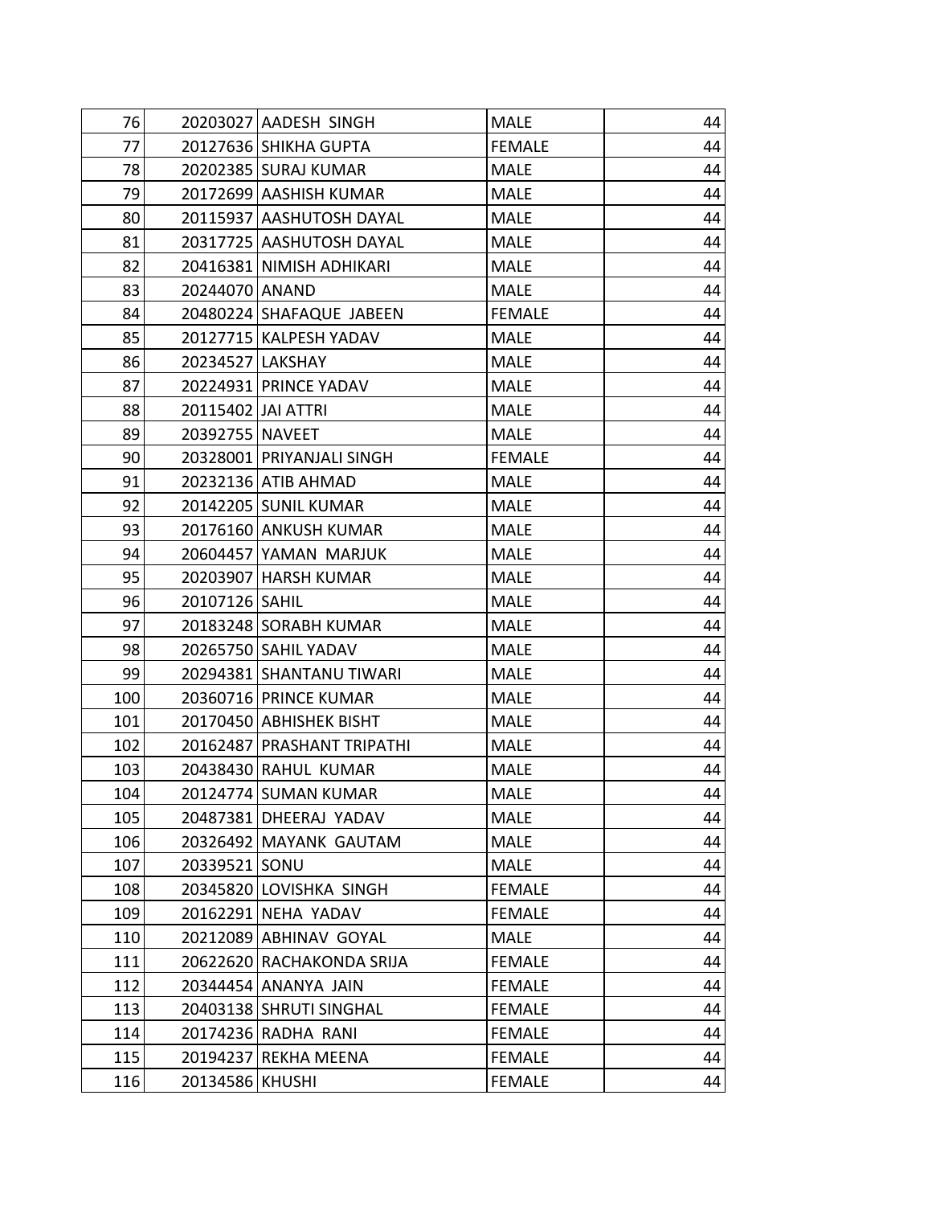| | | | | |
|---|---|---|---|---|
| 76 | 20203027 | AADESH SINGH | MALE | 44 |
| 77 | 20127636 | SHIKHA GUPTA | FEMALE | 44 |
| 78 | 20202385 | SURAJ KUMAR | MALE | 44 |
| 79 | 20172699 | AASHISH KUMAR | MALE | 44 |
| 80 | 20115937 | AASHUTOSH DAYAL | MALE | 44 |
| 81 | 20317725 | AASHUTOSH DAYAL | MALE | 44 |
| 82 | 20416381 | NIMISH ADHIKARI | MALE | 44 |
| 83 | 20244070 | ANAND | MALE | 44 |
| 84 | 20480224 | SHAFAQUE JABEEN | FEMALE | 44 |
| 85 | 20127715 | KALPESH YADAV | MALE | 44 |
| 86 | 20234527 | LAKSHAY | MALE | 44 |
| 87 | 20224931 | PRINCE YADAV | MALE | 44 |
| 88 | 20115402 | JAI ATTRI | MALE | 44 |
| 89 | 20392755 | NAVEET | MALE | 44 |
| 90 | 20328001 | PRIYANJALI SINGH | FEMALE | 44 |
| 91 | 20232136 | ATIB AHMAD | MALE | 44 |
| 92 | 20142205 | SUNIL KUMAR | MALE | 44 |
| 93 | 20176160 | ANKUSH KUMAR | MALE | 44 |
| 94 | 20604457 | YAMAN MARJUK | MALE | 44 |
| 95 | 20203907 | HARSH KUMAR | MALE | 44 |
| 96 | 20107126 | SAHIL | MALE | 44 |
| 97 | 20183248 | SORABH KUMAR | MALE | 44 |
| 98 | 20265750 | SAHIL YADAV | MALE | 44 |
| 99 | 20294381 | SHANTANU TIWARI | MALE | 44 |
| 100 | 20360716 | PRINCE KUMAR | MALE | 44 |
| 101 | 20170450 | ABHISHEK BISHT | MALE | 44 |
| 102 | 20162487 | PRASHANT TRIPATHI | MALE | 44 |
| 103 | 20438430 | RAHUL KUMAR | MALE | 44 |
| 104 | 20124774 | SUMAN KUMAR | MALE | 44 |
| 105 | 20487381 | DHEERAJ YADAV | MALE | 44 |
| 106 | 20326492 | MAYANK GAUTAM | MALE | 44 |
| 107 | 20339521 | SONU | MALE | 44 |
| 108 | 20345820 | LOVISHKA SINGH | FEMALE | 44 |
| 109 | 20162291 | NEHA YADAV | FEMALE | 44 |
| 110 | 20212089 | ABHINAV GOYAL | MALE | 44 |
| 111 | 20622620 | RACHAKONDA SRIJA | FEMALE | 44 |
| 112 | 20344454 | ANANYA JAIN | FEMALE | 44 |
| 113 | 20403138 | SHRUTI SINGHAL | FEMALE | 44 |
| 114 | 20174236 | RADHA RANI | FEMALE | 44 |
| 115 | 20194237 | REKHA MEENA | FEMALE | 44 |
| 116 | 20134586 | KHUSHI | FEMALE | 44 |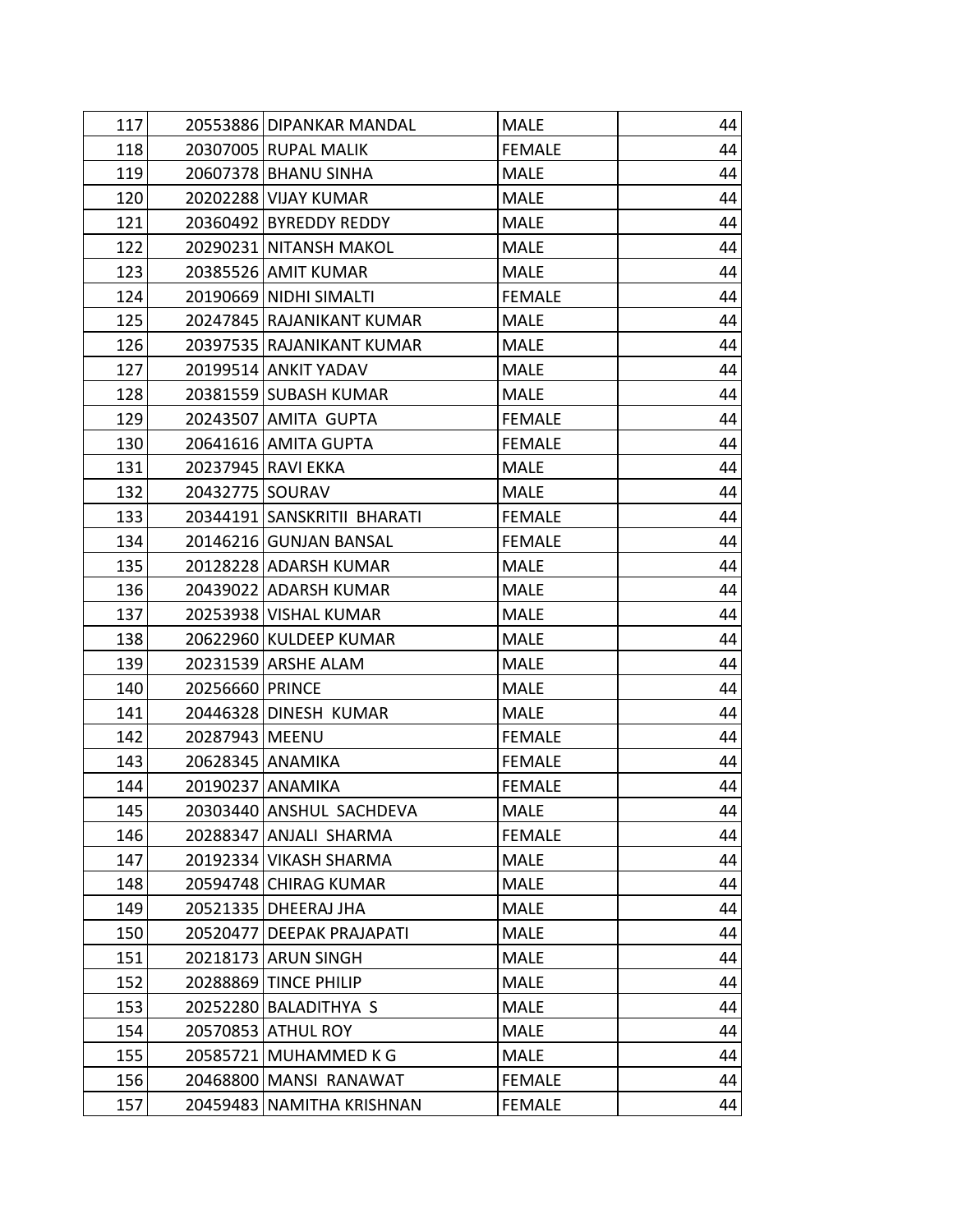| | | | | |
|---|---|---|---|---|
| 117 | 20553886 | DIPANKAR MANDAL | MALE | 44 |
| 118 | 20307005 | RUPAL MALIK | FEMALE | 44 |
| 119 | 20607378 | BHANU SINHA | MALE | 44 |
| 120 | 20202288 | VIJAY KUMAR | MALE | 44 |
| 121 | 20360492 | BYREDDY REDDY | MALE | 44 |
| 122 | 20290231 | NITANSH MAKOL | MALE | 44 |
| 123 | 20385526 | AMIT KUMAR | MALE | 44 |
| 124 | 20190669 | NIDHI SIMALTI | FEMALE | 44 |
| 125 | 20247845 | RAJANIKANT KUMAR | MALE | 44 |
| 126 | 20397535 | RAJANIKANT KUMAR | MALE | 44 |
| 127 | 20199514 | ANKIT YADAV | MALE | 44 |
| 128 | 20381559 | SUBASH KUMAR | MALE | 44 |
| 129 | 20243507 | AMITA GUPTA | FEMALE | 44 |
| 130 | 20641616 | AMITA GUPTA | FEMALE | 44 |
| 131 | 20237945 | RAVI EKKA | MALE | 44 |
| 132 | 20432775 | SOURAV | MALE | 44 |
| 133 | 20344191 | SANSKRITII BHARATI | FEMALE | 44 |
| 134 | 20146216 | GUNJAN BANSAL | FEMALE | 44 |
| 135 | 20128228 | ADARSH KUMAR | MALE | 44 |
| 136 | 20439022 | ADARSH KUMAR | MALE | 44 |
| 137 | 20253938 | VISHAL KUMAR | MALE | 44 |
| 138 | 20622960 | KULDEEP KUMAR | MALE | 44 |
| 139 | 20231539 | ARSHE ALAM | MALE | 44 |
| 140 | 20256660 | PRINCE | MALE | 44 |
| 141 | 20446328 | DINESH KUMAR | MALE | 44 |
| 142 | 20287943 | MEENU | FEMALE | 44 |
| 143 | 20628345 | ANAMIKA | FEMALE | 44 |
| 144 | 20190237 | ANAMIKA | FEMALE | 44 |
| 145 | 20303440 | ANSHUL SACHDEVA | MALE | 44 |
| 146 | 20288347 | ANJALI SHARMA | FEMALE | 44 |
| 147 | 20192334 | VIKASH SHARMA | MALE | 44 |
| 148 | 20594748 | CHIRAG KUMAR | MALE | 44 |
| 149 | 20521335 | DHEERAJ JHA | MALE | 44 |
| 150 | 20520477 | DEEPAK PRAJAPATI | MALE | 44 |
| 151 | 20218173 | ARUN SINGH | MALE | 44 |
| 152 | 20288869 | TINCE PHILIP | MALE | 44 |
| 153 | 20252280 | BALADITHYA S | MALE | 44 |
| 154 | 20570853 | ATHUL ROY | MALE | 44 |
| 155 | 20585721 | MUHAMMED K G | MALE | 44 |
| 156 | 20468800 | MANSI RANAWAT | FEMALE | 44 |
| 157 | 20459483 | NAMITHA KRISHNAN | FEMALE | 44 |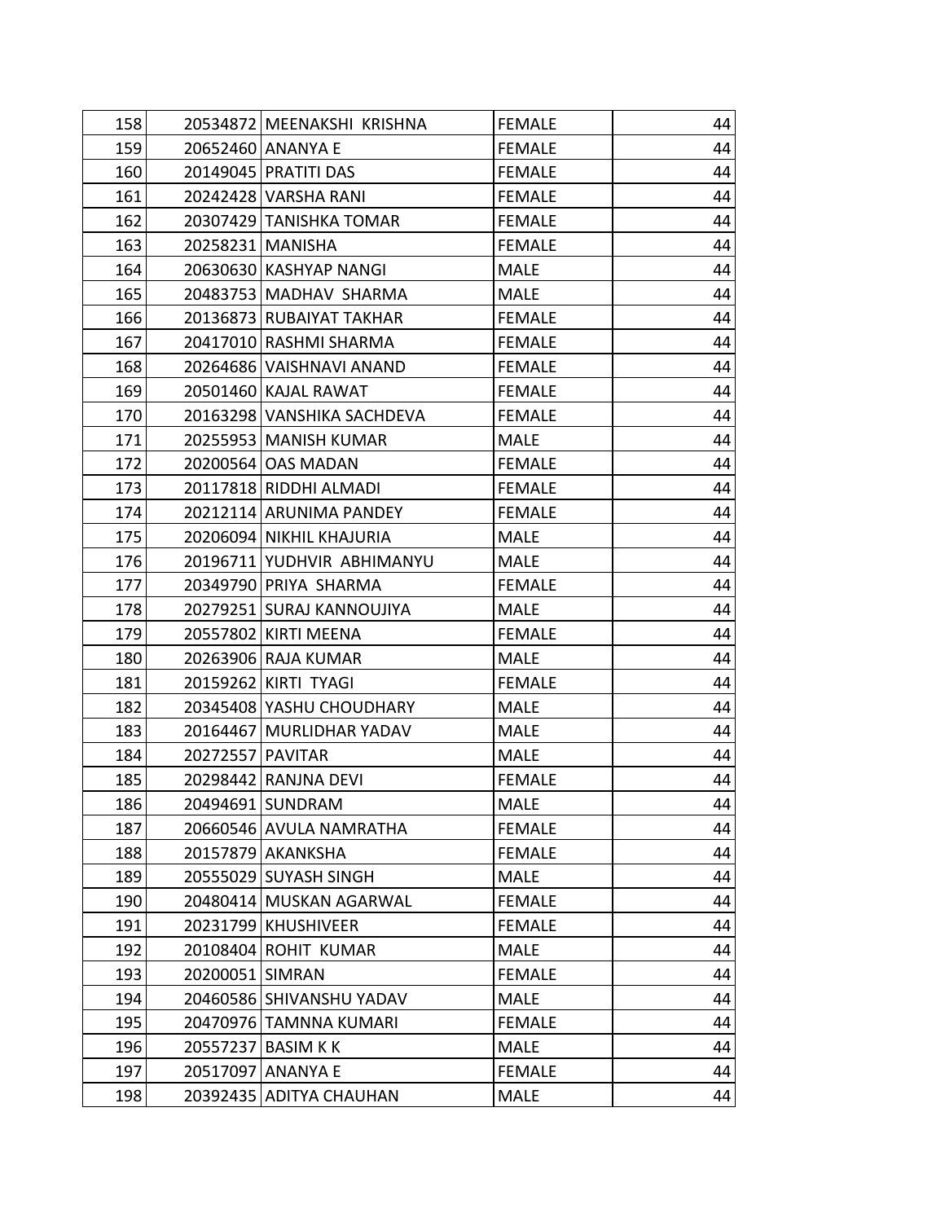| | | | | |
|---|---|---|---|---|
| 158 | 20534872 | MEENAKSHI KRISHNA | FEMALE | 44 |
| 159 | 20652460 | ANANYA E | FEMALE | 44 |
| 160 | 20149045 | PRATITI DAS | FEMALE | 44 |
| 161 | 20242428 | VARSHA RANI | FEMALE | 44 |
| 162 | 20307429 | TANISHKA TOMAR | FEMALE | 44 |
| 163 | 20258231 | MANISHA | FEMALE | 44 |
| 164 | 20630630 | KASHYAP NANGI | MALE | 44 |
| 165 | 20483753 | MADHAV SHARMA | MALE | 44 |
| 166 | 20136873 | RUBAIYAT TAKHAR | FEMALE | 44 |
| 167 | 20417010 | RASHMI SHARMA | FEMALE | 44 |
| 168 | 20264686 | VAISHNAVI ANAND | FEMALE | 44 |
| 169 | 20501460 | KAJAL RAWAT | FEMALE | 44 |
| 170 | 20163298 | VANSHIKA SACHDEVA | FEMALE | 44 |
| 171 | 20255953 | MANISH KUMAR | MALE | 44 |
| 172 | 20200564 | OAS MADAN | FEMALE | 44 |
| 173 | 20117818 | RIDDHI ALMADI | FEMALE | 44 |
| 174 | 20212114 | ARUNIMA PANDEY | FEMALE | 44 |
| 175 | 20206094 | NIKHIL KHAJURIA | MALE | 44 |
| 176 | 20196711 | YUDHVIR ABHIMANYU | MALE | 44 |
| 177 | 20349790 | PRIYA SHARMA | FEMALE | 44 |
| 178 | 20279251 | SURAJ KANNOUJIYA | MALE | 44 |
| 179 | 20557802 | KIRTI MEENA | FEMALE | 44 |
| 180 | 20263906 | RAJA KUMAR | MALE | 44 |
| 181 | 20159262 | KIRTI TYAGI | FEMALE | 44 |
| 182 | 20345408 | YASHU CHOUDHARY | MALE | 44 |
| 183 | 20164467 | MURLIDHAR YADAV | MALE | 44 |
| 184 | 20272557 | PAVITAR | MALE | 44 |
| 185 | 20298442 | RANJNA DEVI | FEMALE | 44 |
| 186 | 20494691 | SUNDRAM | MALE | 44 |
| 187 | 20660546 | AVULA NAMRATHA | FEMALE | 44 |
| 188 | 20157879 | AKANKSHA | FEMALE | 44 |
| 189 | 20555029 | SUYASH SINGH | MALE | 44 |
| 190 | 20480414 | MUSKAN AGARWAL | FEMALE | 44 |
| 191 | 20231799 | KHUSHIVEER | FEMALE | 44 |
| 192 | 20108404 | ROHIT KUMAR | MALE | 44 |
| 193 | 20200051 | SIMRAN | FEMALE | 44 |
| 194 | 20460586 | SHIVANSHU YADAV | MALE | 44 |
| 195 | 20470976 | TAMNNA KUMARI | FEMALE | 44 |
| 196 | 20557237 | BASIM K K | MALE | 44 |
| 197 | 20517097 | ANANYA E | FEMALE | 44 |
| 198 | 20392435 | ADITYA CHAUHAN | MALE | 44 |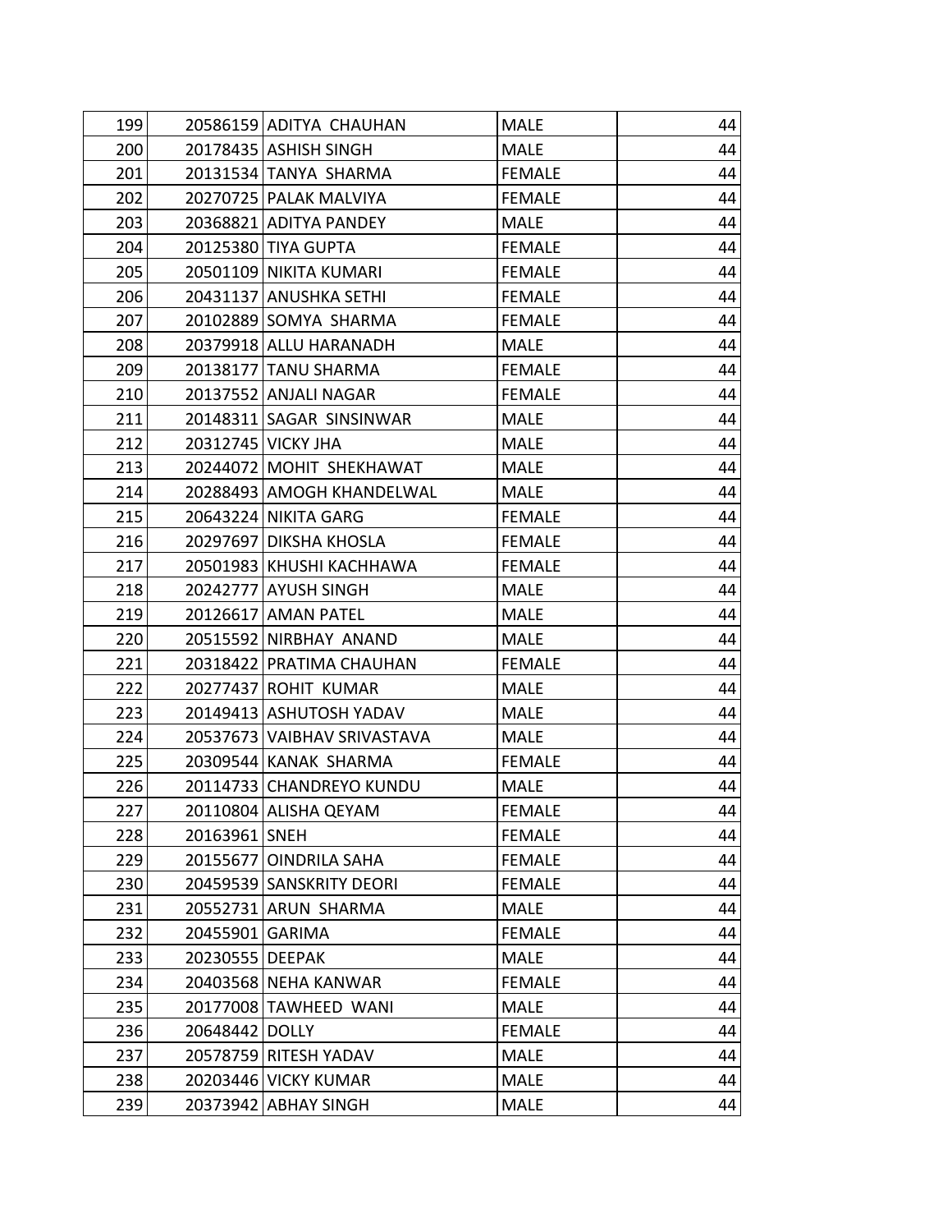| | | | | |
|---|---|---|---|---|
| 199 | 20586159 | ADITYA CHAUHAN | MALE | 44 |
| 200 | 20178435 | ASHISH SINGH | MALE | 44 |
| 201 | 20131534 | TANYA SHARMA | FEMALE | 44 |
| 202 | 20270725 | PALAK MALVIYA | FEMALE | 44 |
| 203 | 20368821 | ADITYA PANDEY | MALE | 44 |
| 204 | 20125380 | TIYA GUPTA | FEMALE | 44 |
| 205 | 20501109 | NIKITA KUMARI | FEMALE | 44 |
| 206 | 20431137 | ANUSHKA SETHI | FEMALE | 44 |
| 207 | 20102889 | SOMYA SHARMA | FEMALE | 44 |
| 208 | 20379918 | ALLU HARANADH | MALE | 44 |
| 209 | 20138177 | TANU SHARMA | FEMALE | 44 |
| 210 | 20137552 | ANJALI NAGAR | FEMALE | 44 |
| 211 | 20148311 | SAGAR SINSINWAR | MALE | 44 |
| 212 | 20312745 | VICKY JHA | MALE | 44 |
| 213 | 20244072 | MOHIT SHEKHAWAT | MALE | 44 |
| 214 | 20288493 | AMOGH KHANDELWAL | MALE | 44 |
| 215 | 20643224 | NIKITA GARG | FEMALE | 44 |
| 216 | 20297697 | DIKSHA KHOSLA | FEMALE | 44 |
| 217 | 20501983 | KHUSHI KACHHAWA | FEMALE | 44 |
| 218 | 20242777 | AYUSH SINGH | MALE | 44 |
| 219 | 20126617 | AMAN PATEL | MALE | 44 |
| 220 | 20515592 | NIRBHAY ANAND | MALE | 44 |
| 221 | 20318422 | PRATIMA CHAUHAN | FEMALE | 44 |
| 222 | 20277437 | ROHIT KUMAR | MALE | 44 |
| 223 | 20149413 | ASHUTOSH YADAV | MALE | 44 |
| 224 | 20537673 | VAIBHAV SRIVASTAVA | MALE | 44 |
| 225 | 20309544 | KANAK SHARMA | FEMALE | 44 |
| 226 | 20114733 | CHANDREYO KUNDU | MALE | 44 |
| 227 | 20110804 | ALISHA QEYAM | FEMALE | 44 |
| 228 | 20163961 | SNEH | FEMALE | 44 |
| 229 | 20155677 | OINDRILA SAHA | FEMALE | 44 |
| 230 | 20459539 | SANSKRITY DEORI | FEMALE | 44 |
| 231 | 20552731 | ARUN SHARMA | MALE | 44 |
| 232 | 20455901 | GARIMA | FEMALE | 44 |
| 233 | 20230555 | DEEPAK | MALE | 44 |
| 234 | 20403568 | NEHA KANWAR | FEMALE | 44 |
| 235 | 20177008 | TAWHEED WANI | MALE | 44 |
| 236 | 20648442 | DOLLY | FEMALE | 44 |
| 237 | 20578759 | RITESH YADAV | MALE | 44 |
| 238 | 20203446 | VICKY KUMAR | MALE | 44 |
| 239 | 20373942 | ABHAY SINGH | MALE | 44 |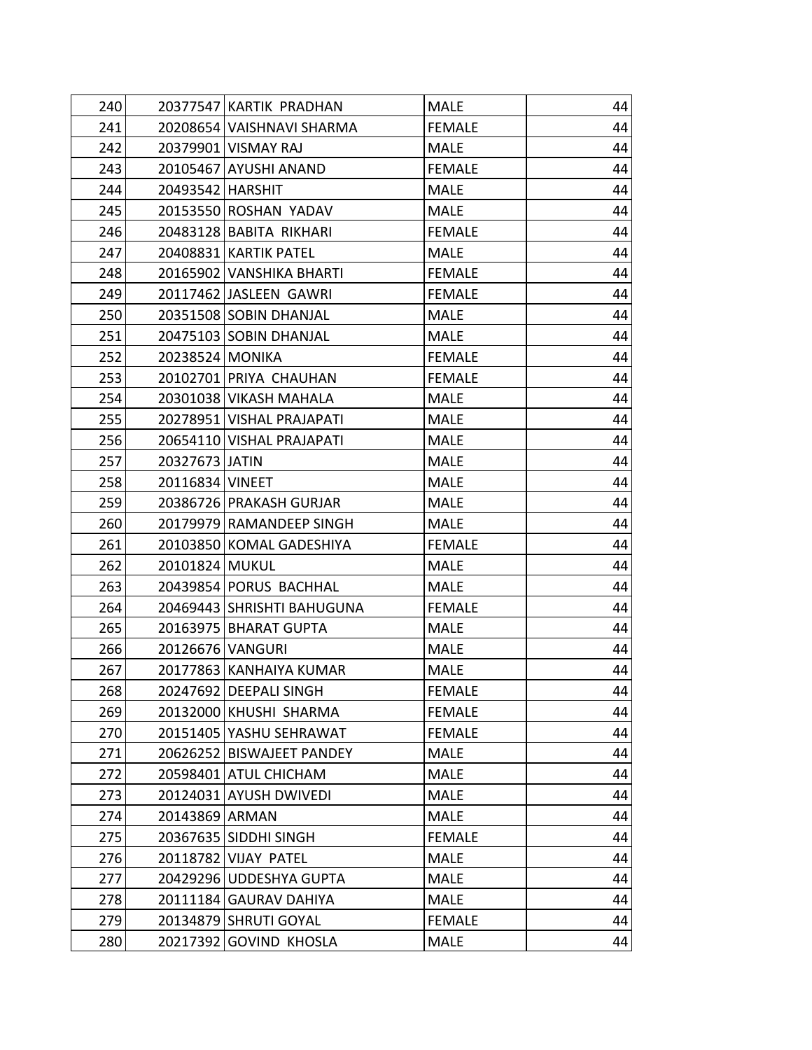| | | | | |
|---|---|---|---|---|
| 240 | 20377547 | KARTIK PRADHAN | MALE | 44 |
| 241 | 20208654 | VAISHNAVI SHARMA | FEMALE | 44 |
| 242 | 20379901 | VISMAY RAJ | MALE | 44 |
| 243 | 20105467 | AYUSHI ANAND | FEMALE | 44 |
| 244 | 20493542 | HARSHIT | MALE | 44 |
| 245 | 20153550 | ROSHAN YADAV | MALE | 44 |
| 246 | 20483128 | BABITA RIKHARI | FEMALE | 44 |
| 247 | 20408831 | KARTIK PATEL | MALE | 44 |
| 248 | 20165902 | VANSHIKA BHARTI | FEMALE | 44 |
| 249 | 20117462 | JASLEEN GAWRI | FEMALE | 44 |
| 250 | 20351508 | SOBIN DHANJAL | MALE | 44 |
| 251 | 20475103 | SOBIN DHANJAL | MALE | 44 |
| 252 | 20238524 | MONIKA | FEMALE | 44 |
| 253 | 20102701 | PRIYA CHAUHAN | FEMALE | 44 |
| 254 | 20301038 | VIKASH MAHALA | MALE | 44 |
| 255 | 20278951 | VISHAL PRAJAPATI | MALE | 44 |
| 256 | 20654110 | VISHAL PRAJAPATI | MALE | 44 |
| 257 | 20327673 | JATIN | MALE | 44 |
| 258 | 20116834 | VINEET | MALE | 44 |
| 259 | 20386726 | PRAKASH GURJAR | MALE | 44 |
| 260 | 20179979 | RAMANDEEP SINGH | MALE | 44 |
| 261 | 20103850 | KOMAL GADESHIYA | FEMALE | 44 |
| 262 | 20101824 | MUKUL | MALE | 44 |
| 263 | 20439854 | PORUS BACHHAL | MALE | 44 |
| 264 | 20469443 | SHRISHTI BAHUGUNA | FEMALE | 44 |
| 265 | 20163975 | BHARAT GUPTA | MALE | 44 |
| 266 | 20126676 | VANGURI | MALE | 44 |
| 267 | 20177863 | KANHAIYA KUMAR | MALE | 44 |
| 268 | 20247692 | DEEPALI SINGH | FEMALE | 44 |
| 269 | 20132000 | KHUSHI SHARMA | FEMALE | 44 |
| 270 | 20151405 | YASHU SEHRAWAT | FEMALE | 44 |
| 271 | 20626252 | BISWAJEET PANDEY | MALE | 44 |
| 272 | 20598401 | ATUL CHICHAM | MALE | 44 |
| 273 | 20124031 | AYUSH DWIVEDI | MALE | 44 |
| 274 | 20143869 | ARMAN | MALE | 44 |
| 275 | 20367635 | SIDDHI SINGH | FEMALE | 44 |
| 276 | 20118782 | VIJAY PATEL | MALE | 44 |
| 277 | 20429296 | UDDESHYA GUPTA | MALE | 44 |
| 278 | 20111184 | GAURAV DAHIYA | MALE | 44 |
| 279 | 20134879 | SHRUTI GOYAL | FEMALE | 44 |
| 280 | 20217392 | GOVIND KHOSLA | MALE | 44 |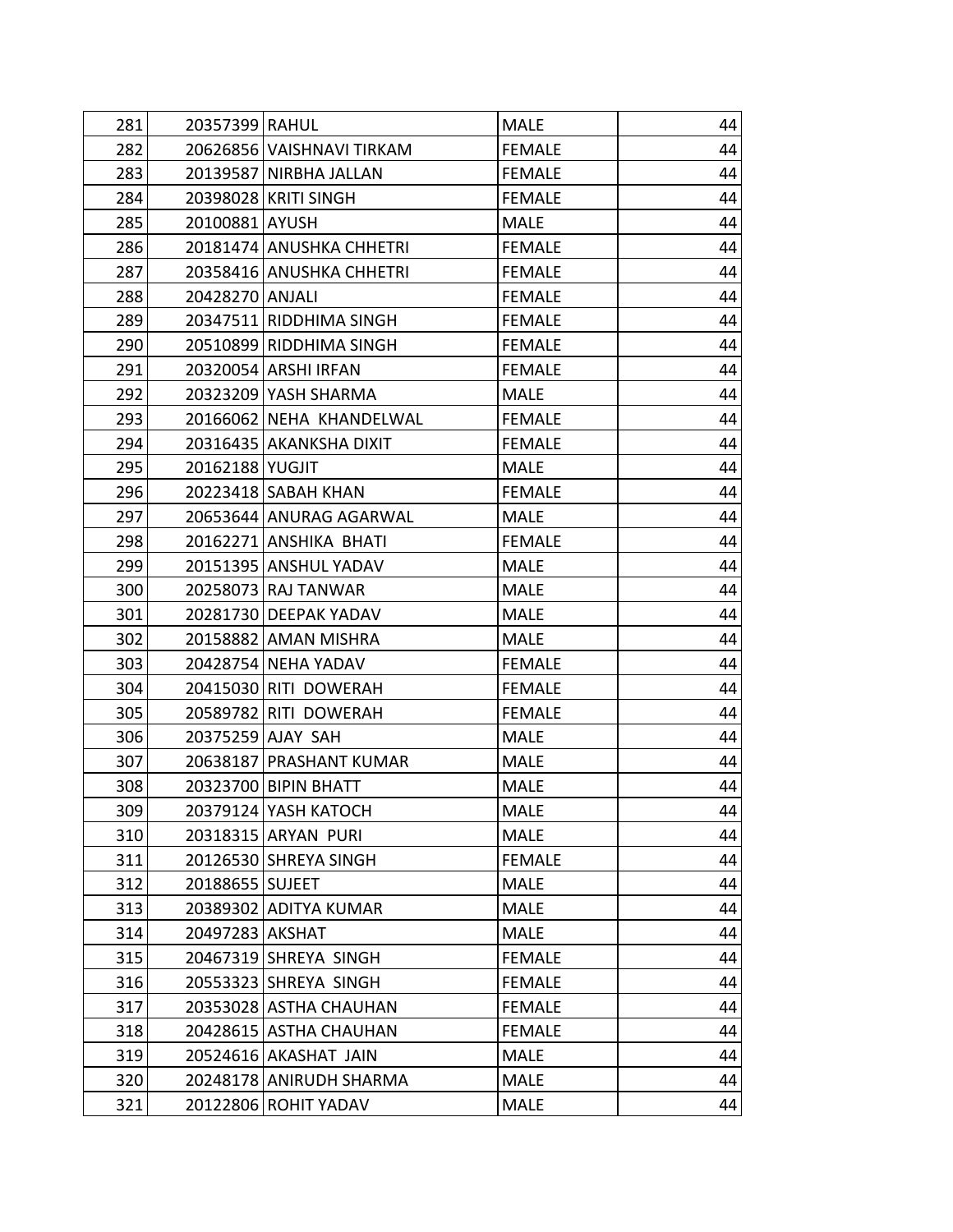| | | | | |
|---|---|---|---|---|
| 281 | 20357399 | RAHUL | MALE | 44 |
| 282 | 20626856 | VAISHNAVI TIRKAM | FEMALE | 44 |
| 283 | 20139587 | NIRBHA JALLAN | FEMALE | 44 |
| 284 | 20398028 | KRITI SINGH | FEMALE | 44 |
| 285 | 20100881 | AYUSH | MALE | 44 |
| 286 | 20181474 | ANUSHKA CHHETRI | FEMALE | 44 |
| 287 | 20358416 | ANUSHKA CHHETRI | FEMALE | 44 |
| 288 | 20428270 | ANJALI | FEMALE | 44 |
| 289 | 20347511 | RIDDHIMA SINGH | FEMALE | 44 |
| 290 | 20510899 | RIDDHIMA SINGH | FEMALE | 44 |
| 291 | 20320054 | ARSHI IRFAN | FEMALE | 44 |
| 292 | 20323209 | YASH SHARMA | MALE | 44 |
| 293 | 20166062 | NEHA KHANDELWAL | FEMALE | 44 |
| 294 | 20316435 | AKANKSHA DIXIT | FEMALE | 44 |
| 295 | 20162188 | YUGJIT | MALE | 44 |
| 296 | 20223418 | SABAH KHAN | FEMALE | 44 |
| 297 | 20653644 | ANURAG AGARWAL | MALE | 44 |
| 298 | 20162271 | ANSHIKA BHATI | FEMALE | 44 |
| 299 | 20151395 | ANSHUL YADAV | MALE | 44 |
| 300 | 20258073 | RAJ TANWAR | MALE | 44 |
| 301 | 20281730 | DEEPAK YADAV | MALE | 44 |
| 302 | 20158882 | AMAN MISHRA | MALE | 44 |
| 303 | 20428754 | NEHA YADAV | FEMALE | 44 |
| 304 | 20415030 | RITI DOWERAH | FEMALE | 44 |
| 305 | 20589782 | RITI DOWERAH | FEMALE | 44 |
| 306 | 20375259 | AJAY SAH | MALE | 44 |
| 307 | 20638187 | PRASHANT KUMAR | MALE | 44 |
| 308 | 20323700 | BIPIN BHATT | MALE | 44 |
| 309 | 20379124 | YASH KATOCH | MALE | 44 |
| 310 | 20318315 | ARYAN PURI | MALE | 44 |
| 311 | 20126530 | SHREYA SINGH | FEMALE | 44 |
| 312 | 20188655 | SUJEET | MALE | 44 |
| 313 | 20389302 | ADITYA KUMAR | MALE | 44 |
| 314 | 20497283 | AKSHAT | MALE | 44 |
| 315 | 20467319 | SHREYA SINGH | FEMALE | 44 |
| 316 | 20553323 | SHREYA SINGH | FEMALE | 44 |
| 317 | 20353028 | ASTHA CHAUHAN | FEMALE | 44 |
| 318 | 20428615 | ASTHA CHAUHAN | FEMALE | 44 |
| 319 | 20524616 | AKASHAT JAIN | MALE | 44 |
| 320 | 20248178 | ANIRUDH SHARMA | MALE | 44 |
| 321 | 20122806 | ROHIT YADAV | MALE | 44 |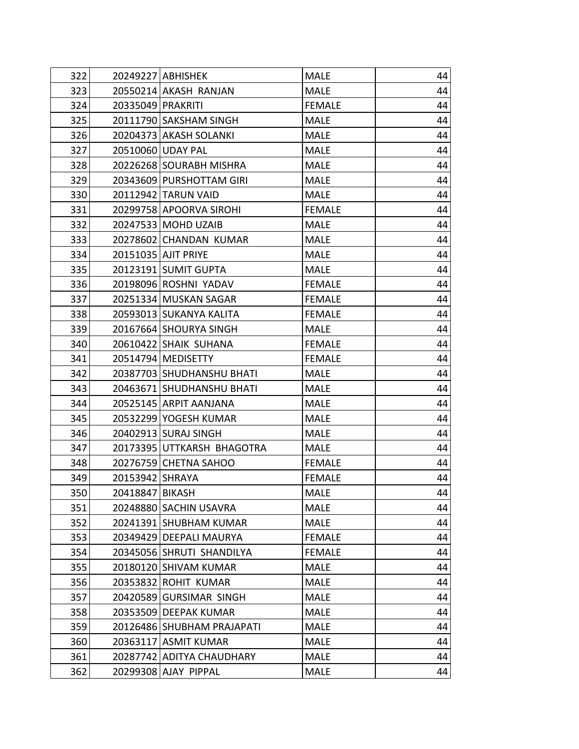| | | | | |
|---|---|---|---|---|
| 322 | 20249227 | ABHISHEK | MALE | 44 |
| 323 | 20550214 | AKASH  RANJAN | MALE | 44 |
| 324 | 20335049 | PRAKRITI | FEMALE | 44 |
| 325 | 20111790 | SAKSHAM SINGH | MALE | 44 |
| 326 | 20204373 | AKASH SOLANKI | MALE | 44 |
| 327 | 20510060 | UDAY PAL | MALE | 44 |
| 328 | 20226268 | SOURABH MISHRA | MALE | 44 |
| 329 | 20343609 | PURSHOTTAM GIRI | MALE | 44 |
| 330 | 20112942 | TARUN VAID | MALE | 44 |
| 331 | 20299758 | APOORVA SIROHI | FEMALE | 44 |
| 332 | 20247533 | MOHD UZAIB | MALE | 44 |
| 333 | 20278602 | CHANDAN  KUMAR | MALE | 44 |
| 334 | 20151035 | AJIT PRIYE | MALE | 44 |
| 335 | 20123191 | SUMIT GUPTA | MALE | 44 |
| 336 | 20198096 | ROSHNI  YADAV | FEMALE | 44 |
| 337 | 20251334 | MUSKAN SAGAR | FEMALE | 44 |
| 338 | 20593013 | SUKANYA KALITA | FEMALE | 44 |
| 339 | 20167664 | SHOURYA SINGH | MALE | 44 |
| 340 | 20610422 | SHAIK  SUHANA | FEMALE | 44 |
| 341 | 20514794 | MEDISETTY | FEMALE | 44 |
| 342 | 20387703 | SHUDHANSHU BHATI | MALE | 44 |
| 343 | 20463671 | SHUDHANSHU BHATI | MALE | 44 |
| 344 | 20525145 | ARPIT AANJANA | MALE | 44 |
| 345 | 20532299 | YOGESH KUMAR | MALE | 44 |
| 346 | 20402913 | SURAJ SINGH | MALE | 44 |
| 347 | 20173395 | UTTKARSH  BHAGOTRA | MALE | 44 |
| 348 | 20276759 | CHETNA SAHOO | FEMALE | 44 |
| 349 | 20153942 | SHRAYA | FEMALE | 44 |
| 350 | 20418847 | BIKASH | MALE | 44 |
| 351 | 20248880 | SACHIN USAVRA | MALE | 44 |
| 352 | 20241391 | SHUBHAM KUMAR | MALE | 44 |
| 353 | 20349429 | DEEPALI MAURYA | FEMALE | 44 |
| 354 | 20345056 | SHRUTI  SHANDILYA | FEMALE | 44 |
| 355 | 20180120 | SHIVAM KUMAR | MALE | 44 |
| 356 | 20353832 | ROHIT  KUMAR | MALE | 44 |
| 357 | 20420589 | GURSIMAR  SINGH | MALE | 44 |
| 358 | 20353509 | DEEPAK KUMAR | MALE | 44 |
| 359 | 20126486 | SHUBHAM PRAJAPATI | MALE | 44 |
| 360 | 20363117 | ASMIT KUMAR | MALE | 44 |
| 361 | 20287742 | ADITYA CHAUDHARY | MALE | 44 |
| 362 | 20299308 | AJAY  PIPPAL | MALE | 44 |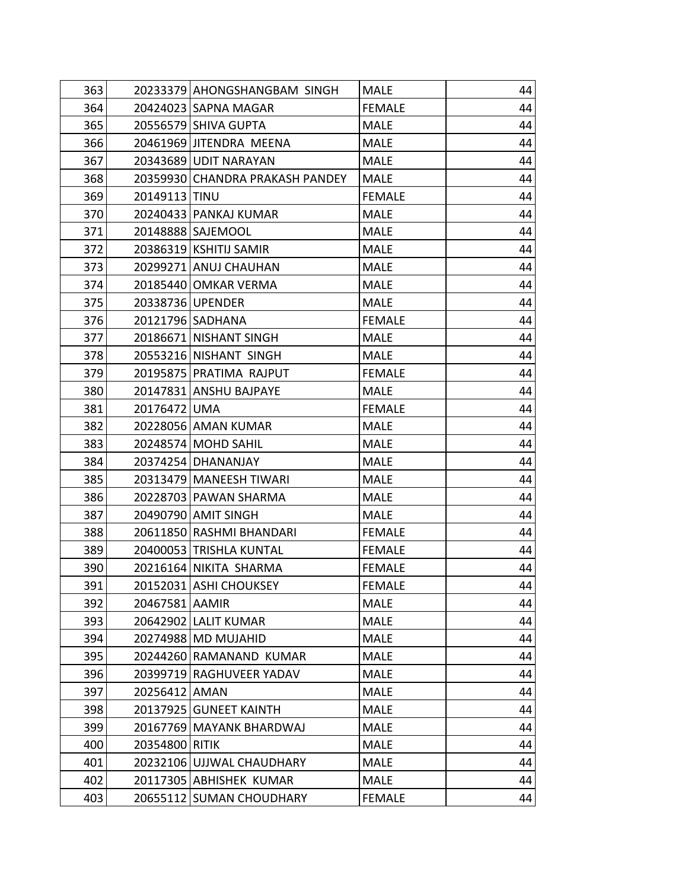| | | | | |
|---|---|---|---|---|
| 363 | 20233379 | AHONGSHANGBAM SINGH | MALE | 44 |
| 364 | 20424023 | SAPNA MAGAR | FEMALE | 44 |
| 365 | 20556579 | SHIVA GUPTA | MALE | 44 |
| 366 | 20461969 | JITENDRA MEENA | MALE | 44 |
| 367 | 20343689 | UDIT NARAYAN | MALE | 44 |
| 368 | 20359930 | CHANDRA PRAKASH PANDEY | MALE | 44 |
| 369 | 20149113 | TINU | FEMALE | 44 |
| 370 | 20240433 | PANKAJ KUMAR | MALE | 44 |
| 371 | 20148888 | SAJEMOOL | MALE | 44 |
| 372 | 20386319 | KSHITIJ SAMIR | MALE | 44 |
| 373 | 20299271 | ANUJ CHAUHAN | MALE | 44 |
| 374 | 20185440 | OMKAR VERMA | MALE | 44 |
| 375 | 20338736 | UPENDER | MALE | 44 |
| 376 | 20121796 | SADHANA | FEMALE | 44 |
| 377 | 20186671 | NISHANT SINGH | MALE | 44 |
| 378 | 20553216 | NISHANT SINGH | MALE | 44 |
| 379 | 20195875 | PRATIMA RAJPUT | FEMALE | 44 |
| 380 | 20147831 | ANSHU BAJPAYE | MALE | 44 |
| 381 | 20176472 | UMA | FEMALE | 44 |
| 382 | 20228056 | AMAN KUMAR | MALE | 44 |
| 383 | 20248574 | MOHD SAHIL | MALE | 44 |
| 384 | 20374254 | DHANANJAY | MALE | 44 |
| 385 | 20313479 | MANEESH TIWARI | MALE | 44 |
| 386 | 20228703 | PAWAN SHARMA | MALE | 44 |
| 387 | 20490790 | AMIT SINGH | MALE | 44 |
| 388 | 20611850 | RASHMI BHANDARI | FEMALE | 44 |
| 389 | 20400053 | TRISHLA KUNTAL | FEMALE | 44 |
| 390 | 20216164 | NIKITA SHARMA | FEMALE | 44 |
| 391 | 20152031 | ASHI CHOUKSEY | FEMALE | 44 |
| 392 | 20467581 | AAMIR | MALE | 44 |
| 393 | 20642902 | LALIT KUMAR | MALE | 44 |
| 394 | 20274988 | MD MUJAHID | MALE | 44 |
| 395 | 20244260 | RAMANAND KUMAR | MALE | 44 |
| 396 | 20399719 | RAGHUVEER YADAV | MALE | 44 |
| 397 | 20256412 | AMAN | MALE | 44 |
| 398 | 20137925 | GUNEET KAINTH | MALE | 44 |
| 399 | 20167769 | MAYANK BHARDWAJ | MALE | 44 |
| 400 | 20354800 | RITIK | MALE | 44 |
| 401 | 20232106 | UJJWAL CHAUDHARY | MALE | 44 |
| 402 | 20117305 | ABHISHEK KUMAR | MALE | 44 |
| 403 | 20655112 | SUMAN CHOUDHARY | FEMALE | 44 |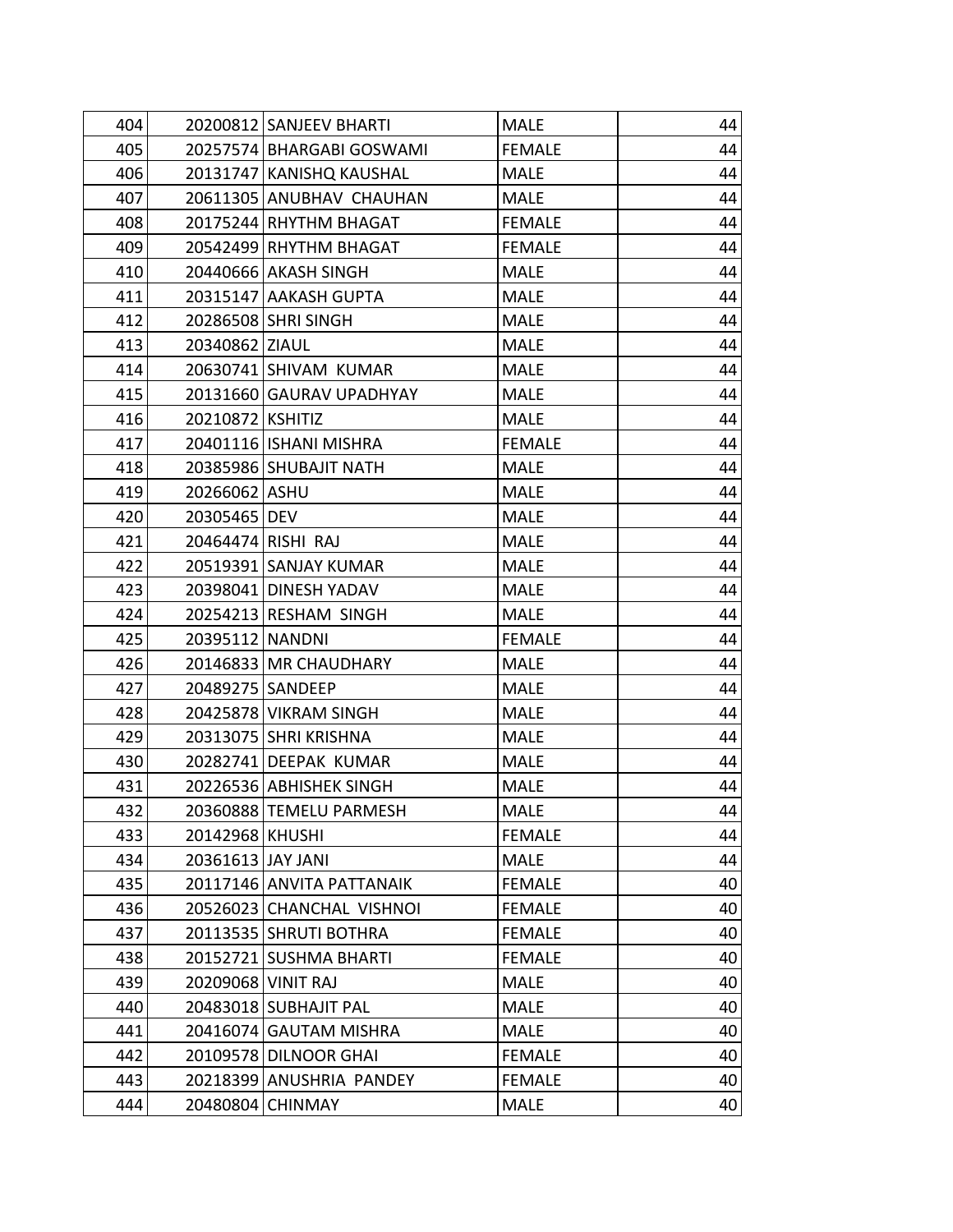| | | | | |
|---|---|---|---|---|
| 404 | 20200812 | SANJEEV BHARTI | MALE | 44 |
| 405 | 20257574 | BHARGABI GOSWAMI | FEMALE | 44 |
| 406 | 20131747 | KANISHQ KAUSHAL | MALE | 44 |
| 407 | 20611305 | ANUBHAV CHAUHAN | MALE | 44 |
| 408 | 20175244 | RHYTHM BHAGAT | FEMALE | 44 |
| 409 | 20542499 | RHYTHM BHAGAT | FEMALE | 44 |
| 410 | 20440666 | AKASH SINGH | MALE | 44 |
| 411 | 20315147 | AAKASH GUPTA | MALE | 44 |
| 412 | 20286508 | SHRI SINGH | MALE | 44 |
| 413 | 20340862 | ZIAUL | MALE | 44 |
| 414 | 20630741 | SHIVAM KUMAR | MALE | 44 |
| 415 | 20131660 | GAURAV UPADHYAY | MALE | 44 |
| 416 | 20210872 | KSHITIZ | MALE | 44 |
| 417 | 20401116 | ISHANI MISHRA | FEMALE | 44 |
| 418 | 20385986 | SHUBAJIT NATH | MALE | 44 |
| 419 | 20266062 | ASHU | MALE | 44 |
| 420 | 20305465 | DEV | MALE | 44 |
| 421 | 20464474 | RISHI RAJ | MALE | 44 |
| 422 | 20519391 | SANJAY KUMAR | MALE | 44 |
| 423 | 20398041 | DINESH YADAV | MALE | 44 |
| 424 | 20254213 | RESHAM SINGH | MALE | 44 |
| 425 | 20395112 | NANDNI | FEMALE | 44 |
| 426 | 20146833 | MR CHAUDHARY | MALE | 44 |
| 427 | 20489275 | SANDEEP | MALE | 44 |
| 428 | 20425878 | VIKRAM SINGH | MALE | 44 |
| 429 | 20313075 | SHRI KRISHNA | MALE | 44 |
| 430 | 20282741 | DEEPAK KUMAR | MALE | 44 |
| 431 | 20226536 | ABHISHEK SINGH | MALE | 44 |
| 432 | 20360888 | TEMELU PARMESH | MALE | 44 |
| 433 | 20142968 | KHUSHI | FEMALE | 44 |
| 434 | 20361613 | JAY JANI | MALE | 44 |
| 435 | 20117146 | ANVITA PATTANAIK | FEMALE | 40 |
| 436 | 20526023 | CHANCHAL VISHNOI | FEMALE | 40 |
| 437 | 20113535 | SHRUTI BOTHRA | FEMALE | 40 |
| 438 | 20152721 | SUSHMA BHARTI | FEMALE | 40 |
| 439 | 20209068 | VINIT RAJ | MALE | 40 |
| 440 | 20483018 | SUBHAJIT PAL | MALE | 40 |
| 441 | 20416074 | GAUTAM MISHRA | MALE | 40 |
| 442 | 20109578 | DILNOOR GHAI | FEMALE | 40 |
| 443 | 20218399 | ANUSHRIA PANDEY | FEMALE | 40 |
| 444 | 20480804 | CHINMAY | MALE | 40 |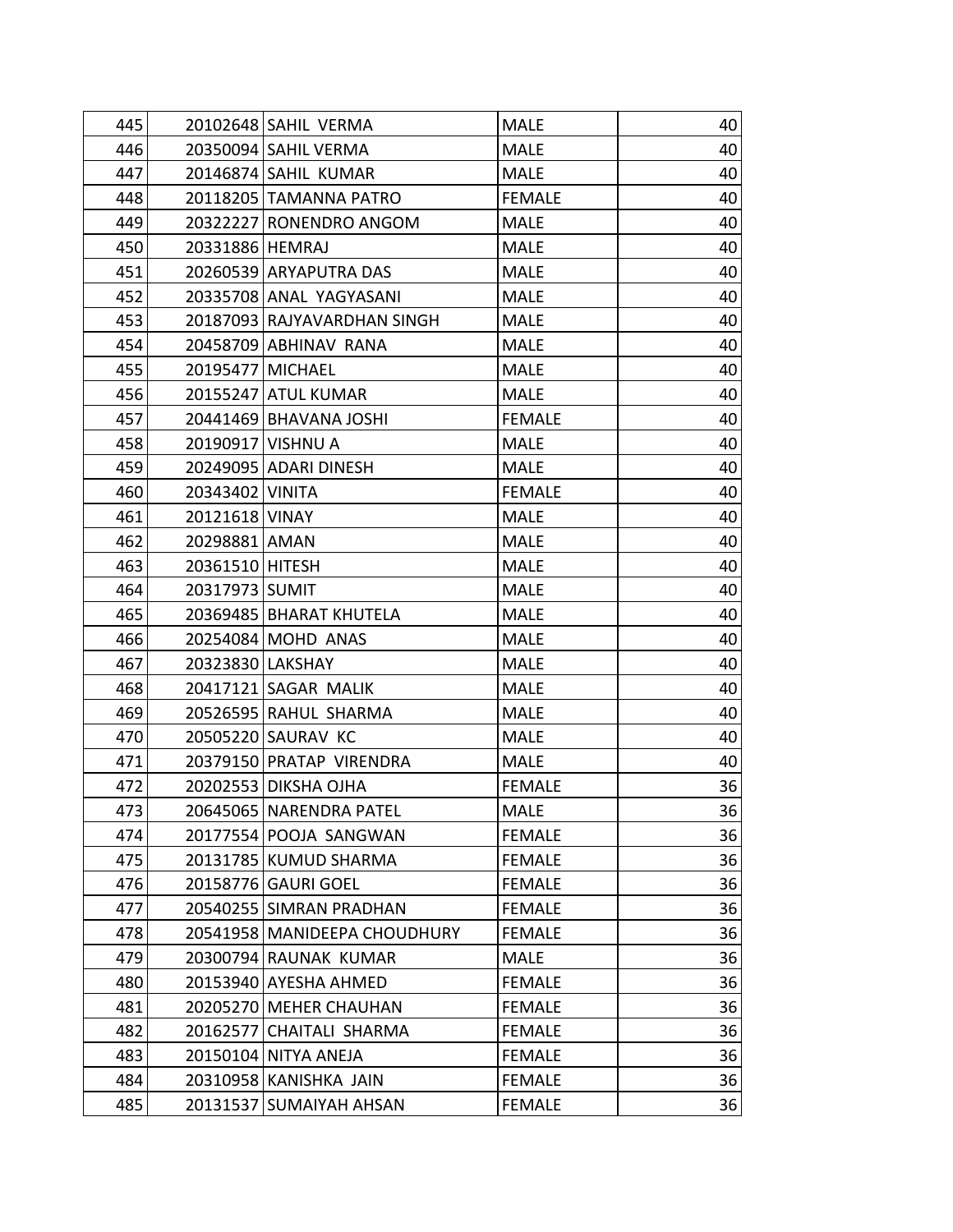| | | | | |
|---|---|---|---|---|
| 445 | 20102648 | SAHIL VERMA | MALE | 40 |
| 446 | 20350094 | SAHIL VERMA | MALE | 40 |
| 447 | 20146874 | SAHIL KUMAR | MALE | 40 |
| 448 | 20118205 | TAMANNA PATRO | FEMALE | 40 |
| 449 | 20322227 | RONENDRO ANGOM | MALE | 40 |
| 450 | 20331886 | HEMRAJ | MALE | 40 |
| 451 | 20260539 | ARYAPUTRA DAS | MALE | 40 |
| 452 | 20335708 | ANAL YAGYASANI | MALE | 40 |
| 453 | 20187093 | RAJYAVARDHAN SINGH | MALE | 40 |
| 454 | 20458709 | ABHINAV RANA | MALE | 40 |
| 455 | 20195477 | MICHAEL | MALE | 40 |
| 456 | 20155247 | ATUL KUMAR | MALE | 40 |
| 457 | 20441469 | BHAVANA JOSHI | FEMALE | 40 |
| 458 | 20190917 | VISHNU A | MALE | 40 |
| 459 | 20249095 | ADARI DINESH | MALE | 40 |
| 460 | 20343402 | VINITA | FEMALE | 40 |
| 461 | 20121618 | VINAY | MALE | 40 |
| 462 | 20298881 | AMAN | MALE | 40 |
| 463 | 20361510 | HITESH | MALE | 40 |
| 464 | 20317973 | SUMIT | MALE | 40 |
| 465 | 20369485 | BHARAT KHUTELA | MALE | 40 |
| 466 | 20254084 | MOHD ANAS | MALE | 40 |
| 467 | 20323830 | LAKSHAY | MALE | 40 |
| 468 | 20417121 | SAGAR MALIK | MALE | 40 |
| 469 | 20526595 | RAHUL SHARMA | MALE | 40 |
| 470 | 20505220 | SAURAV KC | MALE | 40 |
| 471 | 20379150 | PRATAP VIRENDRA | MALE | 40 |
| 472 | 20202553 | DIKSHA OJHA | FEMALE | 36 |
| 473 | 20645065 | NARENDRA PATEL | MALE | 36 |
| 474 | 20177554 | POOJA SANGWAN | FEMALE | 36 |
| 475 | 20131785 | KUMUD SHARMA | FEMALE | 36 |
| 476 | 20158776 | GAURI GOEL | FEMALE | 36 |
| 477 | 20540255 | SIMRAN PRADHAN | FEMALE | 36 |
| 478 | 20541958 | MANIDEEPA CHOUDHURY | FEMALE | 36 |
| 479 | 20300794 | RAUNAK KUMAR | MALE | 36 |
| 480 | 20153940 | AYESHA AHMED | FEMALE | 36 |
| 481 | 20205270 | MEHER CHAUHAN | FEMALE | 36 |
| 482 | 20162577 | CHAITALI SHARMA | FEMALE | 36 |
| 483 | 20150104 | NITYA ANEJA | FEMALE | 36 |
| 484 | 20310958 | KANISHKA JAIN | FEMALE | 36 |
| 485 | 20131537 | SUMAIYAH AHSAN | FEMALE | 36 |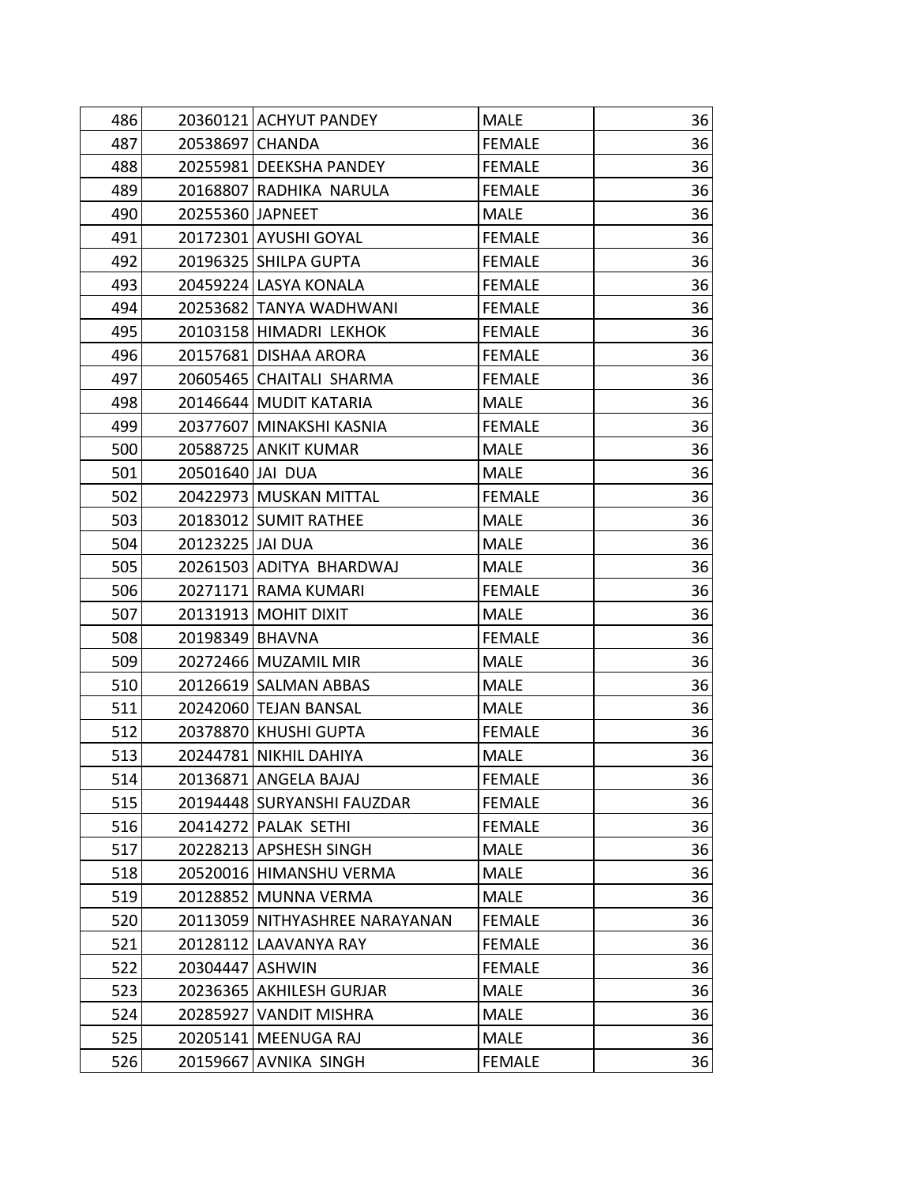| | | | | |
|---|---|---|---|---|
| 486 | 20360121 | ACHYUT PANDEY | MALE | 36 |
| 487 | 20538697 | CHANDA | FEMALE | 36 |
| 488 | 20255981 | DEEKSHA PANDEY | FEMALE | 36 |
| 489 | 20168807 | RADHIKA NARULA | FEMALE | 36 |
| 490 | 20255360 | JAPNEET | MALE | 36 |
| 491 | 20172301 | AYUSHI GOYAL | FEMALE | 36 |
| 492 | 20196325 | SHILPA GUPTA | FEMALE | 36 |
| 493 | 20459224 | LASYA KONALA | FEMALE | 36 |
| 494 | 20253682 | TANYA WADHWANI | FEMALE | 36 |
| 495 | 20103158 | HIMADRI LEKHOK | FEMALE | 36 |
| 496 | 20157681 | DISHAA ARORA | FEMALE | 36 |
| 497 | 20605465 | CHAITALI SHARMA | FEMALE | 36 |
| 498 | 20146644 | MUDIT KATARIA | MALE | 36 |
| 499 | 20377607 | MINAKSHI KASNIA | FEMALE | 36 |
| 500 | 20588725 | ANKIT KUMAR | MALE | 36 |
| 501 | 20501640 | JAI DUA | MALE | 36 |
| 502 | 20422973 | MUSKAN MITTAL | FEMALE | 36 |
| 503 | 20183012 | SUMIT RATHEE | MALE | 36 |
| 504 | 20123225 | JAI DUA | MALE | 36 |
| 505 | 20261503 | ADITYA BHARDWAJ | MALE | 36 |
| 506 | 20271171 | RAMA KUMARI | FEMALE | 36 |
| 507 | 20131913 | MOHIT DIXIT | MALE | 36 |
| 508 | 20198349 | BHAVNA | FEMALE | 36 |
| 509 | 20272466 | MUZAMIL MIR | MALE | 36 |
| 510 | 20126619 | SALMAN ABBAS | MALE | 36 |
| 511 | 20242060 | TEJAN BANSAL | MALE | 36 |
| 512 | 20378870 | KHUSHI GUPTA | FEMALE | 36 |
| 513 | 20244781 | NIKHIL DAHIYA | MALE | 36 |
| 514 | 20136871 | ANGELA BAJAJ | FEMALE | 36 |
| 515 | 20194448 | SURYANSHI FAUZDAR | FEMALE | 36 |
| 516 | 20414272 | PALAK SETHI | FEMALE | 36 |
| 517 | 20228213 | APSHESH SINGH | MALE | 36 |
| 518 | 20520016 | HIMANSHU VERMA | MALE | 36 |
| 519 | 20128852 | MUNNA VERMA | MALE | 36 |
| 520 | 20113059 | NITHYASHREE NARAYANAN | FEMALE | 36 |
| 521 | 20128112 | LAAVANYA RAY | FEMALE | 36 |
| 522 | 20304447 | ASHWIN | FEMALE | 36 |
| 523 | 20236365 | AKHILESH GURJAR | MALE | 36 |
| 524 | 20285927 | VANDIT MISHRA | MALE | 36 |
| 525 | 20205141 | MEENUGA RAJ | MALE | 36 |
| 526 | 20159667 | AVNIKA SINGH | FEMALE | 36 |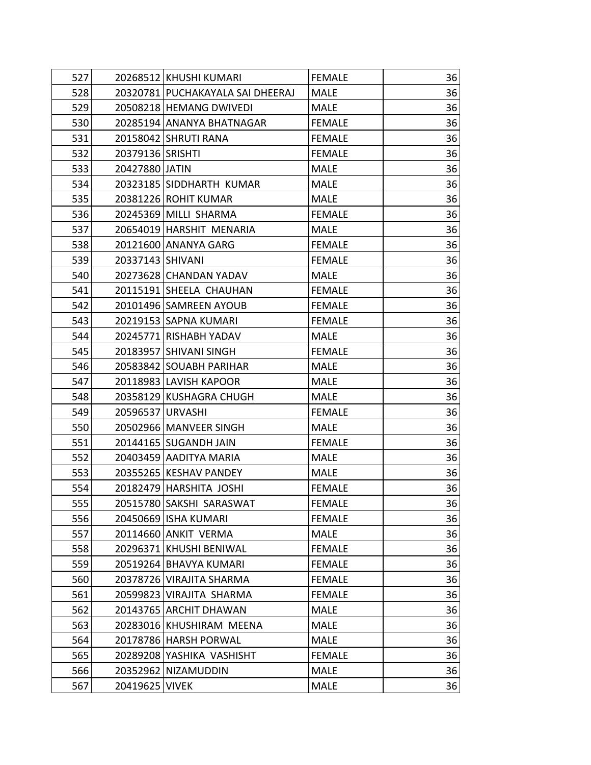| | | | | |
|---|---|---|---|---|
| 527 | 20268512 | KHUSHI KUMARI | FEMALE | 36 |
| 528 | 20320781 | PUCHAKAYALA SAI DHEERAJ | MALE | 36 |
| 529 | 20508218 | HEMANG DWIVEDI | MALE | 36 |
| 530 | 20285194 | ANANYA BHATNAGAR | FEMALE | 36 |
| 531 | 20158042 | SHRUTI RANA | FEMALE | 36 |
| 532 | 20379136 | SRISHTI | FEMALE | 36 |
| 533 | 20427880 | JATIN | MALE | 36 |
| 534 | 20323185 | SIDDHARTH KUMAR | MALE | 36 |
| 535 | 20381226 | ROHIT KUMAR | MALE | 36 |
| 536 | 20245369 | MILLI SHARMA | FEMALE | 36 |
| 537 | 20654019 | HARSHIT MENARIA | MALE | 36 |
| 538 | 20121600 | ANANYA GARG | FEMALE | 36 |
| 539 | 20337143 | SHIVANI | FEMALE | 36 |
| 540 | 20273628 | CHANDAN YADAV | MALE | 36 |
| 541 | 20115191 | SHEELA CHAUHAN | FEMALE | 36 |
| 542 | 20101496 | SAMREEN AYOUB | FEMALE | 36 |
| 543 | 20219153 | SAPNA KUMARI | FEMALE | 36 |
| 544 | 20245771 | RISHABH YADAV | MALE | 36 |
| 545 | 20183957 | SHIVANI SINGH | FEMALE | 36 |
| 546 | 20583842 | SOUABH PARIHAR | MALE | 36 |
| 547 | 20118983 | LAVISH KAPOOR | MALE | 36 |
| 548 | 20358129 | KUSHAGRA CHUGH | MALE | 36 |
| 549 | 20596537 | URVASHI | FEMALE | 36 |
| 550 | 20502966 | MANVEER SINGH | MALE | 36 |
| 551 | 20144165 | SUGANDH JAIN | FEMALE | 36 |
| 552 | 20403459 | AADITYA MARIA | MALE | 36 |
| 553 | 20355265 | KESHAV PANDEY | MALE | 36 |
| 554 | 20182479 | HARSHITA JOSHI | FEMALE | 36 |
| 555 | 20515780 | SAKSHI SARASWAT | FEMALE | 36 |
| 556 | 20450669 | ISHA KUMARI | FEMALE | 36 |
| 557 | 20114660 | ANKIT VERMA | MALE | 36 |
| 558 | 20296371 | KHUSHI BENIWAL | FEMALE | 36 |
| 559 | 20519264 | BHAVYA KUMARI | FEMALE | 36 |
| 560 | 20378726 | VIRAJITA SHARMA | FEMALE | 36 |
| 561 | 20599823 | VIRAJITA SHARMA | FEMALE | 36 |
| 562 | 20143765 | ARCHIT DHAWAN | MALE | 36 |
| 563 | 20283016 | KHUSHIRAM MEENA | MALE | 36 |
| 564 | 20178786 | HARSH PORWAL | MALE | 36 |
| 565 | 20289208 | YASHIKA VASHISHT | FEMALE | 36 |
| 566 | 20352962 | NIZAMUDDIN | MALE | 36 |
| 567 | 20419625 | VIVEK | MALE | 36 |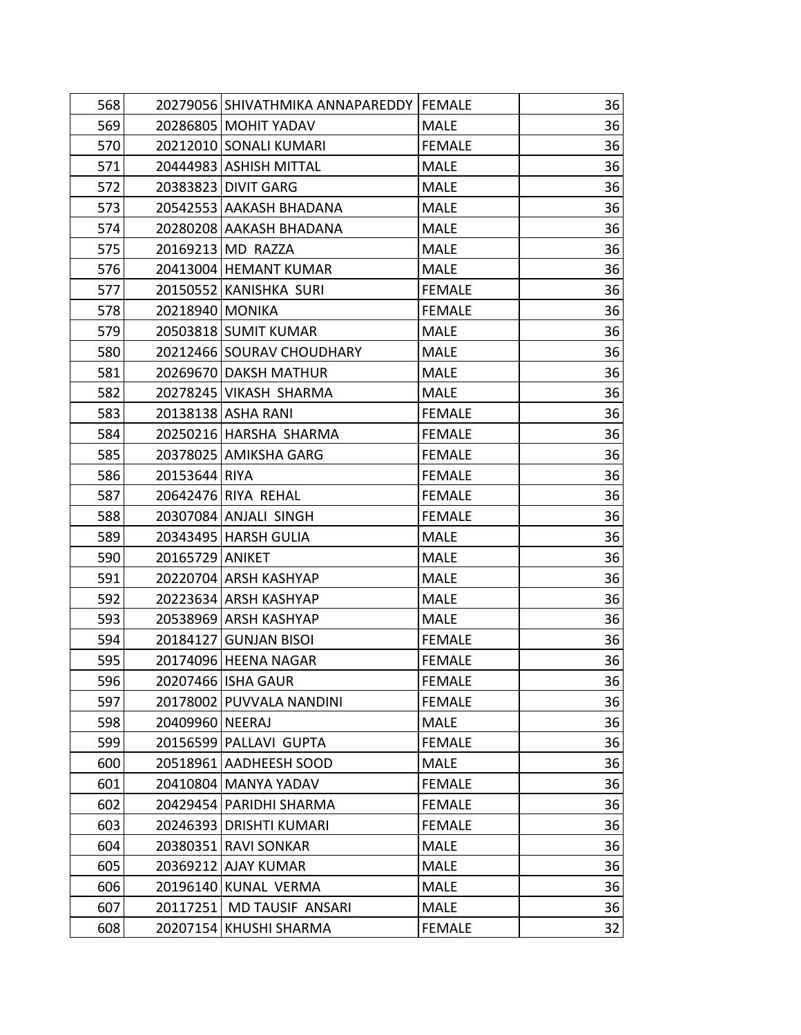| | | | | |
|---|---|---|---|---|
| 568 | 20279056 | SHIVATHMIKA ANNAPAREDDY | FEMALE | 36 |
| 569 | 20286805 | MOHIT YADAV | MALE | 36 |
| 570 | 20212010 | SONALI KUMARI | FEMALE | 36 |
| 571 | 20444983 | ASHISH MITTAL | MALE | 36 |
| 572 | 20383823 | DIVIT GARG | MALE | 36 |
| 573 | 20542553 | AAKASH BHADANA | MALE | 36 |
| 574 | 20280208 | AAKASH BHADANA | MALE | 36 |
| 575 | 20169213 | MD RAZZA | MALE | 36 |
| 576 | 20413004 | HEMANT KUMAR | MALE | 36 |
| 577 | 20150552 | KANISHKA SURI | FEMALE | 36 |
| 578 | 20218940 | MONIKA | FEMALE | 36 |
| 579 | 20503818 | SUMIT KUMAR | MALE | 36 |
| 580 | 20212466 | SOURAV CHOUDHARY | MALE | 36 |
| 581 | 20269670 | DAKSH MATHUR | MALE | 36 |
| 582 | 20278245 | VIKASH SHARMA | MALE | 36 |
| 583 | 20138138 | ASHA RANI | FEMALE | 36 |
| 584 | 20250216 | HARSHA SHARMA | FEMALE | 36 |
| 585 | 20378025 | AMIKSHA GARG | FEMALE | 36 |
| 586 | 20153644 | RIYA | FEMALE | 36 |
| 587 | 20642476 | RIYA REHAL | FEMALE | 36 |
| 588 | 20307084 | ANJALI SINGH | FEMALE | 36 |
| 589 | 20343495 | HARSH GULIA | MALE | 36 |
| 590 | 20165729 | ANIKET | MALE | 36 |
| 591 | 20220704 | ARSH KASHYAP | MALE | 36 |
| 592 | 20223634 | ARSH KASHYAP | MALE | 36 |
| 593 | 20538969 | ARSH KASHYAP | MALE | 36 |
| 594 | 20184127 | GUNJAN BISOI | FEMALE | 36 |
| 595 | 20174096 | HEENA NAGAR | FEMALE | 36 |
| 596 | 20207466 | ISHA GAUR | FEMALE | 36 |
| 597 | 20178002 | PUVVALA NANDINI | FEMALE | 36 |
| 598 | 20409960 | NEERAJ | MALE | 36 |
| 599 | 20156599 | PALLAVI GUPTA | FEMALE | 36 |
| 600 | 20518961 | AADHEESH SOOD | MALE | 36 |
| 601 | 20410804 | MANYA YADAV | FEMALE | 36 |
| 602 | 20429454 | PARIDHI SHARMA | FEMALE | 36 |
| 603 | 20246393 | DRISHTI KUMARI | FEMALE | 36 |
| 604 | 20380351 | RAVI SONKAR | MALE | 36 |
| 605 | 20369212 | AJAY KUMAR | MALE | 36 |
| 606 | 20196140 | KUNAL VERMA | MALE | 36 |
| 607 | 20117251 | MD TAUSIF ANSARI | MALE | 36 |
| 608 | 20207154 | KHUSHI SHARMA | FEMALE | 32 |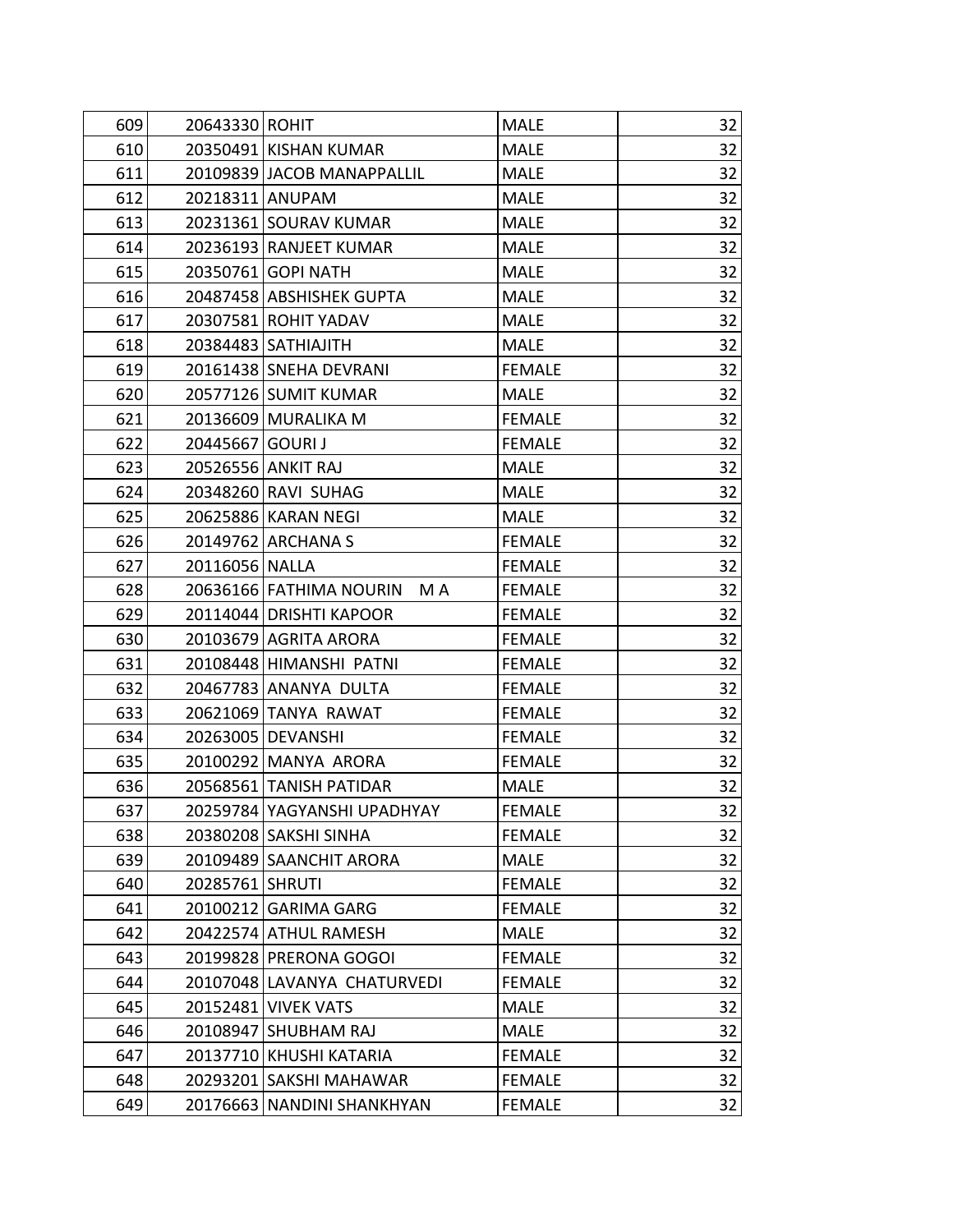| | | | | |
|---|---|---|---|---|
| 609 | 20643330 | ROHIT | MALE | 32 |
| 610 | 20350491 | KISHAN KUMAR | MALE | 32 |
| 611 | 20109839 | JACOB MANAPPALLIL | MALE | 32 |
| 612 | 20218311 | ANUPAM | MALE | 32 |
| 613 | 20231361 | SOURAV KUMAR | MALE | 32 |
| 614 | 20236193 | RANJEET KUMAR | MALE | 32 |
| 615 | 20350761 | GOPI NATH | MALE | 32 |
| 616 | 20487458 | ABSHISHEK GUPTA | MALE | 32 |
| 617 | 20307581 | ROHIT YADAV | MALE | 32 |
| 618 | 20384483 | SATHIAJITH | MALE | 32 |
| 619 | 20161438 | SNEHA DEVRANI | FEMALE | 32 |
| 620 | 20577126 | SUMIT KUMAR | MALE | 32 |
| 621 | 20136609 | MURALIKA M | FEMALE | 32 |
| 622 | 20445667 | GOURI J | FEMALE | 32 |
| 623 | 20526556 | ANKIT RAJ | MALE | 32 |
| 624 | 20348260 | RAVI SUHAG | MALE | 32 |
| 625 | 20625886 | KARAN NEGI | MALE | 32 |
| 626 | 20149762 | ARCHANA S | FEMALE | 32 |
| 627 | 20116056 | NALLA | FEMALE | 32 |
| 628 | 20636166 | FATHIMA NOURIN M A | FEMALE | 32 |
| 629 | 20114044 | DRISHTI KAPOOR | FEMALE | 32 |
| 630 | 20103679 | AGRITA ARORA | FEMALE | 32 |
| 631 | 20108448 | HIMANSHI PATNI | FEMALE | 32 |
| 632 | 20467783 | ANANYA DULTA | FEMALE | 32 |
| 633 | 20621069 | TANYA RAWAT | FEMALE | 32 |
| 634 | 20263005 | DEVANSHI | FEMALE | 32 |
| 635 | 20100292 | MANYA ARORA | FEMALE | 32 |
| 636 | 20568561 | TANISH PATIDAR | MALE | 32 |
| 637 | 20259784 | YAGYANSHI UPADHYAY | FEMALE | 32 |
| 638 | 20380208 | SAKSHI SINHA | FEMALE | 32 |
| 639 | 20109489 | SAANCHIT ARORA | MALE | 32 |
| 640 | 20285761 | SHRUTI | FEMALE | 32 |
| 641 | 20100212 | GARIMA GARG | FEMALE | 32 |
| 642 | 20422574 | ATHUL RAMESH | MALE | 32 |
| 643 | 20199828 | PRERONA GOGOI | FEMALE | 32 |
| 644 | 20107048 | LAVANYA CHATURVEDI | FEMALE | 32 |
| 645 | 20152481 | VIVEK VATS | MALE | 32 |
| 646 | 20108947 | SHUBHAM RAJ | MALE | 32 |
| 647 | 20137710 | KHUSHI KATARIA | FEMALE | 32 |
| 648 | 20293201 | SAKSHI MAHAWAR | FEMALE | 32 |
| 649 | 20176663 | NANDINI SHANKHYAN | FEMALE | 32 |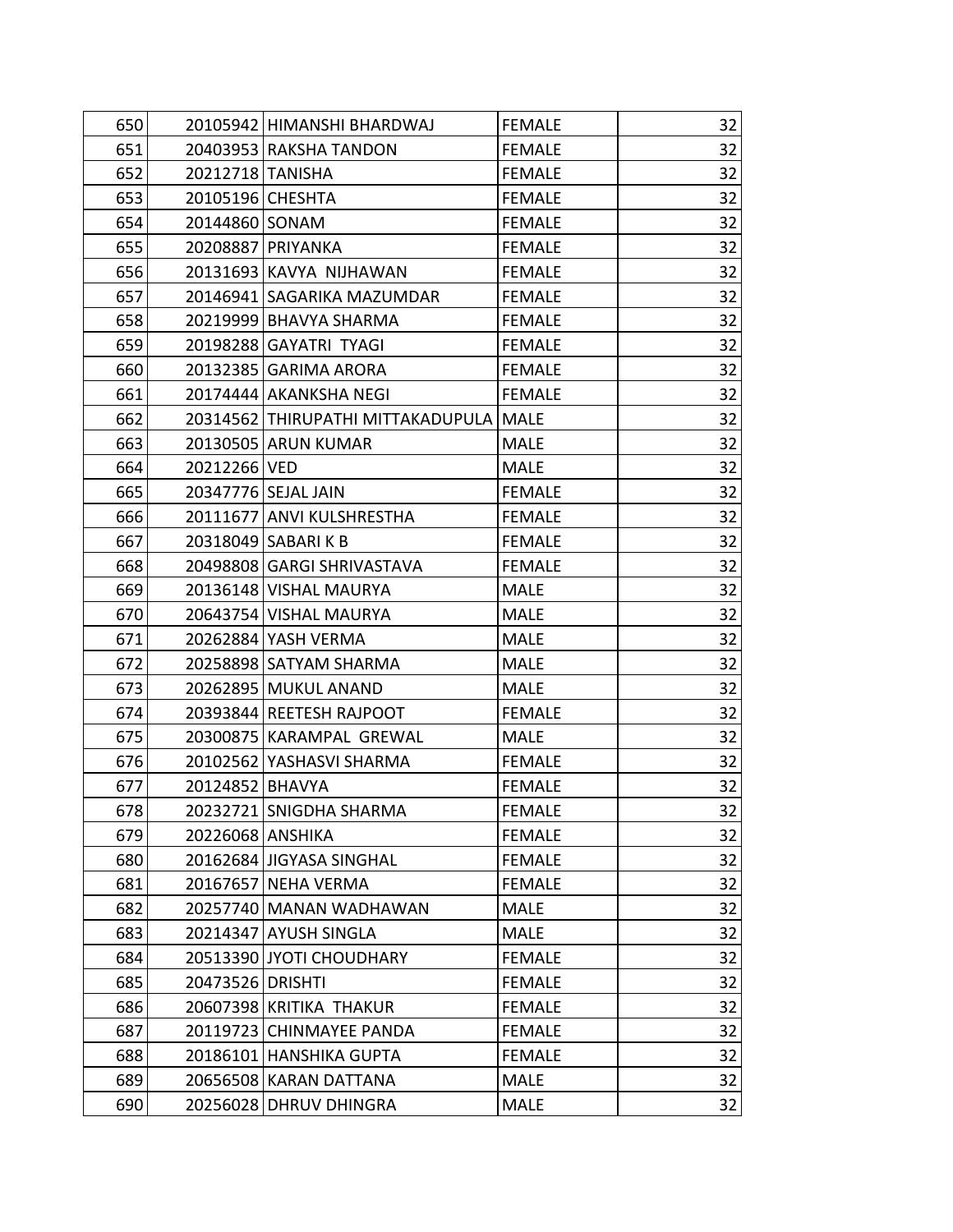| 650 | 20105942 | HIMANSHI BHARDWAJ | FEMALE | 32 |
|---|---|---|---|---|
| 651 | 20403953 | RAKSHA TANDON | FEMALE | 32 |
| 652 | 20212718 | TANISHA | FEMALE | 32 |
| 653 | 20105196 | CHESHTA | FEMALE | 32 |
| 654 | 20144860 | SONAM | FEMALE | 32 |
| 655 | 20208887 | PRIYANKA | FEMALE | 32 |
| 656 | 20131693 | KAVYA NIJHAWAN | FEMALE | 32 |
| 657 | 20146941 | SAGARIKA MAZUMDAR | FEMALE | 32 |
| 658 | 20219999 | BHAVYA SHARMA | FEMALE | 32 |
| 659 | 20198288 | GAYATRI TYAGI | FEMALE | 32 |
| 660 | 20132385 | GARIMA ARORA | FEMALE | 32 |
| 661 | 20174444 | AKANKSHA NEGI | FEMALE | 32 |
| 662 | 20314562 | THIRUPATHI MITTAKADUPULA | MALE | 32 |
| 663 | 20130505 | ARUN KUMAR | MALE | 32 |
| 664 | 20212266 | VED | MALE | 32 |
| 665 | 20347776 | SEJAL JAIN | FEMALE | 32 |
| 666 | 20111677 | ANVI KULSHRESTHA | FEMALE | 32 |
| 667 | 20318049 | SABARI K B | FEMALE | 32 |
| 668 | 20498808 | GARGI SHRIVASTAVA | FEMALE | 32 |
| 669 | 20136148 | VISHAL MAURYA | MALE | 32 |
| 670 | 20643754 | VISHAL MAURYA | MALE | 32 |
| 671 | 20262884 | YASH VERMA | MALE | 32 |
| 672 | 20258898 | SATYAM SHARMA | MALE | 32 |
| 673 | 20262895 | MUKUL ANAND | MALE | 32 |
| 674 | 20393844 | REETESH RAJPOOT | FEMALE | 32 |
| 675 | 20300875 | KARAMPAL GREWAL | MALE | 32 |
| 676 | 20102562 | YASHASVI SHARMA | FEMALE | 32 |
| 677 | 20124852 | BHAVYA | FEMALE | 32 |
| 678 | 20232721 | SNIGDHA SHARMA | FEMALE | 32 |
| 679 | 20226068 | ANSHIKA | FEMALE | 32 |
| 680 | 20162684 | JIGYASA SINGHAL | FEMALE | 32 |
| 681 | 20167657 | NEHA VERMA | FEMALE | 32 |
| 682 | 20257740 | MANAN WADHAWAN | MALE | 32 |
| 683 | 20214347 | AYUSH SINGLA | MALE | 32 |
| 684 | 20513390 | JYOTI CHOUDHARY | FEMALE | 32 |
| 685 | 20473526 | DRISHTI | FEMALE | 32 |
| 686 | 20607398 | KRITIKA THAKUR | FEMALE | 32 |
| 687 | 20119723 | CHINMAYEE PANDA | FEMALE | 32 |
| 688 | 20186101 | HANSHIKA GUPTA | FEMALE | 32 |
| 689 | 20656508 | KARAN DATTANA | MALE | 32 |
| 690 | 20256028 | DHRUV DHINGRA | MALE | 32 |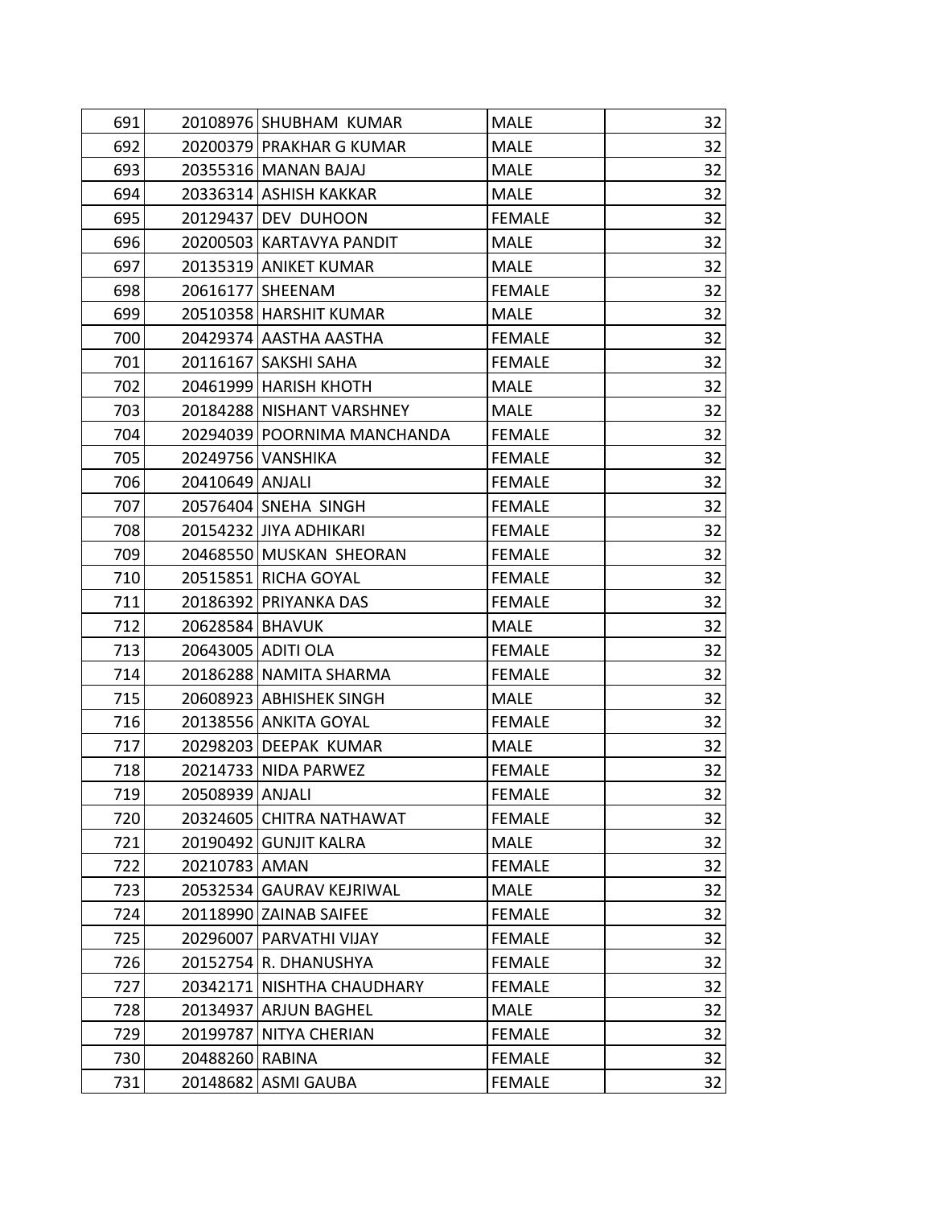| | | | | |
|---|---|---|---|---|
| 691 | 20108976 | SHUBHAM KUMAR | MALE | 32 |
| 692 | 20200379 | PRAKHAR G KUMAR | MALE | 32 |
| 693 | 20355316 | MANAN BAJAJ | MALE | 32 |
| 694 | 20336314 | ASHISH KAKKAR | MALE | 32 |
| 695 | 20129437 | DEV DUHOON | FEMALE | 32 |
| 696 | 20200503 | KARTAVYA PANDIT | MALE | 32 |
| 697 | 20135319 | ANIKET KUMAR | MALE | 32 |
| 698 | 20616177 | SHEENAM | FEMALE | 32 |
| 699 | 20510358 | HARSHIT KUMAR | MALE | 32 |
| 700 | 20429374 | AASTHA AASTHA | FEMALE | 32 |
| 701 | 20116167 | SAKSHI SAHA | FEMALE | 32 |
| 702 | 20461999 | HARISH KHOTH | MALE | 32 |
| 703 | 20184288 | NISHANT VARSHNEY | MALE | 32 |
| 704 | 20294039 | POORNIMA MANCHANDA | FEMALE | 32 |
| 705 | 20249756 | VANSHIKA | FEMALE | 32 |
| 706 | 20410649 | ANJALI | FEMALE | 32 |
| 707 | 20576404 | SNEHA SINGH | FEMALE | 32 |
| 708 | 20154232 | JIYA ADHIKARI | FEMALE | 32 |
| 709 | 20468550 | MUSKAN SHEORAN | FEMALE | 32 |
| 710 | 20515851 | RICHA GOYAL | FEMALE | 32 |
| 711 | 20186392 | PRIYANKA DAS | FEMALE | 32 |
| 712 | 20628584 | BHAVUK | MALE | 32 |
| 713 | 20643005 | ADITI OLA | FEMALE | 32 |
| 714 | 20186288 | NAMITA SHARMA | FEMALE | 32 |
| 715 | 20608923 | ABHISHEK SINGH | MALE | 32 |
| 716 | 20138556 | ANKITA GOYAL | FEMALE | 32 |
| 717 | 20298203 | DEEPAK KUMAR | MALE | 32 |
| 718 | 20214733 | NIDA PARWEZ | FEMALE | 32 |
| 719 | 20508939 | ANJALI | FEMALE | 32 |
| 720 | 20324605 | CHITRA NATHAWAT | FEMALE | 32 |
| 721 | 20190492 | GUNJIT KALRA | MALE | 32 |
| 722 | 20210783 | AMAN | FEMALE | 32 |
| 723 | 20532534 | GAURAV KEJRIWAL | MALE | 32 |
| 724 | 20118990 | ZAINAB SAIFEE | FEMALE | 32 |
| 725 | 20296007 | PARVATHI VIJAY | FEMALE | 32 |
| 726 | 20152754 | R. DHANUSHYA | FEMALE | 32 |
| 727 | 20342171 | NISHTHA CHAUDHARY | FEMALE | 32 |
| 728 | 20134937 | ARJUN BAGHEL | MALE | 32 |
| 729 | 20199787 | NITYA CHERIAN | FEMALE | 32 |
| 730 | 20488260 | RABINA | FEMALE | 32 |
| 731 | 20148682 | ASMI GAUBA | FEMALE | 32 |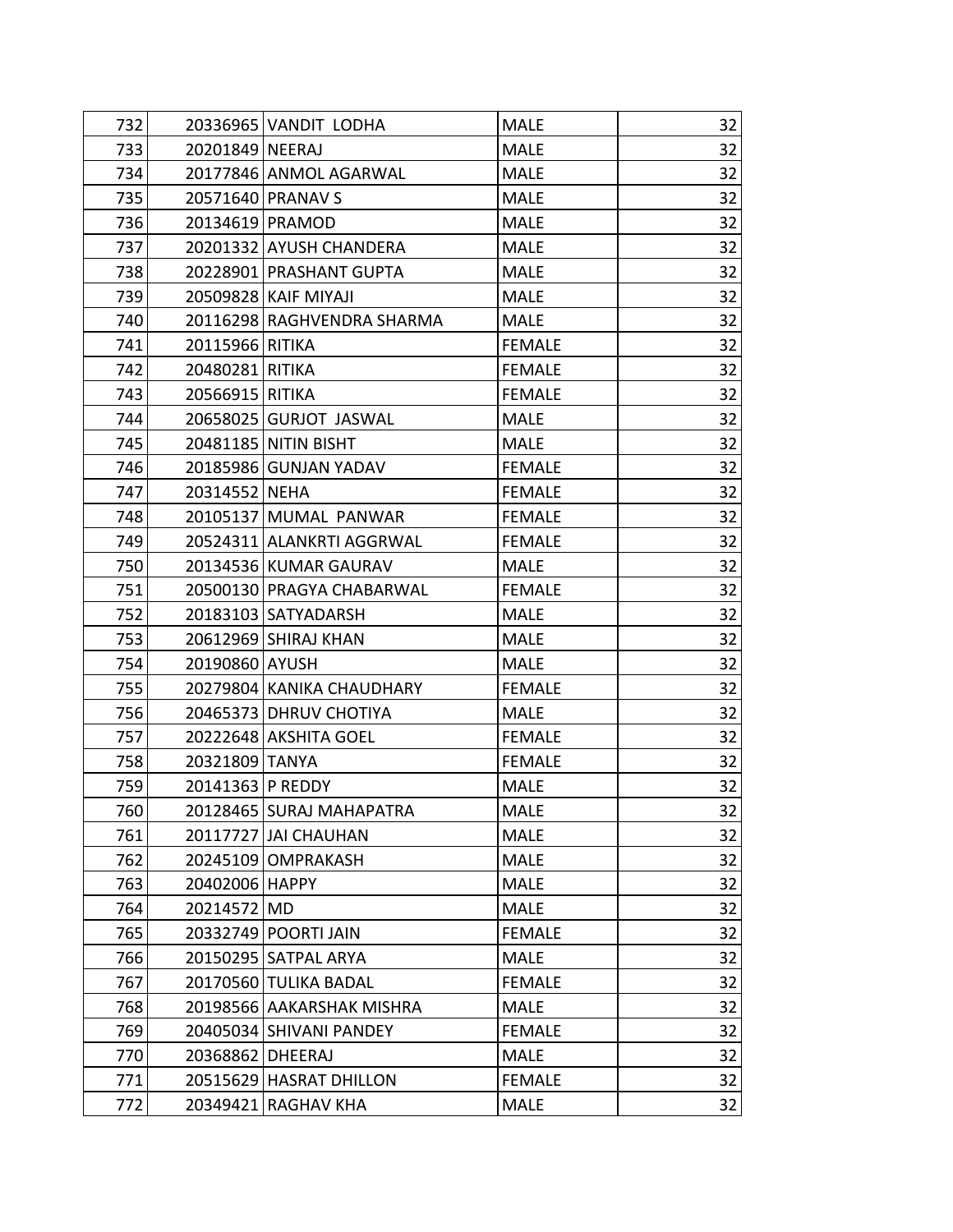| | | | | |
|---|---|---|---|---|
| 732 | 20336965 | VANDIT LODHA | MALE | 32 |
| 733 | 20201849 | NEERAJ | MALE | 32 |
| 734 | 20177846 | ANMOL AGARWAL | MALE | 32 |
| 735 | 20571640 | PRANAV S | MALE | 32 |
| 736 | 20134619 | PRAMOD | MALE | 32 |
| 737 | 20201332 | AYUSH CHANDERA | MALE | 32 |
| 738 | 20228901 | PRASHANT GUPTA | MALE | 32 |
| 739 | 20509828 | KAIF MIYAJI | MALE | 32 |
| 740 | 20116298 | RAGHVENDRA SHARMA | MALE | 32 |
| 741 | 20115966 | RITIKA | FEMALE | 32 |
| 742 | 20480281 | RITIKA | FEMALE | 32 |
| 743 | 20566915 | RITIKA | FEMALE | 32 |
| 744 | 20658025 | GURJOT JASWAL | MALE | 32 |
| 745 | 20481185 | NITIN BISHT | MALE | 32 |
| 746 | 20185986 | GUNJAN YADAV | FEMALE | 32 |
| 747 | 20314552 | NEHA | FEMALE | 32 |
| 748 | 20105137 | MUMAL PANWAR | FEMALE | 32 |
| 749 | 20524311 | ALANKRTI AGGRWAL | FEMALE | 32 |
| 750 | 20134536 | KUMAR GAURAV | MALE | 32 |
| 751 | 20500130 | PRAGYA CHABARWAL | FEMALE | 32 |
| 752 | 20183103 | SATYADARSH | MALE | 32 |
| 753 | 20612969 | SHIRAJ KHAN | MALE | 32 |
| 754 | 20190860 | AYUSH | MALE | 32 |
| 755 | 20279804 | KANIKA CHAUDHARY | FEMALE | 32 |
| 756 | 20465373 | DHRUV CHOTIYA | MALE | 32 |
| 757 | 20222648 | AKSHITA GOEL | FEMALE | 32 |
| 758 | 20321809 | TANYA | FEMALE | 32 |
| 759 | 20141363 | P REDDY | MALE | 32 |
| 760 | 20128465 | SURAJ MAHAPATRA | MALE | 32 |
| 761 | 20117727 | JAI CHAUHAN | MALE | 32 |
| 762 | 20245109 | OMPRAKASH | MALE | 32 |
| 763 | 20402006 | HAPPY | MALE | 32 |
| 764 | 20214572 | MD | MALE | 32 |
| 765 | 20332749 | POORTI JAIN | FEMALE | 32 |
| 766 | 20150295 | SATPAL ARYA | MALE | 32 |
| 767 | 20170560 | TULIKA BADAL | FEMALE | 32 |
| 768 | 20198566 | AAKARSHAK MISHRA | MALE | 32 |
| 769 | 20405034 | SHIVANI PANDEY | FEMALE | 32 |
| 770 | 20368862 | DHEERAJ | MALE | 32 |
| 771 | 20515629 | HASRAT DHILLON | FEMALE | 32 |
| 772 | 20349421 | RAGHAV KHA | MALE | 32 |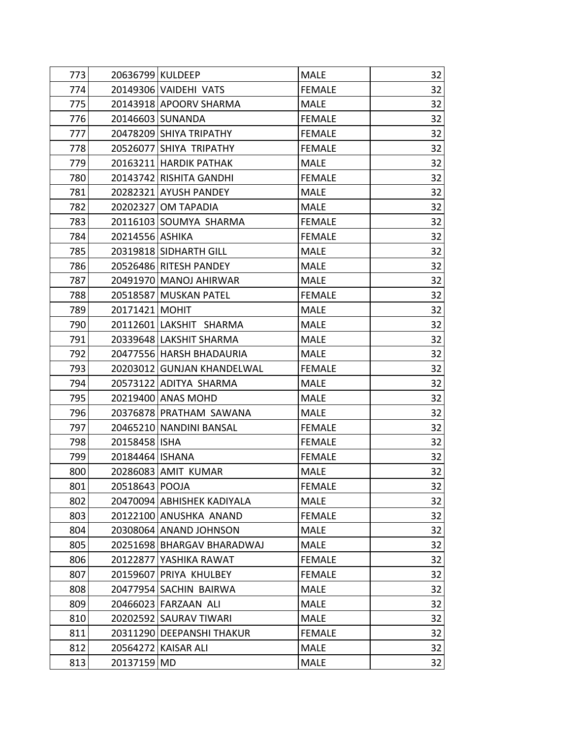| | | | | |
|---|---|---|---|---|
| 773 | 20636799 | KULDEEP | MALE | 32 |
| 774 | 20149306 | VAIDEHI VATS | FEMALE | 32 |
| 775 | 20143918 | APOORV SHARMA | MALE | 32 |
| 776 | 20146603 | SUNANDA | FEMALE | 32 |
| 777 | 20478209 | SHIYA TRIPATHY | FEMALE | 32 |
| 778 | 20526077 | SHIYA TRIPATHY | FEMALE | 32 |
| 779 | 20163211 | HARDIK PATHAK | MALE | 32 |
| 780 | 20143742 | RISHITA GANDHI | FEMALE | 32 |
| 781 | 20282321 | AYUSH PANDEY | MALE | 32 |
| 782 | 20202327 | OM TAPADIA | MALE | 32 |
| 783 | 20116103 | SOUMYA SHARMA | FEMALE | 32 |
| 784 | 20214556 | ASHIKA | FEMALE | 32 |
| 785 | 20319818 | SIDHARTH GILL | MALE | 32 |
| 786 | 20526486 | RITESH PANDEY | MALE | 32 |
| 787 | 20491970 | MANOJ AHIRWAR | MALE | 32 |
| 788 | 20518587 | MUSKAN PATEL | FEMALE | 32 |
| 789 | 20171421 | MOHIT | MALE | 32 |
| 790 | 20112601 | LAKSHIT SHARMA | MALE | 32 |
| 791 | 20339648 | LAKSHIT SHARMA | MALE | 32 |
| 792 | 20477556 | HARSH BHADAURIA | MALE | 32 |
| 793 | 20203012 | GUNJAN KHANDELWAL | FEMALE | 32 |
| 794 | 20573122 | ADITYA SHARMA | MALE | 32 |
| 795 | 20219400 | ANAS MOHD | MALE | 32 |
| 796 | 20376878 | PRATHAM SAWANA | MALE | 32 |
| 797 | 20465210 | NANDINI BANSAL | FEMALE | 32 |
| 798 | 20158458 | ISHA | FEMALE | 32 |
| 799 | 20184464 | ISHANA | FEMALE | 32 |
| 800 | 20286083 | AMIT KUMAR | MALE | 32 |
| 801 | 20518643 | POOJA | FEMALE | 32 |
| 802 | 20470094 | ABHISHEK KADIYALA | MALE | 32 |
| 803 | 20122100 | ANUSHKA ANAND | FEMALE | 32 |
| 804 | 20308064 | ANAND JOHNSON | MALE | 32 |
| 805 | 20251698 | BHARGAV BHARADWAJ | MALE | 32 |
| 806 | 20122877 | YASHIKA RAWAT | FEMALE | 32 |
| 807 | 20159607 | PRIYA KHULBEY | FEMALE | 32 |
| 808 | 20477954 | SACHIN BAIRWA | MALE | 32 |
| 809 | 20466023 | FARZAAN ALI | MALE | 32 |
| 810 | 20202592 | SAURAV TIWARI | MALE | 32 |
| 811 | 20311290 | DEEPANSHI THAKUR | FEMALE | 32 |
| 812 | 20564272 | KAISAR ALI | MALE | 32 |
| 813 | 20137159 | MD | MALE | 32 |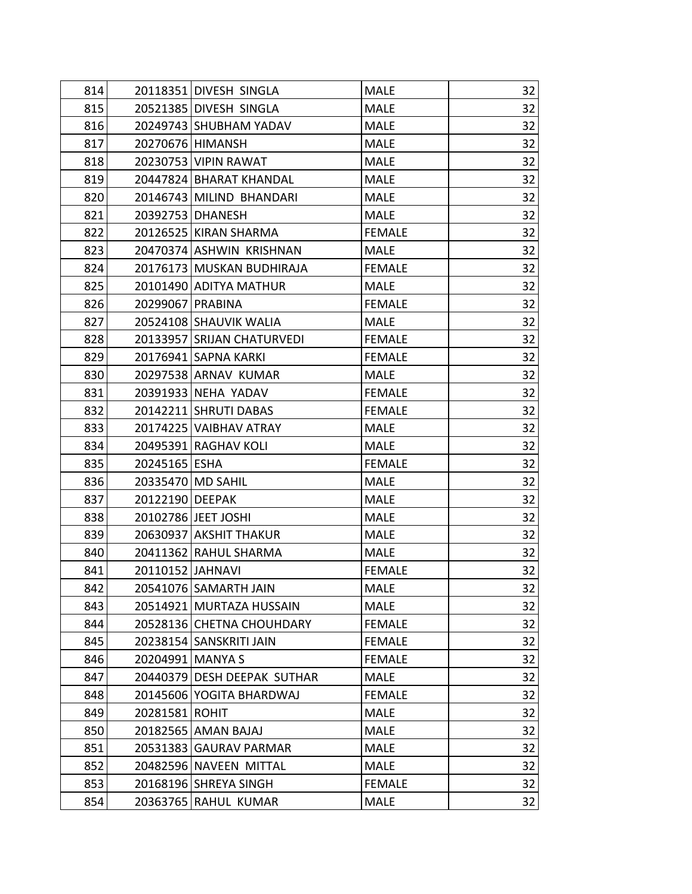| | | | | |
|---|---|---|---|---|
| 814 | 20118351 | DIVESH SINGLA | MALE | 32 |
| 815 | 20521385 | DIVESH SINGLA | MALE | 32 |
| 816 | 20249743 | SHUBHAM YADAV | MALE | 32 |
| 817 | 20270676 | HIMANSH | MALE | 32 |
| 818 | 20230753 | VIPIN RAWAT | MALE | 32 |
| 819 | 20447824 | BHARAT KHANDAL | MALE | 32 |
| 820 | 20146743 | MILIND BHANDARI | MALE | 32 |
| 821 | 20392753 | DHANESH | MALE | 32 |
| 822 | 20126525 | KIRAN SHARMA | FEMALE | 32 |
| 823 | 20470374 | ASHWIN KRISHNAN | MALE | 32 |
| 824 | 20176173 | MUSKAN BUDHIRAJA | FEMALE | 32 |
| 825 | 20101490 | ADITYA MATHUR | MALE | 32 |
| 826 | 20299067 | PRABINA | FEMALE | 32 |
| 827 | 20524108 | SHAUVIK WALIA | MALE | 32 |
| 828 | 20133957 | SRIJAN CHATURVEDI | FEMALE | 32 |
| 829 | 20176941 | SAPNA KARKI | FEMALE | 32 |
| 830 | 20297538 | ARNAV KUMAR | MALE | 32 |
| 831 | 20391933 | NEHA YADAV | FEMALE | 32 |
| 832 | 20142211 | SHRUTI DABAS | FEMALE | 32 |
| 833 | 20174225 | VAIBHAV ATRAY | MALE | 32 |
| 834 | 20495391 | RAGHAV KOLI | MALE | 32 |
| 835 | 20245165 | ESHA | FEMALE | 32 |
| 836 | 20335470 | MD SAHIL | MALE | 32 |
| 837 | 20122190 | DEEPAK | MALE | 32 |
| 838 | 20102786 | JEET JOSHI | MALE | 32 |
| 839 | 20630937 | AKSHIT THAKUR | MALE | 32 |
| 840 | 20411362 | RAHUL SHARMA | MALE | 32 |
| 841 | 20110152 | JAHNAVI | FEMALE | 32 |
| 842 | 20541076 | SAMARTH JAIN | MALE | 32 |
| 843 | 20514921 | MURTAZA HUSSAIN | MALE | 32 |
| 844 | 20528136 | CHETNA CHOUHDARY | FEMALE | 32 |
| 845 | 20238154 | SANSKRITI JAIN | FEMALE | 32 |
| 846 | 20204991 | MANYA S | FEMALE | 32 |
| 847 | 20440379 | DESH DEEPAK SUTHAR | MALE | 32 |
| 848 | 20145606 | YOGITA BHARDWAJ | FEMALE | 32 |
| 849 | 20281581 | ROHIT | MALE | 32 |
| 850 | 20182565 | AMAN BAJAJ | MALE | 32 |
| 851 | 20531383 | GAURAV PARMAR | MALE | 32 |
| 852 | 20482596 | NAVEEN MITTAL | MALE | 32 |
| 853 | 20168196 | SHREYA SINGH | FEMALE | 32 |
| 854 | 20363765 | RAHUL KUMAR | MALE | 32 |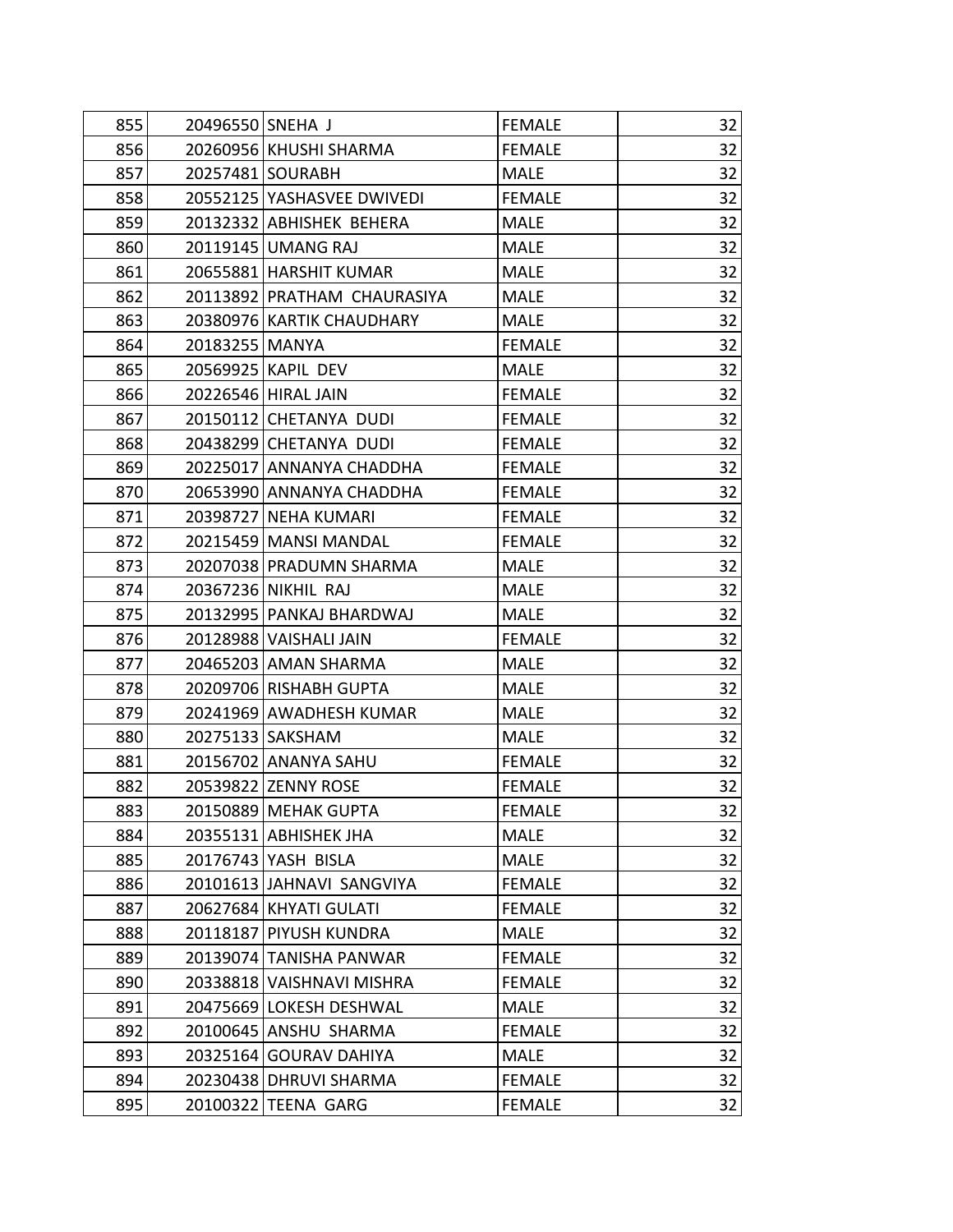| | | | | |
|---|---|---|---|---|
| 855 | 20496550 | SNEHA J | FEMALE | 32 |
| 856 | 20260956 | KHUSHI SHARMA | FEMALE | 32 |
| 857 | 20257481 | SOURABH | MALE | 32 |
| 858 | 20552125 | YASHASVEE DWIVEDI | FEMALE | 32 |
| 859 | 20132332 | ABHISHEK BEHERA | MALE | 32 |
| 860 | 20119145 | UMANG RAJ | MALE | 32 |
| 861 | 20655881 | HARSHIT KUMAR | MALE | 32 |
| 862 | 20113892 | PRATHAM CHAURASIYA | MALE | 32 |
| 863 | 20380976 | KARTIK CHAUDHARY | MALE | 32 |
| 864 | 20183255 | MANYA | FEMALE | 32 |
| 865 | 20569925 | KAPIL DEV | MALE | 32 |
| 866 | 20226546 | HIRAL JAIN | FEMALE | 32 |
| 867 | 20150112 | CHETANYA DUDI | FEMALE | 32 |
| 868 | 20438299 | CHETANYA DUDI | FEMALE | 32 |
| 869 | 20225017 | ANNANYA CHADDHA | FEMALE | 32 |
| 870 | 20653990 | ANNANYA CHADDHA | FEMALE | 32 |
| 871 | 20398727 | NEHA KUMARI | FEMALE | 32 |
| 872 | 20215459 | MANSI MANDAL | FEMALE | 32 |
| 873 | 20207038 | PRADUMN SHARMA | MALE | 32 |
| 874 | 20367236 | NIKHIL RAJ | MALE | 32 |
| 875 | 20132995 | PANKAJ BHARDWAJ | MALE | 32 |
| 876 | 20128988 | VAISHALI JAIN | FEMALE | 32 |
| 877 | 20465203 | AMAN SHARMA | MALE | 32 |
| 878 | 20209706 | RISHABH GUPTA | MALE | 32 |
| 879 | 20241969 | AWADHESH KUMAR | MALE | 32 |
| 880 | 20275133 | SAKSHAM | MALE | 32 |
| 881 | 20156702 | ANANYA SAHU | FEMALE | 32 |
| 882 | 20539822 | ZENNY ROSE | FEMALE | 32 |
| 883 | 20150889 | MEHAK GUPTA | FEMALE | 32 |
| 884 | 20355131 | ABHISHEK JHA | MALE | 32 |
| 885 | 20176743 | YASH BISLA | MALE | 32 |
| 886 | 20101613 | JAHNAVI SANGVIYA | FEMALE | 32 |
| 887 | 20627684 | KHYATI GULATI | FEMALE | 32 |
| 888 | 20118187 | PIYUSH KUNDRA | MALE | 32 |
| 889 | 20139074 | TANISHA PANWAR | FEMALE | 32 |
| 890 | 20338818 | VAISHNAVI MISHRA | FEMALE | 32 |
| 891 | 20475669 | LOKESH DESHWAL | MALE | 32 |
| 892 | 20100645 | ANSHU SHARMA | FEMALE | 32 |
| 893 | 20325164 | GOURAV DAHIYA | MALE | 32 |
| 894 | 20230438 | DHRUVI SHARMA | FEMALE | 32 |
| 895 | 20100322 | TEENA GARG | FEMALE | 32 |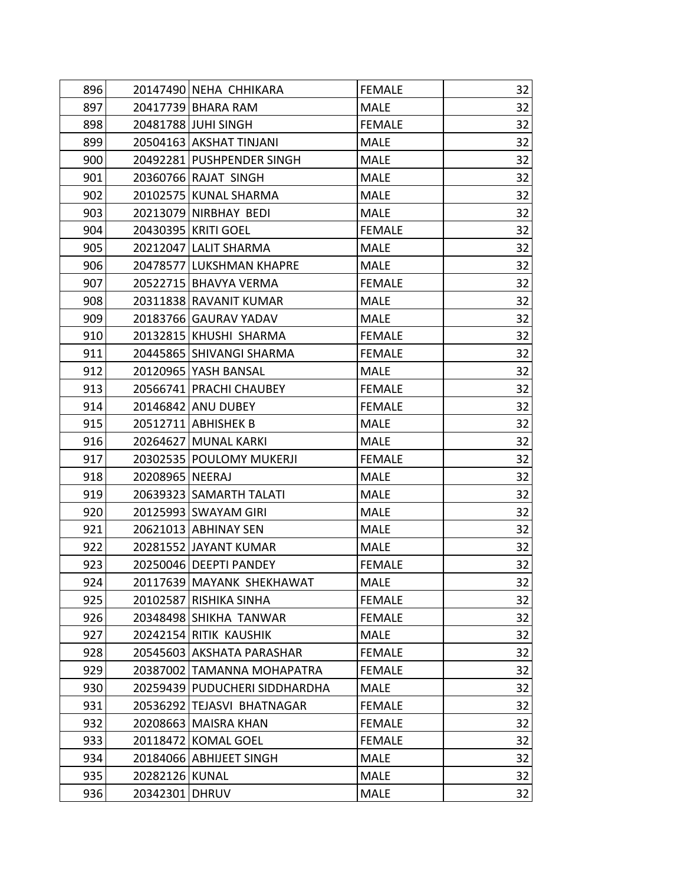| 896 | 20147490 | NEHA  CHHIKARA | FEMALE | 32 |
|---|---|---|---|---|
| 897 | 20417739 | BHARA RAM | MALE | 32 |
| 898 | 20481788 | JUHI SINGH | FEMALE | 32 |
| 899 | 20504163 | AKSHAT TINJANI | MALE | 32 |
| 900 | 20492281 | PUSHPENDER SINGH | MALE | 32 |
| 901 | 20360766 | RAJAT  SINGH | MALE | 32 |
| 902 | 20102575 | KUNAL SHARMA | MALE | 32 |
| 903 | 20213079 | NIRBHAY  BEDI | MALE | 32 |
| 904 | 20430395 | KRITI GOEL | FEMALE | 32 |
| 905 | 20212047 | LALIT SHARMA | MALE | 32 |
| 906 | 20478577 | LUKSHMAN KHAPRE | MALE | 32 |
| 907 | 20522715 | BHAVYA VERMA | FEMALE | 32 |
| 908 | 20311838 | RAVANIT KUMAR | MALE | 32 |
| 909 | 20183766 | GAURAV YADAV | MALE | 32 |
| 910 | 20132815 | KHUSHI  SHARMA | FEMALE | 32 |
| 911 | 20445865 | SHIVANGI SHARMA | FEMALE | 32 |
| 912 | 20120965 | YASH BANSAL | MALE | 32 |
| 913 | 20566741 | PRACHI CHAUBEY | FEMALE | 32 |
| 914 | 20146842 | ANU DUBEY | FEMALE | 32 |
| 915 | 20512711 | ABHISHEK B | MALE | 32 |
| 916 | 20264627 | MUNAL KARKI | MALE | 32 |
| 917 | 20302535 | POULOMY MUKERJI | FEMALE | 32 |
| 918 | 20208965 | NEERAJ | MALE | 32 |
| 919 | 20639323 | SAMARTH TALATI | MALE | 32 |
| 920 | 20125993 | SWAYAM GIRI | MALE | 32 |
| 921 | 20621013 | ABHINAY SEN | MALE | 32 |
| 922 | 20281552 | JAYANT KUMAR | MALE | 32 |
| 923 | 20250046 | DEEPTI PANDEY | FEMALE | 32 |
| 924 | 20117639 | MAYANK  SHEKHAWAT | MALE | 32 |
| 925 | 20102587 | RISHIKA SINHA | FEMALE | 32 |
| 926 | 20348498 | SHIKHA  TANWAR | FEMALE | 32 |
| 927 | 20242154 | RITIK  KAUSHIK | MALE | 32 |
| 928 | 20545603 | AKSHATA PARASHAR | FEMALE | 32 |
| 929 | 20387002 | TAMANNA MOHAPATRA | FEMALE | 32 |
| 930 | 20259439 | PUDUCHERI SIDDHARDHA | MALE | 32 |
| 931 | 20536292 | TEJASVI  BHATNAGAR | FEMALE | 32 |
| 932 | 20208663 | MAISRA KHAN | FEMALE | 32 |
| 933 | 20118472 | KOMAL GOEL | FEMALE | 32 |
| 934 | 20184066 | ABHIJEET SINGH | MALE | 32 |
| 935 | 20282126 | KUNAL | MALE | 32 |
| 936 | 20342301 | DHRUV | MALE | 32 |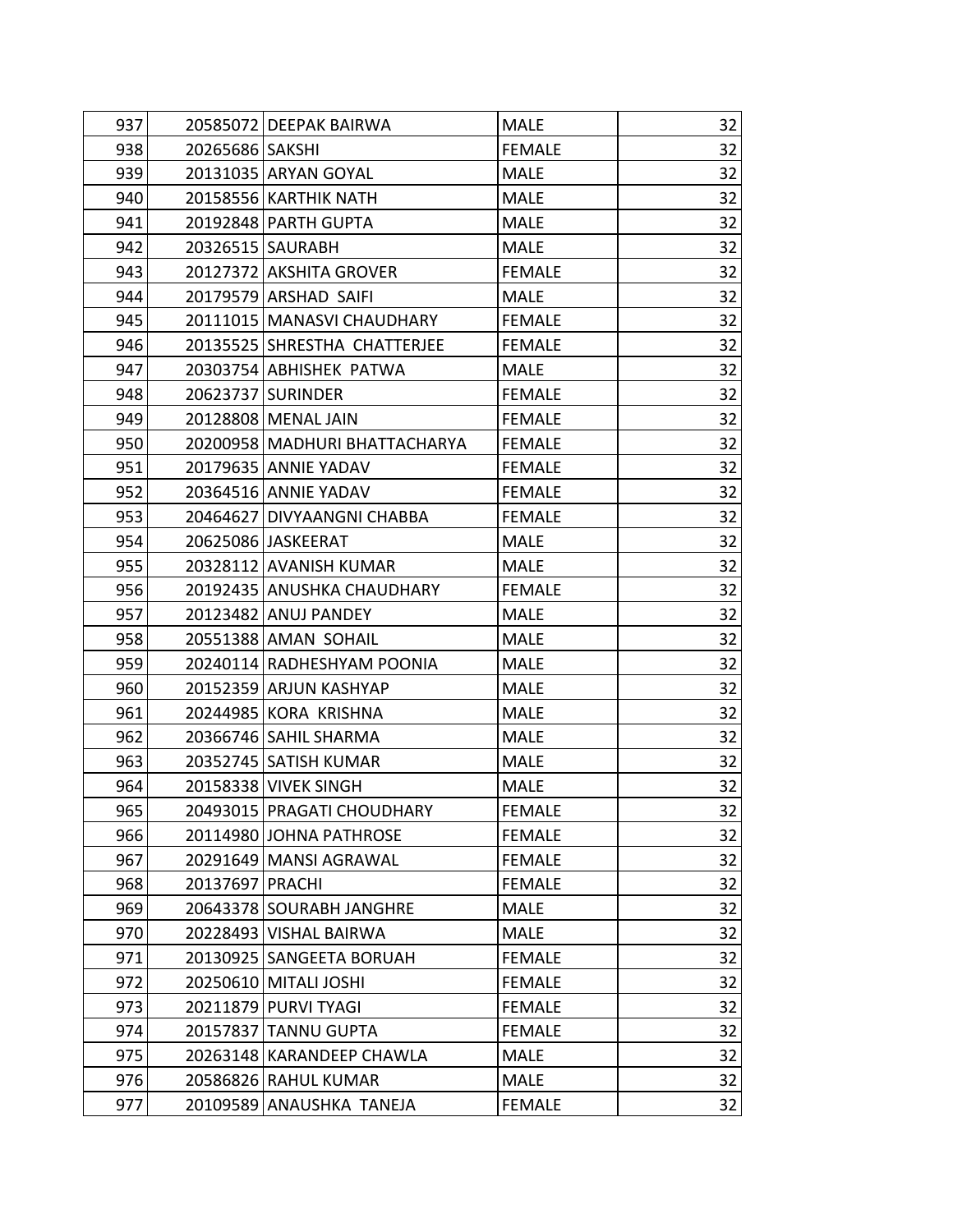| | | | | |
|---|---|---|---|---|
| 937 | 20585072 | DEEPAK BAIRWA | MALE | 32 |
| 938 | 20265686 | SAKSHI | FEMALE | 32 |
| 939 | 20131035 | ARYAN GOYAL | MALE | 32 |
| 940 | 20158556 | KARTHIK NATH | MALE | 32 |
| 941 | 20192848 | PARTH GUPTA | MALE | 32 |
| 942 | 20326515 | SAURABH | MALE | 32 |
| 943 | 20127372 | AKSHITA GROVER | FEMALE | 32 |
| 944 | 20179579 | ARSHAD SAIFI | MALE | 32 |
| 945 | 20111015 | MANASVI CHAUDHARY | FEMALE | 32 |
| 946 | 20135525 | SHRESTHA CHATTERJEE | FEMALE | 32 |
| 947 | 20303754 | ABHISHEK PATWA | MALE | 32 |
| 948 | 20623737 | SURINDER | FEMALE | 32 |
| 949 | 20128808 | MENAL JAIN | FEMALE | 32 |
| 950 | 20200958 | MADHURI BHATTACHARYA | FEMALE | 32 |
| 951 | 20179635 | ANNIE YADAV | FEMALE | 32 |
| 952 | 20364516 | ANNIE YADAV | FEMALE | 32 |
| 953 | 20464627 | DIVYAANGNI CHABBA | FEMALE | 32 |
| 954 | 20625086 | JASKEERAT | MALE | 32 |
| 955 | 20328112 | AVANISH KUMAR | MALE | 32 |
| 956 | 20192435 | ANUSHKA CHAUDHARY | FEMALE | 32 |
| 957 | 20123482 | ANUJ PANDEY | MALE | 32 |
| 958 | 20551388 | AMAN SOHAIL | MALE | 32 |
| 959 | 20240114 | RADHESHYAM POONIA | MALE | 32 |
| 960 | 20152359 | ARJUN KASHYAP | MALE | 32 |
| 961 | 20244985 | KORA KRISHNA | MALE | 32 |
| 962 | 20366746 | SAHIL SHARMA | MALE | 32 |
| 963 | 20352745 | SATISH KUMAR | MALE | 32 |
| 964 | 20158338 | VIVEK SINGH | MALE | 32 |
| 965 | 20493015 | PRAGATI CHOUDHARY | FEMALE | 32 |
| 966 | 20114980 | JOHNA PATHROSE | FEMALE | 32 |
| 967 | 20291649 | MANSI AGRAWAL | FEMALE | 32 |
| 968 | 20137697 | PRACHI | FEMALE | 32 |
| 969 | 20643378 | SOURABH JANGHRE | MALE | 32 |
| 970 | 20228493 | VISHAL BAIRWA | MALE | 32 |
| 971 | 20130925 | SANGEETA BORUAH | FEMALE | 32 |
| 972 | 20250610 | MITALI JOSHI | FEMALE | 32 |
| 973 | 20211879 | PURVI TYAGI | FEMALE | 32 |
| 974 | 20157837 | TANNU GUPTA | FEMALE | 32 |
| 975 | 20263148 | KARANDEEP CHAWLA | MALE | 32 |
| 976 | 20586826 | RAHUL KUMAR | MALE | 32 |
| 977 | 20109589 | ANAUSHKA TANEJA | FEMALE | 32 |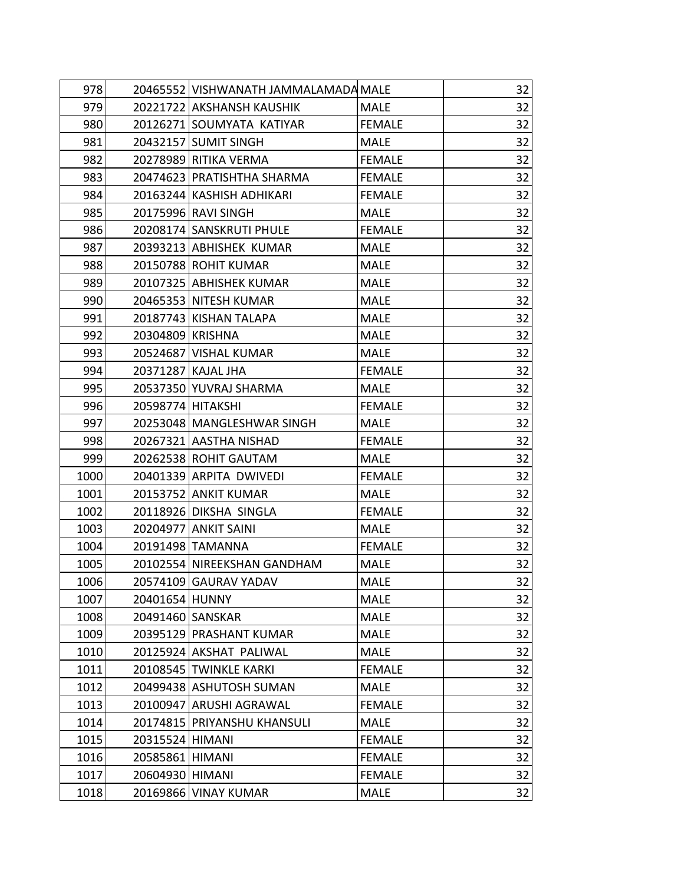| | | | | |
|---|---|---|---|---|
| 978 | 20465552 | VISHWANATH JAMMALAMADA | MALE | 32 |
| 979 | 20221722 | AKSHANSH KAUSHIK | MALE | 32 |
| 980 | 20126271 | SOUMYATA KATIYAR | FEMALE | 32 |
| 981 | 20432157 | SUMIT SINGH | MALE | 32 |
| 982 | 20278989 | RITIKA VERMA | FEMALE | 32 |
| 983 | 20474623 | PRATISHTHA SHARMA | FEMALE | 32 |
| 984 | 20163244 | KASHISH ADHIKARI | FEMALE | 32 |
| 985 | 20175996 | RAVI SINGH | MALE | 32 |
| 986 | 20208174 | SANSKRUTI PHULE | FEMALE | 32 |
| 987 | 20393213 | ABHISHEK KUMAR | MALE | 32 |
| 988 | 20150788 | ROHIT KUMAR | MALE | 32 |
| 989 | 20107325 | ABHISHEK KUMAR | MALE | 32 |
| 990 | 20465353 | NITESH KUMAR | MALE | 32 |
| 991 | 20187743 | KISHAN TALAPA | MALE | 32 |
| 992 | 20304809 | KRISHNA | MALE | 32 |
| 993 | 20524687 | VISHAL KUMAR | MALE | 32 |
| 994 | 20371287 | KAJAL JHA | FEMALE | 32 |
| 995 | 20537350 | YUVRAJ SHARMA | MALE | 32 |
| 996 | 20598774 | HITAKSHI | FEMALE | 32 |
| 997 | 20253048 | MANGLESHWAR SINGH | MALE | 32 |
| 998 | 20267321 | AASTHA NISHAD | FEMALE | 32 |
| 999 | 20262538 | ROHIT GAUTAM | MALE | 32 |
| 1000 | 20401339 | ARPITA DWIVEDI | FEMALE | 32 |
| 1001 | 20153752 | ANKIT KUMAR | MALE | 32 |
| 1002 | 20118926 | DIKSHA SINGLA | FEMALE | 32 |
| 1003 | 20204977 | ANKIT SAINI | MALE | 32 |
| 1004 | 20191498 | TAMANNA | FEMALE | 32 |
| 1005 | 20102554 | NIREEKSHAN GANDHAM | MALE | 32 |
| 1006 | 20574109 | GAURAV YADAV | MALE | 32 |
| 1007 | 20401654 | HUNNY | MALE | 32 |
| 1008 | 20491460 | SANSKAR | MALE | 32 |
| 1009 | 20395129 | PRASHANT KUMAR | MALE | 32 |
| 1010 | 20125924 | AKSHAT PALIWAL | MALE | 32 |
| 1011 | 20108545 | TWINKLE KARKI | FEMALE | 32 |
| 1012 | 20499438 | ASHUTOSH SUMAN | MALE | 32 |
| 1013 | 20100947 | ARUSHI AGRAWAL | FEMALE | 32 |
| 1014 | 20174815 | PRIYANSHU KHANSULI | MALE | 32 |
| 1015 | 20315524 | HIMANI | FEMALE | 32 |
| 1016 | 20585861 | HIMANI | FEMALE | 32 |
| 1017 | 20604930 | HIMANI | FEMALE | 32 |
| 1018 | 20169866 | VINAY KUMAR | MALE | 32 |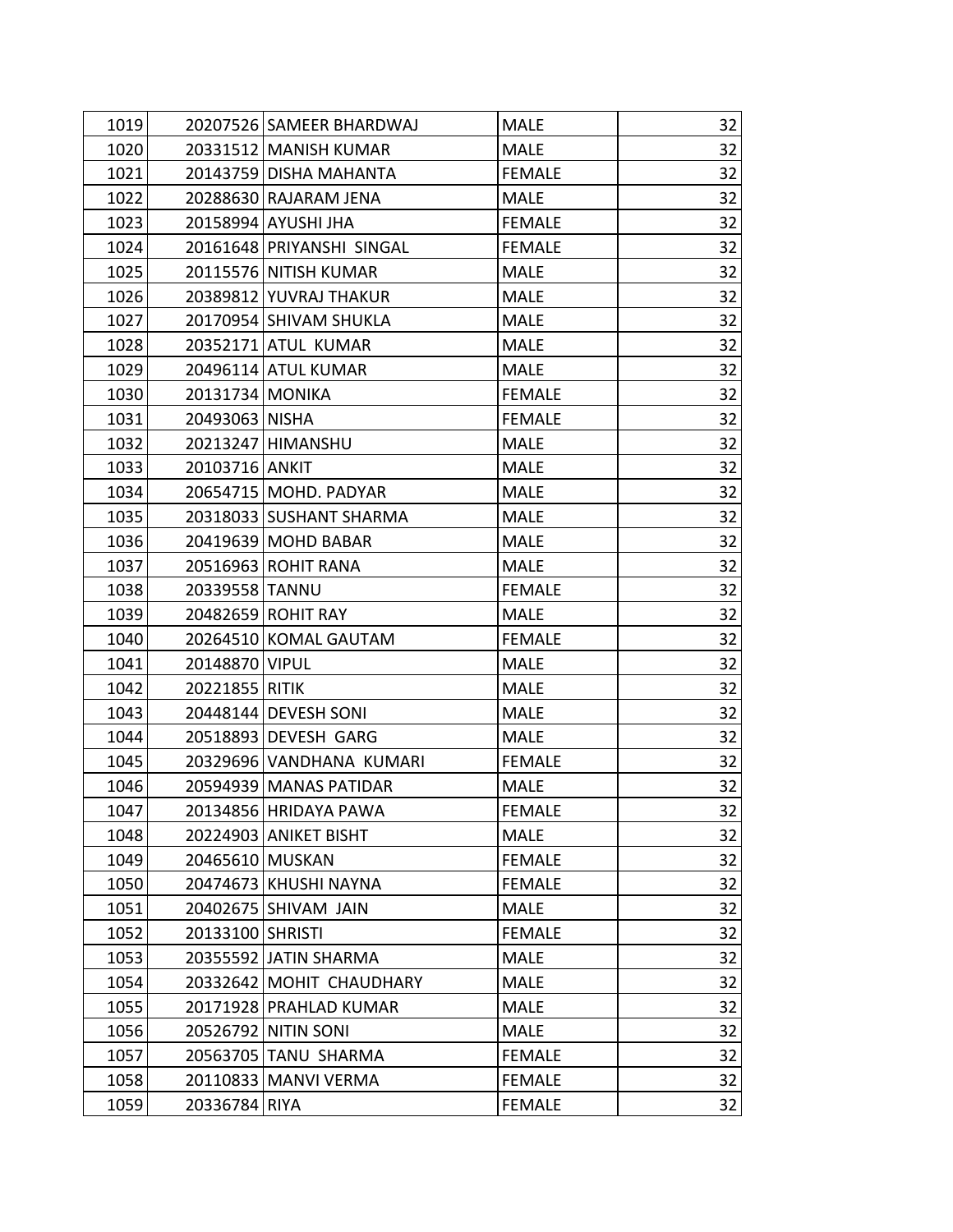| | | | | |
|---|---|---|---|---|
| 1019 | 20207526 | SAMEER BHARDWAJ | MALE | 32 |
| 1020 | 20331512 | MANISH KUMAR | MALE | 32 |
| 1021 | 20143759 | DISHA MAHANTA | FEMALE | 32 |
| 1022 | 20288630 | RAJARAM JENA | MALE | 32 |
| 1023 | 20158994 | AYUSHI JHA | FEMALE | 32 |
| 1024 | 20161648 | PRIYANSHI SINGAL | FEMALE | 32 |
| 1025 | 20115576 | NITISH KUMAR | MALE | 32 |
| 1026 | 20389812 | YUVRAJ THAKUR | MALE | 32 |
| 1027 | 20170954 | SHIVAM SHUKLA | MALE | 32 |
| 1028 | 20352171 | ATUL KUMAR | MALE | 32 |
| 1029 | 20496114 | ATUL KUMAR | MALE | 32 |
| 1030 | 20131734 | MONIKA | FEMALE | 32 |
| 1031 | 20493063 | NISHA | FEMALE | 32 |
| 1032 | 20213247 | HIMANSHU | MALE | 32 |
| 1033 | 20103716 | ANKIT | MALE | 32 |
| 1034 | 20654715 | MOHD. PADYAR | MALE | 32 |
| 1035 | 20318033 | SUSHANT SHARMA | MALE | 32 |
| 1036 | 20419639 | MOHD BABAR | MALE | 32 |
| 1037 | 20516963 | ROHIT RANA | MALE | 32 |
| 1038 | 20339558 | TANNU | FEMALE | 32 |
| 1039 | 20482659 | ROHIT RAY | MALE | 32 |
| 1040 | 20264510 | KOMAL GAUTAM | FEMALE | 32 |
| 1041 | 20148870 | VIPUL | MALE | 32 |
| 1042 | 20221855 | RITIK | MALE | 32 |
| 1043 | 20448144 | DEVESH SONI | MALE | 32 |
| 1044 | 20518893 | DEVESH GARG | MALE | 32 |
| 1045 | 20329696 | VANDHANA KUMARI | FEMALE | 32 |
| 1046 | 20594939 | MANAS PATIDAR | MALE | 32 |
| 1047 | 20134856 | HRIDAYA PAWA | FEMALE | 32 |
| 1048 | 20224903 | ANIKET BISHT | MALE | 32 |
| 1049 | 20465610 | MUSKAN | FEMALE | 32 |
| 1050 | 20474673 | KHUSHI NAYNA | FEMALE | 32 |
| 1051 | 20402675 | SHIVAM JAIN | MALE | 32 |
| 1052 | 20133100 | SHRISTI | FEMALE | 32 |
| 1053 | 20355592 | JATIN SHARMA | MALE | 32 |
| 1054 | 20332642 | MOHIT CHAUDHARY | MALE | 32 |
| 1055 | 20171928 | PRAHLAD KUMAR | MALE | 32 |
| 1056 | 20526792 | NITIN SONI | MALE | 32 |
| 1057 | 20563705 | TANU SHARMA | FEMALE | 32 |
| 1058 | 20110833 | MANVI VERMA | FEMALE | 32 |
| 1059 | 20336784 | RIYA | FEMALE | 32 |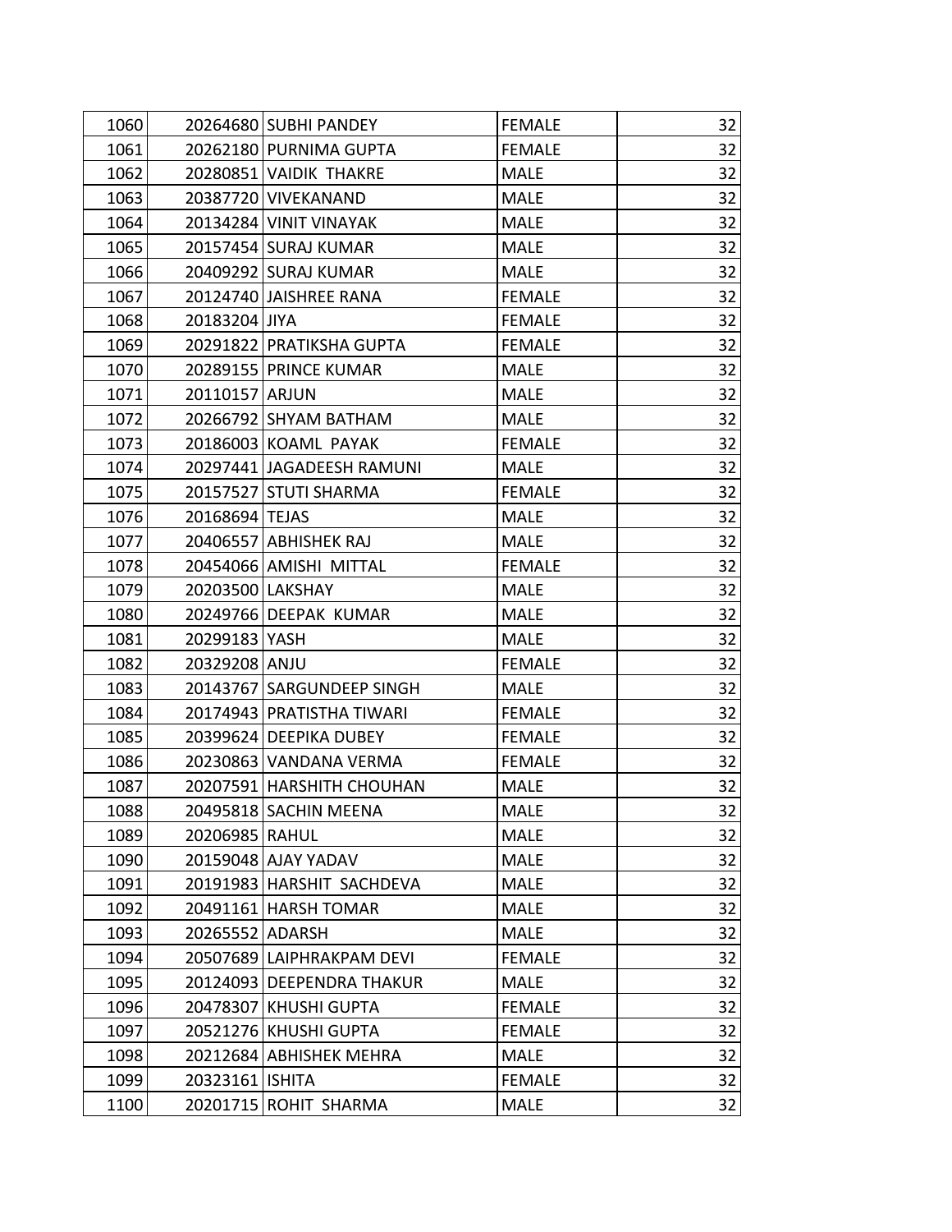| | | | | |
|---|---|---|---|---|
| 1060 | 20264680 | SUBHI PANDEY | FEMALE | 32 |
| 1061 | 20262180 | PURNIMA GUPTA | FEMALE | 32 |
| 1062 | 20280851 | VAIDIK THAKRE | MALE | 32 |
| 1063 | 20387720 | VIVEKANAND | MALE | 32 |
| 1064 | 20134284 | VINIT VINAYAK | MALE | 32 |
| 1065 | 20157454 | SURAJ KUMAR | MALE | 32 |
| 1066 | 20409292 | SURAJ KUMAR | MALE | 32 |
| 1067 | 20124740 | JAISHREE RANA | FEMALE | 32 |
| 1068 | 20183204 | JIYA | FEMALE | 32 |
| 1069 | 20291822 | PRATIKSHA GUPTA | FEMALE | 32 |
| 1070 | 20289155 | PRINCE KUMAR | MALE | 32 |
| 1071 | 20110157 | ARJUN | MALE | 32 |
| 1072 | 20266792 | SHYAM BATHAM | MALE | 32 |
| 1073 | 20186003 | KOAML PAYAK | FEMALE | 32 |
| 1074 | 20297441 | JAGADEESH RAMUNI | MALE | 32 |
| 1075 | 20157527 | STUTI SHARMA | FEMALE | 32 |
| 1076 | 20168694 | TEJAS | MALE | 32 |
| 1077 | 20406557 | ABHISHEK RAJ | MALE | 32 |
| 1078 | 20454066 | AMISHI MITTAL | FEMALE | 32 |
| 1079 | 20203500 | LAKSHAY | MALE | 32 |
| 1080 | 20249766 | DEEPAK KUMAR | MALE | 32 |
| 1081 | 20299183 | YASH | MALE | 32 |
| 1082 | 20329208 | ANJU | FEMALE | 32 |
| 1083 | 20143767 | SARGUNDEEP SINGH | MALE | 32 |
| 1084 | 20174943 | PRATISTHA TIWARI | FEMALE | 32 |
| 1085 | 20399624 | DEEPIKA DUBEY | FEMALE | 32 |
| 1086 | 20230863 | VANDANA VERMA | FEMALE | 32 |
| 1087 | 20207591 | HARSHITH CHOUHAN | MALE | 32 |
| 1088 | 20495818 | SACHIN MEENA | MALE | 32 |
| 1089 | 20206985 | RAHUL | MALE | 32 |
| 1090 | 20159048 | AJAY YADAV | MALE | 32 |
| 1091 | 20191983 | HARSHIT SACHDEVA | MALE | 32 |
| 1092 | 20491161 | HARSH TOMAR | MALE | 32 |
| 1093 | 20265552 | ADARSH | MALE | 32 |
| 1094 | 20507689 | LAIPHRAKPAM DEVI | FEMALE | 32 |
| 1095 | 20124093 | DEEPENDRA THAKUR | MALE | 32 |
| 1096 | 20478307 | KHUSHI GUPTA | FEMALE | 32 |
| 1097 | 20521276 | KHUSHI GUPTA | FEMALE | 32 |
| 1098 | 20212684 | ABHISHEK MEHRA | MALE | 32 |
| 1099 | 20323161 | ISHITA | FEMALE | 32 |
| 1100 | 20201715 | ROHIT SHARMA | MALE | 32 |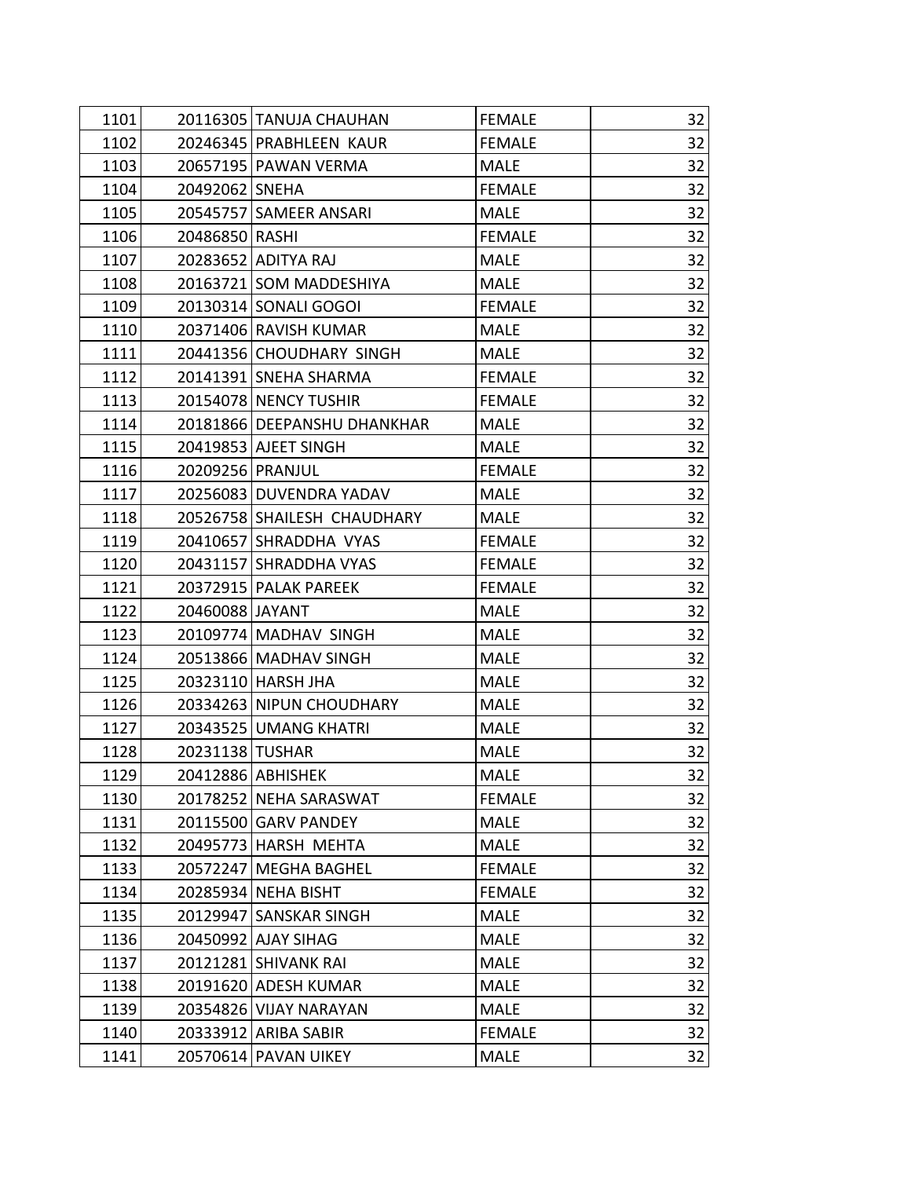| | | | | |
|---|---|---|---|---|
| 1101 | 20116305 | TANUJA CHAUHAN | FEMALE | 32 |
| 1102 | 20246345 | PRABHLEEN  KAUR | FEMALE | 32 |
| 1103 | 20657195 | PAWAN VERMA | MALE | 32 |
| 1104 | 20492062 | SNEHA | FEMALE | 32 |
| 1105 | 20545757 | SAMEER ANSARI | MALE | 32 |
| 1106 | 20486850 | RASHI | FEMALE | 32 |
| 1107 | 20283652 | ADITYA RAJ | MALE | 32 |
| 1108 | 20163721 | SOM MADDESHIYA | MALE | 32 |
| 1109 | 20130314 | SONALI GOGOI | FEMALE | 32 |
| 1110 | 20371406 | RAVISH KUMAR | MALE | 32 |
| 1111 | 20441356 | CHOUDHARY  SINGH | MALE | 32 |
| 1112 | 20141391 | SNEHA SHARMA | FEMALE | 32 |
| 1113 | 20154078 | NENCY TUSHIR | FEMALE | 32 |
| 1114 | 20181866 | DEEPANSHU DHANKHAR | MALE | 32 |
| 1115 | 20419853 | AJEET SINGH | MALE | 32 |
| 1116 | 20209256 | PRANJUL | FEMALE | 32 |
| 1117 | 20256083 | DUVENDRA YADAV | MALE | 32 |
| 1118 | 20526758 | SHAILESH  CHAUDHARY | MALE | 32 |
| 1119 | 20410657 | SHRADDHA  VYAS | FEMALE | 32 |
| 1120 | 20431157 | SHRADDHA VYAS | FEMALE | 32 |
| 1121 | 20372915 | PALAK PAREEK | FEMALE | 32 |
| 1122 | 20460088 | JAYANT | MALE | 32 |
| 1123 | 20109774 | MADHAV  SINGH | MALE | 32 |
| 1124 | 20513866 | MADHAV SINGH | MALE | 32 |
| 1125 | 20323110 | HARSH JHA | MALE | 32 |
| 1126 | 20334263 | NIPUN CHOUDHARY | MALE | 32 |
| 1127 | 20343525 | UMANG KHATRI | MALE | 32 |
| 1128 | 20231138 | TUSHAR | MALE | 32 |
| 1129 | 20412886 | ABHISHEK | MALE | 32 |
| 1130 | 20178252 | NEHA SARASWAT | FEMALE | 32 |
| 1131 | 20115500 | GARV PANDEY | MALE | 32 |
| 1132 | 20495773 | HARSH  MEHTA | MALE | 32 |
| 1133 | 20572247 | MEGHA BAGHEL | FEMALE | 32 |
| 1134 | 20285934 | NEHA BISHT | FEMALE | 32 |
| 1135 | 20129947 | SANSKAR SINGH | MALE | 32 |
| 1136 | 20450992 | AJAY SIHAG | MALE | 32 |
| 1137 | 20121281 | SHIVANK RAI | MALE | 32 |
| 1138 | 20191620 | ADESH KUMAR | MALE | 32 |
| 1139 | 20354826 | VIJAY NARAYAN | MALE | 32 |
| 1140 | 20333912 | ARIBA SABIR | FEMALE | 32 |
| 1141 | 20570614 | PAVAN UIKEY | MALE | 32 |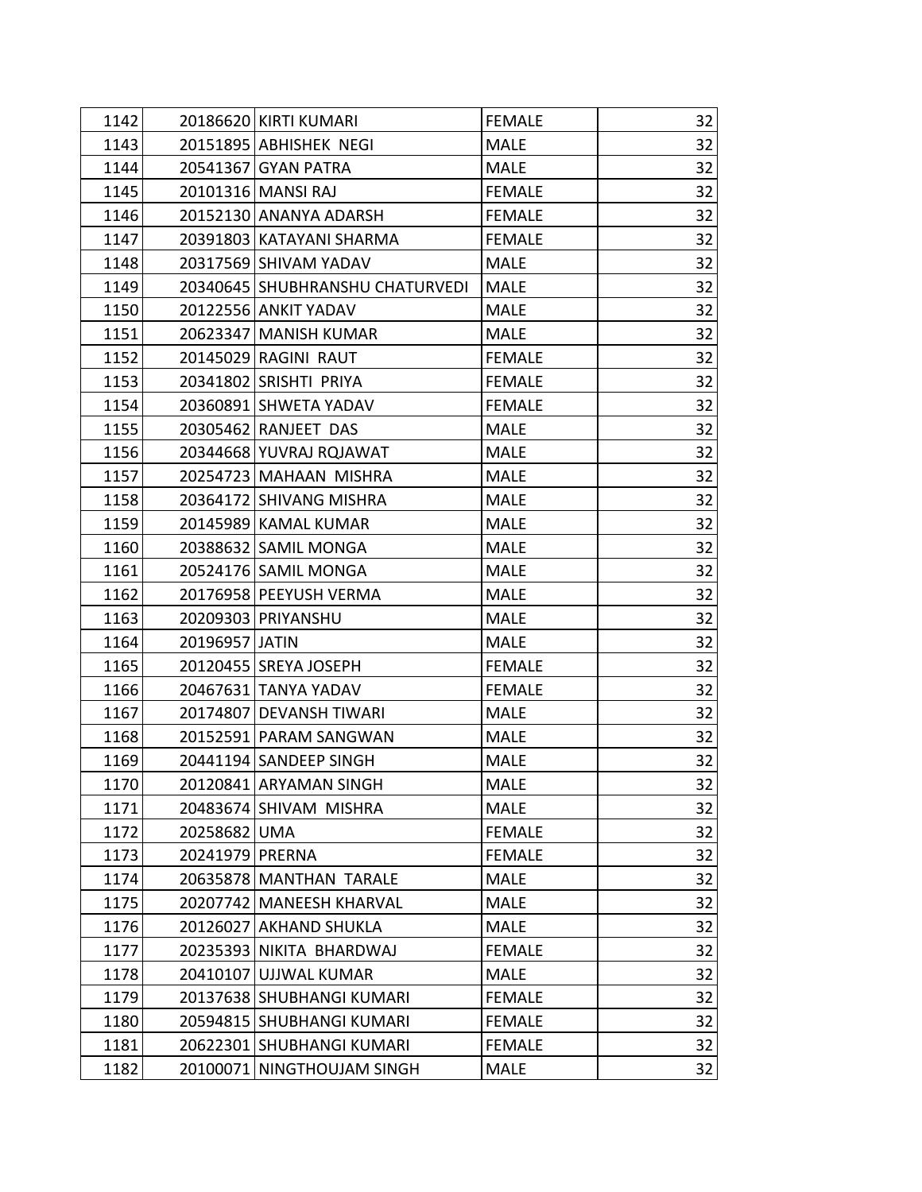| 1142 | 20186620 | KIRTI KUMARI | FEMALE | 32 |
|---|---|---|---|---|
| 1143 | 20151895 | ABHISHEK NEGI | MALE | 32 |
| 1144 | 20541367 | GYAN PATRA | MALE | 32 |
| 1145 | 20101316 | MANSI RAJ | FEMALE | 32 |
| 1146 | 20152130 | ANANYA ADARSH | FEMALE | 32 |
| 1147 | 20391803 | KATAYANI SHARMA | FEMALE | 32 |
| 1148 | 20317569 | SHIVAM YADAV | MALE | 32 |
| 1149 | 20340645 | SHUBHRANSHU CHATURVEDI | MALE | 32 |
| 1150 | 20122556 | ANKIT YADAV | MALE | 32 |
| 1151 | 20623347 | MANISH KUMAR | MALE | 32 |
| 1152 | 20145029 | RAGINI RAUT | FEMALE | 32 |
| 1153 | 20341802 | SRISHTI PRIYA | FEMALE | 32 |
| 1154 | 20360891 | SHWETA YADAV | FEMALE | 32 |
| 1155 | 20305462 | RANJEET DAS | MALE | 32 |
| 1156 | 20344668 | YUVRAJ RQJAWAT | MALE | 32 |
| 1157 | 20254723 | MAHAAN MISHRA | MALE | 32 |
| 1158 | 20364172 | SHIVANG MISHRA | MALE | 32 |
| 1159 | 20145989 | KAMAL KUMAR | MALE | 32 |
| 1160 | 20388632 | SAMIL MONGA | MALE | 32 |
| 1161 | 20524176 | SAMIL MONGA | MALE | 32 |
| 1162 | 20176958 | PEEYUSH VERMA | MALE | 32 |
| 1163 | 20209303 | PRIYANSHU | MALE | 32 |
| 1164 | 20196957 | JATIN | MALE | 32 |
| 1165 | 20120455 | SREYA JOSEPH | FEMALE | 32 |
| 1166 | 20467631 | TANYA YADAV | FEMALE | 32 |
| 1167 | 20174807 | DEVANSH TIWARI | MALE | 32 |
| 1168 | 20152591 | PARAM SANGWAN | MALE | 32 |
| 1169 | 20441194 | SANDEEP SINGH | MALE | 32 |
| 1170 | 20120841 | ARYAMAN SINGH | MALE | 32 |
| 1171 | 20483674 | SHIVAM MISHRA | MALE | 32 |
| 1172 | 20258682 | UMA | FEMALE | 32 |
| 1173 | 20241979 | PRERNA | FEMALE | 32 |
| 1174 | 20635878 | MANTHAN TARALE | MALE | 32 |
| 1175 | 20207742 | MANEESH KHARVAL | MALE | 32 |
| 1176 | 20126027 | AKHAND SHUKLA | MALE | 32 |
| 1177 | 20235393 | NIKITA BHARDWAJ | FEMALE | 32 |
| 1178 | 20410107 | UJJWAL KUMAR | MALE | 32 |
| 1179 | 20137638 | SHUBHANGI KUMARI | FEMALE | 32 |
| 1180 | 20594815 | SHUBHANGI KUMARI | FEMALE | 32 |
| 1181 | 20622301 | SHUBHANGI KUMARI | FEMALE | 32 |
| 1182 | 20100071 | NINGTHOUJAM SINGH | MALE | 32 |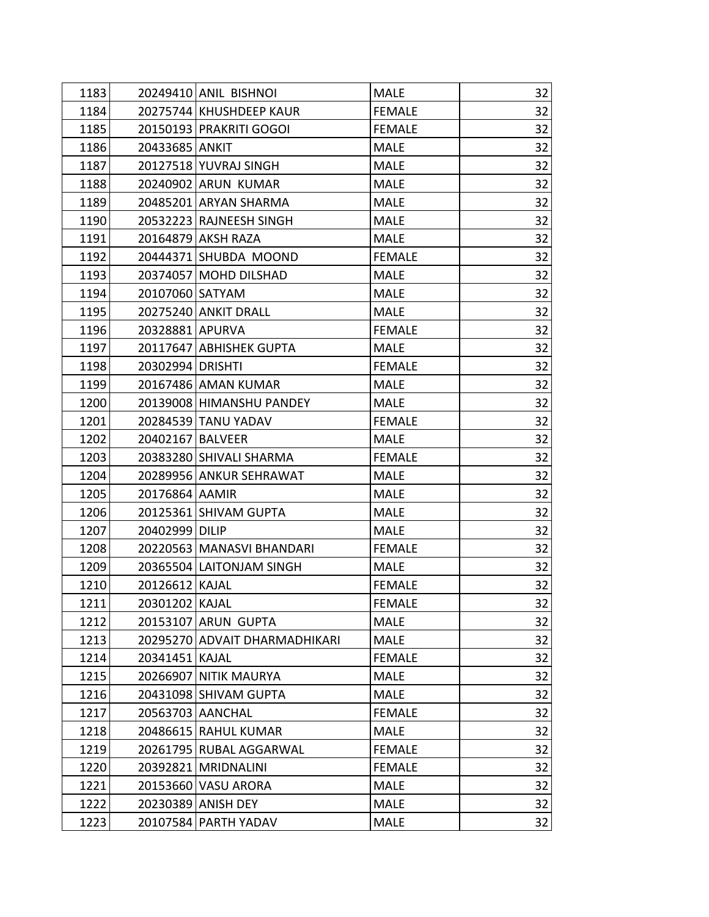| | | | | |
|---|---|---|---|---|
| 1183 | 20249410 | ANIL BISHNOI | MALE | 32 |
| 1184 | 20275744 | KHUSHDEEP KAUR | FEMALE | 32 |
| 1185 | 20150193 | PRAKRITI GOGOI | FEMALE | 32 |
| 1186 | 20433685 | ANKIT | MALE | 32 |
| 1187 | 20127518 | YUVRAJ SINGH | MALE | 32 |
| 1188 | 20240902 | ARUN KUMAR | MALE | 32 |
| 1189 | 20485201 | ARYAN SHARMA | MALE | 32 |
| 1190 | 20532223 | RAJNEESH SINGH | MALE | 32 |
| 1191 | 20164879 | AKSH RAZA | MALE | 32 |
| 1192 | 20444371 | SHUBDA MOOND | FEMALE | 32 |
| 1193 | 20374057 | MOHD DILSHAD | MALE | 32 |
| 1194 | 20107060 | SATYAM | MALE | 32 |
| 1195 | 20275240 | ANKIT DRALL | MALE | 32 |
| 1196 | 20328881 | APURVA | FEMALE | 32 |
| 1197 | 20117647 | ABHISHEK GUPTA | MALE | 32 |
| 1198 | 20302994 | DRISHTI | FEMALE | 32 |
| 1199 | 20167486 | AMAN KUMAR | MALE | 32 |
| 1200 | 20139008 | HIMANSHU PANDEY | MALE | 32 |
| 1201 | 20284539 | TANU YADAV | FEMALE | 32 |
| 1202 | 20402167 | BALVEER | MALE | 32 |
| 1203 | 20383280 | SHIVALI SHARMA | FEMALE | 32 |
| 1204 | 20289956 | ANKUR SEHRAWAT | MALE | 32 |
| 1205 | 20176864 | AAMIR | MALE | 32 |
| 1206 | 20125361 | SHIVAM GUPTA | MALE | 32 |
| 1207 | 20402999 | DILIP | MALE | 32 |
| 1208 | 20220563 | MANASVI BHANDARI | FEMALE | 32 |
| 1209 | 20365504 | LAITONJAM SINGH | MALE | 32 |
| 1210 | 20126612 | KAJAL | FEMALE | 32 |
| 1211 | 20301202 | KAJAL | FEMALE | 32 |
| 1212 | 20153107 | ARUN GUPTA | MALE | 32 |
| 1213 | 20295270 | ADVAIT DHARMADHIKARI | MALE | 32 |
| 1214 | 20341451 | KAJAL | FEMALE | 32 |
| 1215 | 20266907 | NITIK MAURYA | MALE | 32 |
| 1216 | 20431098 | SHIVAM GUPTA | MALE | 32 |
| 1217 | 20563703 | AANCHAL | FEMALE | 32 |
| 1218 | 20486615 | RAHUL KUMAR | MALE | 32 |
| 1219 | 20261795 | RUBAL AGGARWAL | FEMALE | 32 |
| 1220 | 20392821 | MRIDNALINI | FEMALE | 32 |
| 1221 | 20153660 | VASU ARORA | MALE | 32 |
| 1222 | 20230389 | ANISH DEY | MALE | 32 |
| 1223 | 20107584 | PARTH YADAV | MALE | 32 |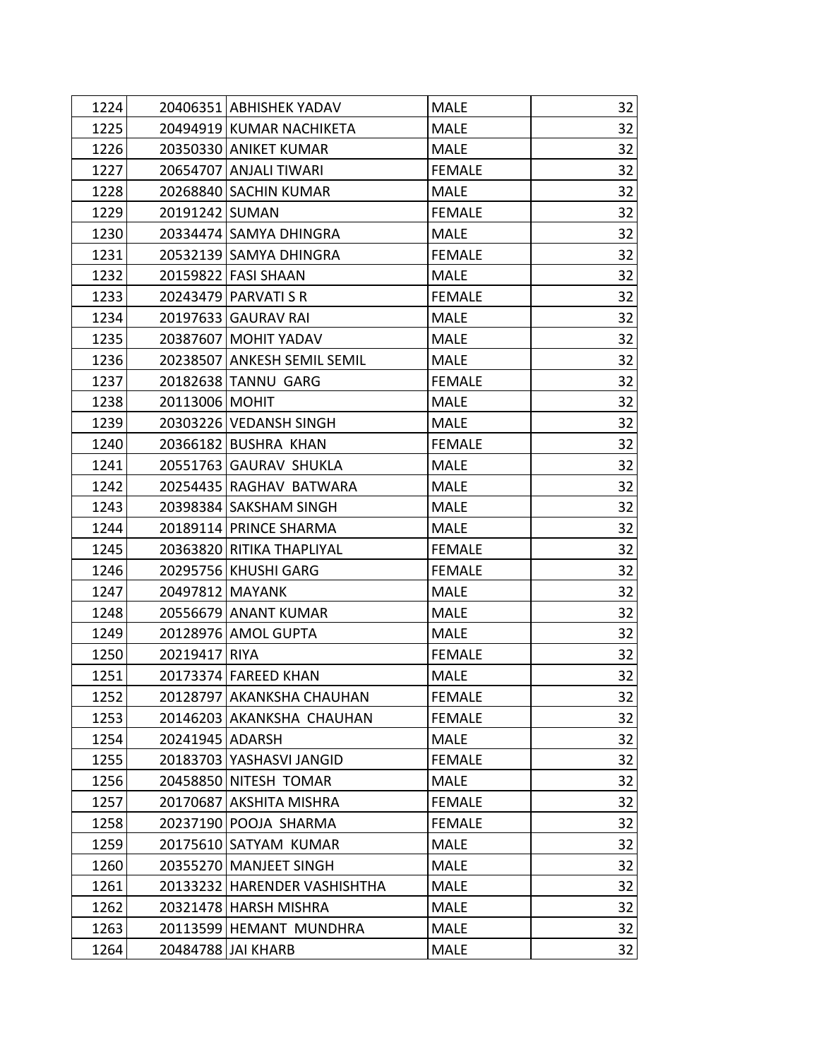| | | | | |
|---|---|---|---|---|
| 1224 | 20406351 | ABHISHEK YADAV | MALE | 32 |
| 1225 | 20494919 | KUMAR NACHIKETA | MALE | 32 |
| 1226 | 20350330 | ANIKET KUMAR | MALE | 32 |
| 1227 | 20654707 | ANJALI TIWARI | FEMALE | 32 |
| 1228 | 20268840 | SACHIN KUMAR | MALE | 32 |
| 1229 | 20191242 | SUMAN | FEMALE | 32 |
| 1230 | 20334474 | SAMYA DHINGRA | MALE | 32 |
| 1231 | 20532139 | SAMYA DHINGRA | FEMALE | 32 |
| 1232 | 20159822 | FASI SHAAN | MALE | 32 |
| 1233 | 20243479 | PARVATI S R | FEMALE | 32 |
| 1234 | 20197633 | GAURAV RAI | MALE | 32 |
| 1235 | 20387607 | MOHIT YADAV | MALE | 32 |
| 1236 | 20238507 | ANKESH SEMIL SEMIL | MALE | 32 |
| 1237 | 20182638 | TANNU GARG | FEMALE | 32 |
| 1238 | 20113006 | MOHIT | MALE | 32 |
| 1239 | 20303226 | VEDANSH SINGH | MALE | 32 |
| 1240 | 20366182 | BUSHRA KHAN | FEMALE | 32 |
| 1241 | 20551763 | GAURAV SHUKLA | MALE | 32 |
| 1242 | 20254435 | RAGHAV BATWARA | MALE | 32 |
| 1243 | 20398384 | SAKSHAM SINGH | MALE | 32 |
| 1244 | 20189114 | PRINCE SHARMA | MALE | 32 |
| 1245 | 20363820 | RITIKA THAPLIYAL | FEMALE | 32 |
| 1246 | 20295756 | KHUSHI GARG | FEMALE | 32 |
| 1247 | 20497812 | MAYANK | MALE | 32 |
| 1248 | 20556679 | ANANT KUMAR | MALE | 32 |
| 1249 | 20128976 | AMOL GUPTA | MALE | 32 |
| 1250 | 20219417 | RIYA | FEMALE | 32 |
| 1251 | 20173374 | FAREED KHAN | MALE | 32 |
| 1252 | 20128797 | AKANKSHA CHAUHAN | FEMALE | 32 |
| 1253 | 20146203 | AKANKSHA CHAUHAN | FEMALE | 32 |
| 1254 | 20241945 | ADARSH | MALE | 32 |
| 1255 | 20183703 | YASHASVI JANGID | FEMALE | 32 |
| 1256 | 20458850 | NITESH TOMAR | MALE | 32 |
| 1257 | 20170687 | AKSHITA MISHRA | FEMALE | 32 |
| 1258 | 20237190 | POOJA SHARMA | FEMALE | 32 |
| 1259 | 20175610 | SATYAM KUMAR | MALE | 32 |
| 1260 | 20355270 | MANJEET SINGH | MALE | 32 |
| 1261 | 20133232 | HARENDER VASHISHTHA | MALE | 32 |
| 1262 | 20321478 | HARSH MISHRA | MALE | 32 |
| 1263 | 20113599 | HEMANT MUNDHRA | MALE | 32 |
| 1264 | 20484788 | JAI KHARB | MALE | 32 |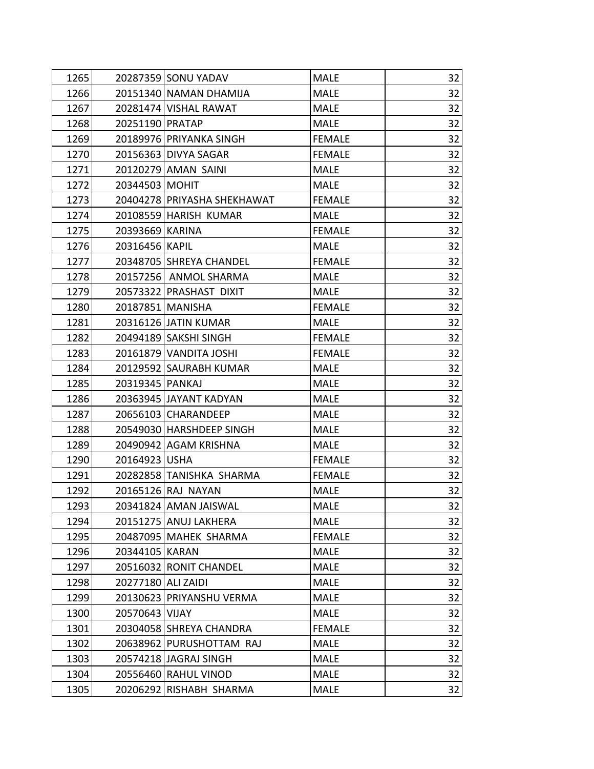| | | | | |
|---|---|---|---|---|
| 1265 | 20287359 | SONU YADAV | MALE | 32 |
| 1266 | 20151340 | NAMAN DHAMIJA | MALE | 32 |
| 1267 | 20281474 | VISHAL RAWAT | MALE | 32 |
| 1268 | 20251190 | PRATAP | MALE | 32 |
| 1269 | 20189976 | PRIYANKA SINGH | FEMALE | 32 |
| 1270 | 20156363 | DIVYA SAGAR | FEMALE | 32 |
| 1271 | 20120279 | AMAN SAINI | MALE | 32 |
| 1272 | 20344503 | MOHIT | MALE | 32 |
| 1273 | 20404278 | PRIYASHA SHEKHAWAT | FEMALE | 32 |
| 1274 | 20108559 | HARISH KUMAR | MALE | 32 |
| 1275 | 20393669 | KARINA | FEMALE | 32 |
| 1276 | 20316456 | KAPIL | MALE | 32 |
| 1277 | 20348705 | SHREYA CHANDEL | FEMALE | 32 |
| 1278 | 20157256 | ANMOL SHARMA | MALE | 32 |
| 1279 | 20573322 | PRASHAST DIXIT | MALE | 32 |
| 1280 | 20187851 | MANISHA | FEMALE | 32 |
| 1281 | 20316126 | JATIN KUMAR | MALE | 32 |
| 1282 | 20494189 | SAKSHI SINGH | FEMALE | 32 |
| 1283 | 20161879 | VANDITA JOSHI | FEMALE | 32 |
| 1284 | 20129592 | SAURABH KUMAR | MALE | 32 |
| 1285 | 20319345 | PANKAJ | MALE | 32 |
| 1286 | 20363945 | JAYANT KADYAN | MALE | 32 |
| 1287 | 20656103 | CHARANDEEP | MALE | 32 |
| 1288 | 20549030 | HARSHDEEP SINGH | MALE | 32 |
| 1289 | 20490942 | AGAM KRISHNA | MALE | 32 |
| 1290 | 20164923 | USHA | FEMALE | 32 |
| 1291 | 20282858 | TANISHKA SHARMA | FEMALE | 32 |
| 1292 | 20165126 | RAJ NAYAN | MALE | 32 |
| 1293 | 20341824 | AMAN JAISWAL | MALE | 32 |
| 1294 | 20151275 | ANUJ LAKHERA | MALE | 32 |
| 1295 | 20487095 | MAHEK SHARMA | FEMALE | 32 |
| 1296 | 20344105 | KARAN | MALE | 32 |
| 1297 | 20516032 | RONIT CHANDEL | MALE | 32 |
| 1298 | 20277180 | ALI ZAIDI | MALE | 32 |
| 1299 | 20130623 | PRIYANSHU VERMA | MALE | 32 |
| 1300 | 20570643 | VIJAY | MALE | 32 |
| 1301 | 20304058 | SHREYA CHANDRA | FEMALE | 32 |
| 1302 | 20638962 | PURUSHOTTAM RAJ | MALE | 32 |
| 1303 | 20574218 | JAGRAJ SINGH | MALE | 32 |
| 1304 | 20556460 | RAHUL VINOD | MALE | 32 |
| 1305 | 20206292 | RISHABH SHARMA | MALE | 32 |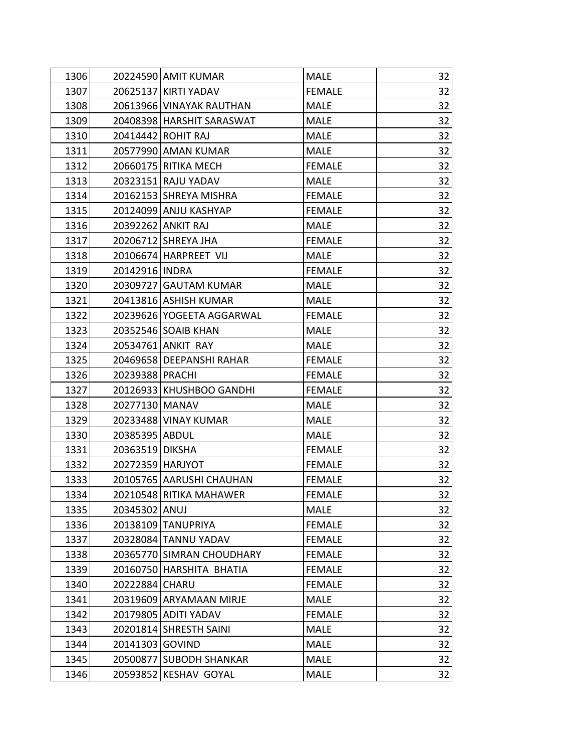| | | | | |
|---|---|---|---|---|
| 1306 | 20224590 | AMIT KUMAR | MALE | 32 |
| 1307 | 20625137 | KIRTI YADAV | FEMALE | 32 |
| 1308 | 20613966 | VINAYAK RAUTHAN | MALE | 32 |
| 1309 | 20408398 | HARSHIT SARASWAT | MALE | 32 |
| 1310 | 20414442 | ROHIT RAJ | MALE | 32 |
| 1311 | 20577990 | AMAN KUMAR | MALE | 32 |
| 1312 | 20660175 | RITIKA MECH | FEMALE | 32 |
| 1313 | 20323151 | RAJU YADAV | MALE | 32 |
| 1314 | 20162153 | SHREYA MISHRA | FEMALE | 32 |
| 1315 | 20124099 | ANJU KASHYAP | FEMALE | 32 |
| 1316 | 20392262 | ANKIT RAJ | MALE | 32 |
| 1317 | 20206712 | SHREYA JHA | FEMALE | 32 |
| 1318 | 20106674 | HARPREET VIJ | MALE | 32 |
| 1319 | 20142916 | INDRA | FEMALE | 32 |
| 1320 | 20309727 | GAUTAM KUMAR | MALE | 32 |
| 1321 | 20413816 | ASHISH KUMAR | MALE | 32 |
| 1322 | 20239626 | YOGEETA AGGARWAL | FEMALE | 32 |
| 1323 | 20352546 | SOAIB KHAN | MALE | 32 |
| 1324 | 20534761 | ANKIT RAY | MALE | 32 |
| 1325 | 20469658 | DEEPANSHI RAHAR | FEMALE | 32 |
| 1326 | 20239388 | PRACHI | FEMALE | 32 |
| 1327 | 20126933 | KHUSHBOO GANDHI | FEMALE | 32 |
| 1328 | 20277130 | MANAV | MALE | 32 |
| 1329 | 20233488 | VINAY KUMAR | MALE | 32 |
| 1330 | 20385395 | ABDUL | MALE | 32 |
| 1331 | 20363519 | DIKSHA | FEMALE | 32 |
| 1332 | 20272359 | HARJYOT | FEMALE | 32 |
| 1333 | 20105765 | AARUSHI CHAUHAN | FEMALE | 32 |
| 1334 | 20210548 | RITIKA MAHAWER | FEMALE | 32 |
| 1335 | 20345302 | ANUJ | MALE | 32 |
| 1336 | 20138109 | TANUPRIYA | FEMALE | 32 |
| 1337 | 20328084 | TANNU YADAV | FEMALE | 32 |
| 1338 | 20365770 | SIMRAN CHOUDHARY | FEMALE | 32 |
| 1339 | 20160750 | HARSHITA BHATIA | FEMALE | 32 |
| 1340 | 20222884 | CHARU | FEMALE | 32 |
| 1341 | 20319609 | ARYAMAAN MIRJE | MALE | 32 |
| 1342 | 20179805 | ADITI YADAV | FEMALE | 32 |
| 1343 | 20201814 | SHRESTH SAINI | MALE | 32 |
| 1344 | 20141303 | GOVIND | MALE | 32 |
| 1345 | 20500877 | SUBODH SHANKAR | MALE | 32 |
| 1346 | 20593852 | KESHAV GOYAL | MALE | 32 |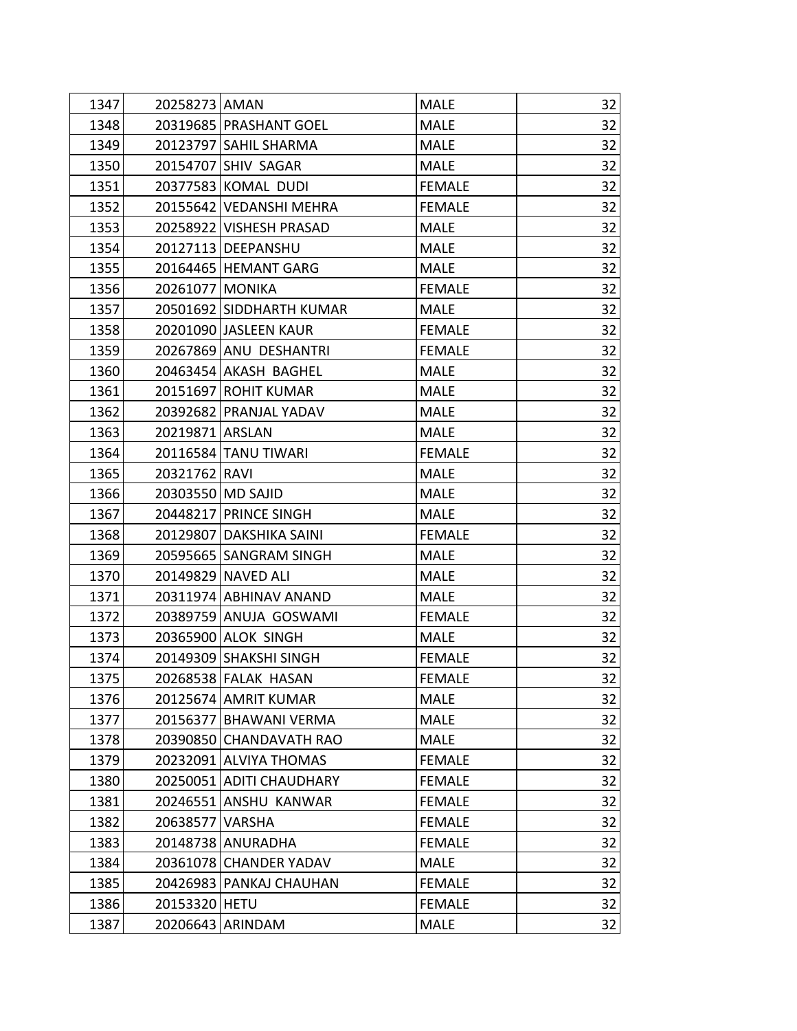| | | | | |
|---|---|---|---|---|
| 1347 | 20258273 | AMAN | MALE | 32 |
| 1348 | 20319685 | PRASHANT GOEL | MALE | 32 |
| 1349 | 20123797 | SAHIL SHARMA | MALE | 32 |
| 1350 | 20154707 | SHIV SAGAR | MALE | 32 |
| 1351 | 20377583 | KOMAL DUDI | FEMALE | 32 |
| 1352 | 20155642 | VEDANSHI MEHRA | FEMALE | 32 |
| 1353 | 20258922 | VISHESH PRASAD | MALE | 32 |
| 1354 | 20127113 | DEEPANSHU | MALE | 32 |
| 1355 | 20164465 | HEMANT GARG | MALE | 32 |
| 1356 | 20261077 | MONIKA | FEMALE | 32 |
| 1357 | 20501692 | SIDDHARTH KUMAR | MALE | 32 |
| 1358 | 20201090 | JASLEEN KAUR | FEMALE | 32 |
| 1359 | 20267869 | ANU DESHANTRI | FEMALE | 32 |
| 1360 | 20463454 | AKASH BAGHEL | MALE | 32 |
| 1361 | 20151697 | ROHIT KUMAR | MALE | 32 |
| 1362 | 20392682 | PRANJAL YADAV | MALE | 32 |
| 1363 | 20219871 | ARSLAN | MALE | 32 |
| 1364 | 20116584 | TANU TIWARI | FEMALE | 32 |
| 1365 | 20321762 | RAVI | MALE | 32 |
| 1366 | 20303550 | MD SAJID | MALE | 32 |
| 1367 | 20448217 | PRINCE SINGH | MALE | 32 |
| 1368 | 20129807 | DAKSHIKA SAINI | FEMALE | 32 |
| 1369 | 20595665 | SANGRAM SINGH | MALE | 32 |
| 1370 | 20149829 | NAVED ALI | MALE | 32 |
| 1371 | 20311974 | ABHINAV ANAND | MALE | 32 |
| 1372 | 20389759 | ANUJA GOSWAMI | FEMALE | 32 |
| 1373 | 20365900 | ALOK SINGH | MALE | 32 |
| 1374 | 20149309 | SHAKSHI SINGH | FEMALE | 32 |
| 1375 | 20268538 | FALAK HASAN | FEMALE | 32 |
| 1376 | 20125674 | AMRIT KUMAR | MALE | 32 |
| 1377 | 20156377 | BHAWANI VERMA | MALE | 32 |
| 1378 | 20390850 | CHANDAVATH RAO | MALE | 32 |
| 1379 | 20232091 | ALVIYA THOMAS | FEMALE | 32 |
| 1380 | 20250051 | ADITI CHAUDHARY | FEMALE | 32 |
| 1381 | 20246551 | ANSHU KANWAR | FEMALE | 32 |
| 1382 | 20638577 | VARSHA | FEMALE | 32 |
| 1383 | 20148738 | ANURADHA | FEMALE | 32 |
| 1384 | 20361078 | CHANDER YADAV | MALE | 32 |
| 1385 | 20426983 | PANKAJ CHAUHAN | FEMALE | 32 |
| 1386 | 20153320 | HETU | FEMALE | 32 |
| 1387 | 20206643 | ARINDAM | MALE | 32 |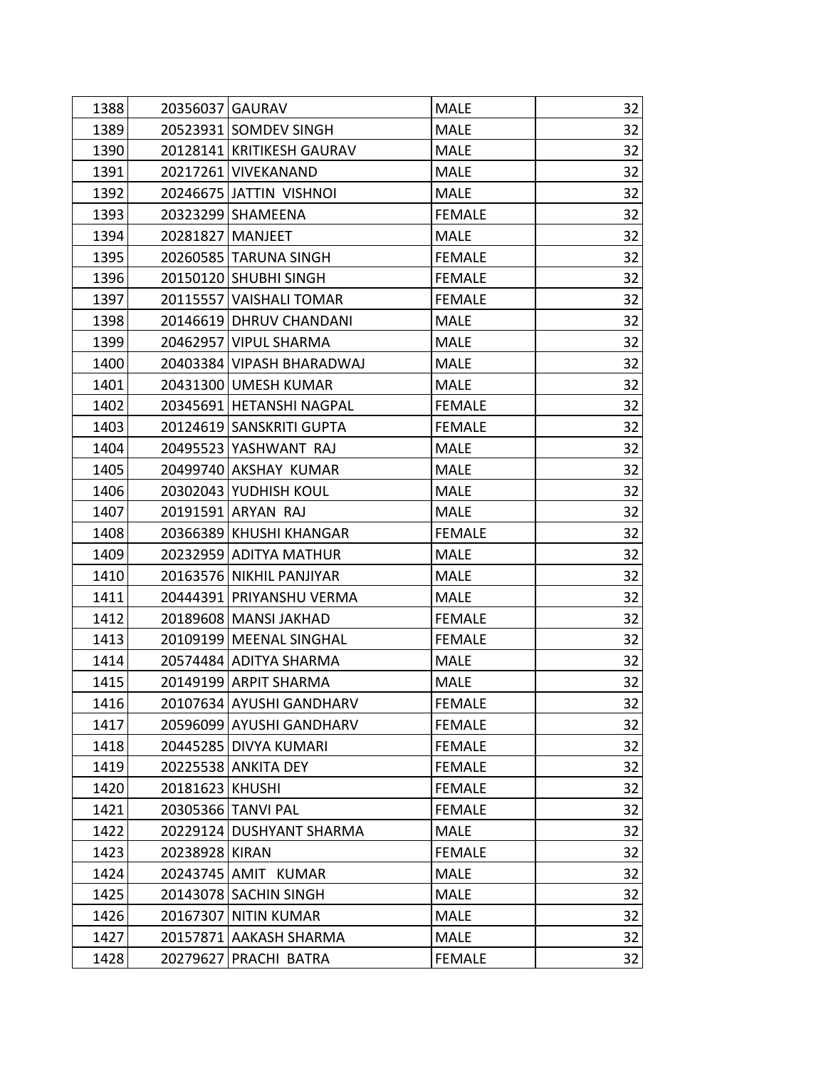| | | | | |
|---|---|---|---|---|
| 1388 | 20356037 | GAURAV | MALE | 32 |
| 1389 | 20523931 | SOMDEV SINGH | MALE | 32 |
| 1390 | 20128141 | KRITIKESH GAURAV | MALE | 32 |
| 1391 | 20217261 | VIVEKANAND | MALE | 32 |
| 1392 | 20246675 | JATTIN VISHNOI | MALE | 32 |
| 1393 | 20323299 | SHAMEENA | FEMALE | 32 |
| 1394 | 20281827 | MANJEET | MALE | 32 |
| 1395 | 20260585 | TARUNA SINGH | FEMALE | 32 |
| 1396 | 20150120 | SHUBHI SINGH | FEMALE | 32 |
| 1397 | 20115557 | VAISHALI TOMAR | FEMALE | 32 |
| 1398 | 20146619 | DHRUV CHANDANI | MALE | 32 |
| 1399 | 20462957 | VIPUL SHARMA | MALE | 32 |
| 1400 | 20403384 | VIPASH BHARADWAJ | MALE | 32 |
| 1401 | 20431300 | UMESH KUMAR | MALE | 32 |
| 1402 | 20345691 | HETANSHI NAGPAL | FEMALE | 32 |
| 1403 | 20124619 | SANSKRITI GUPTA | FEMALE | 32 |
| 1404 | 20495523 | YASHWANT RAJ | MALE | 32 |
| 1405 | 20499740 | AKSHAY KUMAR | MALE | 32 |
| 1406 | 20302043 | YUDHISH KOUL | MALE | 32 |
| 1407 | 20191591 | ARYAN RAJ | MALE | 32 |
| 1408 | 20366389 | KHUSHI KHANGAR | FEMALE | 32 |
| 1409 | 20232959 | ADITYA MATHUR | MALE | 32 |
| 1410 | 20163576 | NIKHIL PANJIYAR | MALE | 32 |
| 1411 | 20444391 | PRIYANSHU VERMA | MALE | 32 |
| 1412 | 20189608 | MANSI JAKHAD | FEMALE | 32 |
| 1413 | 20109199 | MEENAL SINGHAL | FEMALE | 32 |
| 1414 | 20574484 | ADITYA SHARMA | MALE | 32 |
| 1415 | 20149199 | ARPIT SHARMA | MALE | 32 |
| 1416 | 20107634 | AYUSHI GANDHARV | FEMALE | 32 |
| 1417 | 20596099 | AYUSHI GANDHARV | FEMALE | 32 |
| 1418 | 20445285 | DIVYA KUMARI | FEMALE | 32 |
| 1419 | 20225538 | ANKITA DEY | FEMALE | 32 |
| 1420 | 20181623 | KHUSHI | FEMALE | 32 |
| 1421 | 20305366 | TANVI PAL | FEMALE | 32 |
| 1422 | 20229124 | DUSHYANT SHARMA | MALE | 32 |
| 1423 | 20238928 | KIRAN | FEMALE | 32 |
| 1424 | 20243745 | AMIT KUMAR | MALE | 32 |
| 1425 | 20143078 | SACHIN SINGH | MALE | 32 |
| 1426 | 20167307 | NITIN KUMAR | MALE | 32 |
| 1427 | 20157871 | AAKASH SHARMA | MALE | 32 |
| 1428 | 20279627 | PRACHI BATRA | FEMALE | 32 |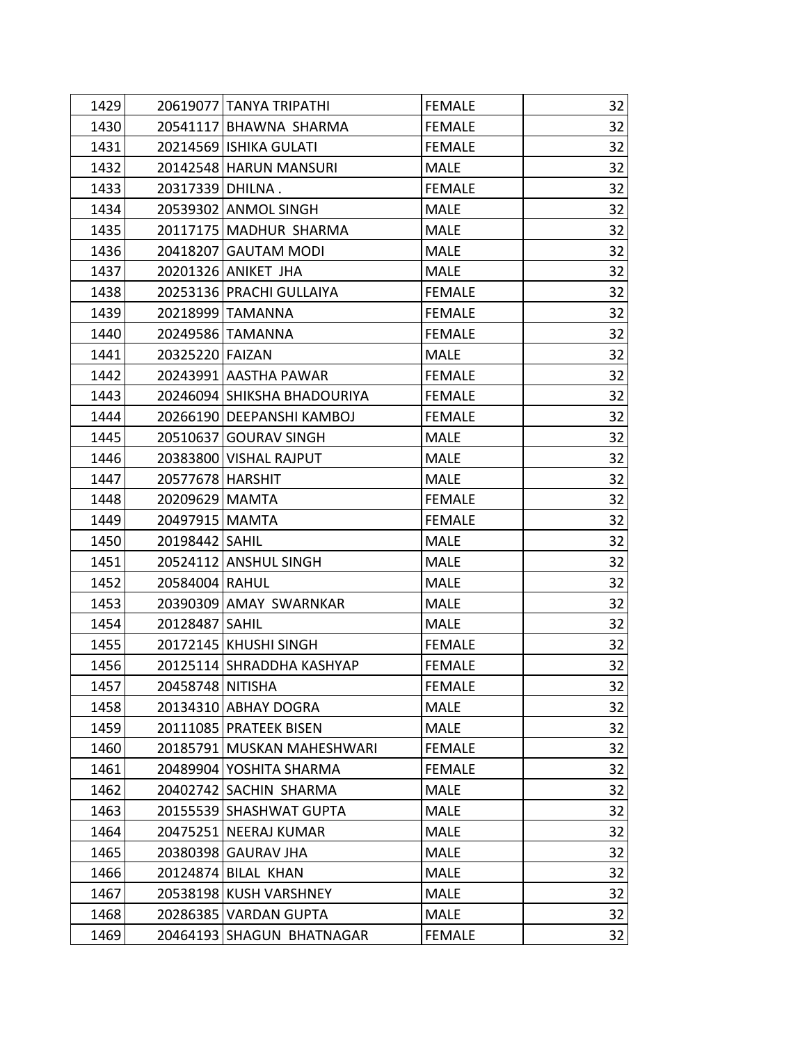| | | | | |
|---|---|---|---|---|
| 1429 | 20619077 | TANYA TRIPATHI | FEMALE | 32 |
| 1430 | 20541117 | BHAWNA SHARMA | FEMALE | 32 |
| 1431 | 20214569 | ISHIKA GULATI | FEMALE | 32 |
| 1432 | 20142548 | HARUN MANSURI | MALE | 32 |
| 1433 | 20317339 | DHILNA . | FEMALE | 32 |
| 1434 | 20539302 | ANMOL SINGH | MALE | 32 |
| 1435 | 20117175 | MADHUR SHARMA | MALE | 32 |
| 1436 | 20418207 | GAUTAM MODI | MALE | 32 |
| 1437 | 20201326 | ANIKET JHA | MALE | 32 |
| 1438 | 20253136 | PRACHI GULLAIYA | FEMALE | 32 |
| 1439 | 20218999 | TAMANNA | FEMALE | 32 |
| 1440 | 20249586 | TAMANNA | FEMALE | 32 |
| 1441 | 20325220 | FAIZAN | MALE | 32 |
| 1442 | 20243991 | AASTHA PAWAR | FEMALE | 32 |
| 1443 | 20246094 | SHIKSHA BHADOURIYA | FEMALE | 32 |
| 1444 | 20266190 | DEEPANSHI KAMBOJ | FEMALE | 32 |
| 1445 | 20510637 | GOURAV SINGH | MALE | 32 |
| 1446 | 20383800 | VISHAL RAJPUT | MALE | 32 |
| 1447 | 20577678 | HARSHIT | MALE | 32 |
| 1448 | 20209629 | MAMTA | FEMALE | 32 |
| 1449 | 20497915 | MAMTA | FEMALE | 32 |
| 1450 | 20198442 | SAHIL | MALE | 32 |
| 1451 | 20524112 | ANSHUL SINGH | MALE | 32 |
| 1452 | 20584004 | RAHUL | MALE | 32 |
| 1453 | 20390309 | AMAY SWARNKAR | MALE | 32 |
| 1454 | 20128487 | SAHIL | MALE | 32 |
| 1455 | 20172145 | KHUSHI SINGH | FEMALE | 32 |
| 1456 | 20125114 | SHRADDHA KASHYAP | FEMALE | 32 |
| 1457 | 20458748 | NITISHA | FEMALE | 32 |
| 1458 | 20134310 | ABHAY DOGRA | MALE | 32 |
| 1459 | 20111085 | PRATEEK BISEN | MALE | 32 |
| 1460 | 20185791 | MUSKAN MAHESHWARI | FEMALE | 32 |
| 1461 | 20489904 | YOSHITA SHARMA | FEMALE | 32 |
| 1462 | 20402742 | SACHIN SHARMA | MALE | 32 |
| 1463 | 20155539 | SHASHWAT GUPTA | MALE | 32 |
| 1464 | 20475251 | NEERAJ KUMAR | MALE | 32 |
| 1465 | 20380398 | GAURAV JHA | MALE | 32 |
| 1466 | 20124874 | BILAL KHAN | MALE | 32 |
| 1467 | 20538198 | KUSH VARSHNEY | MALE | 32 |
| 1468 | 20286385 | VARDAN GUPTA | MALE | 32 |
| 1469 | 20464193 | SHAGUN BHATNAGAR | FEMALE | 32 |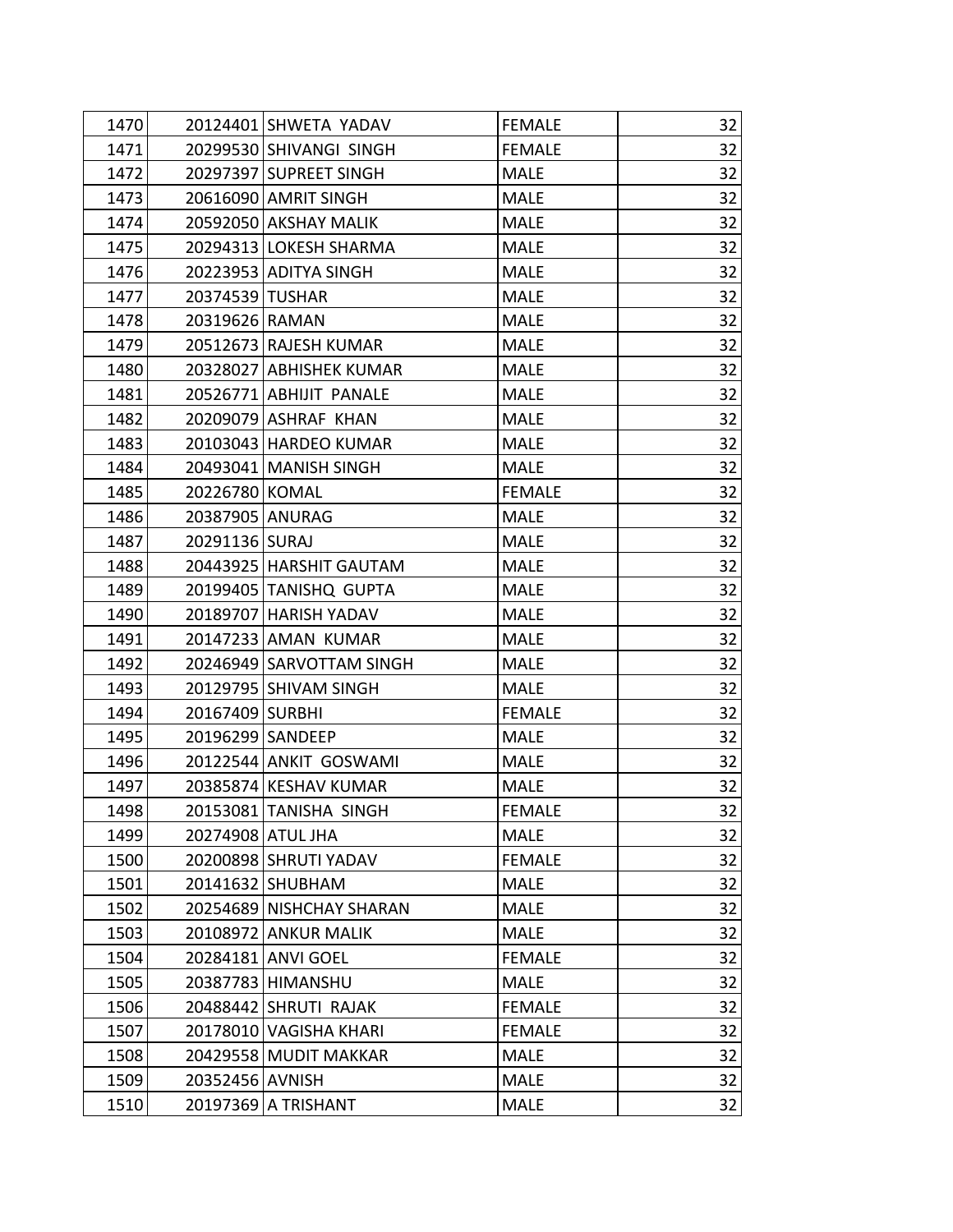| | | | | |
|---|---|---|---|---|
| 1470 | 20124401 | SHWETA YADAV | FEMALE | 32 |
| 1471 | 20299530 | SHIVANGI SINGH | FEMALE | 32 |
| 1472 | 20297397 | SUPREET SINGH | MALE | 32 |
| 1473 | 20616090 | AMRIT SINGH | MALE | 32 |
| 1474 | 20592050 | AKSHAY MALIK | MALE | 32 |
| 1475 | 20294313 | LOKESH SHARMA | MALE | 32 |
| 1476 | 20223953 | ADITYA SINGH | MALE | 32 |
| 1477 | 20374539 | TUSHAR | MALE | 32 |
| 1478 | 20319626 | RAMAN | MALE | 32 |
| 1479 | 20512673 | RAJESH KUMAR | MALE | 32 |
| 1480 | 20328027 | ABHISHEK KUMAR | MALE | 32 |
| 1481 | 20526771 | ABHIJIT PANALE | MALE | 32 |
| 1482 | 20209079 | ASHRAF KHAN | MALE | 32 |
| 1483 | 20103043 | HARDEO KUMAR | MALE | 32 |
| 1484 | 20493041 | MANISH SINGH | MALE | 32 |
| 1485 | 20226780 | KOMAL | FEMALE | 32 |
| 1486 | 20387905 | ANURAG | MALE | 32 |
| 1487 | 20291136 | SURAJ | MALE | 32 |
| 1488 | 20443925 | HARSHIT GAUTAM | MALE | 32 |
| 1489 | 20199405 | TANISHQ GUPTA | MALE | 32 |
| 1490 | 20189707 | HARISH YADAV | MALE | 32 |
| 1491 | 20147233 | AMAN KUMAR | MALE | 32 |
| 1492 | 20246949 | SARVOTTAM SINGH | MALE | 32 |
| 1493 | 20129795 | SHIVAM SINGH | MALE | 32 |
| 1494 | 20167409 | SURBHI | FEMALE | 32 |
| 1495 | 20196299 | SANDEEP | MALE | 32 |
| 1496 | 20122544 | ANKIT GOSWAMI | MALE | 32 |
| 1497 | 20385874 | KESHAV KUMAR | MALE | 32 |
| 1498 | 20153081 | TANISHA SINGH | FEMALE | 32 |
| 1499 | 20274908 | ATUL JHA | MALE | 32 |
| 1500 | 20200898 | SHRUTI YADAV | FEMALE | 32 |
| 1501 | 20141632 | SHUBHAM | MALE | 32 |
| 1502 | 20254689 | NISHCHAY SHARAN | MALE | 32 |
| 1503 | 20108972 | ANKUR MALIK | MALE | 32 |
| 1504 | 20284181 | ANVI GOEL | FEMALE | 32 |
| 1505 | 20387783 | HIMANSHU | MALE | 32 |
| 1506 | 20488442 | SHRUTI RAJAK | FEMALE | 32 |
| 1507 | 20178010 | VAGISHA KHARI | FEMALE | 32 |
| 1508 | 20429558 | MUDIT MAKKAR | MALE | 32 |
| 1509 | 20352456 | AVNISH | MALE | 32 |
| 1510 | 20197369 | A TRISHANT | MALE | 32 |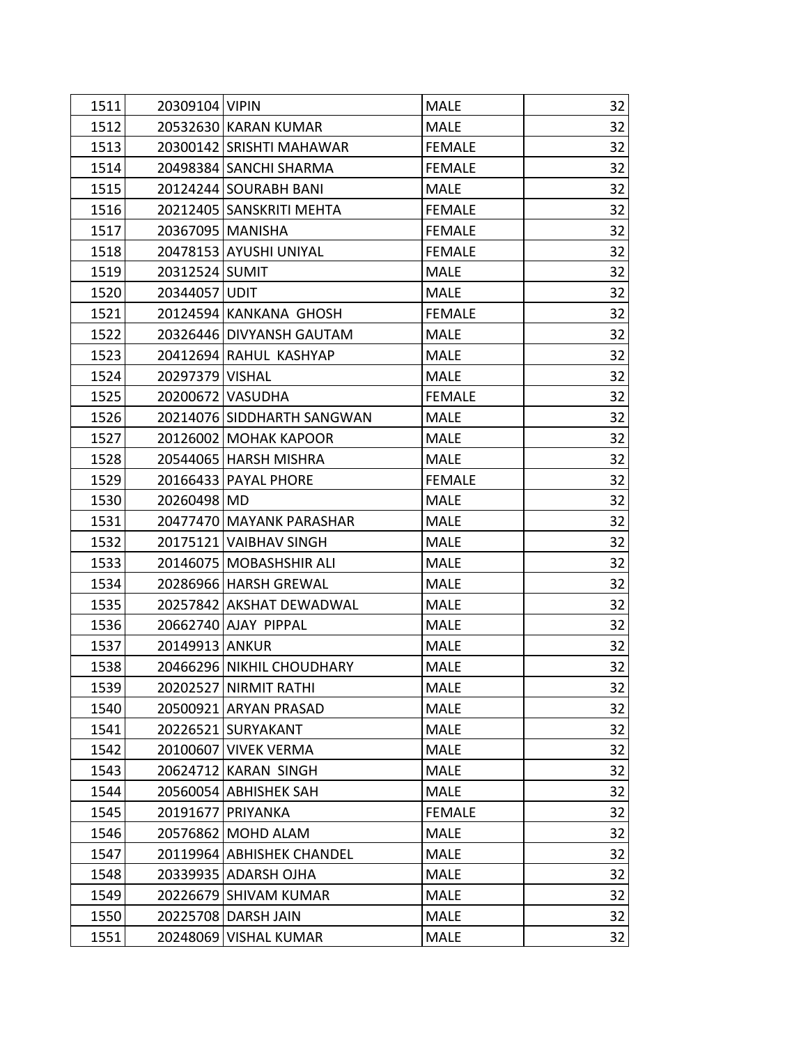| | | | | |
|---|---|---|---|---|
| 1511 | 20309104 | VIPIN | MALE | 32 |
| 1512 | 20532630 | KARAN KUMAR | MALE | 32 |
| 1513 | 20300142 | SRISHTI MAHAWAR | FEMALE | 32 |
| 1514 | 20498384 | SANCHI SHARMA | FEMALE | 32 |
| 1515 | 20124244 | SOURABH BANI | MALE | 32 |
| 1516 | 20212405 | SANSKRITI MEHTA | FEMALE | 32 |
| 1517 | 20367095 | MANISHA | FEMALE | 32 |
| 1518 | 20478153 | AYUSHI UNIYAL | FEMALE | 32 |
| 1519 | 20312524 | SUMIT | MALE | 32 |
| 1520 | 20344057 | UDIT | MALE | 32 |
| 1521 | 20124594 | KANKANA GHOSH | FEMALE | 32 |
| 1522 | 20326446 | DIVYANSH GAUTAM | MALE | 32 |
| 1523 | 20412694 | RAHUL KASHYAP | MALE | 32 |
| 1524 | 20297379 | VISHAL | MALE | 32 |
| 1525 | 20200672 | VASUDHA | FEMALE | 32 |
| 1526 | 20214076 | SIDDHARTH SANGWAN | MALE | 32 |
| 1527 | 20126002 | MOHAK KAPOOR | MALE | 32 |
| 1528 | 20544065 | HARSH MISHRA | MALE | 32 |
| 1529 | 20166433 | PAYAL PHORE | FEMALE | 32 |
| 1530 | 20260498 | MD | MALE | 32 |
| 1531 | 20477470 | MAYANK PARASHAR | MALE | 32 |
| 1532 | 20175121 | VAIBHAV SINGH | MALE | 32 |
| 1533 | 20146075 | MOBASHSHIR ALI | MALE | 32 |
| 1534 | 20286966 | HARSH GREWAL | MALE | 32 |
| 1535 | 20257842 | AKSHAT DEWADWAL | MALE | 32 |
| 1536 | 20662740 | AJAY PIPPAL | MALE | 32 |
| 1537 | 20149913 | ANKUR | MALE | 32 |
| 1538 | 20466296 | NIKHIL CHOUDHARY | MALE | 32 |
| 1539 | 20202527 | NIRMIT RATHI | MALE | 32 |
| 1540 | 20500921 | ARYAN PRASAD | MALE | 32 |
| 1541 | 20226521 | SURYAKANT | MALE | 32 |
| 1542 | 20100607 | VIVEK VERMA | MALE | 32 |
| 1543 | 20624712 | KARAN SINGH | MALE | 32 |
| 1544 | 20560054 | ABHISHEK SAH | MALE | 32 |
| 1545 | 20191677 | PRIYANKA | FEMALE | 32 |
| 1546 | 20576862 | MOHD ALAM | MALE | 32 |
| 1547 | 20119964 | ABHISHEK CHANDEL | MALE | 32 |
| 1548 | 20339935 | ADARSH OJHA | MALE | 32 |
| 1549 | 20226679 | SHIVAM KUMAR | MALE | 32 |
| 1550 | 20225708 | DARSH JAIN | MALE | 32 |
| 1551 | 20248069 | VISHAL KUMAR | MALE | 32 |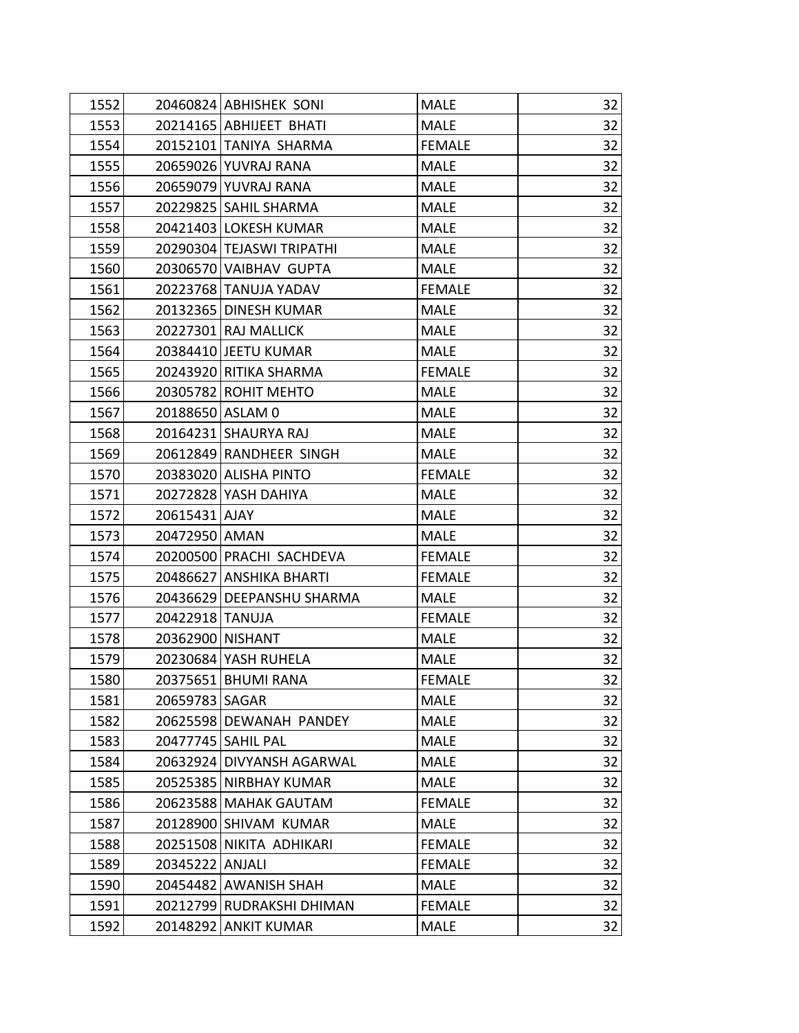| | | | | |
|---|---|---|---|---|
| 1552 | 20460824 | ABHISHEK SONI | MALE | 32 |
| 1553 | 20214165 | ABHIJEET BHATI | MALE | 32 |
| 1554 | 20152101 | TANIYA SHARMA | FEMALE | 32 |
| 1555 | 20659026 | YUVRAJ RANA | MALE | 32 |
| 1556 | 20659079 | YUVRAJ RANA | MALE | 32 |
| 1557 | 20229825 | SAHIL SHARMA | MALE | 32 |
| 1558 | 20421403 | LOKESH KUMAR | MALE | 32 |
| 1559 | 20290304 | TEJASWI TRIPATHI | MALE | 32 |
| 1560 | 20306570 | VAIBHAV GUPTA | MALE | 32 |
| 1561 | 20223768 | TANUJA YADAV | FEMALE | 32 |
| 1562 | 20132365 | DINESH KUMAR | MALE | 32 |
| 1563 | 20227301 | RAJ MALLICK | MALE | 32 |
| 1564 | 20384410 | JEETU KUMAR | MALE | 32 |
| 1565 | 20243920 | RITIKA SHARMA | FEMALE | 32 |
| 1566 | 20305782 | ROHIT MEHTO | MALE | 32 |
| 1567 | 20188650 | ASLAM 0 | MALE | 32 |
| 1568 | 20164231 | SHAURYA RAJ | MALE | 32 |
| 1569 | 20612849 | RANDHEER SINGH | MALE | 32 |
| 1570 | 20383020 | ALISHA PINTO | FEMALE | 32 |
| 1571 | 20272828 | YASH DAHIYA | MALE | 32 |
| 1572 | 20615431 | AJAY | MALE | 32 |
| 1573 | 20472950 | AMAN | MALE | 32 |
| 1574 | 20200500 | PRACHI SACHDEVA | FEMALE | 32 |
| 1575 | 20486627 | ANSHIKA BHARTI | FEMALE | 32 |
| 1576 | 20436629 | DEEPANSHU SHARMA | MALE | 32 |
| 1577 | 20422918 | TANUJA | FEMALE | 32 |
| 1578 | 20362900 | NISHANT | MALE | 32 |
| 1579 | 20230684 | YASH RUHELA | MALE | 32 |
| 1580 | 20375651 | BHUMI RANA | FEMALE | 32 |
| 1581 | 20659783 | SAGAR | MALE | 32 |
| 1582 | 20625598 | DEWANAH PANDEY | MALE | 32 |
| 1583 | 20477745 | SAHIL PAL | MALE | 32 |
| 1584 | 20632924 | DIVYANSH AGARWAL | MALE | 32 |
| 1585 | 20525385 | NIRBHAY KUMAR | MALE | 32 |
| 1586 | 20623588 | MAHAK GAUTAM | FEMALE | 32 |
| 1587 | 20128900 | SHIVAM KUMAR | MALE | 32 |
| 1588 | 20251508 | NIKITA ADHIKARI | FEMALE | 32 |
| 1589 | 20345222 | ANJALI | FEMALE | 32 |
| 1590 | 20454482 | AWANISH SHAH | MALE | 32 |
| 1591 | 20212799 | RUDRAKSHI DHIMAN | FEMALE | 32 |
| 1592 | 20148292 | ANKIT KUMAR | MALE | 32 |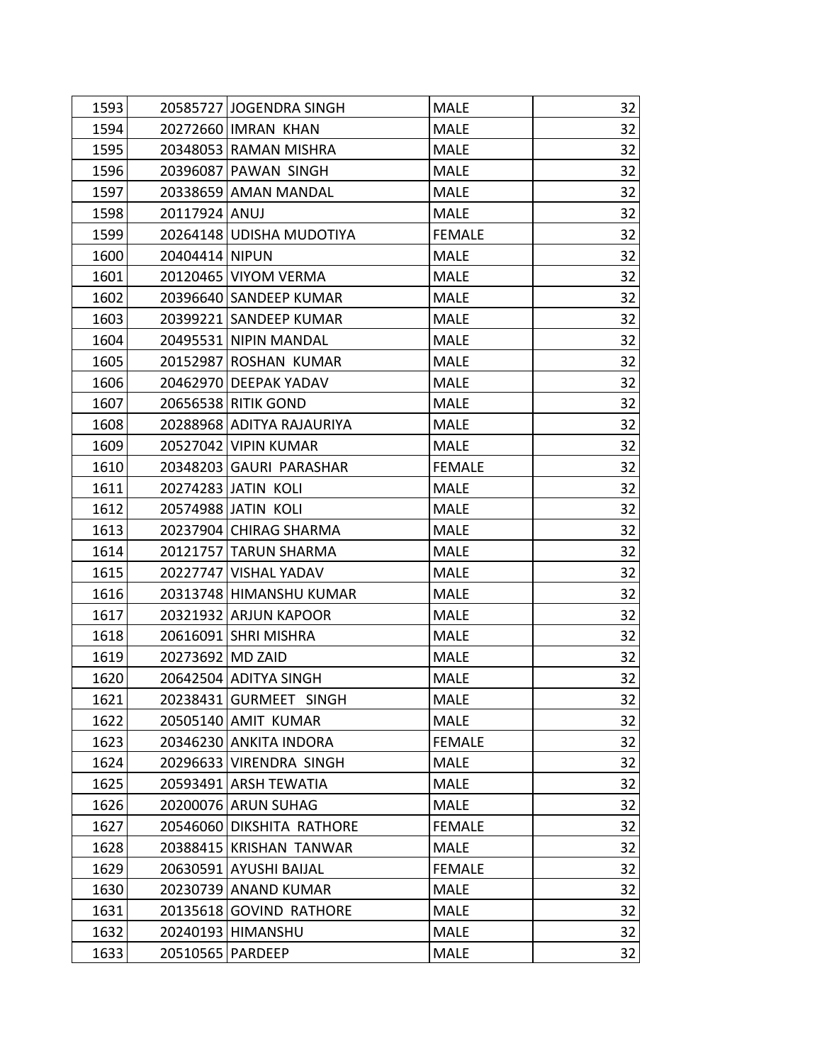| | | | | |
|---|---|---|---|---|
| 1593 | 20585727 | JOGENDRA SINGH | MALE | 32 |
| 1594 | 20272660 | IMRAN KHAN | MALE | 32 |
| 1595 | 20348053 | RAMAN MISHRA | MALE | 32 |
| 1596 | 20396087 | PAWAN SINGH | MALE | 32 |
| 1597 | 20338659 | AMAN MANDAL | MALE | 32 |
| 1598 | 20117924 | ANUJ | MALE | 32 |
| 1599 | 20264148 | UDISHA MUDOTIYA | FEMALE | 32 |
| 1600 | 20404414 | NIPUN | MALE | 32 |
| 1601 | 20120465 | VIYOM VERMA | MALE | 32 |
| 1602 | 20396640 | SANDEEP KUMAR | MALE | 32 |
| 1603 | 20399221 | SANDEEP KUMAR | MALE | 32 |
| 1604 | 20495531 | NIPIN MANDAL | MALE | 32 |
| 1605 | 20152987 | ROSHAN KUMAR | MALE | 32 |
| 1606 | 20462970 | DEEPAK YADAV | MALE | 32 |
| 1607 | 20656538 | RITIK GOND | MALE | 32 |
| 1608 | 20288968 | ADITYA RAJAURIYA | MALE | 32 |
| 1609 | 20527042 | VIPIN KUMAR | MALE | 32 |
| 1610 | 20348203 | GAURI PARASHAR | FEMALE | 32 |
| 1611 | 20274283 | JATIN KOLI | MALE | 32 |
| 1612 | 20574988 | JATIN KOLI | MALE | 32 |
| 1613 | 20237904 | CHIRAG SHARMA | MALE | 32 |
| 1614 | 20121757 | TARUN SHARMA | MALE | 32 |
| 1615 | 20227747 | VISHAL YADAV | MALE | 32 |
| 1616 | 20313748 | HIMANSHU KUMAR | MALE | 32 |
| 1617 | 20321932 | ARJUN KAPOOR | MALE | 32 |
| 1618 | 20616091 | SHRI MISHRA | MALE | 32 |
| 1619 | 20273692 | MD ZAID | MALE | 32 |
| 1620 | 20642504 | ADITYA SINGH | MALE | 32 |
| 1621 | 20238431 | GURMEET SINGH | MALE | 32 |
| 1622 | 20505140 | AMIT KUMAR | MALE | 32 |
| 1623 | 20346230 | ANKITA INDORA | FEMALE | 32 |
| 1624 | 20296633 | VIRENDRA SINGH | MALE | 32 |
| 1625 | 20593491 | ARSH TEWATIA | MALE | 32 |
| 1626 | 20200076 | ARUN SUHAG | MALE | 32 |
| 1627 | 20546060 | DIKSHITA RATHORE | FEMALE | 32 |
| 1628 | 20388415 | KRISHAN TANWAR | MALE | 32 |
| 1629 | 20630591 | AYUSHI BAIJAL | FEMALE | 32 |
| 1630 | 20230739 | ANAND KUMAR | MALE | 32 |
| 1631 | 20135618 | GOVIND RATHORE | MALE | 32 |
| 1632 | 20240193 | HIMANSHU | MALE | 32 |
| 1633 | 20510565 | PARDEEP | MALE | 32 |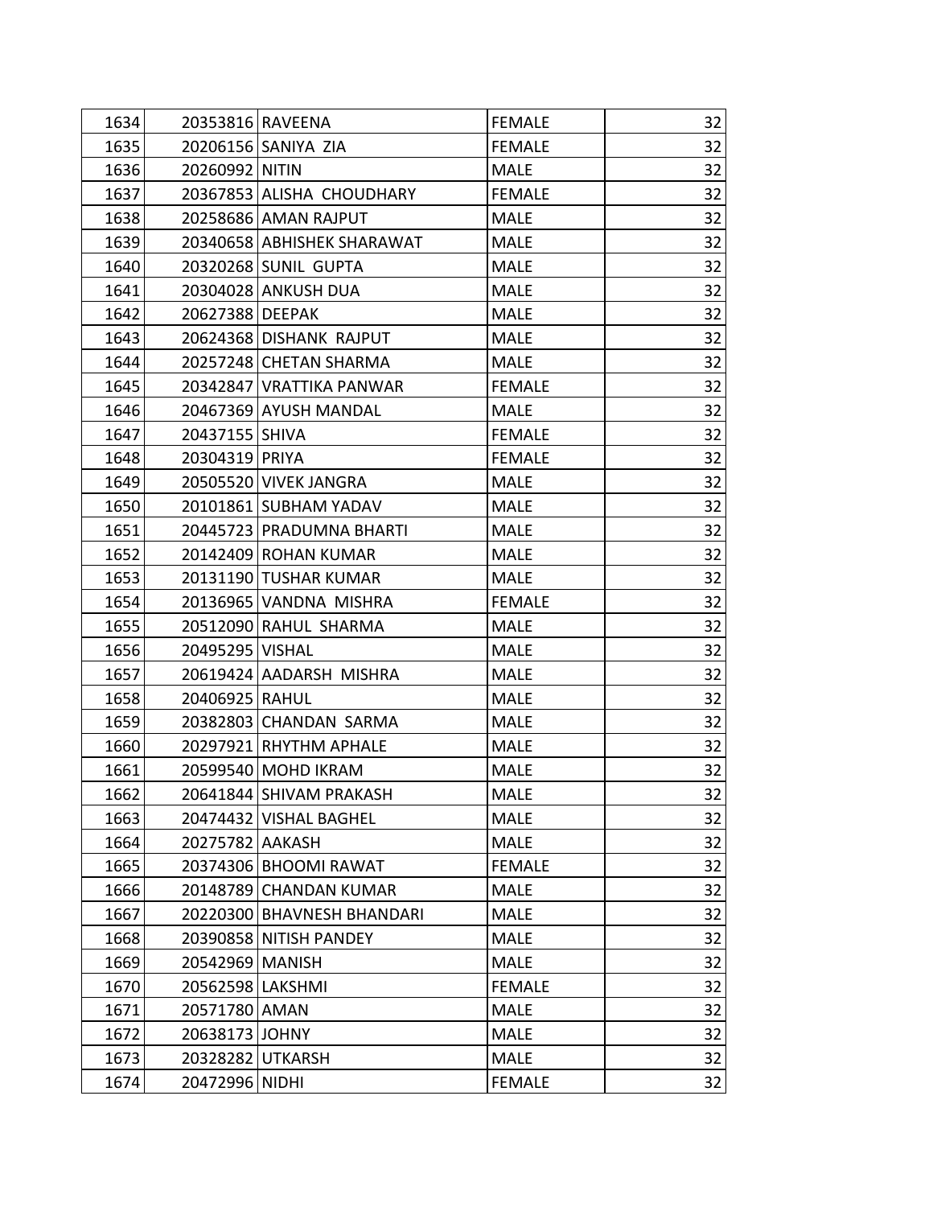| | | | | |
|---|---|---|---|---|
| 1634 | 20353816 | RAVEENA | FEMALE | 32 |
| 1635 | 20206156 | SANIYA ZIA | FEMALE | 32 |
| 1636 | 20260992 | NITIN | MALE | 32 |
| 1637 | 20367853 | ALISHA CHOUDHARY | FEMALE | 32 |
| 1638 | 20258686 | AMAN RAJPUT | MALE | 32 |
| 1639 | 20340658 | ABHISHEK SHARAWAT | MALE | 32 |
| 1640 | 20320268 | SUNIL GUPTA | MALE | 32 |
| 1641 | 20304028 | ANKUSH DUA | MALE | 32 |
| 1642 | 20627388 | DEEPAK | MALE | 32 |
| 1643 | 20624368 | DISHANK RAJPUT | MALE | 32 |
| 1644 | 20257248 | CHETAN SHARMA | MALE | 32 |
| 1645 | 20342847 | VRATTIKA PANWAR | FEMALE | 32 |
| 1646 | 20467369 | AYUSH MANDAL | MALE | 32 |
| 1647 | 20437155 | SHIVA | FEMALE | 32 |
| 1648 | 20304319 | PRIYA | FEMALE | 32 |
| 1649 | 20505520 | VIVEK JANGRA | MALE | 32 |
| 1650 | 20101861 | SUBHAM YADAV | MALE | 32 |
| 1651 | 20445723 | PRADUMNA BHARTI | MALE | 32 |
| 1652 | 20142409 | ROHAN KUMAR | MALE | 32 |
| 1653 | 20131190 | TUSHAR KUMAR | MALE | 32 |
| 1654 | 20136965 | VANDNA MISHRA | FEMALE | 32 |
| 1655 | 20512090 | RAHUL SHARMA | MALE | 32 |
| 1656 | 20495295 | VISHAL | MALE | 32 |
| 1657 | 20619424 | AADARSH MISHRA | MALE | 32 |
| 1658 | 20406925 | RAHUL | MALE | 32 |
| 1659 | 20382803 | CHANDAN SARMA | MALE | 32 |
| 1660 | 20297921 | RHYTHM APHALE | MALE | 32 |
| 1661 | 20599540 | MOHD IKRAM | MALE | 32 |
| 1662 | 20641844 | SHIVAM PRAKASH | MALE | 32 |
| 1663 | 20474432 | VISHAL BAGHEL | MALE | 32 |
| 1664 | 20275782 | AAKASH | MALE | 32 |
| 1665 | 20374306 | BHOOMI RAWAT | FEMALE | 32 |
| 1666 | 20148789 | CHANDAN KUMAR | MALE | 32 |
| 1667 | 20220300 | BHAVNESH BHANDARI | MALE | 32 |
| 1668 | 20390858 | NITISH PANDEY | MALE | 32 |
| 1669 | 20542969 | MANISH | MALE | 32 |
| 1670 | 20562598 | LAKSHMI | FEMALE | 32 |
| 1671 | 20571780 | AMAN | MALE | 32 |
| 1672 | 20638173 | JOHNY | MALE | 32 |
| 1673 | 20328282 | UTKARSH | MALE | 32 |
| 1674 | 20472996 | NIDHI | FEMALE | 32 |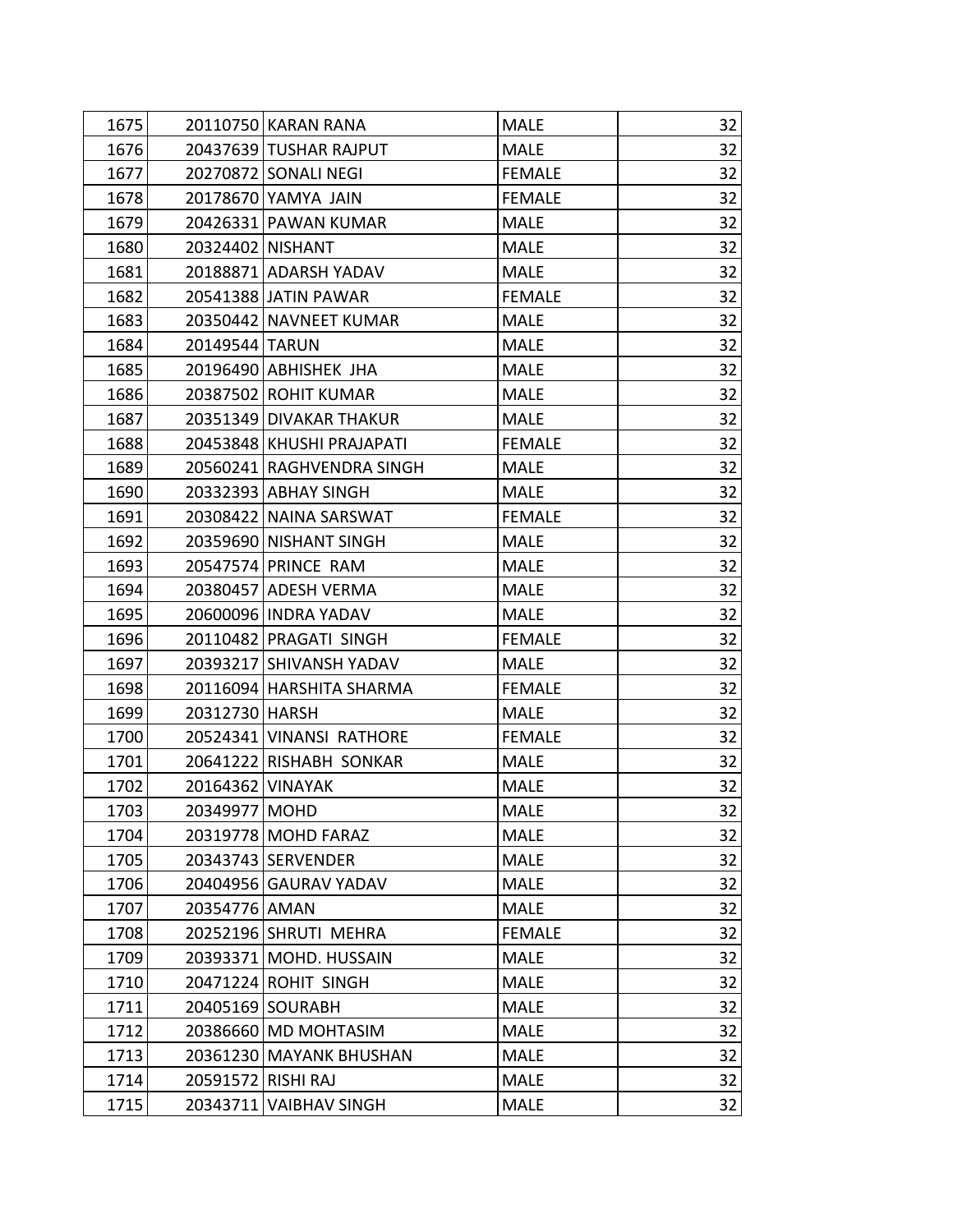| | | | | |
|---|---|---|---|---|
| 1675 | 20110750 | KARAN RANA | MALE | 32 |
| 1676 | 20437639 | TUSHAR RAJPUT | MALE | 32 |
| 1677 | 20270872 | SONALI NEGI | FEMALE | 32 |
| 1678 | 20178670 | YAMYA JAIN | FEMALE | 32 |
| 1679 | 20426331 | PAWAN KUMAR | MALE | 32 |
| 1680 | 20324402 | NISHANT | MALE | 32 |
| 1681 | 20188871 | ADARSH YADAV | MALE | 32 |
| 1682 | 20541388 | JATIN PAWAR | FEMALE | 32 |
| 1683 | 20350442 | NAVNEET KUMAR | MALE | 32 |
| 1684 | 20149544 | TARUN | MALE | 32 |
| 1685 | 20196490 | ABHISHEK JHA | MALE | 32 |
| 1686 | 20387502 | ROHIT KUMAR | MALE | 32 |
| 1687 | 20351349 | DIVAKAR THAKUR | MALE | 32 |
| 1688 | 20453848 | KHUSHI PRAJAPATI | FEMALE | 32 |
| 1689 | 20560241 | RAGHVENDRA SINGH | MALE | 32 |
| 1690 | 20332393 | ABHAY SINGH | MALE | 32 |
| 1691 | 20308422 | NAINA SARSWAT | FEMALE | 32 |
| 1692 | 20359690 | NISHANT SINGH | MALE | 32 |
| 1693 | 20547574 | PRINCE RAM | MALE | 32 |
| 1694 | 20380457 | ADESH VERMA | MALE | 32 |
| 1695 | 20600096 | INDRA YADAV | MALE | 32 |
| 1696 | 20110482 | PRAGATI SINGH | FEMALE | 32 |
| 1697 | 20393217 | SHIVANSH YADAV | MALE | 32 |
| 1698 | 20116094 | HARSHITA SHARMA | FEMALE | 32 |
| 1699 | 20312730 | HARSH | MALE | 32 |
| 1700 | 20524341 | VINANSI RATHORE | FEMALE | 32 |
| 1701 | 20641222 | RISHABH SONKAR | MALE | 32 |
| 1702 | 20164362 | VINAYAK | MALE | 32 |
| 1703 | 20349977 | MOHD | MALE | 32 |
| 1704 | 20319778 | MOHD FARAZ | MALE | 32 |
| 1705 | 20343743 | SERVENDER | MALE | 32 |
| 1706 | 20404956 | GAURAV YADAV | MALE | 32 |
| 1707 | 20354776 | AMAN | MALE | 32 |
| 1708 | 20252196 | SHRUTI MEHRA | FEMALE | 32 |
| 1709 | 20393371 | MOHD. HUSSAIN | MALE | 32 |
| 1710 | 20471224 | ROHIT SINGH | MALE | 32 |
| 1711 | 20405169 | SOURABH | MALE | 32 |
| 1712 | 20386660 | MD MOHTASIM | MALE | 32 |
| 1713 | 20361230 | MAYANK BHUSHAN | MALE | 32 |
| 1714 | 20591572 | RISHI RAJ | MALE | 32 |
| 1715 | 20343711 | VAIBHAV SINGH | MALE | 32 |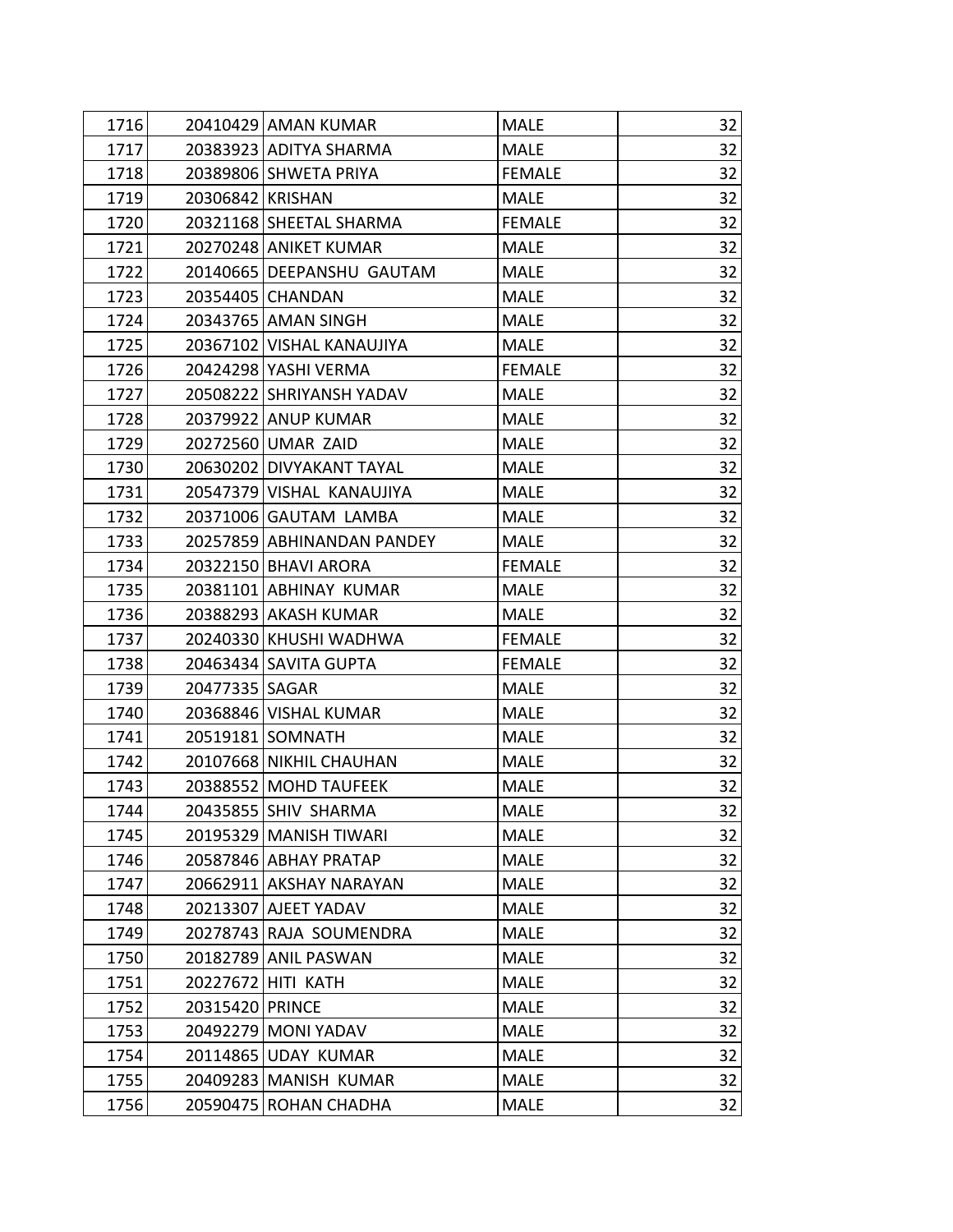| | | | | |
|---|---|---|---|---|
| 1716 | 20410429 | AMAN KUMAR | MALE | 32 |
| 1717 | 20383923 | ADITYA SHARMA | MALE | 32 |
| 1718 | 20389806 | SHWETA PRIYA | FEMALE | 32 |
| 1719 | 20306842 | KRISHAN | MALE | 32 |
| 1720 | 20321168 | SHEETAL SHARMA | FEMALE | 32 |
| 1721 | 20270248 | ANIKET KUMAR | MALE | 32 |
| 1722 | 20140665 | DEEPANSHU GAUTAM | MALE | 32 |
| 1723 | 20354405 | CHANDAN | MALE | 32 |
| 1724 | 20343765 | AMAN SINGH | MALE | 32 |
| 1725 | 20367102 | VISHAL KANAUJIYA | MALE | 32 |
| 1726 | 20424298 | YASHI VERMA | FEMALE | 32 |
| 1727 | 20508222 | SHRIYANSH YADAV | MALE | 32 |
| 1728 | 20379922 | ANUP KUMAR | MALE | 32 |
| 1729 | 20272560 | UMAR ZAID | MALE | 32 |
| 1730 | 20630202 | DIVYAKANT TAYAL | MALE | 32 |
| 1731 | 20547379 | VISHAL KANAUJIYA | MALE | 32 |
| 1732 | 20371006 | GAUTAM LAMBA | MALE | 32 |
| 1733 | 20257859 | ABHINANDAN PANDEY | MALE | 32 |
| 1734 | 20322150 | BHAVI ARORA | FEMALE | 32 |
| 1735 | 20381101 | ABHINAY KUMAR | MALE | 32 |
| 1736 | 20388293 | AKASH KUMAR | MALE | 32 |
| 1737 | 20240330 | KHUSHI WADHWA | FEMALE | 32 |
| 1738 | 20463434 | SAVITA GUPTA | FEMALE | 32 |
| 1739 | 20477335 | SAGAR | MALE | 32 |
| 1740 | 20368846 | VISHAL KUMAR | MALE | 32 |
| 1741 | 20519181 | SOMNATH | MALE | 32 |
| 1742 | 20107668 | NIKHIL CHAUHAN | MALE | 32 |
| 1743 | 20388552 | MOHD TAUFEEK | MALE | 32 |
| 1744 | 20435855 | SHIV SHARMA | MALE | 32 |
| 1745 | 20195329 | MANISH TIWARI | MALE | 32 |
| 1746 | 20587846 | ABHAY PRATAP | MALE | 32 |
| 1747 | 20662911 | AKSHAY NARAYAN | MALE | 32 |
| 1748 | 20213307 | AJEET YADAV | MALE | 32 |
| 1749 | 20278743 | RAJA SOUMENDRA | MALE | 32 |
| 1750 | 20182789 | ANIL PASWAN | MALE | 32 |
| 1751 | 20227672 | HITI KATH | MALE | 32 |
| 1752 | 20315420 | PRINCE | MALE | 32 |
| 1753 | 20492279 | MONI YADAV | MALE | 32 |
| 1754 | 20114865 | UDAY KUMAR | MALE | 32 |
| 1755 | 20409283 | MANISH KUMAR | MALE | 32 |
| 1756 | 20590475 | ROHAN CHADHA | MALE | 32 |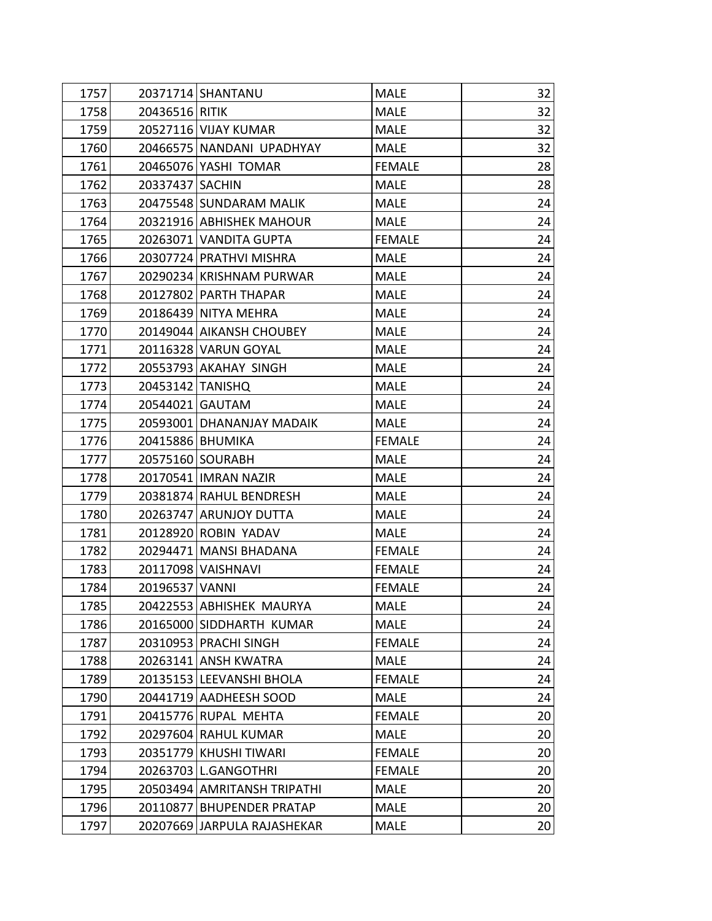| | | | | |
|---|---|---|---|---|
| 1757 | 20371714 | SHANTANU | MALE | 32 |
| 1758 | 20436516 | RITIK | MALE | 32 |
| 1759 | 20527116 | VIJAY KUMAR | MALE | 32 |
| 1760 | 20466575 | NANDANI UPADHYAY | MALE | 32 |
| 1761 | 20465076 | YASHI TOMAR | FEMALE | 28 |
| 1762 | 20337437 | SACHIN | MALE | 28 |
| 1763 | 20475548 | SUNDARAM MALIK | MALE | 24 |
| 1764 | 20321916 | ABHISHEK MAHOUR | MALE | 24 |
| 1765 | 20263071 | VANDITA GUPTA | FEMALE | 24 |
| 1766 | 20307724 | PRATHVI MISHRA | MALE | 24 |
| 1767 | 20290234 | KRISHNAM PURWAR | MALE | 24 |
| 1768 | 20127802 | PARTH THAPAR | MALE | 24 |
| 1769 | 20186439 | NITYA MEHRA | MALE | 24 |
| 1770 | 20149044 | AIKANSH CHOUBEY | MALE | 24 |
| 1771 | 20116328 | VARUN GOYAL | MALE | 24 |
| 1772 | 20553793 | AKAHAY SINGH | MALE | 24 |
| 1773 | 20453142 | TANISHQ | MALE | 24 |
| 1774 | 20544021 | GAUTAM | MALE | 24 |
| 1775 | 20593001 | DHANANJAY MADAIK | MALE | 24 |
| 1776 | 20415886 | BHUMIKA | FEMALE | 24 |
| 1777 | 20575160 | SOURABH | MALE | 24 |
| 1778 | 20170541 | IMRAN NAZIR | MALE | 24 |
| 1779 | 20381874 | RAHUL BENDRESH | MALE | 24 |
| 1780 | 20263747 | ARUNJOY DUTTA | MALE | 24 |
| 1781 | 20128920 | ROBIN YADAV | MALE | 24 |
| 1782 | 20294471 | MANSI BHADANA | FEMALE | 24 |
| 1783 | 20117098 | VAISHNAVI | FEMALE | 24 |
| 1784 | 20196537 | VANNI | FEMALE | 24 |
| 1785 | 20422553 | ABHISHEK MAURYA | MALE | 24 |
| 1786 | 20165000 | SIDDHARTH KUMAR | MALE | 24 |
| 1787 | 20310953 | PRACHI SINGH | FEMALE | 24 |
| 1788 | 20263141 | ANSH KWATRA | MALE | 24 |
| 1789 | 20135153 | LEEVANSHI BHOLA | FEMALE | 24 |
| 1790 | 20441719 | AADHEESH SOOD | MALE | 24 |
| 1791 | 20415776 | RUPAL MEHTA | FEMALE | 20 |
| 1792 | 20297604 | RAHUL KUMAR | MALE | 20 |
| 1793 | 20351779 | KHUSHI TIWARI | FEMALE | 20 |
| 1794 | 20263703 | L.GANGOTHRI | FEMALE | 20 |
| 1795 | 20503494 | AMRITANSH TRIPATHI | MALE | 20 |
| 1796 | 20110877 | BHUPENDER PRATAP | MALE | 20 |
| 1797 | 20207669 | JARPULA RAJASHEKAR | MALE | 20 |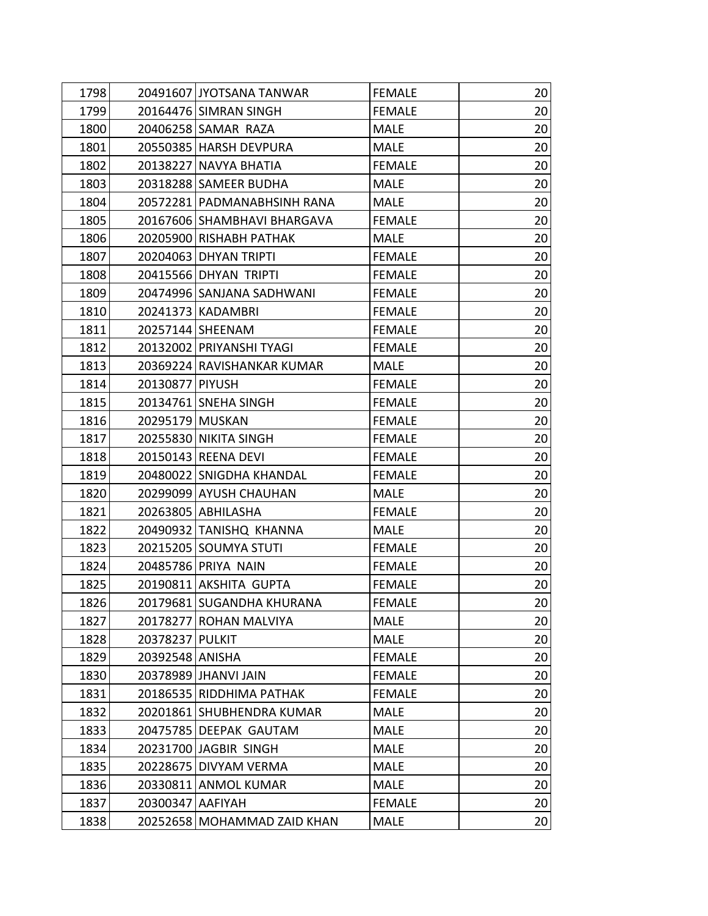| | | | | |
|---|---|---|---|---|
| 1798 | 20491607 | JYOTSANA TANWAR | FEMALE | 20 |
| 1799 | 20164476 | SIMRAN SINGH | FEMALE | 20 |
| 1800 | 20406258 | SAMAR RAZA | MALE | 20 |
| 1801 | 20550385 | HARSH DEVPURA | MALE | 20 |
| 1802 | 20138227 | NAVYA BHATIA | FEMALE | 20 |
| 1803 | 20318288 | SAMEER BUDHA | MALE | 20 |
| 1804 | 20572281 | PADMANABHSINH RANA | MALE | 20 |
| 1805 | 20167606 | SHAMBHAVI BHARGAVA | FEMALE | 20 |
| 1806 | 20205900 | RISHABH PATHAK | MALE | 20 |
| 1807 | 20204063 | DHYAN TRIPTI | FEMALE | 20 |
| 1808 | 20415566 | DHYAN TRIPTI | FEMALE | 20 |
| 1809 | 20474996 | SANJANA SADHWANI | FEMALE | 20 |
| 1810 | 20241373 | KADAMBRI | FEMALE | 20 |
| 1811 | 20257144 | SHEENAM | FEMALE | 20 |
| 1812 | 20132002 | PRIYANSHI TYAGI | FEMALE | 20 |
| 1813 | 20369224 | RAVISHANKAR KUMAR | MALE | 20 |
| 1814 | 20130877 | PIYUSH | FEMALE | 20 |
| 1815 | 20134761 | SNEHA SINGH | FEMALE | 20 |
| 1816 | 20295179 | MUSKAN | FEMALE | 20 |
| 1817 | 20255830 | NIKITA SINGH | FEMALE | 20 |
| 1818 | 20150143 | REENA DEVI | FEMALE | 20 |
| 1819 | 20480022 | SNIGDHA KHANDAL | FEMALE | 20 |
| 1820 | 20299099 | AYUSH CHAUHAN | MALE | 20 |
| 1821 | 20263805 | ABHILASHA | FEMALE | 20 |
| 1822 | 20490932 | TANISHQ KHANNA | MALE | 20 |
| 1823 | 20215205 | SOUMYA STUTI | FEMALE | 20 |
| 1824 | 20485786 | PRIYA NAIN | FEMALE | 20 |
| 1825 | 20190811 | AKSHITA GUPTA | FEMALE | 20 |
| 1826 | 20179681 | SUGANDHA KHURANA | FEMALE | 20 |
| 1827 | 20178277 | ROHAN MALVIYA | MALE | 20 |
| 1828 | 20378237 | PULKIT | MALE | 20 |
| 1829 | 20392548 | ANISHA | FEMALE | 20 |
| 1830 | 20378989 | JHANVI JAIN | FEMALE | 20 |
| 1831 | 20186535 | RIDDHIMA PATHAK | FEMALE | 20 |
| 1832 | 20201861 | SHUBHENDRA KUMAR | MALE | 20 |
| 1833 | 20475785 | DEEPAK GAUTAM | MALE | 20 |
| 1834 | 20231700 | JAGBIR SINGH | MALE | 20 |
| 1835 | 20228675 | DIVYAM VERMA | MALE | 20 |
| 1836 | 20330811 | ANMOL KUMAR | MALE | 20 |
| 1837 | 20300347 | AAFIYAH | FEMALE | 20 |
| 1838 | 20252658 | MOHAMMAD ZAID KHAN | MALE | 20 |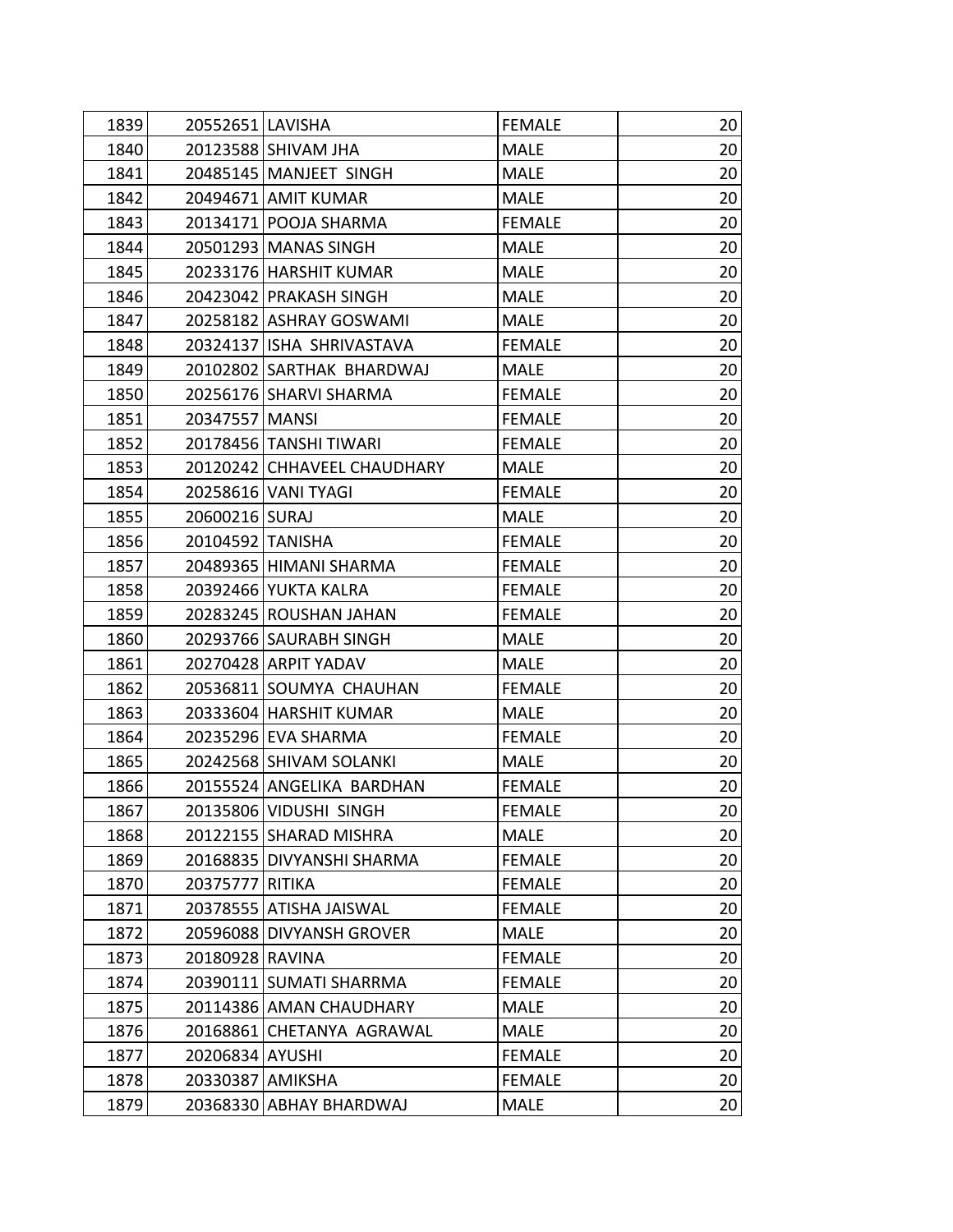| | | | | |
|---|---|---|---|---|
| 1839 | 20552651 | LAVISHA | FEMALE | 20 |
| 1840 | 20123588 | SHIVAM JHA | MALE | 20 |
| 1841 | 20485145 | MANJEET SINGH | MALE | 20 |
| 1842 | 20494671 | AMIT KUMAR | MALE | 20 |
| 1843 | 20134171 | POOJA SHARMA | FEMALE | 20 |
| 1844 | 20501293 | MANAS SINGH | MALE | 20 |
| 1845 | 20233176 | HARSHIT KUMAR | MALE | 20 |
| 1846 | 20423042 | PRAKASH SINGH | MALE | 20 |
| 1847 | 20258182 | ASHRAY GOSWAMI | MALE | 20 |
| 1848 | 20324137 | ISHA SHRIVASTAVA | FEMALE | 20 |
| 1849 | 20102802 | SARTHAK BHARDWAJ | MALE | 20 |
| 1850 | 20256176 | SHARVI SHARMA | FEMALE | 20 |
| 1851 | 20347557 | MANSI | FEMALE | 20 |
| 1852 | 20178456 | TANSHI TIWARI | FEMALE | 20 |
| 1853 | 20120242 | CHHAVEEL CHAUDHARY | MALE | 20 |
| 1854 | 20258616 | VANI TYAGI | FEMALE | 20 |
| 1855 | 20600216 | SURAJ | MALE | 20 |
| 1856 | 20104592 | TANISHA | FEMALE | 20 |
| 1857 | 20489365 | HIMANI SHARMA | FEMALE | 20 |
| 1858 | 20392466 | YUKTA KALRA | FEMALE | 20 |
| 1859 | 20283245 | ROUSHAN JAHAN | FEMALE | 20 |
| 1860 | 20293766 | SAURABH SINGH | MALE | 20 |
| 1861 | 20270428 | ARPIT YADAV | MALE | 20 |
| 1862 | 20536811 | SOUMYA CHAUHAN | FEMALE | 20 |
| 1863 | 20333604 | HARSHIT KUMAR | MALE | 20 |
| 1864 | 20235296 | EVA SHARMA | FEMALE | 20 |
| 1865 | 20242568 | SHIVAM SOLANKI | MALE | 20 |
| 1866 | 20155524 | ANGELIKA BARDHAN | FEMALE | 20 |
| 1867 | 20135806 | VIDUSHI SINGH | FEMALE | 20 |
| 1868 | 20122155 | SHARAD MISHRA | MALE | 20 |
| 1869 | 20168835 | DIVYANSHI SHARMA | FEMALE | 20 |
| 1870 | 20375777 | RITIKA | FEMALE | 20 |
| 1871 | 20378555 | ATISHA JAISWAL | FEMALE | 20 |
| 1872 | 20596088 | DIVYANSH GROVER | MALE | 20 |
| 1873 | 20180928 | RAVINA | FEMALE | 20 |
| 1874 | 20390111 | SUMATI SHARRMA | FEMALE | 20 |
| 1875 | 20114386 | AMAN CHAUDHARY | MALE | 20 |
| 1876 | 20168861 | CHETANYA AGRAWAL | MALE | 20 |
| 1877 | 20206834 | AYUSHI | FEMALE | 20 |
| 1878 | 20330387 | AMIKSHA | FEMALE | 20 |
| 1879 | 20368330 | ABHAY BHARDWAJ | MALE | 20 |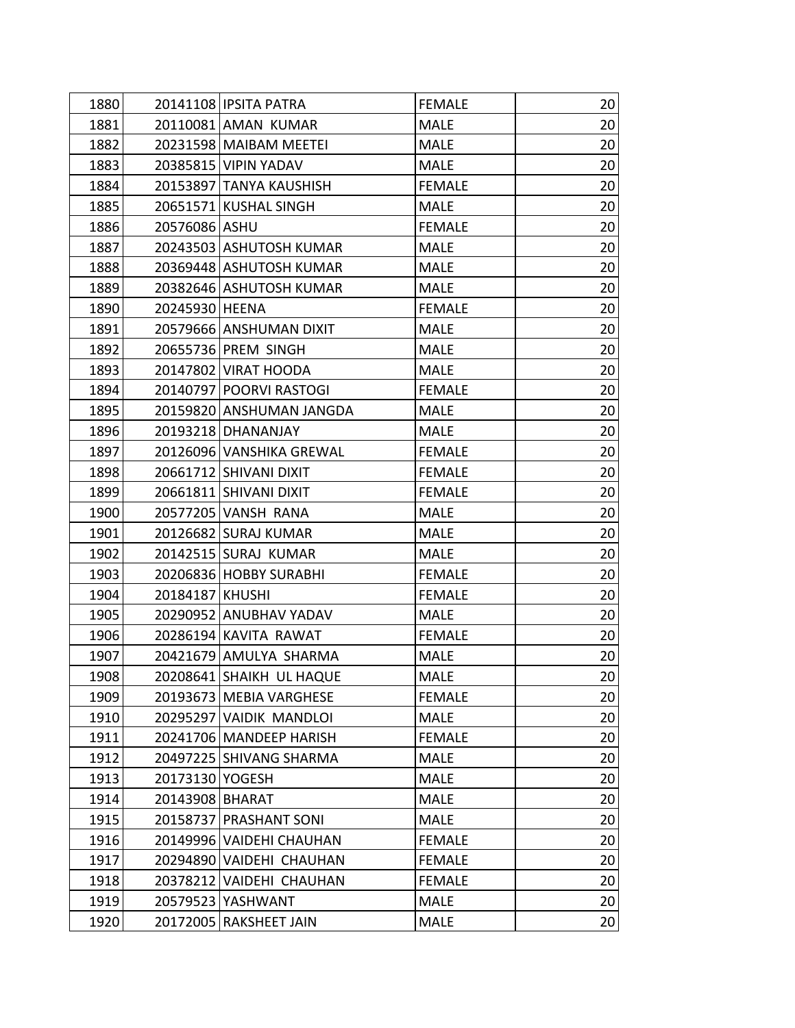| 1880 | 20141108 | IPSITA PATRA | FEMALE | 20 |
|---|---|---|---|---|
| 1881 | 20110081 | AMAN KUMAR | MALE | 20 |
| 1882 | 20231598 | MAIBAM MEETEI | MALE | 20 |
| 1883 | 20385815 | VIPIN YADAV | MALE | 20 |
| 1884 | 20153897 | TANYA KAUSHISH | FEMALE | 20 |
| 1885 | 20651571 | KUSHAL SINGH | MALE | 20 |
| 1886 | 20576086 | ASHU | FEMALE | 20 |
| 1887 | 20243503 | ASHUTOSH KUMAR | MALE | 20 |
| 1888 | 20369448 | ASHUTOSH KUMAR | MALE | 20 |
| 1889 | 20382646 | ASHUTOSH KUMAR | MALE | 20 |
| 1890 | 20245930 | HEENA | FEMALE | 20 |
| 1891 | 20579666 | ANSHUMAN DIXIT | MALE | 20 |
| 1892 | 20655736 | PREM SINGH | MALE | 20 |
| 1893 | 20147802 | VIRAT HOODA | MALE | 20 |
| 1894 | 20140797 | POORVI RASTOGI | FEMALE | 20 |
| 1895 | 20159820 | ANSHUMAN JANGDA | MALE | 20 |
| 1896 | 20193218 | DHANANJAY | MALE | 20 |
| 1897 | 20126096 | VANSHIKA GREWAL | FEMALE | 20 |
| 1898 | 20661712 | SHIVANI DIXIT | FEMALE | 20 |
| 1899 | 20661811 | SHIVANI DIXIT | FEMALE | 20 |
| 1900 | 20577205 | VANSH RANA | MALE | 20 |
| 1901 | 20126682 | SURAJ KUMAR | MALE | 20 |
| 1902 | 20142515 | SURAJ KUMAR | MALE | 20 |
| 1903 | 20206836 | HOBBY SURABHI | FEMALE | 20 |
| 1904 | 20184187 | KHUSHI | FEMALE | 20 |
| 1905 | 20290952 | ANUBHAV YADAV | MALE | 20 |
| 1906 | 20286194 | KAVITA RAWAT | FEMALE | 20 |
| 1907 | 20421679 | AMULYA SHARMA | MALE | 20 |
| 1908 | 20208641 | SHAIKH UL HAQUE | MALE | 20 |
| 1909 | 20193673 | MEBIA VARGHESE | FEMALE | 20 |
| 1910 | 20295297 | VAIDIK MANDLOI | MALE | 20 |
| 1911 | 20241706 | MANDEEP HARISH | FEMALE | 20 |
| 1912 | 20497225 | SHIVANG SHARMA | MALE | 20 |
| 1913 | 20173130 | YOGESH | MALE | 20 |
| 1914 | 20143908 | BHARAT | MALE | 20 |
| 1915 | 20158737 | PRASHANT SONI | MALE | 20 |
| 1916 | 20149996 | VAIDEHI CHAUHAN | FEMALE | 20 |
| 1917 | 20294890 | VAIDEHI CHAUHAN | FEMALE | 20 |
| 1918 | 20378212 | VAIDEHI CHAUHAN | FEMALE | 20 |
| 1919 | 20579523 | YASHWANT | MALE | 20 |
| 1920 | 20172005 | RAKSHEET JAIN | MALE | 20 |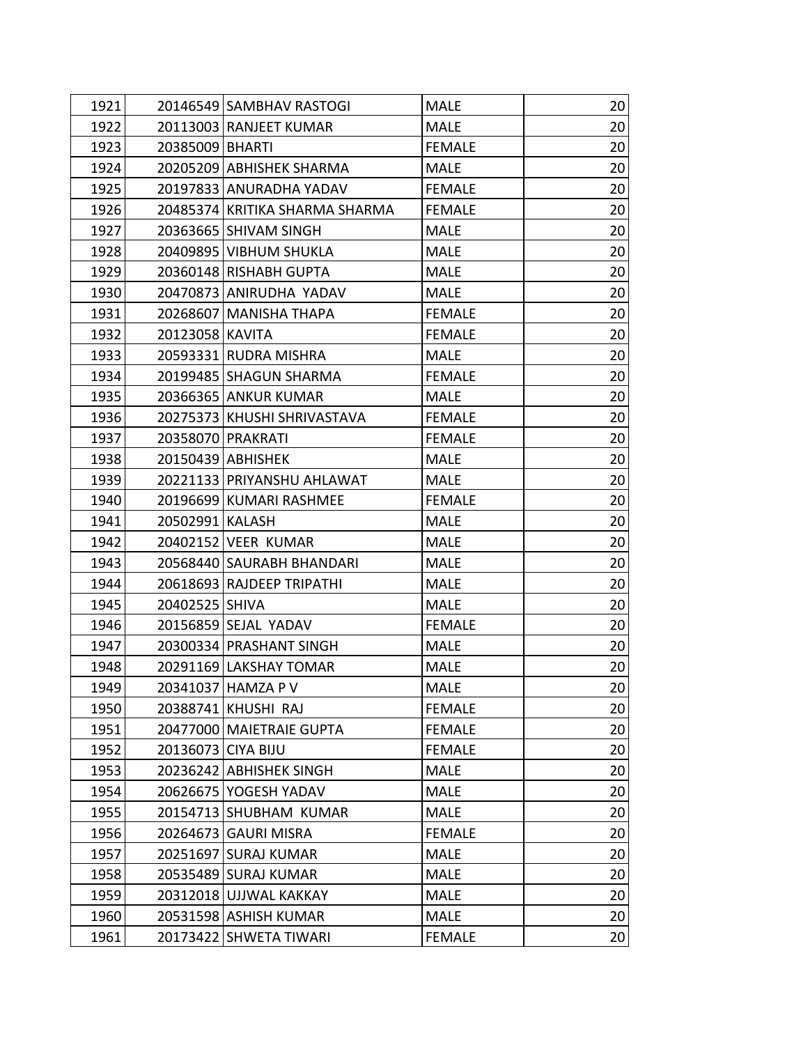| | | | | |
|---|---|---|---|---|
| 1921 | 20146549 | SAMBHAV RASTOGI | MALE | 20 |
| 1922 | 20113003 | RANJEET KUMAR | MALE | 20 |
| 1923 | 20385009 | BHARTI | FEMALE | 20 |
| 1924 | 20205209 | ABHISHEK SHARMA | MALE | 20 |
| 1925 | 20197833 | ANURADHA YADAV | FEMALE | 20 |
| 1926 | 20485374 | KRITIKA SHARMA SHARMA | FEMALE | 20 |
| 1927 | 20363665 | SHIVAM SINGH | MALE | 20 |
| 1928 | 20409895 | VIBHUM SHUKLA | MALE | 20 |
| 1929 | 20360148 | RISHABH GUPTA | MALE | 20 |
| 1930 | 20470873 | ANIRUDHA YADAV | MALE | 20 |
| 1931 | 20268607 | MANISHA THAPA | FEMALE | 20 |
| 1932 | 20123058 | KAVITA | FEMALE | 20 |
| 1933 | 20593331 | RUDRA MISHRA | MALE | 20 |
| 1934 | 20199485 | SHAGUN SHARMA | FEMALE | 20 |
| 1935 | 20366365 | ANKUR KUMAR | MALE | 20 |
| 1936 | 20275373 | KHUSHI SHRIVASTAVA | FEMALE | 20 |
| 1937 | 20358070 | PRAKRATI | FEMALE | 20 |
| 1938 | 20150439 | ABHISHEK | MALE | 20 |
| 1939 | 20221133 | PRIYANSHU AHLAWAT | MALE | 20 |
| 1940 | 20196699 | KUMARI RASHMEE | FEMALE | 20 |
| 1941 | 20502991 | KALASH | MALE | 20 |
| 1942 | 20402152 | VEER KUMAR | MALE | 20 |
| 1943 | 20568440 | SAURABH BHANDARI | MALE | 20 |
| 1944 | 20618693 | RAJDEEP TRIPATHI | MALE | 20 |
| 1945 | 20402525 | SHIVA | MALE | 20 |
| 1946 | 20156859 | SEJAL YADAV | FEMALE | 20 |
| 1947 | 20300334 | PRASHANT SINGH | MALE | 20 |
| 1948 | 20291169 | LAKSHAY TOMAR | MALE | 20 |
| 1949 | 20341037 | HAMZA P V | MALE | 20 |
| 1950 | 20388741 | KHUSHI RAJ | FEMALE | 20 |
| 1951 | 20477000 | MAIETRAIE GUPTA | FEMALE | 20 |
| 1952 | 20136073 | CIYA BIJU | FEMALE | 20 |
| 1953 | 20236242 | ABHISHEK SINGH | MALE | 20 |
| 1954 | 20626675 | YOGESH YADAV | MALE | 20 |
| 1955 | 20154713 | SHUBHAM KUMAR | MALE | 20 |
| 1956 | 20264673 | GAURI MISRA | FEMALE | 20 |
| 1957 | 20251697 | SURAJ KUMAR | MALE | 20 |
| 1958 | 20535489 | SURAJ KUMAR | MALE | 20 |
| 1959 | 20312018 | UJJWAL KAKKAY | MALE | 20 |
| 1960 | 20531598 | ASHISH KUMAR | MALE | 20 |
| 1961 | 20173422 | SHWETA TIWARI | FEMALE | 20 |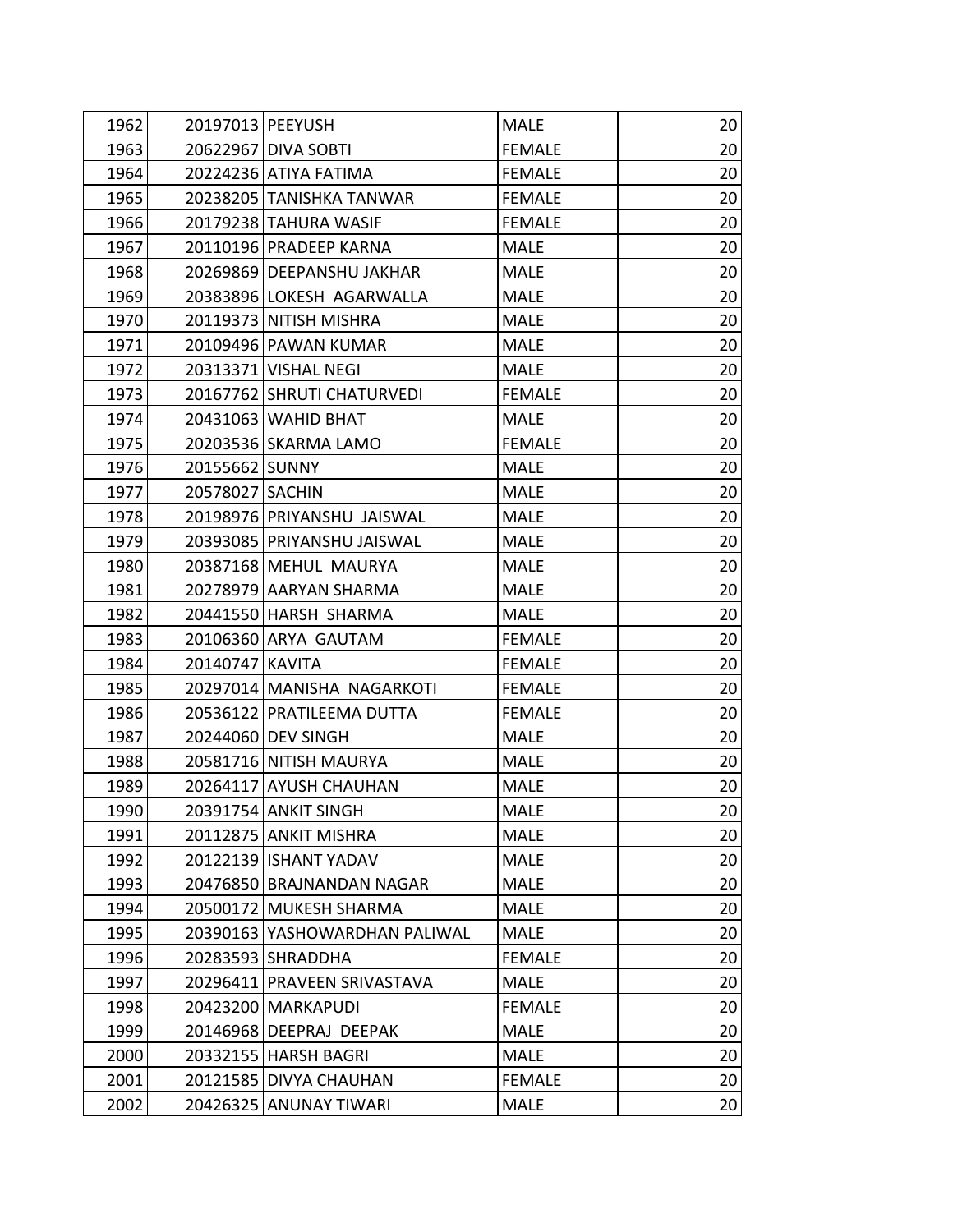| | | | | |
|---|---|---|---|---|
| 1962 | 20197013 | PEEYUSH | MALE | 20 |
| 1963 | 20622967 | DIVA SOBTI | FEMALE | 20 |
| 1964 | 20224236 | ATIYA FATIMA | FEMALE | 20 |
| 1965 | 20238205 | TANISHKA TANWAR | FEMALE | 20 |
| 1966 | 20179238 | TAHURA WASIF | FEMALE | 20 |
| 1967 | 20110196 | PRADEEP KARNA | MALE | 20 |
| 1968 | 20269869 | DEEPANSHU JAKHAR | MALE | 20 |
| 1969 | 20383896 | LOKESH  AGARWALLA | MALE | 20 |
| 1970 | 20119373 | NITISH MISHRA | MALE | 20 |
| 1971 | 20109496 | PAWAN KUMAR | MALE | 20 |
| 1972 | 20313371 | VISHAL NEGI | MALE | 20 |
| 1973 | 20167762 | SHRUTI CHATURVEDI | FEMALE | 20 |
| 1974 | 20431063 | WAHID BHAT | MALE | 20 |
| 1975 | 20203536 | SKARMA LAMO | FEMALE | 20 |
| 1976 | 20155662 | SUNNY | MALE | 20 |
| 1977 | 20578027 | SACHIN | MALE | 20 |
| 1978 | 20198976 | PRIYANSHU  JAISWAL | MALE | 20 |
| 1979 | 20393085 | PRIYANSHU JAISWAL | MALE | 20 |
| 1980 | 20387168 | MEHUL  MAURYA | MALE | 20 |
| 1981 | 20278979 | AARYAN SHARMA | MALE | 20 |
| 1982 | 20441550 | HARSH  SHARMA | MALE | 20 |
| 1983 | 20106360 | ARYA  GAUTAM | FEMALE | 20 |
| 1984 | 20140747 | KAVITA | FEMALE | 20 |
| 1985 | 20297014 | MANISHA  NAGARKOTI | FEMALE | 20 |
| 1986 | 20536122 | PRATILEEMA DUTTA | FEMALE | 20 |
| 1987 | 20244060 | DEV SINGH | MALE | 20 |
| 1988 | 20581716 | NITISH MAURYA | MALE | 20 |
| 1989 | 20264117 | AYUSH CHAUHAN | MALE | 20 |
| 1990 | 20391754 | ANKIT SINGH | MALE | 20 |
| 1991 | 20112875 | ANKIT MISHRA | MALE | 20 |
| 1992 | 20122139 | ISHANT YADAV | MALE | 20 |
| 1993 | 20476850 | BRAJNANDAN NAGAR | MALE | 20 |
| 1994 | 20500172 | MUKESH SHARMA | MALE | 20 |
| 1995 | 20390163 | YASHOWARDHAN PALIWAL | MALE | 20 |
| 1996 | 20283593 | SHRADDHA | FEMALE | 20 |
| 1997 | 20296411 | PRAVEEN SRIVASTAVA | MALE | 20 |
| 1998 | 20423200 | MARKAPUDI | FEMALE | 20 |
| 1999 | 20146968 | DEEPRAJ  DEEPAK | MALE | 20 |
| 2000 | 20332155 | HARSH BAGRI | MALE | 20 |
| 2001 | 20121585 | DIVYA CHAUHAN | FEMALE | 20 |
| 2002 | 20426325 | ANUNAY TIWARI | MALE | 20 |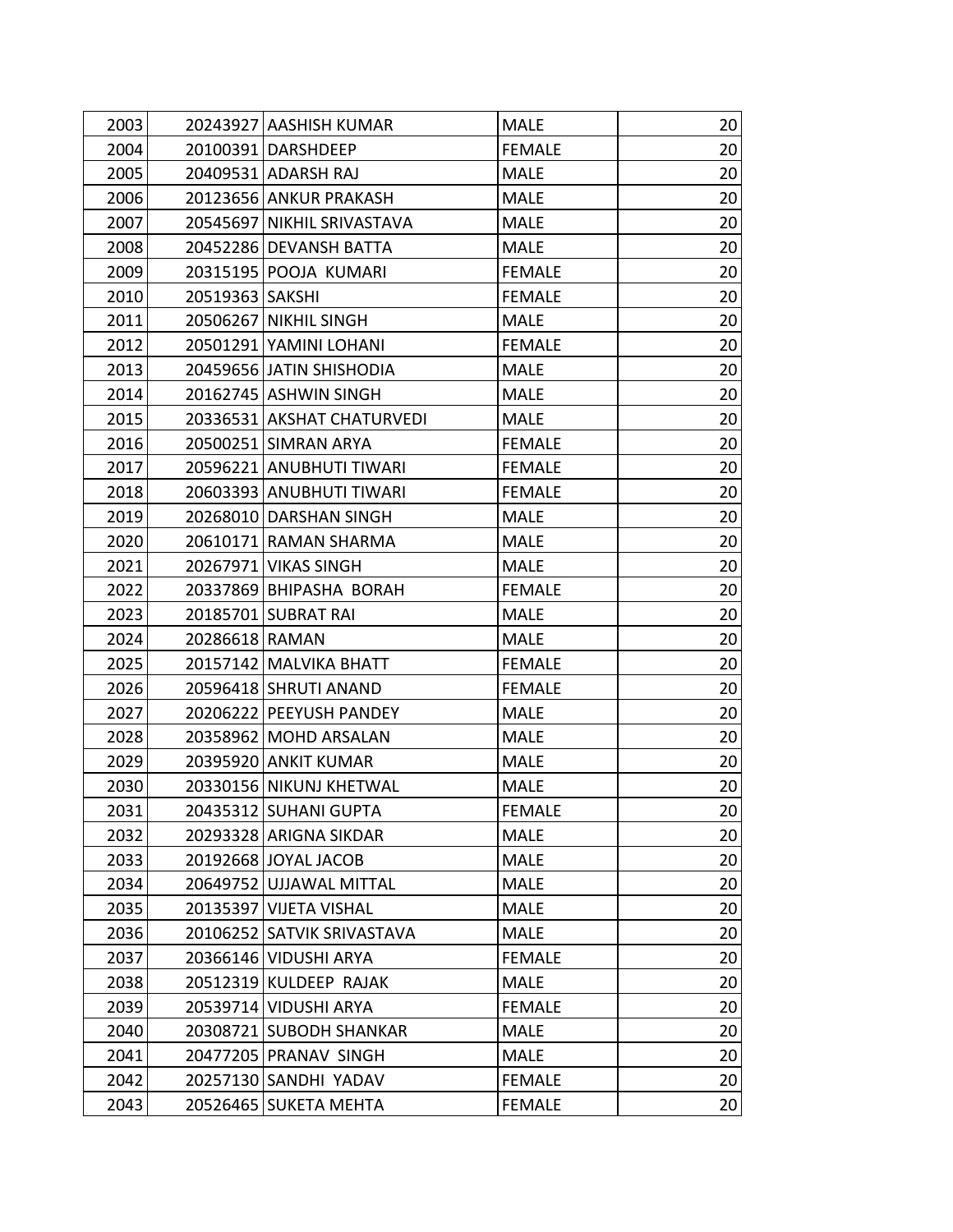| | | | | |
|---|---|---|---|---|
| 2003 | 20243927 | AASHISH KUMAR | MALE | 20 |
| 2004 | 20100391 | DARSHDEEP | FEMALE | 20 |
| 2005 | 20409531 | ADARSH RAJ | MALE | 20 |
| 2006 | 20123656 | ANKUR PRAKASH | MALE | 20 |
| 2007 | 20545697 | NIKHIL SRIVASTAVA | MALE | 20 |
| 2008 | 20452286 | DEVANSH BATTA | MALE | 20 |
| 2009 | 20315195 | POOJA KUMARI | FEMALE | 20 |
| 2010 | 20519363 | SAKSHI | FEMALE | 20 |
| 2011 | 20506267 | NIKHIL SINGH | MALE | 20 |
| 2012 | 20501291 | YAMINI LOHANI | FEMALE | 20 |
| 2013 | 20459656 | JATIN SHISHODIA | MALE | 20 |
| 2014 | 20162745 | ASHWIN SINGH | MALE | 20 |
| 2015 | 20336531 | AKSHAT CHATURVEDI | MALE | 20 |
| 2016 | 20500251 | SIMRAN ARYA | FEMALE | 20 |
| 2017 | 20596221 | ANUBHUTI TIWARI | FEMALE | 20 |
| 2018 | 20603393 | ANUBHUTI TIWARI | FEMALE | 20 |
| 2019 | 20268010 | DARSHAN SINGH | MALE | 20 |
| 2020 | 20610171 | RAMAN SHARMA | MALE | 20 |
| 2021 | 20267971 | VIKAS SINGH | MALE | 20 |
| 2022 | 20337869 | BHIPASHA BORAH | FEMALE | 20 |
| 2023 | 20185701 | SUBRAT RAI | MALE | 20 |
| 2024 | 20286618 | RAMAN | MALE | 20 |
| 2025 | 20157142 | MALVIKA BHATT | FEMALE | 20 |
| 2026 | 20596418 | SHRUTI ANAND | FEMALE | 20 |
| 2027 | 20206222 | PEEYUSH PANDEY | MALE | 20 |
| 2028 | 20358962 | MOHD ARSALAN | MALE | 20 |
| 2029 | 20395920 | ANKIT KUMAR | MALE | 20 |
| 2030 | 20330156 | NIKUNJ KHETWAL | MALE | 20 |
| 2031 | 20435312 | SUHANI GUPTA | FEMALE | 20 |
| 2032 | 20293328 | ARIGNA SIKDAR | MALE | 20 |
| 2033 | 20192668 | JOYAL JACOB | MALE | 20 |
| 2034 | 20649752 | UJJAWAL MITTAL | MALE | 20 |
| 2035 | 20135397 | VIJETA VISHAL | MALE | 20 |
| 2036 | 20106252 | SATVIK SRIVASTAVA | MALE | 20 |
| 2037 | 20366146 | VIDUSHI ARYA | FEMALE | 20 |
| 2038 | 20512319 | KULDEEP RAJAK | MALE | 20 |
| 2039 | 20539714 | VIDUSHI ARYA | FEMALE | 20 |
| 2040 | 20308721 | SUBODH SHANKAR | MALE | 20 |
| 2041 | 20477205 | PRANAV SINGH | MALE | 20 |
| 2042 | 20257130 | SANDHI YADAV | FEMALE | 20 |
| 2043 | 20526465 | SUKETA MEHTA | FEMALE | 20 |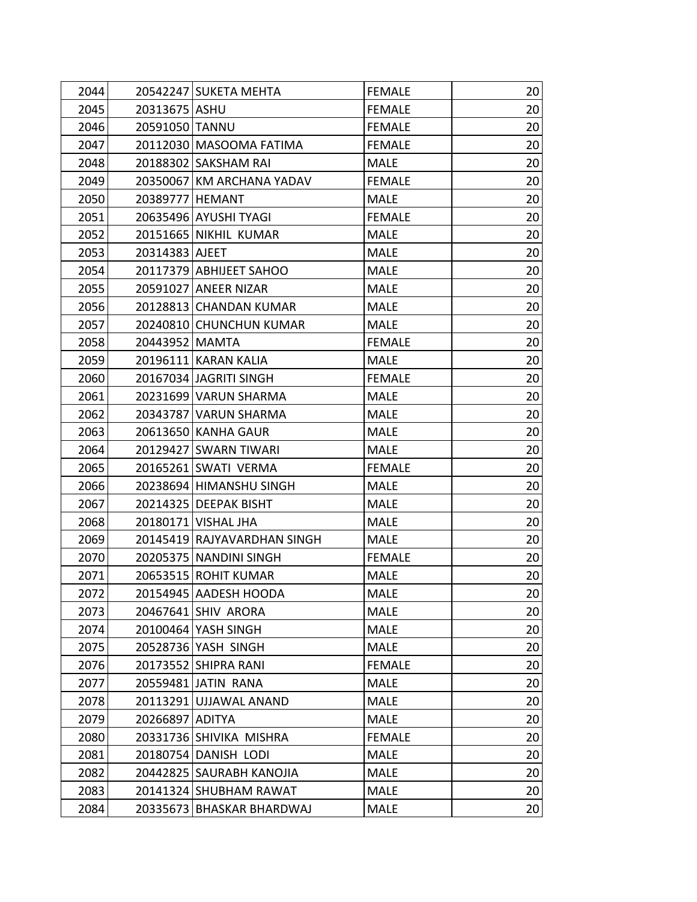| | | | | |
|---|---|---|---|---|
| 2044 | 20542247 | SUKETA MEHTA | FEMALE | 20 |
| 2045 | 20313675 | ASHU | FEMALE | 20 |
| 2046 | 20591050 | TANNU | FEMALE | 20 |
| 2047 | 20112030 | MASOOMA FATIMA | FEMALE | 20 |
| 2048 | 20188302 | SAKSHAM RAI | MALE | 20 |
| 2049 | 20350067 | KM ARCHANA YADAV | FEMALE | 20 |
| 2050 | 20389777 | HEMANT | MALE | 20 |
| 2051 | 20635496 | AYUSHI TYAGI | FEMALE | 20 |
| 2052 | 20151665 | NIKHIL KUMAR | MALE | 20 |
| 2053 | 20314383 | AJEET | MALE | 20 |
| 2054 | 20117379 | ABHIJEET SAHOO | MALE | 20 |
| 2055 | 20591027 | ANEER NIZAR | MALE | 20 |
| 2056 | 20128813 | CHANDAN KUMAR | MALE | 20 |
| 2057 | 20240810 | CHUNCHUN KUMAR | MALE | 20 |
| 2058 | 20443952 | MAMTA | FEMALE | 20 |
| 2059 | 20196111 | KARAN KALIA | MALE | 20 |
| 2060 | 20167034 | JAGRITI SINGH | FEMALE | 20 |
| 2061 | 20231699 | VARUN SHARMA | MALE | 20 |
| 2062 | 20343787 | VARUN SHARMA | MALE | 20 |
| 2063 | 20613650 | KANHA GAUR | MALE | 20 |
| 2064 | 20129427 | SWARN TIWARI | MALE | 20 |
| 2065 | 20165261 | SWATI VERMA | FEMALE | 20 |
| 2066 | 20238694 | HIMANSHU SINGH | MALE | 20 |
| 2067 | 20214325 | DEEPAK BISHT | MALE | 20 |
| 2068 | 20180171 | VISHAL JHA | MALE | 20 |
| 2069 | 20145419 | RAJYAVARDHAN SINGH | MALE | 20 |
| 2070 | 20205375 | NANDINI SINGH | FEMALE | 20 |
| 2071 | 20653515 | ROHIT KUMAR | MALE | 20 |
| 2072 | 20154945 | AADESH HOODA | MALE | 20 |
| 2073 | 20467641 | SHIV ARORA | MALE | 20 |
| 2074 | 20100464 | YASH SINGH | MALE | 20 |
| 2075 | 20528736 | YASH SINGH | MALE | 20 |
| 2076 | 20173552 | SHIPRA RANI | FEMALE | 20 |
| 2077 | 20559481 | JATIN RANA | MALE | 20 |
| 2078 | 20113291 | UJJAWAL ANAND | MALE | 20 |
| 2079 | 20266897 | ADITYA | MALE | 20 |
| 2080 | 20331736 | SHIVIKA MISHRA | FEMALE | 20 |
| 2081 | 20180754 | DANISH LODI | MALE | 20 |
| 2082 | 20442825 | SAURABH KANOJIA | MALE | 20 |
| 2083 | 20141324 | SHUBHAM RAWAT | MALE | 20 |
| 2084 | 20335673 | BHASKAR BHARDWAJ | MALE | 20 |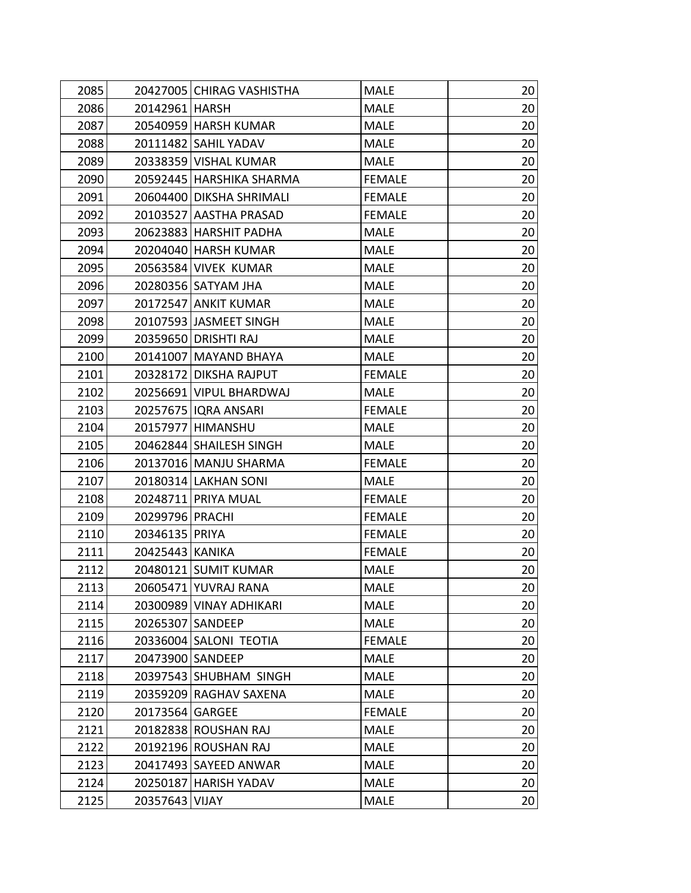| 2085 | 20427005 | CHIRAG VASHISTHA | MALE | 20 |
|---|---|---|---|---|
| 2086 | 20142961 | HARSH | MALE | 20 |
| 2087 | 20540959 | HARSH KUMAR | MALE | 20 |
| 2088 | 20111482 | SAHIL YADAV | MALE | 20 |
| 2089 | 20338359 | VISHAL KUMAR | MALE | 20 |
| 2090 | 20592445 | HARSHIKA SHARMA | FEMALE | 20 |
| 2091 | 20604400 | DIKSHA SHRIMALI | FEMALE | 20 |
| 2092 | 20103527 | AASTHA PRASAD | FEMALE | 20 |
| 2093 | 20623883 | HARSHIT PADHA | MALE | 20 |
| 2094 | 20204040 | HARSH KUMAR | MALE | 20 |
| 2095 | 20563584 | VIVEK KUMAR | MALE | 20 |
| 2096 | 20280356 | SATYAM JHA | MALE | 20 |
| 2097 | 20172547 | ANKIT KUMAR | MALE | 20 |
| 2098 | 20107593 | JASMEET SINGH | MALE | 20 |
| 2099 | 20359650 | DRISHTI RAJ | MALE | 20 |
| 2100 | 20141007 | MAYAND BHAYA | MALE | 20 |
| 2101 | 20328172 | DIKSHA RAJPUT | FEMALE | 20 |
| 2102 | 20256691 | VIPUL BHARDWAJ | MALE | 20 |
| 2103 | 20257675 | IQRA ANSARI | FEMALE | 20 |
| 2104 | 20157977 | HIMANSHU | MALE | 20 |
| 2105 | 20462844 | SHAILESH SINGH | MALE | 20 |
| 2106 | 20137016 | MANJU SHARMA | FEMALE | 20 |
| 2107 | 20180314 | LAKHAN SONI | MALE | 20 |
| 2108 | 20248711 | PRIYA MUAL | FEMALE | 20 |
| 2109 | 20299796 | PRACHI | FEMALE | 20 |
| 2110 | 20346135 | PRIYA | FEMALE | 20 |
| 2111 | 20425443 | KANIKA | FEMALE | 20 |
| 2112 | 20480121 | SUMIT KUMAR | MALE | 20 |
| 2113 | 20605471 | YUVRAJ RANA | MALE | 20 |
| 2114 | 20300989 | VINAY ADHIKARI | MALE | 20 |
| 2115 | 20265307 | SANDEEP | MALE | 20 |
| 2116 | 20336004 | SALONI TEOTIA | FEMALE | 20 |
| 2117 | 20473900 | SANDEEP | MALE | 20 |
| 2118 | 20397543 | SHUBHAM SINGH | MALE | 20 |
| 2119 | 20359209 | RAGHAV SAXENA | MALE | 20 |
| 2120 | 20173564 | GARGEE | FEMALE | 20 |
| 2121 | 20182838 | ROUSHAN RAJ | MALE | 20 |
| 2122 | 20192196 | ROUSHAN RAJ | MALE | 20 |
| 2123 | 20417493 | SAYEED ANWAR | MALE | 20 |
| 2124 | 20250187 | HARISH YADAV | MALE | 20 |
| 2125 | 20357643 | VIJAY | MALE | 20 |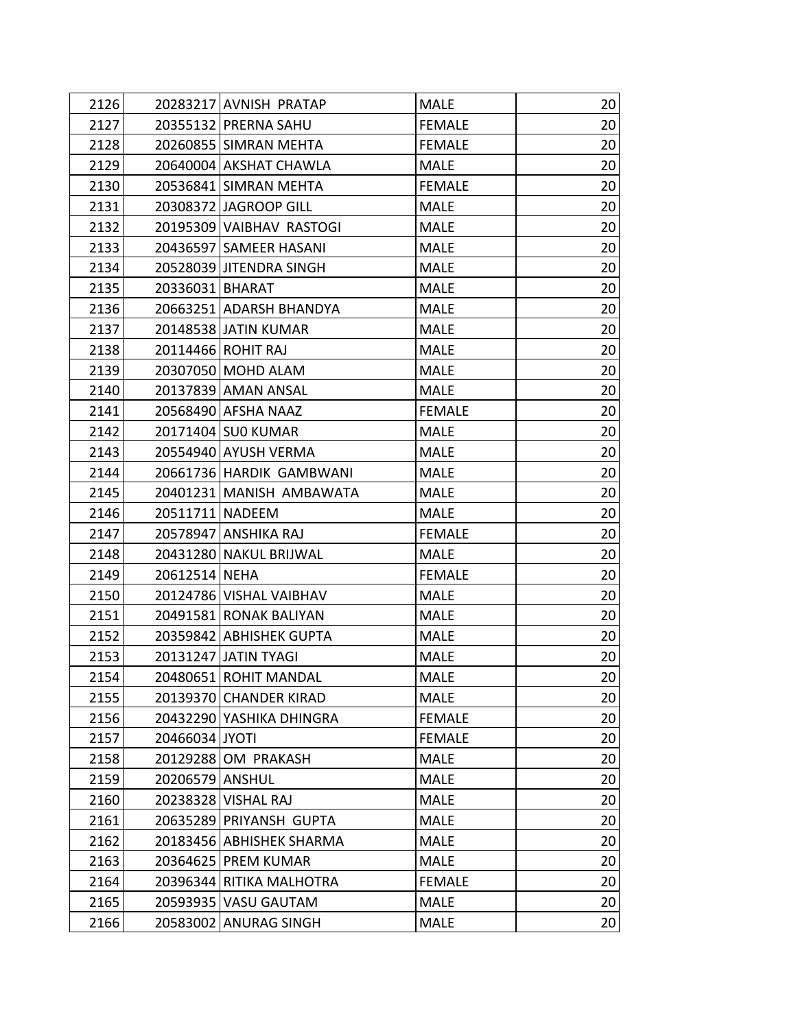| | | | | |
|---|---|---|---|---|
| 2126 | 20283217 | AVNISH  PRATAP | MALE | 20 |
| 2127 | 20355132 | PRERNA SAHU | FEMALE | 20 |
| 2128 | 20260855 | SIMRAN MEHTA | FEMALE | 20 |
| 2129 | 20640004 | AKSHAT CHAWLA | MALE | 20 |
| 2130 | 20536841 | SIMRAN MEHTA | FEMALE | 20 |
| 2131 | 20308372 | JAGROOP GILL | MALE | 20 |
| 2132 | 20195309 | VAIBHAV  RASTOGI | MALE | 20 |
| 2133 | 20436597 | SAMEER HASANI | MALE | 20 |
| 2134 | 20528039 | JITENDRA SINGH | MALE | 20 |
| 2135 | 20336031 | BHARAT | MALE | 20 |
| 2136 | 20663251 | ADARSH BHANDYA | MALE | 20 |
| 2137 | 20148538 | JATIN KUMAR | MALE | 20 |
| 2138 | 20114466 | ROHIT RAJ | MALE | 20 |
| 2139 | 20307050 | MOHD ALAM | MALE | 20 |
| 2140 | 20137839 | AMAN ANSAL | MALE | 20 |
| 2141 | 20568490 | AFSHA NAAZ | FEMALE | 20 |
| 2142 | 20171404 | SU0 KUMAR | MALE | 20 |
| 2143 | 20554940 | AYUSH VERMA | MALE | 20 |
| 2144 | 20661736 | HARDIK  GAMBWANI | MALE | 20 |
| 2145 | 20401231 | MANISH  AMBAWATA | MALE | 20 |
| 2146 | 20511711 | NADEEM | MALE | 20 |
| 2147 | 20578947 | ANSHIKA RAJ | FEMALE | 20 |
| 2148 | 20431280 | NAKUL BRIJWAL | MALE | 20 |
| 2149 | 20612514 | NEHA | FEMALE | 20 |
| 2150 | 20124786 | VISHAL VAIBHAV | MALE | 20 |
| 2151 | 20491581 | RONAK BALIYAN | MALE | 20 |
| 2152 | 20359842 | ABHISHEK GUPTA | MALE | 20 |
| 2153 | 20131247 | JATIN TYAGI | MALE | 20 |
| 2154 | 20480651 | ROHIT MANDAL | MALE | 20 |
| 2155 | 20139370 | CHANDER KIRAD | MALE | 20 |
| 2156 | 20432290 | YASHIKA DHINGRA | FEMALE | 20 |
| 2157 | 20466034 | JYOTI | FEMALE | 20 |
| 2158 | 20129288 | OM  PRAKASH | MALE | 20 |
| 2159 | 20206579 | ANSHUL | MALE | 20 |
| 2160 | 20238328 | VISHAL RAJ | MALE | 20 |
| 2161 | 20635289 | PRIYANSH  GUPTA | MALE | 20 |
| 2162 | 20183456 | ABHISHEK SHARMA | MALE | 20 |
| 2163 | 20364625 | PREM KUMAR | MALE | 20 |
| 2164 | 20396344 | RITIKA MALHOTRA | FEMALE | 20 |
| 2165 | 20593935 | VASU GAUTAM | MALE | 20 |
| 2166 | 20583002 | ANURAG SINGH | MALE | 20 |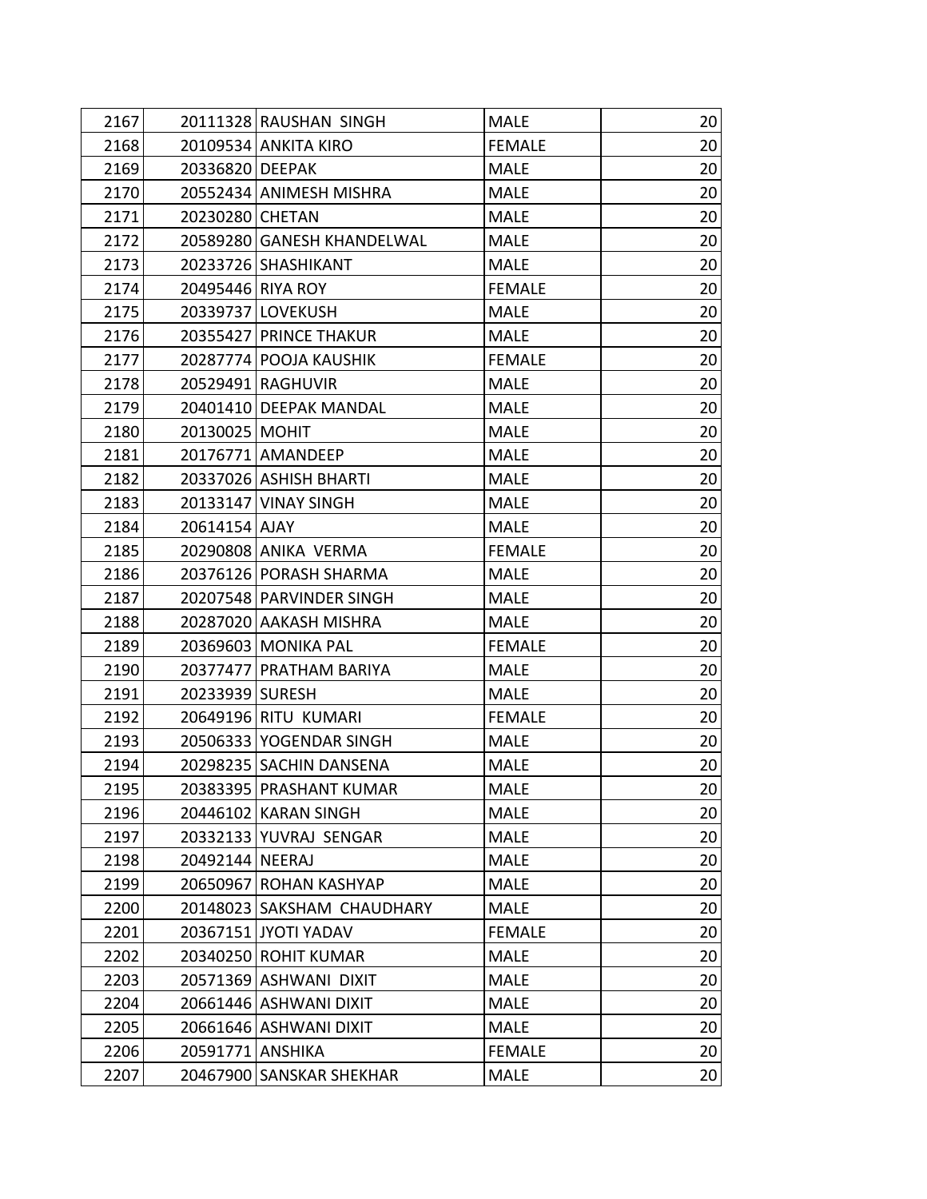| | | | | |
|---|---|---|---|---|
| 2167 | 20111328 | RAUSHAN SINGH | MALE | 20 |
| 2168 | 20109534 | ANKITA KIRO | FEMALE | 20 |
| 2169 | 20336820 | DEEPAK | MALE | 20 |
| 2170 | 20552434 | ANIMESH MISHRA | MALE | 20 |
| 2171 | 20230280 | CHETAN | MALE | 20 |
| 2172 | 20589280 | GANESH KHANDELWAL | MALE | 20 |
| 2173 | 20233726 | SHASHIKANT | MALE | 20 |
| 2174 | 20495446 | RIYA ROY | FEMALE | 20 |
| 2175 | 20339737 | LOVEKUSH | MALE | 20 |
| 2176 | 20355427 | PRINCE THAKUR | MALE | 20 |
| 2177 | 20287774 | POOJA KAUSHIK | FEMALE | 20 |
| 2178 | 20529491 | RAGHUVIR | MALE | 20 |
| 2179 | 20401410 | DEEPAK MANDAL | MALE | 20 |
| 2180 | 20130025 | MOHIT | MALE | 20 |
| 2181 | 20176771 | AMANDEEP | MALE | 20 |
| 2182 | 20337026 | ASHISH BHARTI | MALE | 20 |
| 2183 | 20133147 | VINAY SINGH | MALE | 20 |
| 2184 | 20614154 | AJAY | MALE | 20 |
| 2185 | 20290808 | ANIKA VERMA | FEMALE | 20 |
| 2186 | 20376126 | PORASH SHARMA | MALE | 20 |
| 2187 | 20207548 | PARVINDER SINGH | MALE | 20 |
| 2188 | 20287020 | AAKASH MISHRA | MALE | 20 |
| 2189 | 20369603 | MONIKA PAL | FEMALE | 20 |
| 2190 | 20377477 | PRATHAM BARIYA | MALE | 20 |
| 2191 | 20233939 | SURESH | MALE | 20 |
| 2192 | 20649196 | RITU KUMARI | FEMALE | 20 |
| 2193 | 20506333 | YOGENDAR SINGH | MALE | 20 |
| 2194 | 20298235 | SACHIN DANSENA | MALE | 20 |
| 2195 | 20383395 | PRASHANT KUMAR | MALE | 20 |
| 2196 | 20446102 | KARAN SINGH | MALE | 20 |
| 2197 | 20332133 | YUVRAJ SENGAR | MALE | 20 |
| 2198 | 20492144 | NEERAJ | MALE | 20 |
| 2199 | 20650967 | ROHAN KASHYAP | MALE | 20 |
| 2200 | 20148023 | SAKSHAM CHAUDHARY | MALE | 20 |
| 2201 | 20367151 | JYOTI YADAV | FEMALE | 20 |
| 2202 | 20340250 | ROHIT KUMAR | MALE | 20 |
| 2203 | 20571369 | ASHWANI DIXIT | MALE | 20 |
| 2204 | 20661446 | ASHWANI DIXIT | MALE | 20 |
| 2205 | 20661646 | ASHWANI DIXIT | MALE | 20 |
| 2206 | 20591771 | ANSHIKA | FEMALE | 20 |
| 2207 | 20467900 | SANSKAR SHEKHAR | MALE | 20 |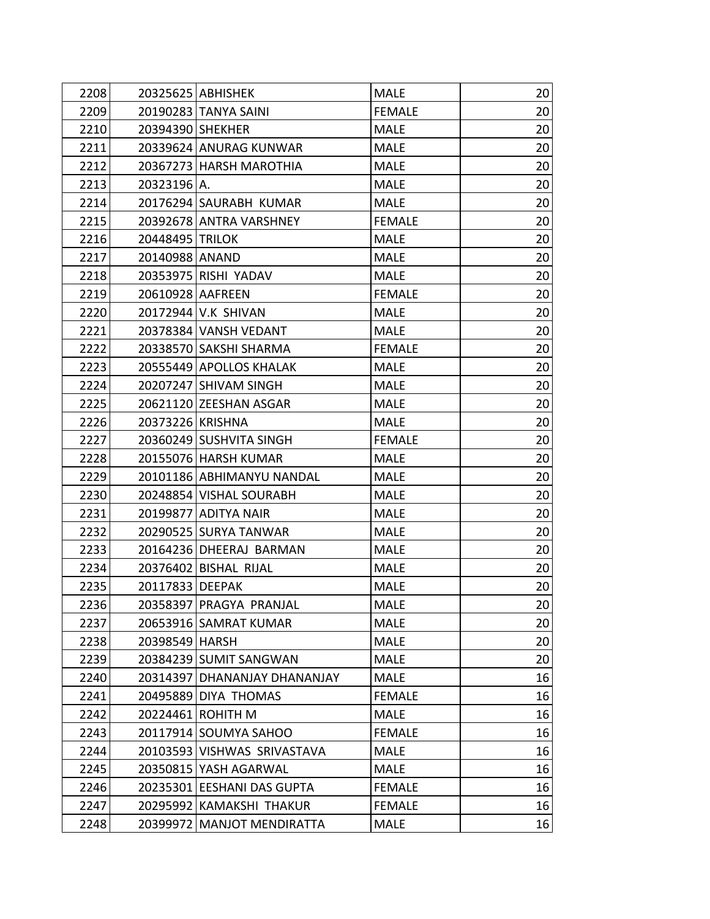| | | | | |
|---|---|---|---|---|
| 2208 | 20325625 | ABHISHEK | MALE | 20 |
| 2209 | 20190283 | TANYA SAINI | FEMALE | 20 |
| 2210 | 20394390 | SHEKHER | MALE | 20 |
| 2211 | 20339624 | ANURAG KUNWAR | MALE | 20 |
| 2212 | 20367273 | HARSH MAROTHIA | MALE | 20 |
| 2213 | 20323196 | A. | MALE | 20 |
| 2214 | 20176294 | SAURABH KUMAR | MALE | 20 |
| 2215 | 20392678 | ANTRA VARSHNEY | FEMALE | 20 |
| 2216 | 20448495 | TRILOK | MALE | 20 |
| 2217 | 20140988 | ANAND | MALE | 20 |
| 2218 | 20353975 | RISHI YADAV | MALE | 20 |
| 2219 | 20610928 | AAFREEN | FEMALE | 20 |
| 2220 | 20172944 | V.K SHIVAN | MALE | 20 |
| 2221 | 20378384 | VANSH VEDANT | MALE | 20 |
| 2222 | 20338570 | SAKSHI SHARMA | FEMALE | 20 |
| 2223 | 20555449 | APOLLOS KHALAK | MALE | 20 |
| 2224 | 20207247 | SHIVAM SINGH | MALE | 20 |
| 2225 | 20621120 | ZEESHAN ASGAR | MALE | 20 |
| 2226 | 20373226 | KRISHNA | MALE | 20 |
| 2227 | 20360249 | SUSHVITA SINGH | FEMALE | 20 |
| 2228 | 20155076 | HARSH KUMAR | MALE | 20 |
| 2229 | 20101186 | ABHIMANYU NANDAL | MALE | 20 |
| 2230 | 20248854 | VISHAL SOURABH | MALE | 20 |
| 2231 | 20199877 | ADITYA NAIR | MALE | 20 |
| 2232 | 20290525 | SURYA TANWAR | MALE | 20 |
| 2233 | 20164236 | DHEERAJ BARMAN | MALE | 20 |
| 2234 | 20376402 | BISHAL RIJAL | MALE | 20 |
| 2235 | 20117833 | DEEPAK | MALE | 20 |
| 2236 | 20358397 | PRAGYA PRANJAL | MALE | 20 |
| 2237 | 20653916 | SAMRAT KUMAR | MALE | 20 |
| 2238 | 20398549 | HARSH | MALE | 20 |
| 2239 | 20384239 | SUMIT SANGWAN | MALE | 20 |
| 2240 | 20314397 | DHANANJAY DHANANJAY | MALE | 16 |
| 2241 | 20495889 | DIYA THOMAS | FEMALE | 16 |
| 2242 | 20224461 | ROHITH M | MALE | 16 |
| 2243 | 20117914 | SOUMYA SAHOO | FEMALE | 16 |
| 2244 | 20103593 | VISHWAS SRIVASTAVA | MALE | 16 |
| 2245 | 20350815 | YASH AGARWAL | MALE | 16 |
| 2246 | 20235301 | EESHANI DAS GUPTA | FEMALE | 16 |
| 2247 | 20295992 | KAMAKSHI THAKUR | FEMALE | 16 |
| 2248 | 20399972 | MANJOT MENDIRATTA | MALE | 16 |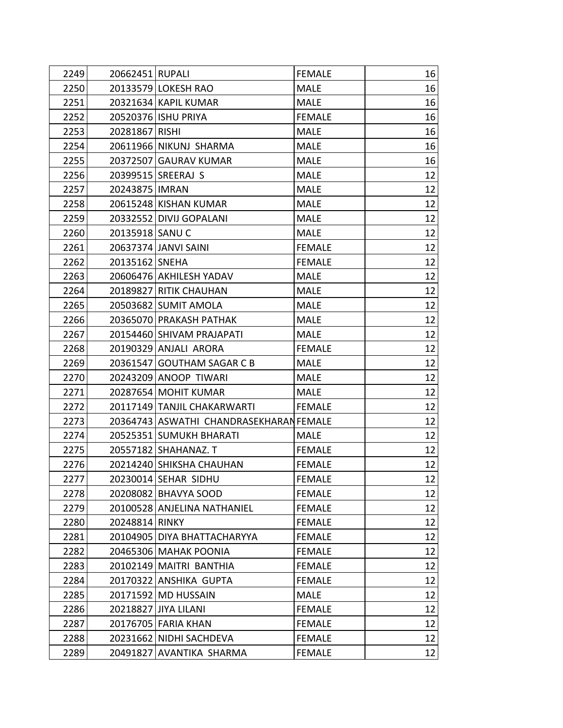| | | | | |
|---|---|---|---|---|
| 2249 | 20662451 | RUPALI | FEMALE | 16 |
| 2250 | 20133579 | LOKESH RAO | MALE | 16 |
| 2251 | 20321634 | KAPIL KUMAR | MALE | 16 |
| 2252 | 20520376 | ISHU PRIYA | FEMALE | 16 |
| 2253 | 20281867 | RISHI | MALE | 16 |
| 2254 | 20611966 | NIKUNJ  SHARMA | MALE | 16 |
| 2255 | 20372507 | GAURAV KUMAR | MALE | 16 |
| 2256 | 20399515 | SREERAJ  S | MALE | 12 |
| 2257 | 20243875 | IMRAN | MALE | 12 |
| 2258 | 20615248 | KISHAN KUMAR | MALE | 12 |
| 2259 | 20332552 | DIVIJ GOPALANI | MALE | 12 |
| 2260 | 20135918 | SANU C | MALE | 12 |
| 2261 | 20637374 | JANVI SAINI | FEMALE | 12 |
| 2262 | 20135162 | SNEHA | FEMALE | 12 |
| 2263 | 20606476 | AKHILESH YADAV | MALE | 12 |
| 2264 | 20189827 | RITIK CHAUHAN | MALE | 12 |
| 2265 | 20503682 | SUMIT AMOLA | MALE | 12 |
| 2266 | 20365070 | PRAKASH PATHAK | MALE | 12 |
| 2267 | 20154460 | SHIVAM PRAJAPATI | MALE | 12 |
| 2268 | 20190329 | ANJALI  ARORA | FEMALE | 12 |
| 2269 | 20361547 | GOUTHAM SAGAR C B | MALE | 12 |
| 2270 | 20243209 | ANOOP  TIWARI | MALE | 12 |
| 2271 | 20287654 | MOHIT KUMAR | MALE | 12 |
| 2272 | 20117149 | TANJIL CHAKARWARTI | FEMALE | 12 |
| 2273 | 20364743 | ASWATHI  CHANDRASEKHARAN | FEMALE | 12 |
| 2274 | 20525351 | SUMUKH BHARATI | MALE | 12 |
| 2275 | 20557182 | SHAHANAZ. T | FEMALE | 12 |
| 2276 | 20214240 | SHIKSHA CHAUHAN | FEMALE | 12 |
| 2277 | 20230014 | SEHAR  SIDHU | FEMALE | 12 |
| 2278 | 20208082 | BHAVYA SOOD | FEMALE | 12 |
| 2279 | 20100528 | ANJELINA NATHANIEL | FEMALE | 12 |
| 2280 | 20248814 | RINKY | FEMALE | 12 |
| 2281 | 20104905 | DIYA BHATTACHARYYA | FEMALE | 12 |
| 2282 | 20465306 | MAHAK POONIA | FEMALE | 12 |
| 2283 | 20102149 | MAITRI  BANTHIA | FEMALE | 12 |
| 2284 | 20170322 | ANSHIKA  GUPTA | FEMALE | 12 |
| 2285 | 20171592 | MD HUSSAIN | MALE | 12 |
| 2286 | 20218827 | JIYA LILANI | FEMALE | 12 |
| 2287 | 20176705 | FARIA KHAN | FEMALE | 12 |
| 2288 | 20231662 | NIDHI SACHDEVA | FEMALE | 12 |
| 2289 | 20491827 | AVANTIKA  SHARMA | FEMALE | 12 |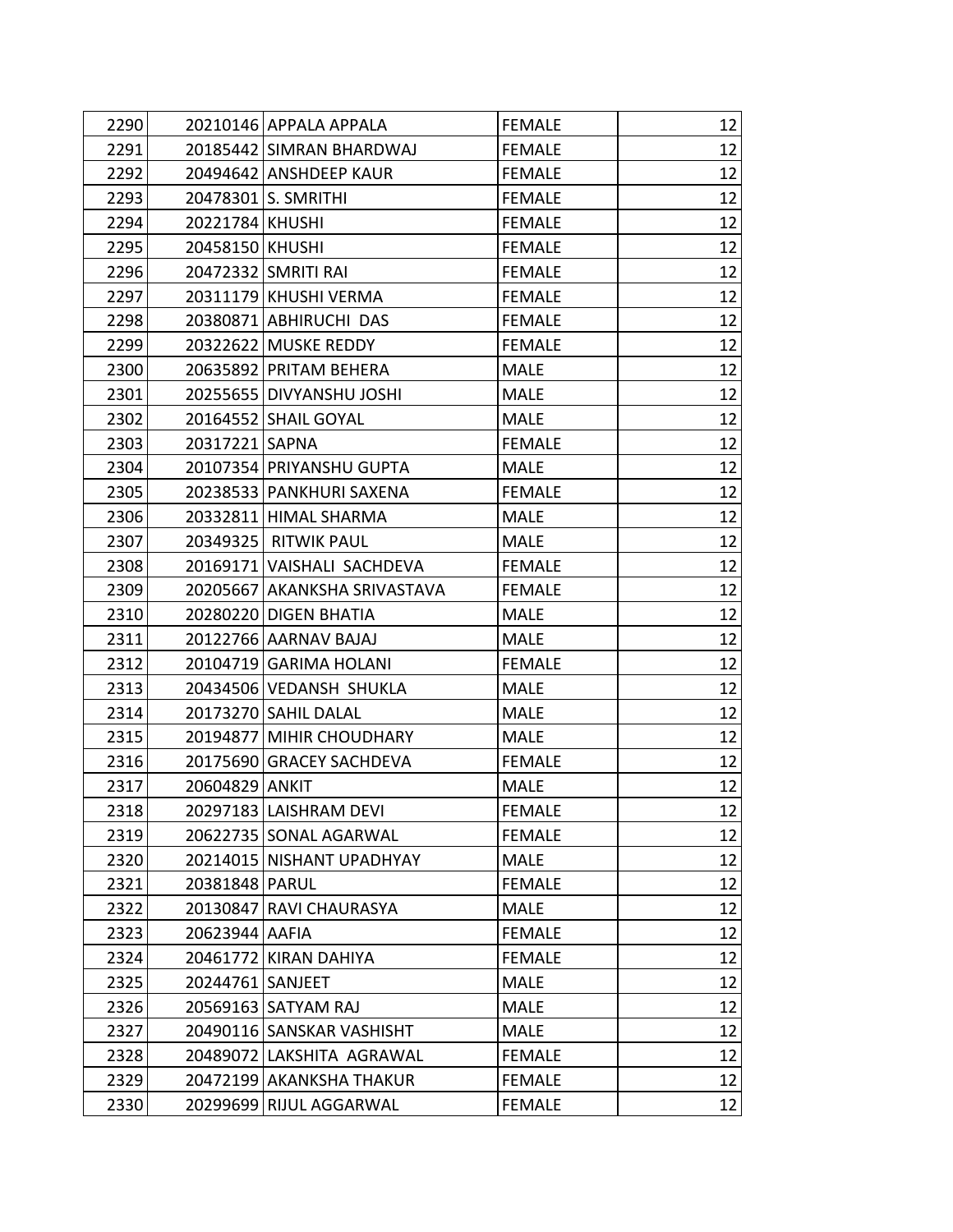| | | | | |
|---|---|---|---|---|
| 2290 | 20210146 | APPALA APPALA | FEMALE | 12 |
| 2291 | 20185442 | SIMRAN BHARDWAJ | FEMALE | 12 |
| 2292 | 20494642 | ANSHDEEP KAUR | FEMALE | 12 |
| 2293 | 20478301 | S. SMRITHI | FEMALE | 12 |
| 2294 | 20221784 | KHUSHI | FEMALE | 12 |
| 2295 | 20458150 | KHUSHI | FEMALE | 12 |
| 2296 | 20472332 | SMRITI RAI | FEMALE | 12 |
| 2297 | 20311179 | KHUSHI VERMA | FEMALE | 12 |
| 2298 | 20380871 | ABHIRUCHI DAS | FEMALE | 12 |
| 2299 | 20322622 | MUSKE REDDY | FEMALE | 12 |
| 2300 | 20635892 | PRITAM BEHERA | MALE | 12 |
| 2301 | 20255655 | DIVYANSHU JOSHI | MALE | 12 |
| 2302 | 20164552 | SHAIL GOYAL | MALE | 12 |
| 2303 | 20317221 | SAPNA | FEMALE | 12 |
| 2304 | 20107354 | PRIYANSHU GUPTA | MALE | 12 |
| 2305 | 20238533 | PANKHURI SAXENA | FEMALE | 12 |
| 2306 | 20332811 | HIMAL SHARMA | MALE | 12 |
| 2307 | 20349325 | RITWIK PAUL | MALE | 12 |
| 2308 | 20169171 | VAISHALI SACHDEVA | FEMALE | 12 |
| 2309 | 20205667 | AKANKSHA SRIVASTAVA | FEMALE | 12 |
| 2310 | 20280220 | DIGEN BHATIA | MALE | 12 |
| 2311 | 20122766 | AARNAV BAJAJ | MALE | 12 |
| 2312 | 20104719 | GARIMA HOLANI | FEMALE | 12 |
| 2313 | 20434506 | VEDANSH SHUKLA | MALE | 12 |
| 2314 | 20173270 | SAHIL DALAL | MALE | 12 |
| 2315 | 20194877 | MIHIR CHOUDHARY | MALE | 12 |
| 2316 | 20175690 | GRACEY SACHDEVA | FEMALE | 12 |
| 2317 | 20604829 | ANKIT | MALE | 12 |
| 2318 | 20297183 | LAISHRAM DEVI | FEMALE | 12 |
| 2319 | 20622735 | SONAL AGARWAL | FEMALE | 12 |
| 2320 | 20214015 | NISHANT UPADHYAY | MALE | 12 |
| 2321 | 20381848 | PARUL | FEMALE | 12 |
| 2322 | 20130847 | RAVI CHAURASYA | MALE | 12 |
| 2323 | 20623944 | AAFIA | FEMALE | 12 |
| 2324 | 20461772 | KIRAN DAHIYA | FEMALE | 12 |
| 2325 | 20244761 | SANJEET | MALE | 12 |
| 2326 | 20569163 | SATYAM RAJ | MALE | 12 |
| 2327 | 20490116 | SANSKAR VASHISHT | MALE | 12 |
| 2328 | 20489072 | LAKSHITA AGRAWAL | FEMALE | 12 |
| 2329 | 20472199 | AKANKSHA THAKUR | FEMALE | 12 |
| 2330 | 20299699 | RIJUL AGGARWAL | FEMALE | 12 |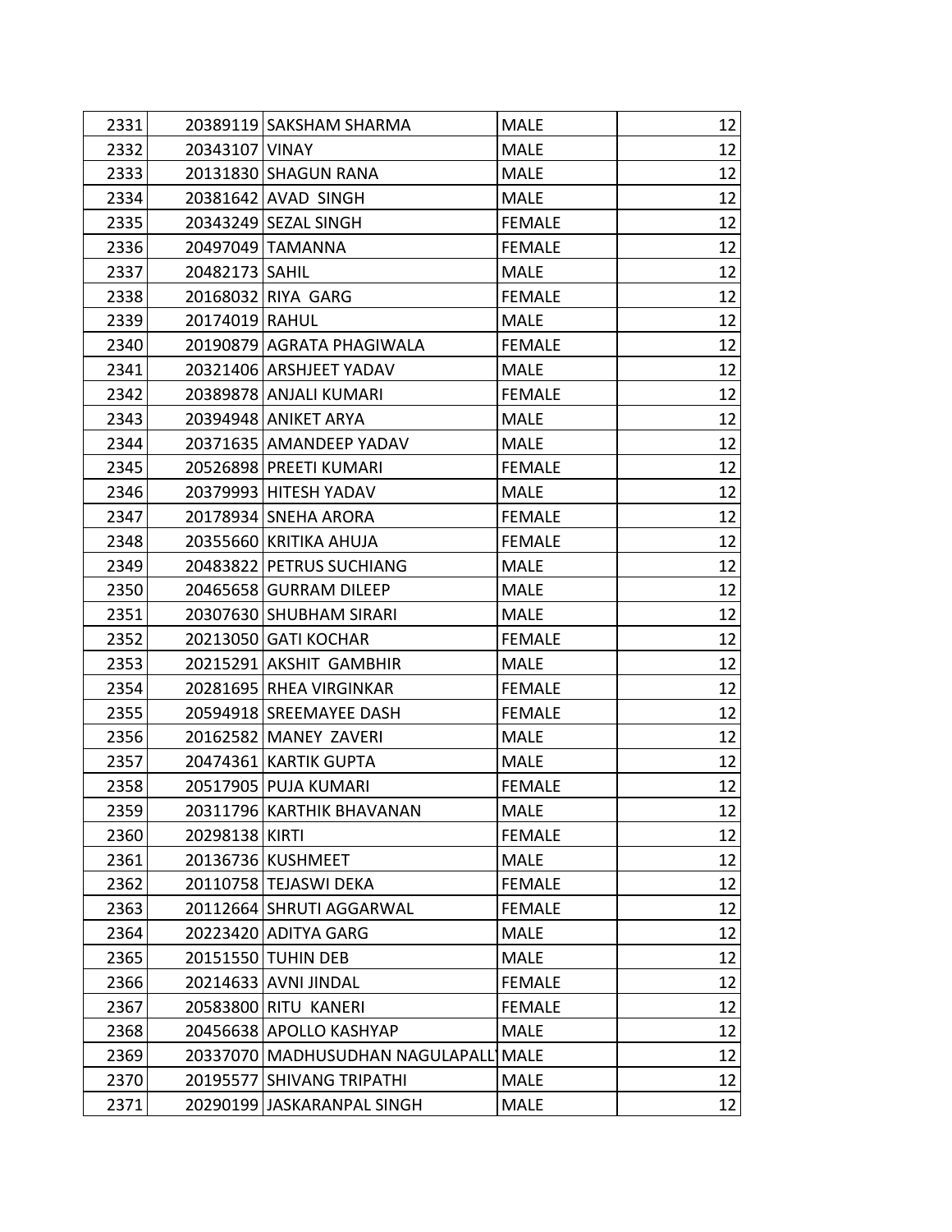| | | | | |
|---|---|---|---|---|
| 2331 | 20389119 | SAKSHAM SHARMA | MALE | 12 |
| 2332 | 20343107 | VINAY | MALE | 12 |
| 2333 | 20131830 | SHAGUN RANA | MALE | 12 |
| 2334 | 20381642 | AVAD SINGH | MALE | 12 |
| 2335 | 20343249 | SEZAL SINGH | FEMALE | 12 |
| 2336 | 20497049 | TAMANNA | FEMALE | 12 |
| 2337 | 20482173 | SAHIL | MALE | 12 |
| 2338 | 20168032 | RIYA GARG | FEMALE | 12 |
| 2339 | 20174019 | RAHUL | MALE | 12 |
| 2340 | 20190879 | AGRATA PHAGIWALA | FEMALE | 12 |
| 2341 | 20321406 | ARSHJEET YADAV | MALE | 12 |
| 2342 | 20389878 | ANJALI KUMARI | FEMALE | 12 |
| 2343 | 20394948 | ANIKET ARYA | MALE | 12 |
| 2344 | 20371635 | AMANDEEP YADAV | MALE | 12 |
| 2345 | 20526898 | PREETI KUMARI | FEMALE | 12 |
| 2346 | 20379993 | HITESH YADAV | MALE | 12 |
| 2347 | 20178934 | SNEHA ARORA | FEMALE | 12 |
| 2348 | 20355660 | KRITIKA AHUJA | FEMALE | 12 |
| 2349 | 20483822 | PETRUS SUCHIANG | MALE | 12 |
| 2350 | 20465658 | GURRAM DILEEP | MALE | 12 |
| 2351 | 20307630 | SHUBHAM SIRARI | MALE | 12 |
| 2352 | 20213050 | GATI KOCHAR | FEMALE | 12 |
| 2353 | 20215291 | AKSHIT GAMBHIR | MALE | 12 |
| 2354 | 20281695 | RHEA VIRGINKAR | FEMALE | 12 |
| 2355 | 20594918 | SREEMAYEE DASH | FEMALE | 12 |
| 2356 | 20162582 | MANEY ZAVERI | MALE | 12 |
| 2357 | 20474361 | KARTIK GUPTA | MALE | 12 |
| 2358 | 20517905 | PUJA KUMARI | FEMALE | 12 |
| 2359 | 20311796 | KARTHIK BHAVANAN | MALE | 12 |
| 2360 | 20298138 | KIRTI | FEMALE | 12 |
| 2361 | 20136736 | KUSHMEET | MALE | 12 |
| 2362 | 20110758 | TEJASWI DEKA | FEMALE | 12 |
| 2363 | 20112664 | SHRUTI AGGARWAL | FEMALE | 12 |
| 2364 | 20223420 | ADITYA GARG | MALE | 12 |
| 2365 | 20151550 | TUHIN DEB | MALE | 12 |
| 2366 | 20214633 | AVNI JINDAL | FEMALE | 12 |
| 2367 | 20583800 | RITU KANERI | FEMALE | 12 |
| 2368 | 20456638 | APOLLO KASHYAP | MALE | 12 |
| 2369 | 20337070 | MADHUSUDHAN NAGULAPALL | MALE | 12 |
| 2370 | 20195577 | SHIVANG TRIPATHI | MALE | 12 |
| 2371 | 20290199 | JASKARANPAL SINGH | MALE | 12 |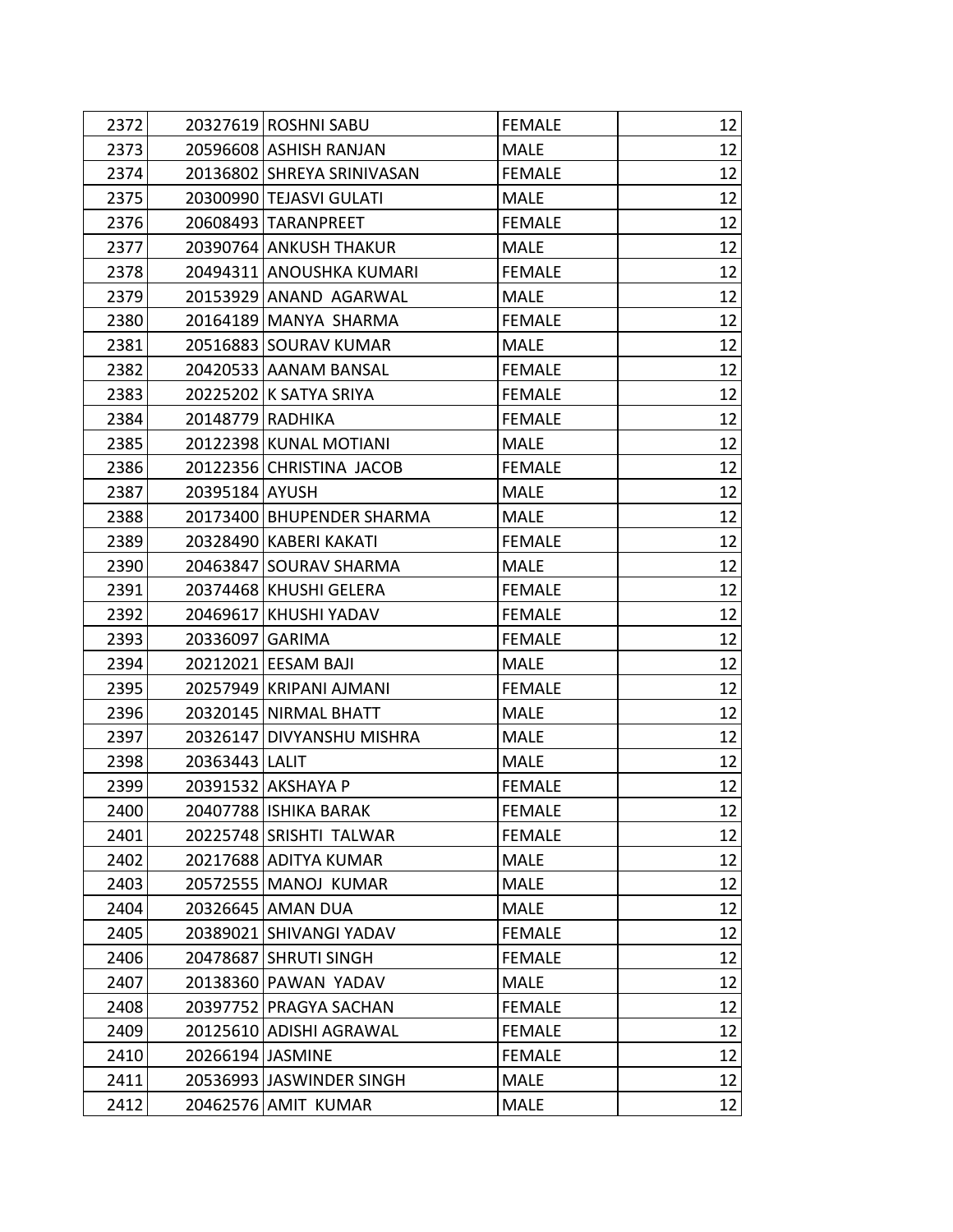| | | | | |
|---|---|---|---|---|
| 2372 | 20327619 | ROSHNI SABU | FEMALE | 12 |
| 2373 | 20596608 | ASHISH RANJAN | MALE | 12 |
| 2374 | 20136802 | SHREYA SRINIVASAN | FEMALE | 12 |
| 2375 | 20300990 | TEJASVI GULATI | MALE | 12 |
| 2376 | 20608493 | TARANPREET | FEMALE | 12 |
| 2377 | 20390764 | ANKUSH THAKUR | MALE | 12 |
| 2378 | 20494311 | ANOUSHKA KUMARI | FEMALE | 12 |
| 2379 | 20153929 | ANAND AGARWAL | MALE | 12 |
| 2380 | 20164189 | MANYA SHARMA | FEMALE | 12 |
| 2381 | 20516883 | SOURAV KUMAR | MALE | 12 |
| 2382 | 20420533 | AANAM BANSAL | FEMALE | 12 |
| 2383 | 20225202 | K SATYA SRIYA | FEMALE | 12 |
| 2384 | 20148779 | RADHIKA | FEMALE | 12 |
| 2385 | 20122398 | KUNAL MOTIANI | MALE | 12 |
| 2386 | 20122356 | CHRISTINA JACOB | FEMALE | 12 |
| 2387 | 20395184 | AYUSH | MALE | 12 |
| 2388 | 20173400 | BHUPENDER SHARMA | MALE | 12 |
| 2389 | 20328490 | KABERI KAKATI | FEMALE | 12 |
| 2390 | 20463847 | SOURAV SHARMA | MALE | 12 |
| 2391 | 20374468 | KHUSHI GELERA | FEMALE | 12 |
| 2392 | 20469617 | KHUSHI YADAV | FEMALE | 12 |
| 2393 | 20336097 | GARIMA | FEMALE | 12 |
| 2394 | 20212021 | EESAM BAJI | MALE | 12 |
| 2395 | 20257949 | KRIPANI AJMANI | FEMALE | 12 |
| 2396 | 20320145 | NIRMAL BHATT | MALE | 12 |
| 2397 | 20326147 | DIVYANSHU MISHRA | MALE | 12 |
| 2398 | 20363443 | LALIT | MALE | 12 |
| 2399 | 20391532 | AKSHAYA P | FEMALE | 12 |
| 2400 | 20407788 | ISHIKA BARAK | FEMALE | 12 |
| 2401 | 20225748 | SRISHTI TALWAR | FEMALE | 12 |
| 2402 | 20217688 | ADITYA KUMAR | MALE | 12 |
| 2403 | 20572555 | MANOJ KUMAR | MALE | 12 |
| 2404 | 20326645 | AMAN DUA | MALE | 12 |
| 2405 | 20389021 | SHIVANGI YADAV | FEMALE | 12 |
| 2406 | 20478687 | SHRUTI SINGH | FEMALE | 12 |
| 2407 | 20138360 | PAWAN YADAV | MALE | 12 |
| 2408 | 20397752 | PRAGYA SACHAN | FEMALE | 12 |
| 2409 | 20125610 | ADISHI AGRAWAL | FEMALE | 12 |
| 2410 | 20266194 | JASMINE | FEMALE | 12 |
| 2411 | 20536993 | JASWINDER SINGH | MALE | 12 |
| 2412 | 20462576 | AMIT KUMAR | MALE | 12 |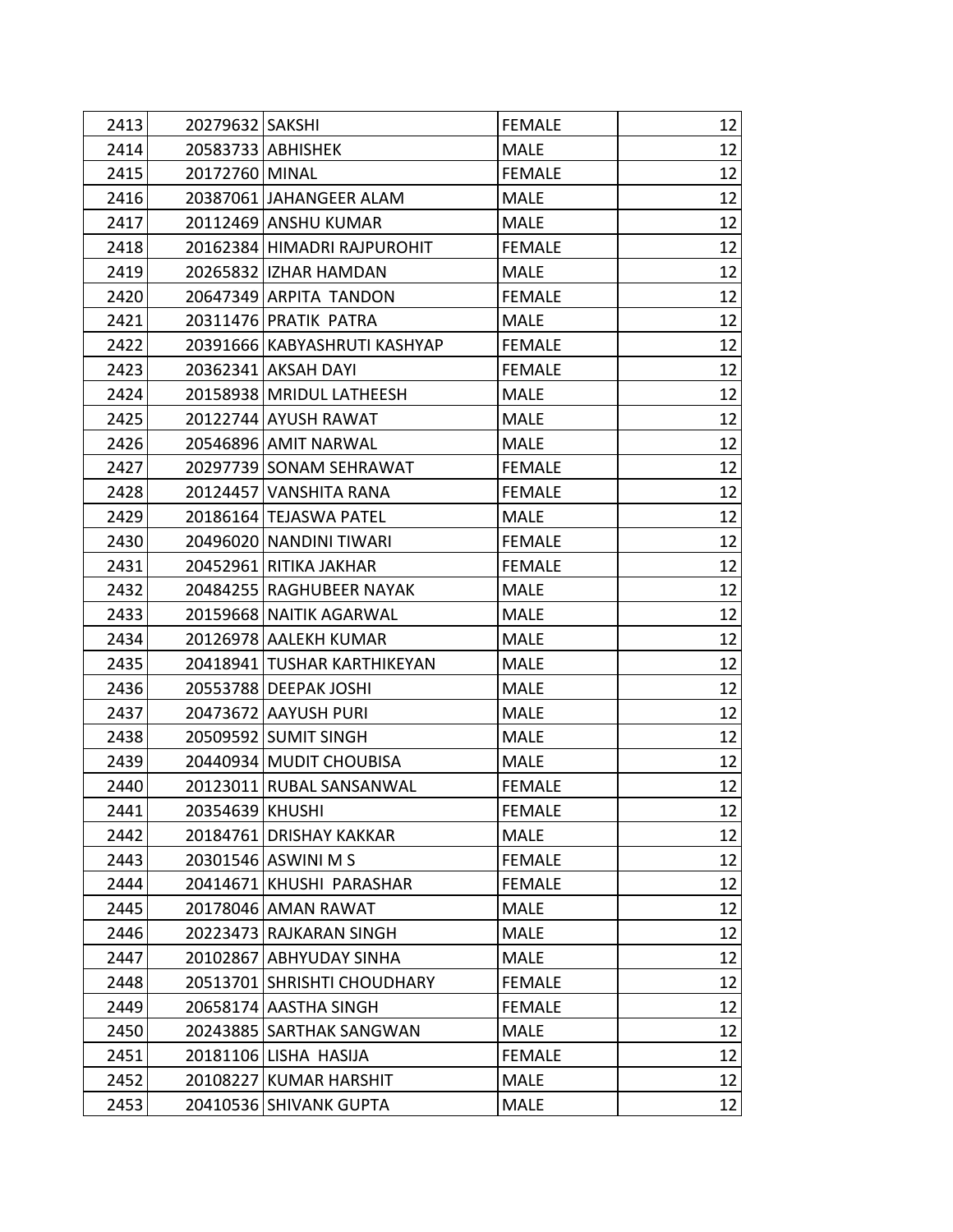| | | | | |
|---|---|---|---|---|
| 2413 | 20279632 | SAKSHI | FEMALE | 12 |
| 2414 | 20583733 | ABHISHEK | MALE | 12 |
| 2415 | 20172760 | MINAL | FEMALE | 12 |
| 2416 | 20387061 | JAHANGEER ALAM | MALE | 12 |
| 2417 | 20112469 | ANSHU KUMAR | MALE | 12 |
| 2418 | 20162384 | HIMADRI RAJPUROHIT | FEMALE | 12 |
| 2419 | 20265832 | IZHAR HAMDAN | MALE | 12 |
| 2420 | 20647349 | ARPITA  TANDON | FEMALE | 12 |
| 2421 | 20311476 | PRATIK  PATRA | MALE | 12 |
| 2422 | 20391666 | KABYASHRUTI KASHYAP | FEMALE | 12 |
| 2423 | 20362341 | AKSAH DAYI | FEMALE | 12 |
| 2424 | 20158938 | MRIDUL LATHEESH | MALE | 12 |
| 2425 | 20122744 | AYUSH RAWAT | MALE | 12 |
| 2426 | 20546896 | AMIT NARWAL | MALE | 12 |
| 2427 | 20297739 | SONAM SEHRAWAT | FEMALE | 12 |
| 2428 | 20124457 | VANSHITA RANA | FEMALE | 12 |
| 2429 | 20186164 | TEJASWA PATEL | MALE | 12 |
| 2430 | 20496020 | NANDINI TIWARI | FEMALE | 12 |
| 2431 | 20452961 | RITIKA JAKHAR | FEMALE | 12 |
| 2432 | 20484255 | RAGHUBEER NAYAK | MALE | 12 |
| 2433 | 20159668 | NAITIK AGARWAL | MALE | 12 |
| 2434 | 20126978 | AALEKH KUMAR | MALE | 12 |
| 2435 | 20418941 | TUSHAR KARTHIKEYAN | MALE | 12 |
| 2436 | 20553788 | DEEPAK JOSHI | MALE | 12 |
| 2437 | 20473672 | AAYUSH PURI | MALE | 12 |
| 2438 | 20509592 | SUMIT SINGH | MALE | 12 |
| 2439 | 20440934 | MUDIT CHOUBISA | MALE | 12 |
| 2440 | 20123011 | RUBAL SANSANWAL | FEMALE | 12 |
| 2441 | 20354639 | KHUSHI | FEMALE | 12 |
| 2442 | 20184761 | DRISHAY KAKKAR | MALE | 12 |
| 2443 | 20301546 | ASWINI M S | FEMALE | 12 |
| 2444 | 20414671 | KHUSHI  PARASHAR | FEMALE | 12 |
| 2445 | 20178046 | AMAN RAWAT | MALE | 12 |
| 2446 | 20223473 | RAJKARAN SINGH | MALE | 12 |
| 2447 | 20102867 | ABHYUDAY SINHA | MALE | 12 |
| 2448 | 20513701 | SHRISHTI CHOUDHARY | FEMALE | 12 |
| 2449 | 20658174 | AASTHA SINGH | FEMALE | 12 |
| 2450 | 20243885 | SARTHAK SANGWAN | MALE | 12 |
| 2451 | 20181106 | LISHA  HASIJA | FEMALE | 12 |
| 2452 | 20108227 | KUMAR HARSHIT | MALE | 12 |
| 2453 | 20410536 | SHIVANK GUPTA | MALE | 12 |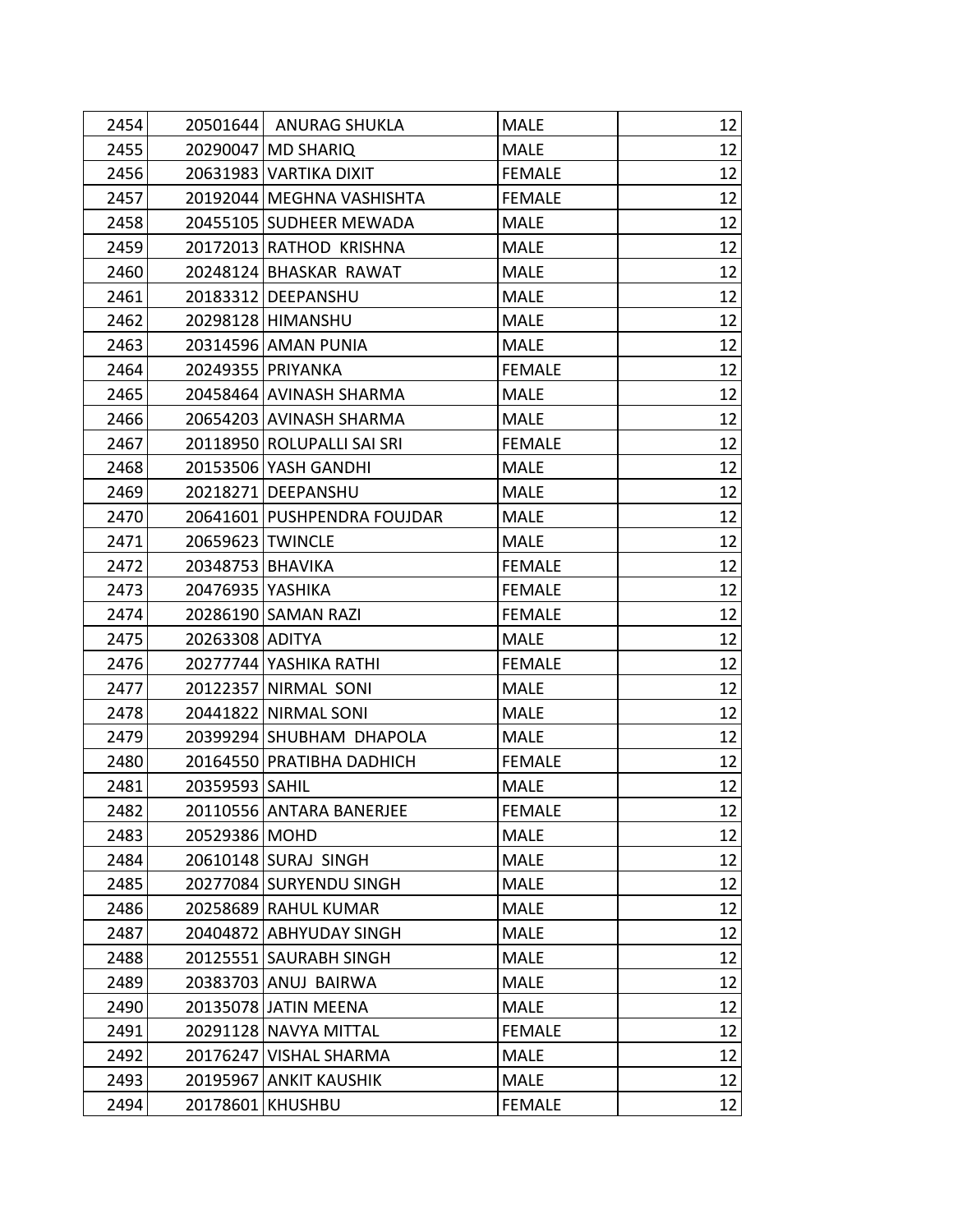| | | | | |
|---|---|---|---|---|
| 2454 | 20501644 | ANURAG SHUKLA | MALE | 12 |
| 2455 | 20290047 | MD SHARIQ | MALE | 12 |
| 2456 | 20631983 | VARTIKA DIXIT | FEMALE | 12 |
| 2457 | 20192044 | MEGHNA VASHISHTA | FEMALE | 12 |
| 2458 | 20455105 | SUDHEER MEWADA | MALE | 12 |
| 2459 | 20172013 | RATHOD KRISHNA | MALE | 12 |
| 2460 | 20248124 | BHASKAR RAWAT | MALE | 12 |
| 2461 | 20183312 | DEEPANSHU | MALE | 12 |
| 2462 | 20298128 | HIMANSHU | MALE | 12 |
| 2463 | 20314596 | AMAN PUNIA | MALE | 12 |
| 2464 | 20249355 | PRIYANKA | FEMALE | 12 |
| 2465 | 20458464 | AVINASH SHARMA | MALE | 12 |
| 2466 | 20654203 | AVINASH SHARMA | MALE | 12 |
| 2467 | 20118950 | ROLUPALLI SAI SRI | FEMALE | 12 |
| 2468 | 20153506 | YASH GANDHI | MALE | 12 |
| 2469 | 20218271 | DEEPANSHU | MALE | 12 |
| 2470 | 20641601 | PUSHPENDRA FOUJDAR | MALE | 12 |
| 2471 | 20659623 | TWINCLE | MALE | 12 |
| 2472 | 20348753 | BHAVIKA | FEMALE | 12 |
| 2473 | 20476935 | YASHIKA | FEMALE | 12 |
| 2474 | 20286190 | SAMAN RAZI | FEMALE | 12 |
| 2475 | 20263308 | ADITYA | MALE | 12 |
| 2476 | 20277744 | YASHIKA RATHI | FEMALE | 12 |
| 2477 | 20122357 | NIRMAL SONI | MALE | 12 |
| 2478 | 20441822 | NIRMAL SONI | MALE | 12 |
| 2479 | 20399294 | SHUBHAM DHAPOLA | MALE | 12 |
| 2480 | 20164550 | PRATIBHA DADHICH | FEMALE | 12 |
| 2481 | 20359593 | SAHIL | MALE | 12 |
| 2482 | 20110556 | ANTARA BANERJEE | FEMALE | 12 |
| 2483 | 20529386 | MOHD | MALE | 12 |
| 2484 | 20610148 | SURAJ SINGH | MALE | 12 |
| 2485 | 20277084 | SURYENDU SINGH | MALE | 12 |
| 2486 | 20258689 | RAHUL KUMAR | MALE | 12 |
| 2487 | 20404872 | ABHYUDAY SINGH | MALE | 12 |
| 2488 | 20125551 | SAURABH SINGH | MALE | 12 |
| 2489 | 20383703 | ANUJ BAIRWA | MALE | 12 |
| 2490 | 20135078 | JATIN MEENA | MALE | 12 |
| 2491 | 20291128 | NAVYA MITTAL | FEMALE | 12 |
| 2492 | 20176247 | VISHAL SHARMA | MALE | 12 |
| 2493 | 20195967 | ANKIT KAUSHIK | MALE | 12 |
| 2494 | 20178601 | KHUSHBU | FEMALE | 12 |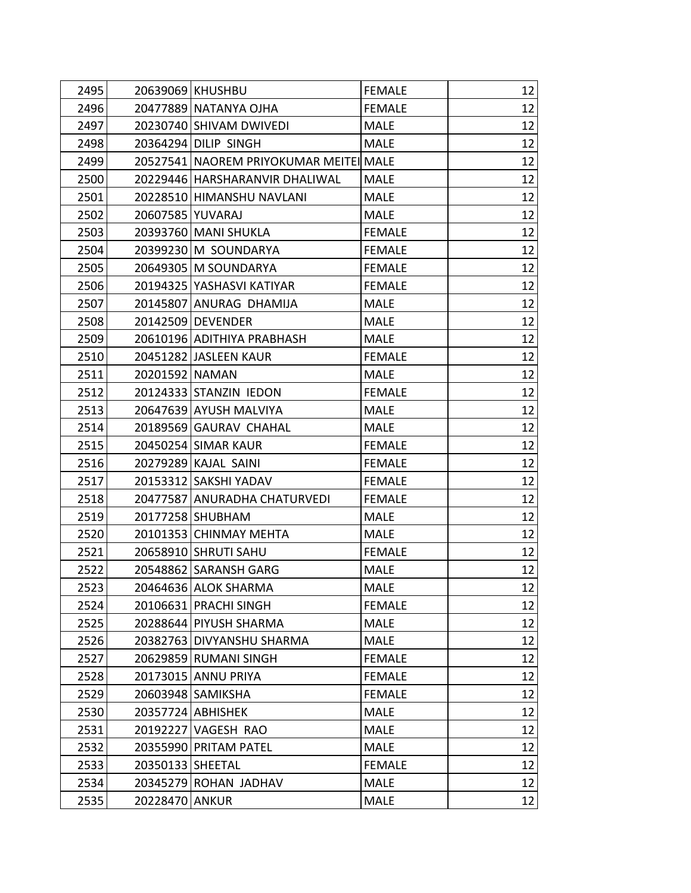| | | | | |
|---|---|---|---|---|
| 2495 | 20639069 | KHUSHBU | FEMALE | 12 |
| 2496 | 20477889 | NATANYA OJHA | FEMALE | 12 |
| 2497 | 20230740 | SHIVAM DWIVEDI | MALE | 12 |
| 2498 | 20364294 | DILIP SINGH | MALE | 12 |
| 2499 | 20527541 | NAOREM PRIYOKUMAR MEITEI | MALE | 12 |
| 2500 | 20229446 | HARSHARANVIR DHALIWAL | MALE | 12 |
| 2501 | 20228510 | HIMANSHU NAVLANI | MALE | 12 |
| 2502 | 20607585 | YUVARAJ | MALE | 12 |
| 2503 | 20393760 | MANI SHUKLA | FEMALE | 12 |
| 2504 | 20399230 | M SOUNDARYA | FEMALE | 12 |
| 2505 | 20649305 | M SOUNDARYA | FEMALE | 12 |
| 2506 | 20194325 | YASHASVI KATIYAR | FEMALE | 12 |
| 2507 | 20145807 | ANURAG DHAMIJA | MALE | 12 |
| 2508 | 20142509 | DEVENDER | MALE | 12 |
| 2509 | 20610196 | ADITHIYA PRABHASH | MALE | 12 |
| 2510 | 20451282 | JASLEEN KAUR | FEMALE | 12 |
| 2511 | 20201592 | NAMAN | MALE | 12 |
| 2512 | 20124333 | STANZIN IEDON | FEMALE | 12 |
| 2513 | 20647639 | AYUSH MALVIYA | MALE | 12 |
| 2514 | 20189569 | GAURAV CHAHAL | MALE | 12 |
| 2515 | 20450254 | SIMAR KAUR | FEMALE | 12 |
| 2516 | 20279289 | KAJAL SAINI | FEMALE | 12 |
| 2517 | 20153312 | SAKSHI YADAV | FEMALE | 12 |
| 2518 | 20477587 | ANURADHA CHATURVEDI | FEMALE | 12 |
| 2519 | 20177258 | SHUBHAM | MALE | 12 |
| 2520 | 20101353 | CHINMAY MEHTA | MALE | 12 |
| 2521 | 20658910 | SHRUTI SAHU | FEMALE | 12 |
| 2522 | 20548862 | SARANSH GARG | MALE | 12 |
| 2523 | 20464636 | ALOK SHARMA | MALE | 12 |
| 2524 | 20106631 | PRACHI SINGH | FEMALE | 12 |
| 2525 | 20288644 | PIYUSH SHARMA | MALE | 12 |
| 2526 | 20382763 | DIVYANSHU SHARMA | MALE | 12 |
| 2527 | 20629859 | RUMANI SINGH | FEMALE | 12 |
| 2528 | 20173015 | ANNU PRIYA | FEMALE | 12 |
| 2529 | 20603948 | SAMIKSHA | FEMALE | 12 |
| 2530 | 20357724 | ABHISHEK | MALE | 12 |
| 2531 | 20192227 | VAGESH RAO | MALE | 12 |
| 2532 | 20355990 | PRITAM PATEL | MALE | 12 |
| 2533 | 20350133 | SHEETAL | FEMALE | 12 |
| 2534 | 20345279 | ROHAN JADHAV | MALE | 12 |
| 2535 | 20228470 | ANKUR | MALE | 12 |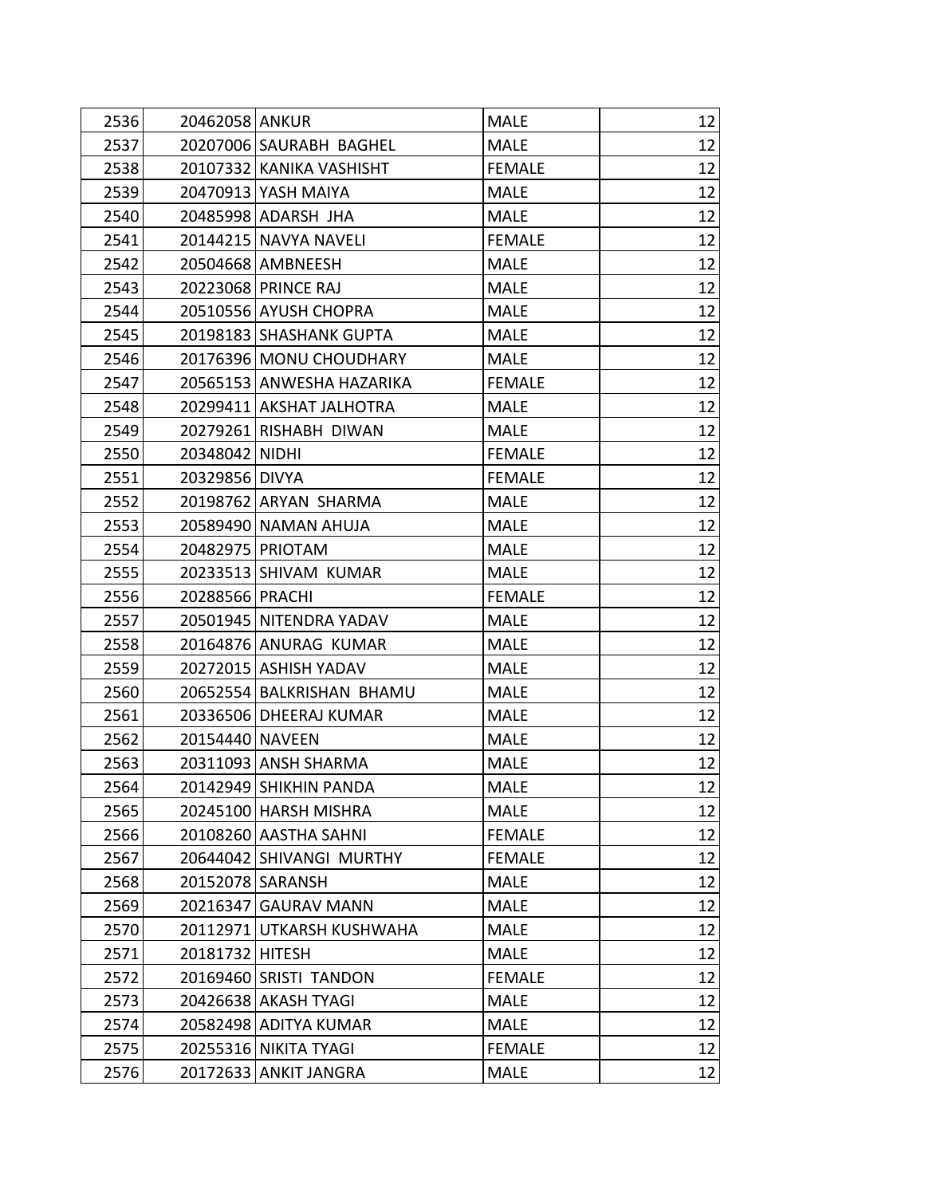| | | | | |
|---|---|---|---|---|
| 2536 | 20462058 | ANKUR | MALE | 12 |
| 2537 | 20207006 | SAURABH BAGHEL | MALE | 12 |
| 2538 | 20107332 | KANIKA VASHISHT | FEMALE | 12 |
| 2539 | 20470913 | YASH MAIYA | MALE | 12 |
| 2540 | 20485998 | ADARSH JHA | MALE | 12 |
| 2541 | 20144215 | NAVYA NAVELI | FEMALE | 12 |
| 2542 | 20504668 | AMBNEESH | MALE | 12 |
| 2543 | 20223068 | PRINCE RAJ | MALE | 12 |
| 2544 | 20510556 | AYUSH CHOPRA | MALE | 12 |
| 2545 | 20198183 | SHASHANK GUPTA | MALE | 12 |
| 2546 | 20176396 | MONU CHOUDHARY | MALE | 12 |
| 2547 | 20565153 | ANWESHA HAZARIKA | FEMALE | 12 |
| 2548 | 20299411 | AKSHAT JALHOTRA | MALE | 12 |
| 2549 | 20279261 | RISHABH DIWAN | MALE | 12 |
| 2550 | 20348042 | NIDHI | FEMALE | 12 |
| 2551 | 20329856 | DIVYA | FEMALE | 12 |
| 2552 | 20198762 | ARYAN SHARMA | MALE | 12 |
| 2553 | 20589490 | NAMAN AHUJA | MALE | 12 |
| 2554 | 20482975 | PRIOTAM | MALE | 12 |
| 2555 | 20233513 | SHIVAM KUMAR | MALE | 12 |
| 2556 | 20288566 | PRACHI | FEMALE | 12 |
| 2557 | 20501945 | NITENDRA YADAV | MALE | 12 |
| 2558 | 20164876 | ANURAG KUMAR | MALE | 12 |
| 2559 | 20272015 | ASHISH YADAV | MALE | 12 |
| 2560 | 20652554 | BALKRISHAN BHAMU | MALE | 12 |
| 2561 | 20336506 | DHEERAJ KUMAR | MALE | 12 |
| 2562 | 20154440 | NAVEEN | MALE | 12 |
| 2563 | 20311093 | ANSH SHARMA | MALE | 12 |
| 2564 | 20142949 | SHIKHIN PANDA | MALE | 12 |
| 2565 | 20245100 | HARSH MISHRA | MALE | 12 |
| 2566 | 20108260 | AASTHA SAHNI | FEMALE | 12 |
| 2567 | 20644042 | SHIVANGI MURTHY | FEMALE | 12 |
| 2568 | 20152078 | SARANSH | MALE | 12 |
| 2569 | 20216347 | GAURAV MANN | MALE | 12 |
| 2570 | 20112971 | UTKARSH KUSHWAHA | MALE | 12 |
| 2571 | 20181732 | HITESH | MALE | 12 |
| 2572 | 20169460 | SRISTI TANDON | FEMALE | 12 |
| 2573 | 20426638 | AKASH TYAGI | MALE | 12 |
| 2574 | 20582498 | ADITYA KUMAR | MALE | 12 |
| 2575 | 20255316 | NIKITA TYAGI | FEMALE | 12 |
| 2576 | 20172633 | ANKIT JANGRA | MALE | 12 |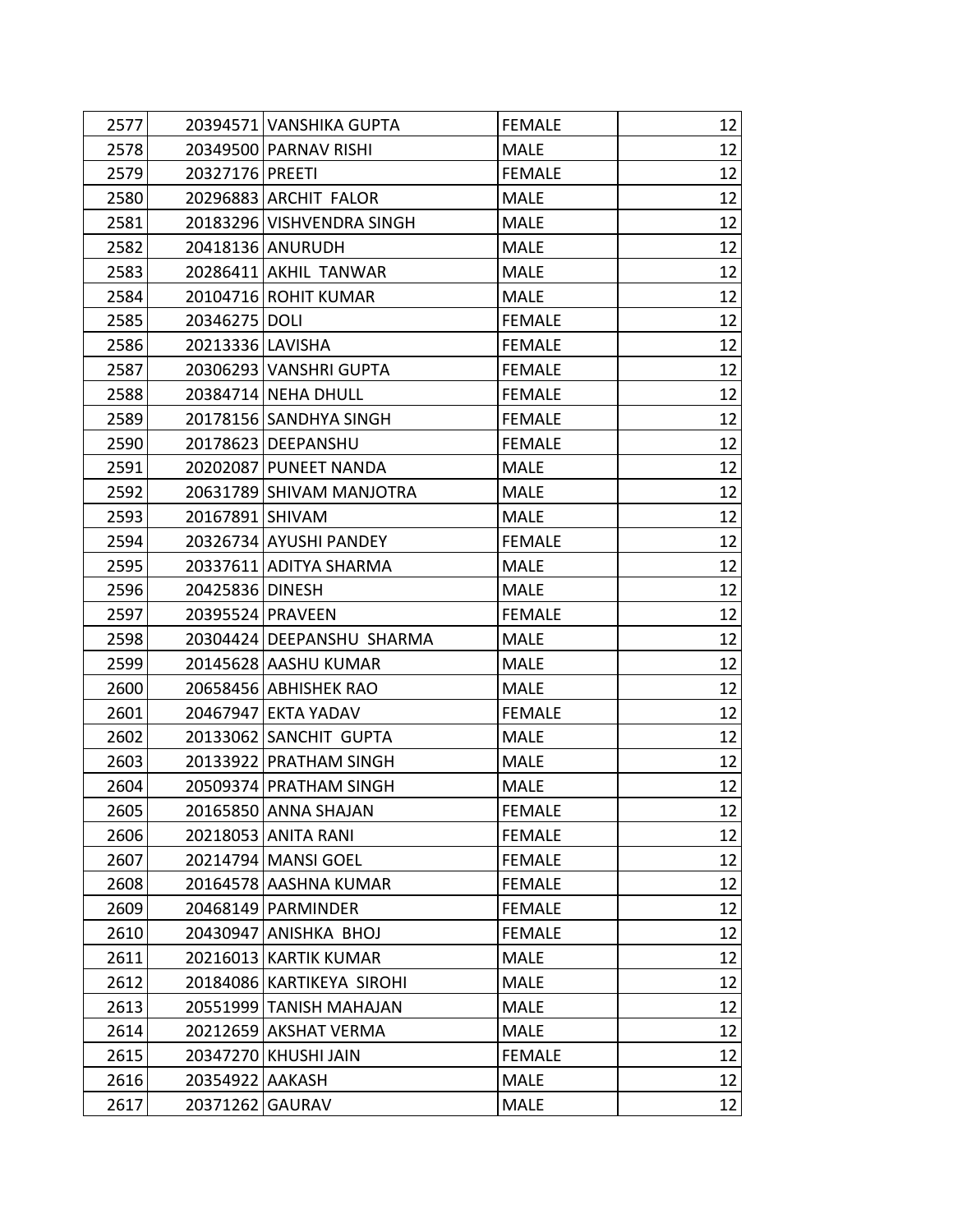| | | | | |
|---|---|---|---|---|
| 2577 | 20394571 | VANSHIKA GUPTA | FEMALE | 12 |
| 2578 | 20349500 | PARNAV RISHI | MALE | 12 |
| 2579 | 20327176 | PREETI | FEMALE | 12 |
| 2580 | 20296883 | ARCHIT FALOR | MALE | 12 |
| 2581 | 20183296 | VISHVENDRA SINGH | MALE | 12 |
| 2582 | 20418136 | ANURUDH | MALE | 12 |
| 2583 | 20286411 | AKHIL TANWAR | MALE | 12 |
| 2584 | 20104716 | ROHIT KUMAR | MALE | 12 |
| 2585 | 20346275 | DOLI | FEMALE | 12 |
| 2586 | 20213336 | LAVISHA | FEMALE | 12 |
| 2587 | 20306293 | VANSHRI GUPTA | FEMALE | 12 |
| 2588 | 20384714 | NEHA DHULL | FEMALE | 12 |
| 2589 | 20178156 | SANDHYA SINGH | FEMALE | 12 |
| 2590 | 20178623 | DEEPANSHU | FEMALE | 12 |
| 2591 | 20202087 | PUNEET NANDA | MALE | 12 |
| 2592 | 20631789 | SHIVAM MANJOTRA | MALE | 12 |
| 2593 | 20167891 | SHIVAM | MALE | 12 |
| 2594 | 20326734 | AYUSHI PANDEY | FEMALE | 12 |
| 2595 | 20337611 | ADITYA SHARMA | MALE | 12 |
| 2596 | 20425836 | DINESH | MALE | 12 |
| 2597 | 20395524 | PRAVEEN | FEMALE | 12 |
| 2598 | 20304424 | DEEPANSHU SHARMA | MALE | 12 |
| 2599 | 20145628 | AASHU KUMAR | MALE | 12 |
| 2600 | 20658456 | ABHISHEK RAO | MALE | 12 |
| 2601 | 20467947 | EKTA YADAV | FEMALE | 12 |
| 2602 | 20133062 | SANCHIT GUPTA | MALE | 12 |
| 2603 | 20133922 | PRATHAM SINGH | MALE | 12 |
| 2604 | 20509374 | PRATHAM SINGH | MALE | 12 |
| 2605 | 20165850 | ANNA SHAJAN | FEMALE | 12 |
| 2606 | 20218053 | ANITA RANI | FEMALE | 12 |
| 2607 | 20214794 | MANSI GOEL | FEMALE | 12 |
| 2608 | 20164578 | AASHNA KUMAR | FEMALE | 12 |
| 2609 | 20468149 | PARMINDER | FEMALE | 12 |
| 2610 | 20430947 | ANISHKA BHOJ | FEMALE | 12 |
| 2611 | 20216013 | KARTIK KUMAR | MALE | 12 |
| 2612 | 20184086 | KARTIKEYA SIROHI | MALE | 12 |
| 2613 | 20551999 | TANISH MAHAJAN | MALE | 12 |
| 2614 | 20212659 | AKSHAT VERMA | MALE | 12 |
| 2615 | 20347270 | KHUSHI JAIN | FEMALE | 12 |
| 2616 | 20354922 | AAKASH | MALE | 12 |
| 2617 | 20371262 | GAURAV | MALE | 12 |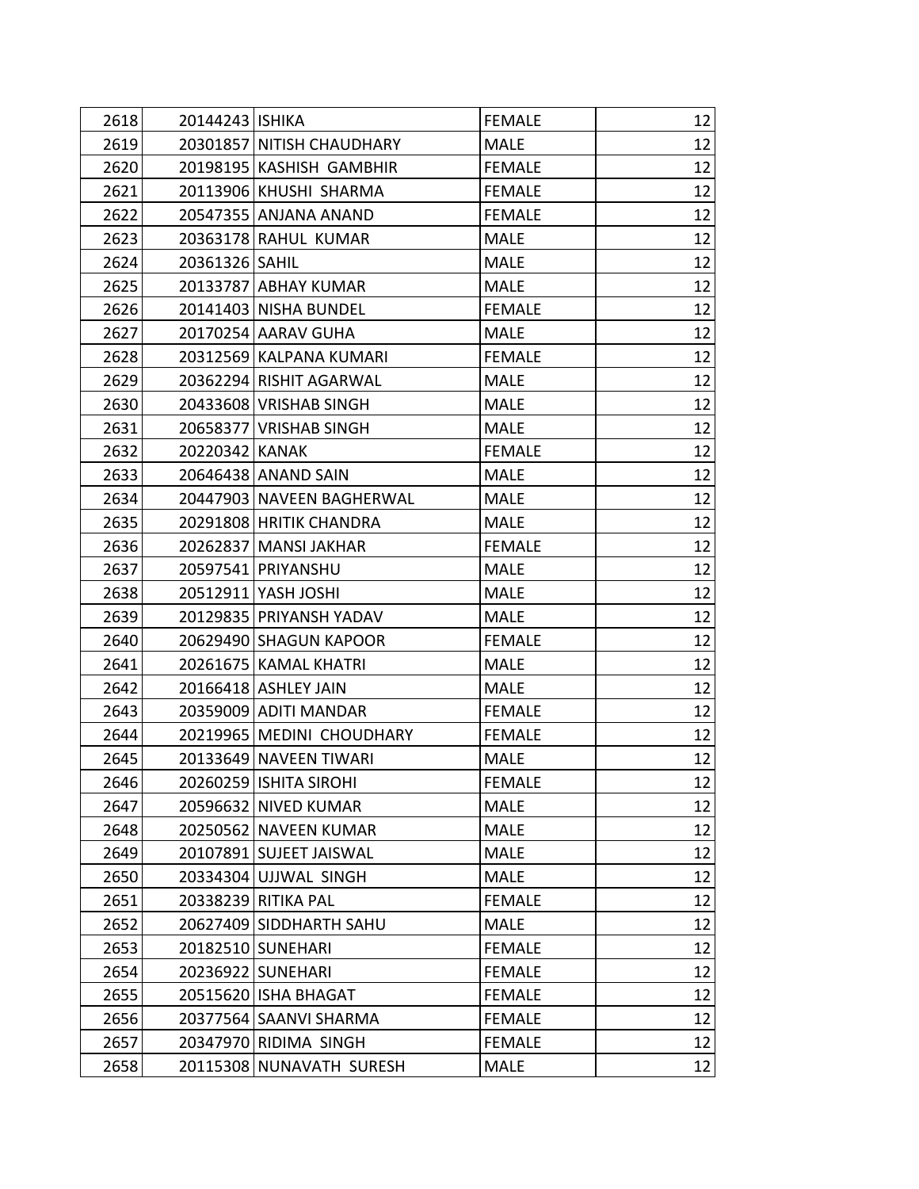| | | | | |
|---|---|---|---|---|
| 2618 | 20144243 | ISHIKA | FEMALE | 12 |
| 2619 | 20301857 | NITISH CHAUDHARY | MALE | 12 |
| 2620 | 20198195 | KASHISH GAMBHIR | FEMALE | 12 |
| 2621 | 20113906 | KHUSHI SHARMA | FEMALE | 12 |
| 2622 | 20547355 | ANJANA ANAND | FEMALE | 12 |
| 2623 | 20363178 | RAHUL KUMAR | MALE | 12 |
| 2624 | 20361326 | SAHIL | MALE | 12 |
| 2625 | 20133787 | ABHAY KUMAR | MALE | 12 |
| 2626 | 20141403 | NISHA BUNDEL | FEMALE | 12 |
| 2627 | 20170254 | AARAV GUHA | MALE | 12 |
| 2628 | 20312569 | KALPANA KUMARI | FEMALE | 12 |
| 2629 | 20362294 | RISHIT AGARWAL | MALE | 12 |
| 2630 | 20433608 | VRISHAB SINGH | MALE | 12 |
| 2631 | 20658377 | VRISHAB SINGH | MALE | 12 |
| 2632 | 20220342 | KANAK | FEMALE | 12 |
| 2633 | 20646438 | ANAND SAIN | MALE | 12 |
| 2634 | 20447903 | NAVEEN BAGHERWAL | MALE | 12 |
| 2635 | 20291808 | HRITIK CHANDRA | MALE | 12 |
| 2636 | 20262837 | MANSI JAKHAR | FEMALE | 12 |
| 2637 | 20597541 | PRIYANSHU | MALE | 12 |
| 2638 | 20512911 | YASH JOSHI | MALE | 12 |
| 2639 | 20129835 | PRIYANSH YADAV | MALE | 12 |
| 2640 | 20629490 | SHAGUN KAPOOR | FEMALE | 12 |
| 2641 | 20261675 | KAMAL KHATRI | MALE | 12 |
| 2642 | 20166418 | ASHLEY JAIN | MALE | 12 |
| 2643 | 20359009 | ADITI MANDAR | FEMALE | 12 |
| 2644 | 20219965 | MEDINI CHOUDHARY | FEMALE | 12 |
| 2645 | 20133649 | NAVEEN TIWARI | MALE | 12 |
| 2646 | 20260259 | ISHITA SIROHI | FEMALE | 12 |
| 2647 | 20596632 | NIVED KUMAR | MALE | 12 |
| 2648 | 20250562 | NAVEEN KUMAR | MALE | 12 |
| 2649 | 20107891 | SUJEET JAISWAL | MALE | 12 |
| 2650 | 20334304 | UJJWAL SINGH | MALE | 12 |
| 2651 | 20338239 | RITIKA PAL | FEMALE | 12 |
| 2652 | 20627409 | SIDDHARTH SAHU | MALE | 12 |
| 2653 | 20182510 | SUNEHARI | FEMALE | 12 |
| 2654 | 20236922 | SUNEHARI | FEMALE | 12 |
| 2655 | 20515620 | ISHA BHAGAT | FEMALE | 12 |
| 2656 | 20377564 | SAANVI SHARMA | FEMALE | 12 |
| 2657 | 20347970 | RIDIMA SINGH | FEMALE | 12 |
| 2658 | 20115308 | NUNAVATH SURESH | MALE | 12 |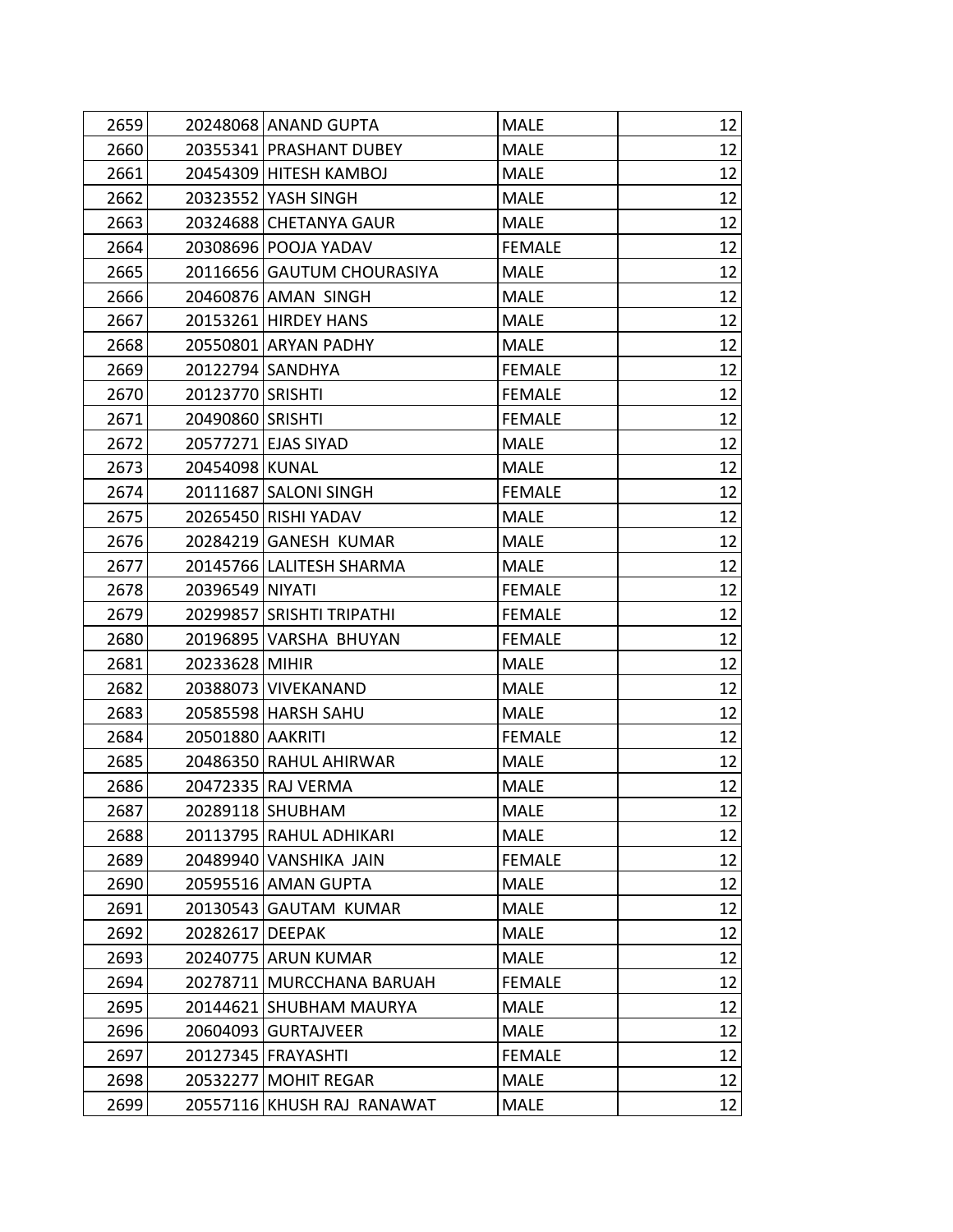| 2659 | 20248068 | ANAND GUPTA | MALE | 12 |
|---|---|---|---|---|
| 2660 | 20355341 | PRASHANT DUBEY | MALE | 12 |
| 2661 | 20454309 | HITESH KAMBOJ | MALE | 12 |
| 2662 | 20323552 | YASH SINGH | MALE | 12 |
| 2663 | 20324688 | CHETANYA GAUR | MALE | 12 |
| 2664 | 20308696 | POOJA YADAV | FEMALE | 12 |
| 2665 | 20116656 | GAUTUM CHOURASIYA | MALE | 12 |
| 2666 | 20460876 | AMAN SINGH | MALE | 12 |
| 2667 | 20153261 | HIRDEY HANS | MALE | 12 |
| 2668 | 20550801 | ARYAN PADHY | MALE | 12 |
| 2669 | 20122794 | SANDHYA | FEMALE | 12 |
| 2670 | 20123770 | SRISHTI | FEMALE | 12 |
| 2671 | 20490860 | SRISHTI | FEMALE | 12 |
| 2672 | 20577271 | EJAS SIYAD | MALE | 12 |
| 2673 | 20454098 | KUNAL | MALE | 12 |
| 2674 | 20111687 | SALONI SINGH | FEMALE | 12 |
| 2675 | 20265450 | RISHI YADAV | MALE | 12 |
| 2676 | 20284219 | GANESH KUMAR | MALE | 12 |
| 2677 | 20145766 | LALITESH SHARMA | MALE | 12 |
| 2678 | 20396549 | NIYATI | FEMALE | 12 |
| 2679 | 20299857 | SRISHTI TRIPATHI | FEMALE | 12 |
| 2680 | 20196895 | VARSHA BHUYAN | FEMALE | 12 |
| 2681 | 20233628 | MIHIR | MALE | 12 |
| 2682 | 20388073 | VIVEKANAND | MALE | 12 |
| 2683 | 20585598 | HARSH SAHU | MALE | 12 |
| 2684 | 20501880 | AAKRITI | FEMALE | 12 |
| 2685 | 20486350 | RAHUL AHIRWAR | MALE | 12 |
| 2686 | 20472335 | RAJ VERMA | MALE | 12 |
| 2687 | 20289118 | SHUBHAM | MALE | 12 |
| 2688 | 20113795 | RAHUL ADHIKARI | MALE | 12 |
| 2689 | 20489940 | VANSHIKA JAIN | FEMALE | 12 |
| 2690 | 20595516 | AMAN GUPTA | MALE | 12 |
| 2691 | 20130543 | GAUTAM KUMAR | MALE | 12 |
| 2692 | 20282617 | DEEPAK | MALE | 12 |
| 2693 | 20240775 | ARUN KUMAR | MALE | 12 |
| 2694 | 20278711 | MURCCHANA BARUAH | FEMALE | 12 |
| 2695 | 20144621 | SHUBHAM MAURYA | MALE | 12 |
| 2696 | 20604093 | GURTAJVEER | MALE | 12 |
| 2697 | 20127345 | FRAYASHTI | FEMALE | 12 |
| 2698 | 20532277 | MOHIT REGAR | MALE | 12 |
| 2699 | 20557116 | KHUSH RAJ RANAWAT | MALE | 12 |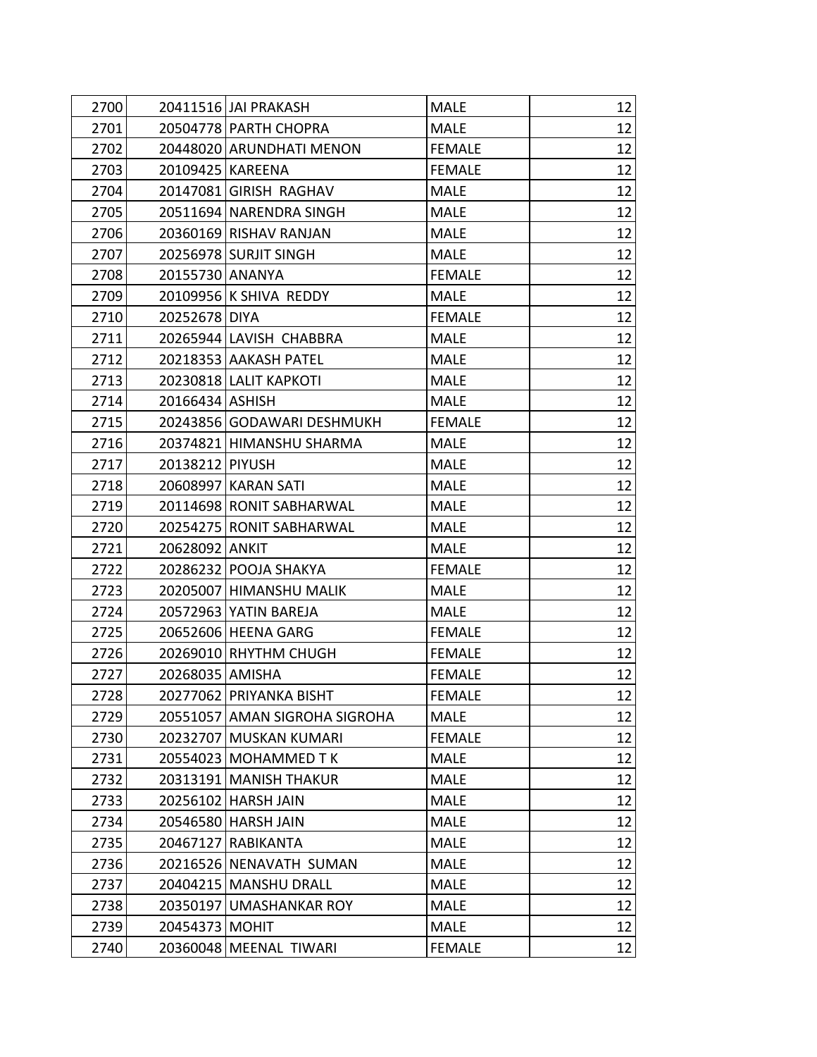| | | | | |
|---|---|---|---|---|
| 2700 | 20411516 | JAI PRAKASH | MALE | 12 |
| 2701 | 20504778 | PARTH CHOPRA | MALE | 12 |
| 2702 | 20448020 | ARUNDHATI MENON | FEMALE | 12 |
| 2703 | 20109425 | KAREENA | FEMALE | 12 |
| 2704 | 20147081 | GIRISH RAGHAV | MALE | 12 |
| 2705 | 20511694 | NARENDRA SINGH | MALE | 12 |
| 2706 | 20360169 | RISHAV RANJAN | MALE | 12 |
| 2707 | 20256978 | SURJIT SINGH | MALE | 12 |
| 2708 | 20155730 | ANANYA | FEMALE | 12 |
| 2709 | 20109956 | K SHIVA REDDY | MALE | 12 |
| 2710 | 20252678 | DIYA | FEMALE | 12 |
| 2711 | 20265944 | LAVISH CHABBRA | MALE | 12 |
| 2712 | 20218353 | AAKASH PATEL | MALE | 12 |
| 2713 | 20230818 | LALIT KAPKOTI | MALE | 12 |
| 2714 | 20166434 | ASHISH | MALE | 12 |
| 2715 | 20243856 | GODAWARI DESHMUKH | FEMALE | 12 |
| 2716 | 20374821 | HIMANSHU SHARMA | MALE | 12 |
| 2717 | 20138212 | PIYUSH | MALE | 12 |
| 2718 | 20608997 | KARAN SATI | MALE | 12 |
| 2719 | 20114698 | RONIT SABHARWAL | MALE | 12 |
| 2720 | 20254275 | RONIT SABHARWAL | MALE | 12 |
| 2721 | 20628092 | ANKIT | MALE | 12 |
| 2722 | 20286232 | POOJA SHAKYA | FEMALE | 12 |
| 2723 | 20205007 | HIMANSHU MALIK | MALE | 12 |
| 2724 | 20572963 | YATIN BAREJA | MALE | 12 |
| 2725 | 20652606 | HEENA GARG | FEMALE | 12 |
| 2726 | 20269010 | RHYTHM CHUGH | FEMALE | 12 |
| 2727 | 20268035 | AMISHA | FEMALE | 12 |
| 2728 | 20277062 | PRIYANKA BISHT | FEMALE | 12 |
| 2729 | 20551057 | AMAN SIGROHA SIGROHA | MALE | 12 |
| 2730 | 20232707 | MUSKAN KUMARI | FEMALE | 12 |
| 2731 | 20554023 | MOHAMMED T K | MALE | 12 |
| 2732 | 20313191 | MANISH THAKUR | MALE | 12 |
| 2733 | 20256102 | HARSH JAIN | MALE | 12 |
| 2734 | 20546580 | HARSH JAIN | MALE | 12 |
| 2735 | 20467127 | RABIKANTA | MALE | 12 |
| 2736 | 20216526 | NENAVATH SUMAN | MALE | 12 |
| 2737 | 20404215 | MANSHU DRALL | MALE | 12 |
| 2738 | 20350197 | UMASHANKAR ROY | MALE | 12 |
| 2739 | 20454373 | MOHIT | MALE | 12 |
| 2740 | 20360048 | MEENAL TIWARI | FEMALE | 12 |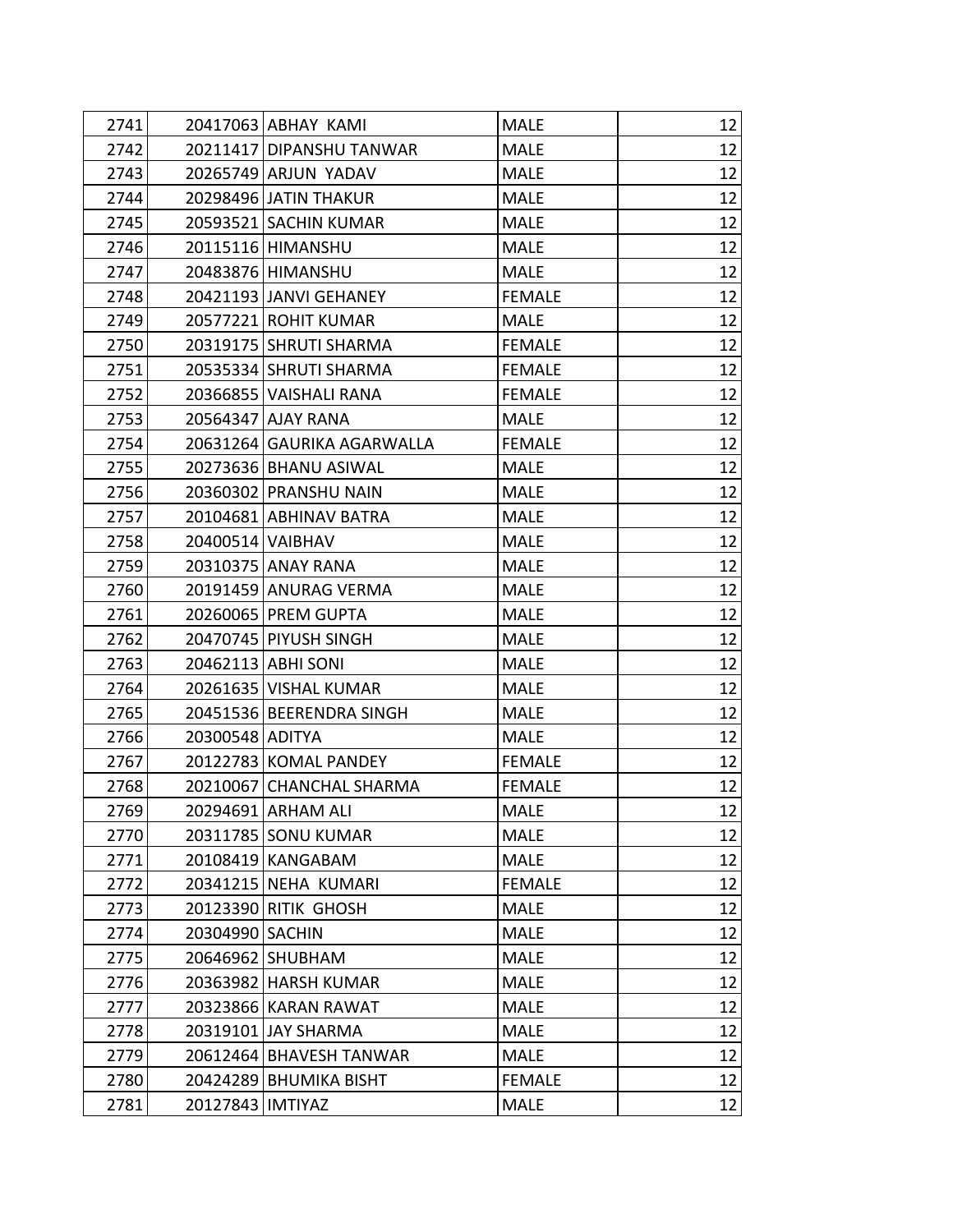| | | | | |
|---|---|---|---|---|
| 2741 | 20417063 | ABHAY  KAMI | MALE | 12 |
| 2742 | 20211417 | DIPANSHU TANWAR | MALE | 12 |
| 2743 | 20265749 | ARJUN  YADAV | MALE | 12 |
| 2744 | 20298496 | JATIN THAKUR | MALE | 12 |
| 2745 | 20593521 | SACHIN KUMAR | MALE | 12 |
| 2746 | 20115116 | HIMANSHU | MALE | 12 |
| 2747 | 20483876 | HIMANSHU | MALE | 12 |
| 2748 | 20421193 | JANVI GEHANEY | FEMALE | 12 |
| 2749 | 20577221 | ROHIT KUMAR | MALE | 12 |
| 2750 | 20319175 | SHRUTI SHARMA | FEMALE | 12 |
| 2751 | 20535334 | SHRUTI SHARMA | FEMALE | 12 |
| 2752 | 20366855 | VAISHALI RANA | FEMALE | 12 |
| 2753 | 20564347 | AJAY RANA | MALE | 12 |
| 2754 | 20631264 | GAURIKA AGARWALLA | FEMALE | 12 |
| 2755 | 20273636 | BHANU ASIWAL | MALE | 12 |
| 2756 | 20360302 | PRANSHU NAIN | MALE | 12 |
| 2757 | 20104681 | ABHINAV BATRA | MALE | 12 |
| 2758 | 20400514 | VAIBHAV | MALE | 12 |
| 2759 | 20310375 | ANAY RANA | MALE | 12 |
| 2760 | 20191459 | ANURAG VERMA | MALE | 12 |
| 2761 | 20260065 | PREM GUPTA | MALE | 12 |
| 2762 | 20470745 | PIYUSH SINGH | MALE | 12 |
| 2763 | 20462113 | ABHI SONI | MALE | 12 |
| 2764 | 20261635 | VISHAL KUMAR | MALE | 12 |
| 2765 | 20451536 | BEERENDRA SINGH | MALE | 12 |
| 2766 | 20300548 | ADITYA | MALE | 12 |
| 2767 | 20122783 | KOMAL PANDEY | FEMALE | 12 |
| 2768 | 20210067 | CHANCHAL SHARMA | FEMALE | 12 |
| 2769 | 20294691 | ARHAM ALI | MALE | 12 |
| 2770 | 20311785 | SONU KUMAR | MALE | 12 |
| 2771 | 20108419 | KANGABAM | MALE | 12 |
| 2772 | 20341215 | NEHA  KUMARI | FEMALE | 12 |
| 2773 | 20123390 | RITIK  GHOSH | MALE | 12 |
| 2774 | 20304990 | SACHIN | MALE | 12 |
| 2775 | 20646962 | SHUBHAM | MALE | 12 |
| 2776 | 20363982 | HARSH KUMAR | MALE | 12 |
| 2777 | 20323866 | KARAN RAWAT | MALE | 12 |
| 2778 | 20319101 | JAY SHARMA | MALE | 12 |
| 2779 | 20612464 | BHAVESH TANWAR | MALE | 12 |
| 2780 | 20424289 | BHUMIKA BISHT | FEMALE | 12 |
| 2781 | 20127843 | IMTIYAZ | MALE | 12 |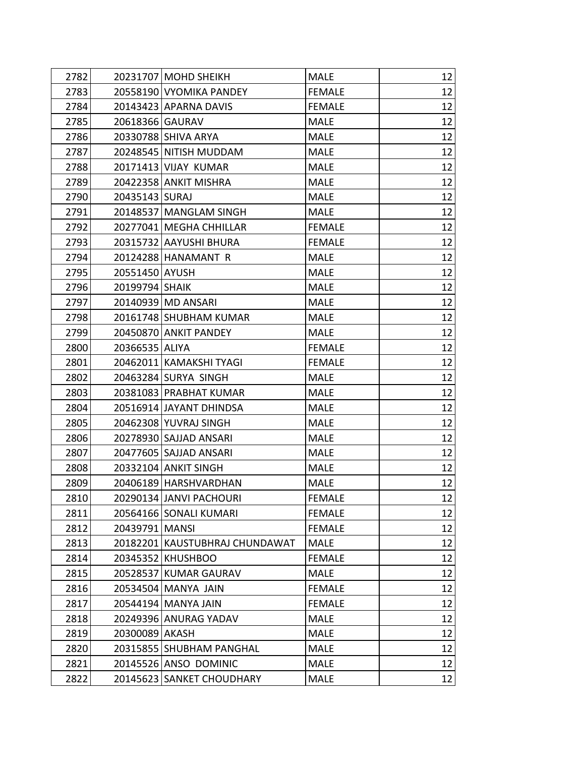| | | | | |
|---|---|---|---|---|
| 2782 | 20231707 | MOHD SHEIKH | MALE | 12 |
| 2783 | 20558190 | VYOMIKA PANDEY | FEMALE | 12 |
| 2784 | 20143423 | APARNA DAVIS | FEMALE | 12 |
| 2785 | 20618366 | GAURAV | MALE | 12 |
| 2786 | 20330788 | SHIVA ARYA | MALE | 12 |
| 2787 | 20248545 | NITISH MUDDAM | MALE | 12 |
| 2788 | 20171413 | VIJAY KUMAR | MALE | 12 |
| 2789 | 20422358 | ANKIT MISHRA | MALE | 12 |
| 2790 | 20435143 | SURAJ | MALE | 12 |
| 2791 | 20148537 | MANGLAM SINGH | MALE | 12 |
| 2792 | 20277041 | MEGHA CHHILLAR | FEMALE | 12 |
| 2793 | 20315732 | AAYUSHI BHURA | FEMALE | 12 |
| 2794 | 20124288 | HANAMANT R | MALE | 12 |
| 2795 | 20551450 | AYUSH | MALE | 12 |
| 2796 | 20199794 | SHAIK | MALE | 12 |
| 2797 | 20140939 | MD ANSARI | MALE | 12 |
| 2798 | 20161748 | SHUBHAM KUMAR | MALE | 12 |
| 2799 | 20450870 | ANKIT PANDEY | MALE | 12 |
| 2800 | 20366535 | ALIYA | FEMALE | 12 |
| 2801 | 20462011 | KAMAKSHI TYAGI | FEMALE | 12 |
| 2802 | 20463284 | SURYA SINGH | MALE | 12 |
| 2803 | 20381083 | PRABHAT KUMAR | MALE | 12 |
| 2804 | 20516914 | JAYANT DHINDSA | MALE | 12 |
| 2805 | 20462308 | YUVRAJ SINGH | MALE | 12 |
| 2806 | 20278930 | SAJJAD ANSARI | MALE | 12 |
| 2807 | 20477605 | SAJJAD ANSARI | MALE | 12 |
| 2808 | 20332104 | ANKIT SINGH | MALE | 12 |
| 2809 | 20406189 | HARSHVARDHAN | MALE | 12 |
| 2810 | 20290134 | JANVI PACHOURI | FEMALE | 12 |
| 2811 | 20564166 | SONALI KUMARI | FEMALE | 12 |
| 2812 | 20439791 | MANSI | FEMALE | 12 |
| 2813 | 20182201 | KAUSTUBHRAJ CHUNDAWAT | MALE | 12 |
| 2814 | 20345352 | KHUSHBOO | FEMALE | 12 |
| 2815 | 20528537 | KUMAR GAURAV | MALE | 12 |
| 2816 | 20534504 | MANYA JAIN | FEMALE | 12 |
| 2817 | 20544194 | MANYA JAIN | FEMALE | 12 |
| 2818 | 20249396 | ANURAG YADAV | MALE | 12 |
| 2819 | 20300089 | AKASH | MALE | 12 |
| 2820 | 20315855 | SHUBHAM PANGHAL | MALE | 12 |
| 2821 | 20145526 | ANSO DOMINIC | MALE | 12 |
| 2822 | 20145623 | SANKET CHOUDHARY | MALE | 12 |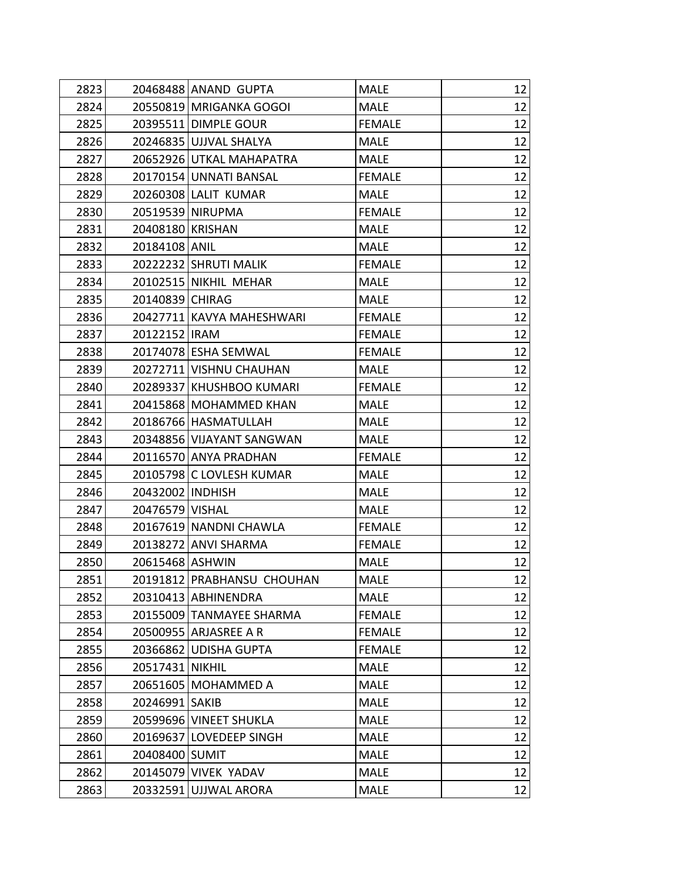| | | | | |
|---|---|---|---|---|
| 2823 | 20468488 | ANAND  GUPTA | MALE | 12 |
| 2824 | 20550819 | MRIGANKA GOGOI | MALE | 12 |
| 2825 | 20395511 | DIMPLE GOUR | FEMALE | 12 |
| 2826 | 20246835 | UJJVAL SHALYA | MALE | 12 |
| 2827 | 20652926 | UTKAL MAHAPATRA | MALE | 12 |
| 2828 | 20170154 | UNNATI BANSAL | FEMALE | 12 |
| 2829 | 20260308 | LALIT  KUMAR | MALE | 12 |
| 2830 | 20519539 | NIRUPMA | FEMALE | 12 |
| 2831 | 20408180 | KRISHAN | MALE | 12 |
| 2832 | 20184108 | ANIL | MALE | 12 |
| 2833 | 20222232 | SHRUTI MALIK | FEMALE | 12 |
| 2834 | 20102515 | NIKHIL  MEHAR | MALE | 12 |
| 2835 | 20140839 | CHIRAG | MALE | 12 |
| 2836 | 20427711 | KAVYA MAHESHWARI | FEMALE | 12 |
| 2837 | 20122152 | IRAM | FEMALE | 12 |
| 2838 | 20174078 | ESHA SEMWAL | FEMALE | 12 |
| 2839 | 20272711 | VISHNU CHAUHAN | MALE | 12 |
| 2840 | 20289337 | KHUSHBOO KUMARI | FEMALE | 12 |
| 2841 | 20415868 | MOHAMMED KHAN | MALE | 12 |
| 2842 | 20186766 | HASMATULLAH | MALE | 12 |
| 2843 | 20348856 | VIJAYANT SANGWAN | MALE | 12 |
| 2844 | 20116570 | ANYA PRADHAN | FEMALE | 12 |
| 2845 | 20105798 | C LOVLESH KUMAR | MALE | 12 |
| 2846 | 20432002 | INDHISH | MALE | 12 |
| 2847 | 20476579 | VISHAL | MALE | 12 |
| 2848 | 20167619 | NANDNI CHAWLA | FEMALE | 12 |
| 2849 | 20138272 | ANVI SHARMA | FEMALE | 12 |
| 2850 | 20615468 | ASHWIN | MALE | 12 |
| 2851 | 20191812 | PRABHANSU  CHOUHAN | MALE | 12 |
| 2852 | 20310413 | ABHINENDRA | MALE | 12 |
| 2853 | 20155009 | TANMAYEE SHARMA | FEMALE | 12 |
| 2854 | 20500955 | ARJASREE A R | FEMALE | 12 |
| 2855 | 20366862 | UDISHA GUPTA | FEMALE | 12 |
| 2856 | 20517431 | NIKHIL | MALE | 12 |
| 2857 | 20651605 | MOHAMMED A | MALE | 12 |
| 2858 | 20246991 | SAKIB | MALE | 12 |
| 2859 | 20599696 | VINEET SHUKLA | MALE | 12 |
| 2860 | 20169637 | LOVEDEEP SINGH | MALE | 12 |
| 2861 | 20408400 | SUMIT | MALE | 12 |
| 2862 | 20145079 | VIVEK  YADAV | MALE | 12 |
| 2863 | 20332591 | UJJWAL ARORA | MALE | 12 |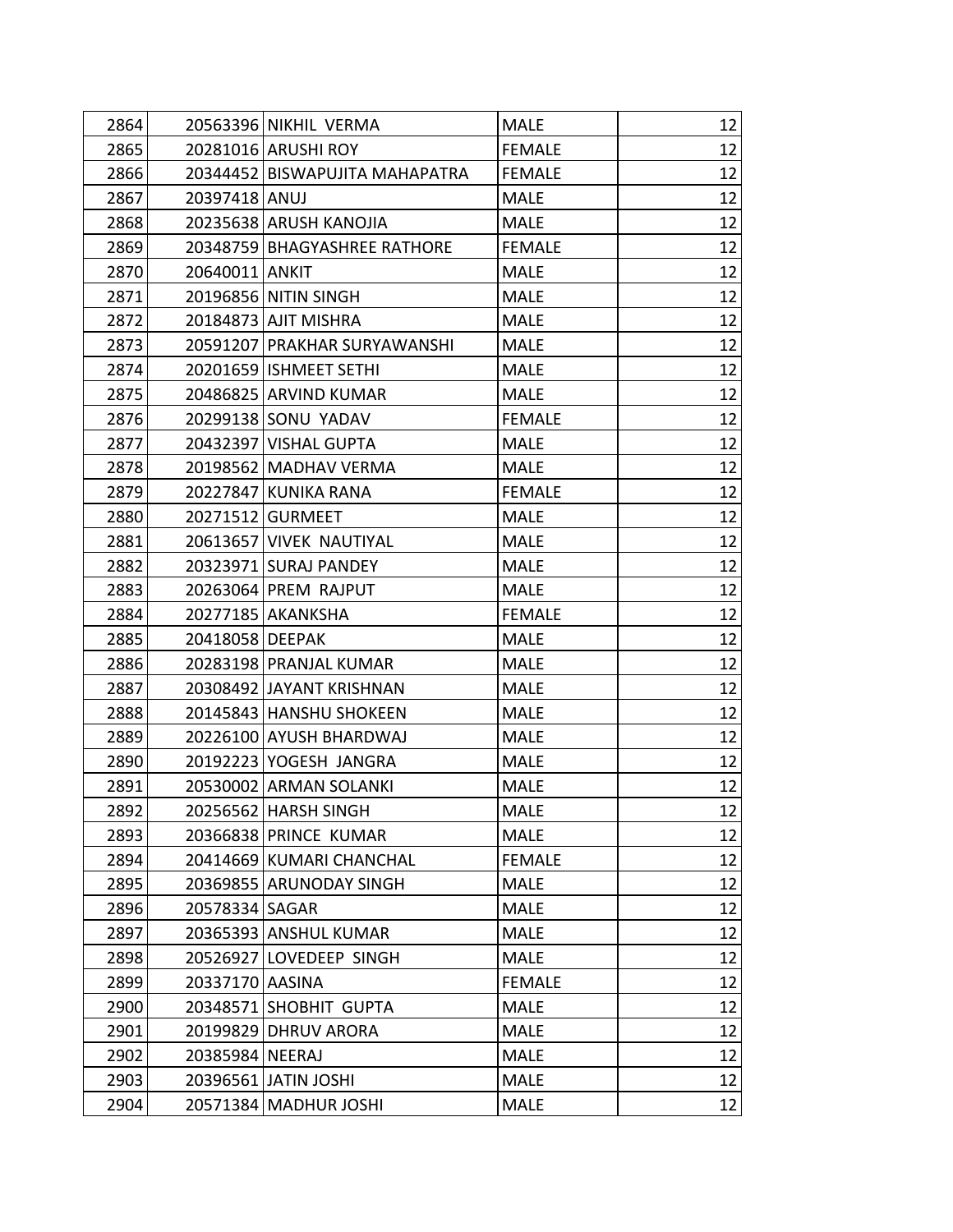| | | | | |
|---|---|---|---|---|
| 2864 | 20563396 | NIKHIL VERMA | MALE | 12 |
| 2865 | 20281016 | ARUSHI ROY | FEMALE | 12 |
| 2866 | 20344452 | BISWAPUJITA MAHAPATRA | FEMALE | 12 |
| 2867 | 20397418 | ANUJ | MALE | 12 |
| 2868 | 20235638 | ARUSH KANOJIA | MALE | 12 |
| 2869 | 20348759 | BHAGYASHREE RATHORE | FEMALE | 12 |
| 2870 | 20640011 | ANKIT | MALE | 12 |
| 2871 | 20196856 | NITIN SINGH | MALE | 12 |
| 2872 | 20184873 | AJIT MISHRA | MALE | 12 |
| 2873 | 20591207 | PRAKHAR SURYAWANSHI | MALE | 12 |
| 2874 | 20201659 | ISHMEET SETHI | MALE | 12 |
| 2875 | 20486825 | ARVIND KUMAR | MALE | 12 |
| 2876 | 20299138 | SONU YADAV | FEMALE | 12 |
| 2877 | 20432397 | VISHAL GUPTA | MALE | 12 |
| 2878 | 20198562 | MADHAV VERMA | MALE | 12 |
| 2879 | 20227847 | KUNIKA RANA | FEMALE | 12 |
| 2880 | 20271512 | GURMEET | MALE | 12 |
| 2881 | 20613657 | VIVEK NAUTIYAL | MALE | 12 |
| 2882 | 20323971 | SURAJ PANDEY | MALE | 12 |
| 2883 | 20263064 | PREM RAJPUT | MALE | 12 |
| 2884 | 20277185 | AKANKSHA | FEMALE | 12 |
| 2885 | 20418058 | DEEPAK | MALE | 12 |
| 2886 | 20283198 | PRANJAL KUMAR | MALE | 12 |
| 2887 | 20308492 | JAYANT KRISHNAN | MALE | 12 |
| 2888 | 20145843 | HANSHU SHOKEEN | MALE | 12 |
| 2889 | 20226100 | AYUSH BHARDWAJ | MALE | 12 |
| 2890 | 20192223 | YOGESH JANGRA | MALE | 12 |
| 2891 | 20530002 | ARMAN SOLANKI | MALE | 12 |
| 2892 | 20256562 | HARSH SINGH | MALE | 12 |
| 2893 | 20366838 | PRINCE KUMAR | MALE | 12 |
| 2894 | 20414669 | KUMARI CHANCHAL | FEMALE | 12 |
| 2895 | 20369855 | ARUNODAY SINGH | MALE | 12 |
| 2896 | 20578334 | SAGAR | MALE | 12 |
| 2897 | 20365393 | ANSHUL KUMAR | MALE | 12 |
| 2898 | 20526927 | LOVEDEEP SINGH | MALE | 12 |
| 2899 | 20337170 | AASINA | FEMALE | 12 |
| 2900 | 20348571 | SHOBHIT GUPTA | MALE | 12 |
| 2901 | 20199829 | DHRUV ARORA | MALE | 12 |
| 2902 | 20385984 | NEERAJ | MALE | 12 |
| 2903 | 20396561 | JATIN JOSHI | MALE | 12 |
| 2904 | 20571384 | MADHUR JOSHI | MALE | 12 |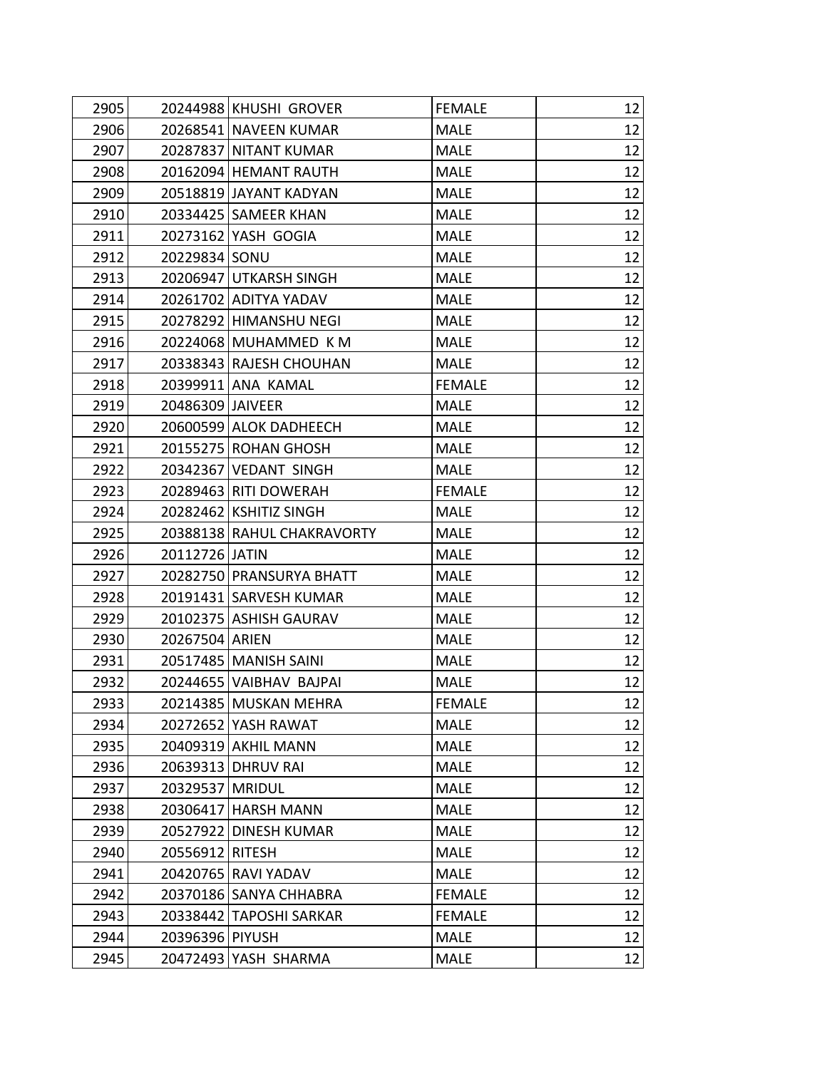| | | | | |
|---|---|---|---|---|
| 2905 | 20244988 | KHUSHI  GROVER | FEMALE | 12 |
| 2906 | 20268541 | NAVEEN KUMAR | MALE | 12 |
| 2907 | 20287837 | NITANT KUMAR | MALE | 12 |
| 2908 | 20162094 | HEMANT RAUTH | MALE | 12 |
| 2909 | 20518819 | JAYANT KADYAN | MALE | 12 |
| 2910 | 20334425 | SAMEER KHAN | MALE | 12 |
| 2911 | 20273162 | YASH  GOGIA | MALE | 12 |
| 2912 | 20229834 | SONU | MALE | 12 |
| 2913 | 20206947 | UTKARSH SINGH | MALE | 12 |
| 2914 | 20261702 | ADITYA YADAV | MALE | 12 |
| 2915 | 20278292 | HIMANSHU NEGI | MALE | 12 |
| 2916 | 20224068 | MUHAMMED  K M | MALE | 12 |
| 2917 | 20338343 | RAJESH CHOUHAN | MALE | 12 |
| 2918 | 20399911 | ANA  KAMAL | FEMALE | 12 |
| 2919 | 20486309 | JAIVEER | MALE | 12 |
| 2920 | 20600599 | ALOK DADHEECH | MALE | 12 |
| 2921 | 20155275 | ROHAN GHOSH | MALE | 12 |
| 2922 | 20342367 | VEDANT  SINGH | MALE | 12 |
| 2923 | 20289463 | RITI DOWERAH | FEMALE | 12 |
| 2924 | 20282462 | KSHITIZ SINGH | MALE | 12 |
| 2925 | 20388138 | RAHUL CHAKRAVORTY | MALE | 12 |
| 2926 | 20112726 | JATIN | MALE | 12 |
| 2927 | 20282750 | PRANSURYA BHATT | MALE | 12 |
| 2928 | 20191431 | SARVESH KUMAR | MALE | 12 |
| 2929 | 20102375 | ASHISH GAURAV | MALE | 12 |
| 2930 | 20267504 | ARIEN | MALE | 12 |
| 2931 | 20517485 | MANISH SAINI | MALE | 12 |
| 2932 | 20244655 | VAIBHAV  BAJPAI | MALE | 12 |
| 2933 | 20214385 | MUSKAN MEHRA | FEMALE | 12 |
| 2934 | 20272652 | YASH RAWAT | MALE | 12 |
| 2935 | 20409319 | AKHIL MANN | MALE | 12 |
| 2936 | 20639313 | DHRUV RAI | MALE | 12 |
| 2937 | 20329537 | MRIDUL | MALE | 12 |
| 2938 | 20306417 | HARSH MANN | MALE | 12 |
| 2939 | 20527922 | DINESH KUMAR | MALE | 12 |
| 2940 | 20556912 | RITESH | MALE | 12 |
| 2941 | 20420765 | RAVI YADAV | MALE | 12 |
| 2942 | 20370186 | SANYA CHHABRA | FEMALE | 12 |
| 2943 | 20338442 | TAPOSHI SARKAR | FEMALE | 12 |
| 2944 | 20396396 | PIYUSH | MALE | 12 |
| 2945 | 20472493 | YASH  SHARMA | MALE | 12 |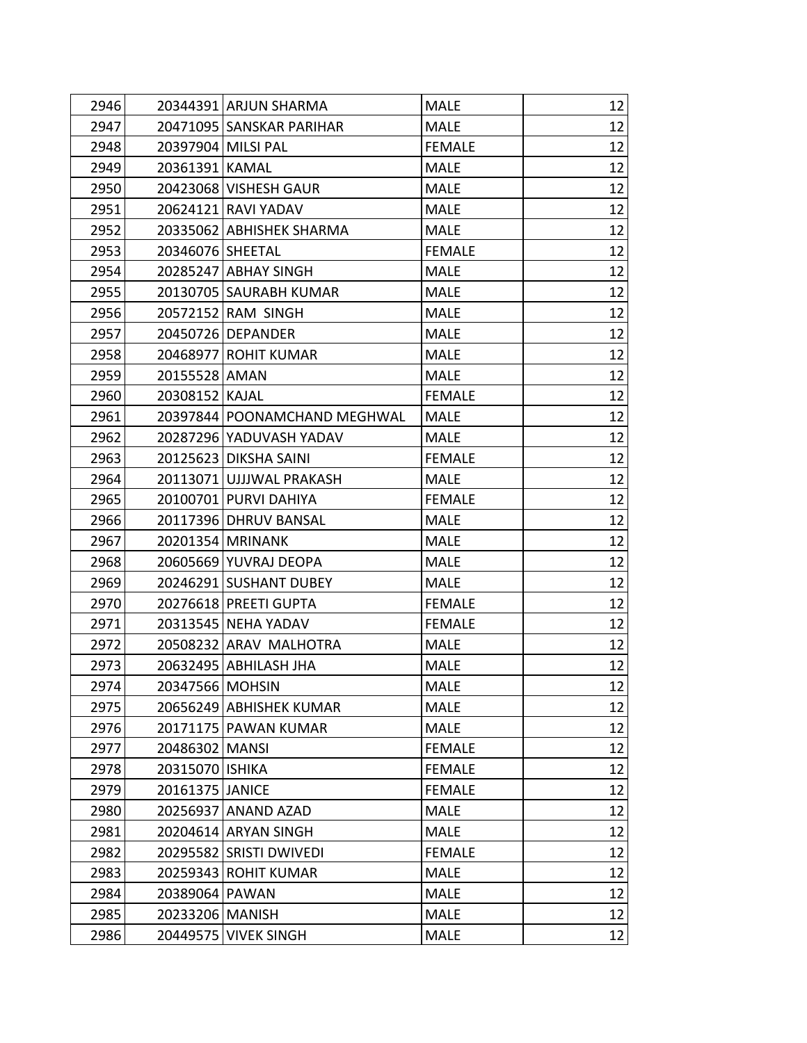| 2946 | 20344391 | ARJUN SHARMA | MALE | 12 |
|---|---|---|---|---|
| 2947 | 20471095 | SANSKAR PARIHAR | MALE | 12 |
| 2948 | 20397904 | MILSI PAL | FEMALE | 12 |
| 2949 | 20361391 | KAMAL | MALE | 12 |
| 2950 | 20423068 | VISHESH GAUR | MALE | 12 |
| 2951 | 20624121 | RAVI YADAV | MALE | 12 |
| 2952 | 20335062 | ABHISHEK SHARMA | MALE | 12 |
| 2953 | 20346076 | SHEETAL | FEMALE | 12 |
| 2954 | 20285247 | ABHAY SINGH | MALE | 12 |
| 2955 | 20130705 | SAURABH KUMAR | MALE | 12 |
| 2956 | 20572152 | RAM  SINGH | MALE | 12 |
| 2957 | 20450726 | DEPANDER | MALE | 12 |
| 2958 | 20468977 | ROHIT KUMAR | MALE | 12 |
| 2959 | 20155528 | AMAN | MALE | 12 |
| 2960 | 20308152 | KAJAL | FEMALE | 12 |
| 2961 | 20397844 | POONAMCHAND MEGHWAL | MALE | 12 |
| 2962 | 20287296 | YADUVASH YADAV | MALE | 12 |
| 2963 | 20125623 | DIKSHA SAINI | FEMALE | 12 |
| 2964 | 20113071 | UJJJWAL PRAKASH | MALE | 12 |
| 2965 | 20100701 | PURVI DAHIYA | FEMALE | 12 |
| 2966 | 20117396 | DHRUV BANSAL | MALE | 12 |
| 2967 | 20201354 | MRINANK | MALE | 12 |
| 2968 | 20605669 | YUVRAJ DEOPA | MALE | 12 |
| 2969 | 20246291 | SUSHANT DUBEY | MALE | 12 |
| 2970 | 20276618 | PREETI GUPTA | FEMALE | 12 |
| 2971 | 20313545 | NEHA YADAV | FEMALE | 12 |
| 2972 | 20508232 | ARAV  MALHOTRA | MALE | 12 |
| 2973 | 20632495 | ABHILASH JHA | MALE | 12 |
| 2974 | 20347566 | MOHSIN | MALE | 12 |
| 2975 | 20656249 | ABHISHEK KUMAR | MALE | 12 |
| 2976 | 20171175 | PAWAN KUMAR | MALE | 12 |
| 2977 | 20486302 | MANSI | FEMALE | 12 |
| 2978 | 20315070 | ISHIKA | FEMALE | 12 |
| 2979 | 20161375 | JANICE | FEMALE | 12 |
| 2980 | 20256937 | ANAND AZAD | MALE | 12 |
| 2981 | 20204614 | ARYAN SINGH | MALE | 12 |
| 2982 | 20295582 | SRISTI DWIVEDI | FEMALE | 12 |
| 2983 | 20259343 | ROHIT KUMAR | MALE | 12 |
| 2984 | 20389064 | PAWAN | MALE | 12 |
| 2985 | 20233206 | MANISH | MALE | 12 |
| 2986 | 20449575 | VIVEK SINGH | MALE | 12 |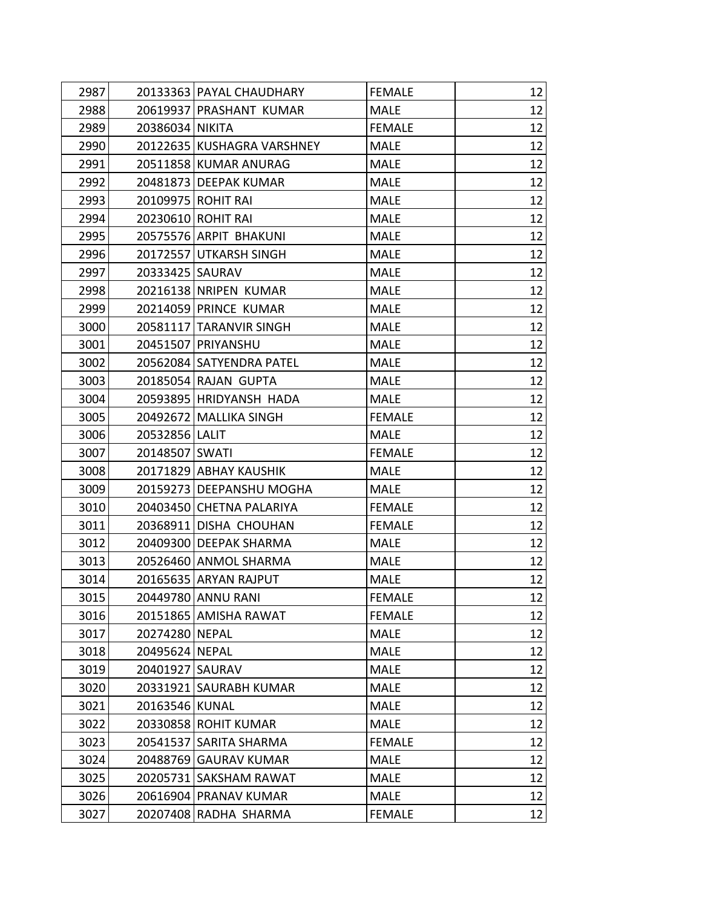| | | | | |
|---|---|---|---|---|
| 2987 | 20133363 | PAYAL CHAUDHARY | FEMALE | 12 |
| 2988 | 20619937 | PRASHANT KUMAR | MALE | 12 |
| 2989 | 20386034 | NIKITA | FEMALE | 12 |
| 2990 | 20122635 | KUSHAGRA VARSHNEY | MALE | 12 |
| 2991 | 20511858 | KUMAR ANURAG | MALE | 12 |
| 2992 | 20481873 | DEEPAK KUMAR | MALE | 12 |
| 2993 | 20109975 | ROHIT RAI | MALE | 12 |
| 2994 | 20230610 | ROHIT RAI | MALE | 12 |
| 2995 | 20575576 | ARPIT BHAKUNI | MALE | 12 |
| 2996 | 20172557 | UTKARSH SINGH | MALE | 12 |
| 2997 | 20333425 | SAURAV | MALE | 12 |
| 2998 | 20216138 | NRIPEN KUMAR | MALE | 12 |
| 2999 | 20214059 | PRINCE KUMAR | MALE | 12 |
| 3000 | 20581117 | TARANVIR SINGH | MALE | 12 |
| 3001 | 20451507 | PRIYANSHU | MALE | 12 |
| 3002 | 20562084 | SATYENDRA PATEL | MALE | 12 |
| 3003 | 20185054 | RAJAN GUPTA | MALE | 12 |
| 3004 | 20593895 | HRIDYANSH HADA | MALE | 12 |
| 3005 | 20492672 | MALLIKA SINGH | FEMALE | 12 |
| 3006 | 20532856 | LALIT | MALE | 12 |
| 3007 | 20148507 | SWATI | FEMALE | 12 |
| 3008 | 20171829 | ABHAY KAUSHIK | MALE | 12 |
| 3009 | 20159273 | DEEPANSHU MOGHA | MALE | 12 |
| 3010 | 20403450 | CHETNA PALARIYA | FEMALE | 12 |
| 3011 | 20368911 | DISHA CHOUHAN | FEMALE | 12 |
| 3012 | 20409300 | DEEPAK SHARMA | MALE | 12 |
| 3013 | 20526460 | ANMOL SHARMA | MALE | 12 |
| 3014 | 20165635 | ARYAN RAJPUT | MALE | 12 |
| 3015 | 20449780 | ANNU RANI | FEMALE | 12 |
| 3016 | 20151865 | AMISHA RAWAT | FEMALE | 12 |
| 3017 | 20274280 | NEPAL | MALE | 12 |
| 3018 | 20495624 | NEPAL | MALE | 12 |
| 3019 | 20401927 | SAURAV | MALE | 12 |
| 3020 | 20331921 | SAURABH KUMAR | MALE | 12 |
| 3021 | 20163546 | KUNAL | MALE | 12 |
| 3022 | 20330858 | ROHIT KUMAR | MALE | 12 |
| 3023 | 20541537 | SARITA SHARMA | FEMALE | 12 |
| 3024 | 20488769 | GAURAV KUMAR | MALE | 12 |
| 3025 | 20205731 | SAKSHAM RAWAT | MALE | 12 |
| 3026 | 20616904 | PRANAV KUMAR | MALE | 12 |
| 3027 | 20207408 | RADHA SHARMA | FEMALE | 12 |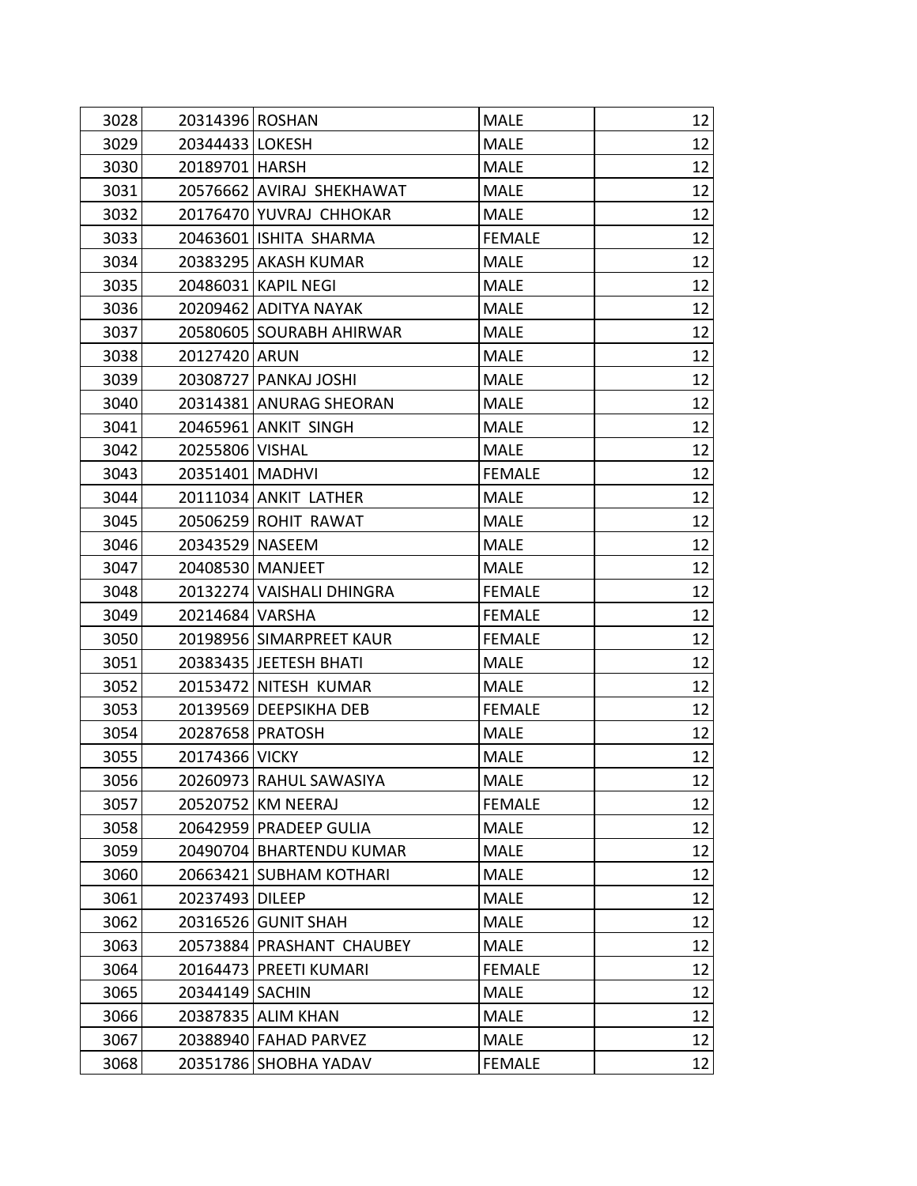| | | | | |
|---|---|---|---|---|
| 3028 | 20314396 | ROSHAN | MALE | 12 |
| 3029 | 20344433 | LOKESH | MALE | 12 |
| 3030 | 20189701 | HARSH | MALE | 12 |
| 3031 | 20576662 | AVIRAJ SHEKHAWAT | MALE | 12 |
| 3032 | 20176470 | YUVRAJ CHHOKAR | MALE | 12 |
| 3033 | 20463601 | ISHITA SHARMA | FEMALE | 12 |
| 3034 | 20383295 | AKASH KUMAR | MALE | 12 |
| 3035 | 20486031 | KAPIL NEGI | MALE | 12 |
| 3036 | 20209462 | ADITYA NAYAK | MALE | 12 |
| 3037 | 20580605 | SOURABH AHIRWAR | MALE | 12 |
| 3038 | 20127420 | ARUN | MALE | 12 |
| 3039 | 20308727 | PANKAJ JOSHI | MALE | 12 |
| 3040 | 20314381 | ANURAG SHEORAN | MALE | 12 |
| 3041 | 20465961 | ANKIT SINGH | MALE | 12 |
| 3042 | 20255806 | VISHAL | MALE | 12 |
| 3043 | 20351401 | MADHVI | FEMALE | 12 |
| 3044 | 20111034 | ANKIT LATHER | MALE | 12 |
| 3045 | 20506259 | ROHIT RAWAT | MALE | 12 |
| 3046 | 20343529 | NASEEM | MALE | 12 |
| 3047 | 20408530 | MANJEET | MALE | 12 |
| 3048 | 20132274 | VAISHALI DHINGRA | FEMALE | 12 |
| 3049 | 20214684 | VARSHA | FEMALE | 12 |
| 3050 | 20198956 | SIMARPREET KAUR | FEMALE | 12 |
| 3051 | 20383435 | JEETESH BHATI | MALE | 12 |
| 3052 | 20153472 | NITESH KUMAR | MALE | 12 |
| 3053 | 20139569 | DEEPSIKHA DEB | FEMALE | 12 |
| 3054 | 20287658 | PRATOSH | MALE | 12 |
| 3055 | 20174366 | VICKY | MALE | 12 |
| 3056 | 20260973 | RAHUL SAWASIYA | MALE | 12 |
| 3057 | 20520752 | KM NEERAJ | FEMALE | 12 |
| 3058 | 20642959 | PRADEEP GULIA | MALE | 12 |
| 3059 | 20490704 | BHARTENDU KUMAR | MALE | 12 |
| 3060 | 20663421 | SUBHAM KOTHARI | MALE | 12 |
| 3061 | 20237493 | DILEEP | MALE | 12 |
| 3062 | 20316526 | GUNIT SHAH | MALE | 12 |
| 3063 | 20573884 | PRASHANT CHAUBEY | MALE | 12 |
| 3064 | 20164473 | PREETI KUMARI | FEMALE | 12 |
| 3065 | 20344149 | SACHIN | MALE | 12 |
| 3066 | 20387835 | ALIM KHAN | MALE | 12 |
| 3067 | 20388940 | FAHAD PARVEZ | MALE | 12 |
| 3068 | 20351786 | SHOBHA YADAV | FEMALE | 12 |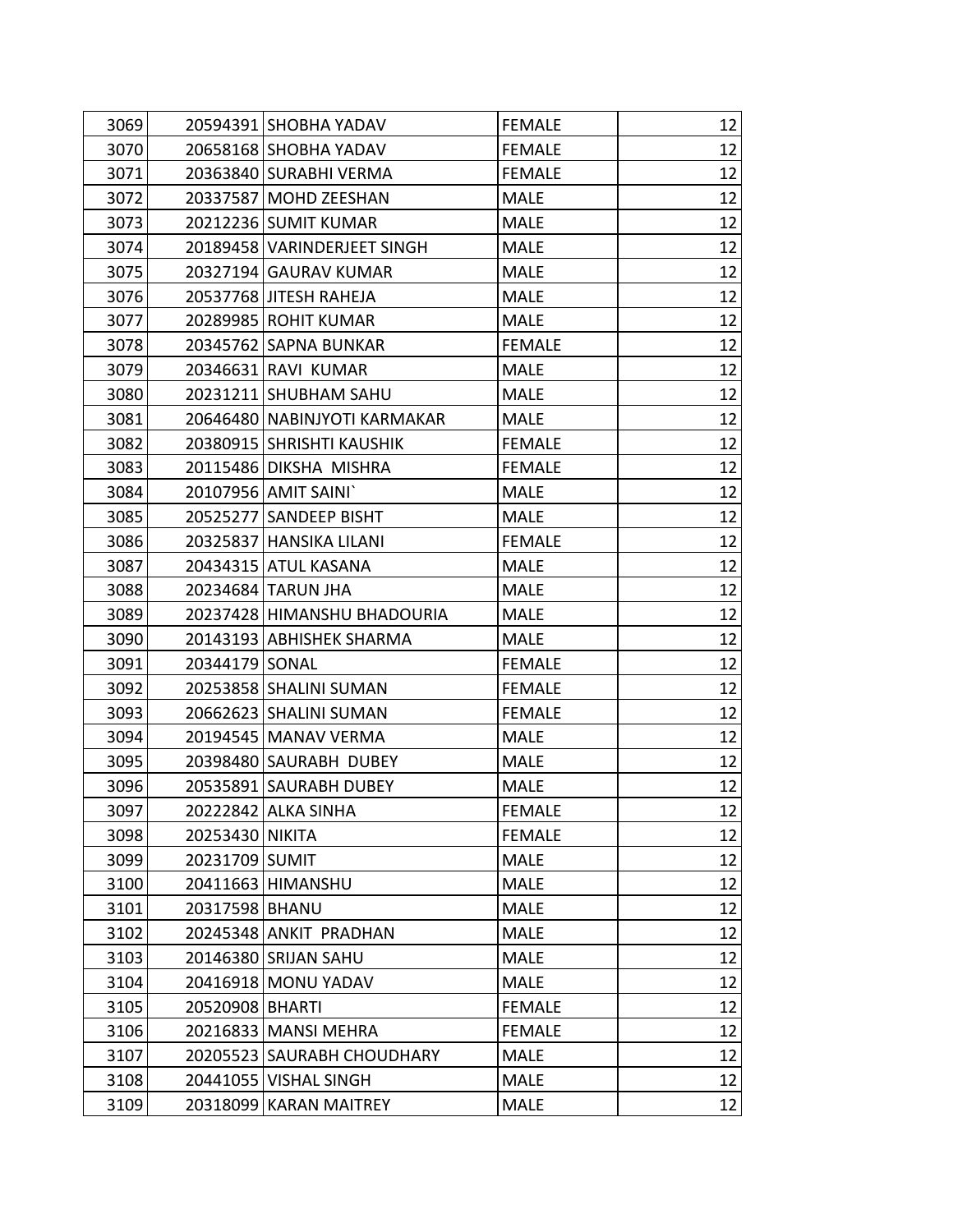| | | | | |
|---|---|---|---|---|
| 3069 | 20594391 | SHOBHA YADAV | FEMALE | 12 |
| 3070 | 20658168 | SHOBHA YADAV | FEMALE | 12 |
| 3071 | 20363840 | SURABHI VERMA | FEMALE | 12 |
| 3072 | 20337587 | MOHD ZEESHAN | MALE | 12 |
| 3073 | 20212236 | SUMIT KUMAR | MALE | 12 |
| 3074 | 20189458 | VARINDERJEET SINGH | MALE | 12 |
| 3075 | 20327194 | GAURAV KUMAR | MALE | 12 |
| 3076 | 20537768 | JITESH RAHEJA | MALE | 12 |
| 3077 | 20289985 | ROHIT KUMAR | MALE | 12 |
| 3078 | 20345762 | SAPNA BUNKAR | FEMALE | 12 |
| 3079 | 20346631 | RAVI KUMAR | MALE | 12 |
| 3080 | 20231211 | SHUBHAM SAHU | MALE | 12 |
| 3081 | 20646480 | NABINJYOTI KARMAKAR | MALE | 12 |
| 3082 | 20380915 | SHRISHTI KAUSHIK | FEMALE | 12 |
| 3083 | 20115486 | DIKSHA MISHRA | FEMALE | 12 |
| 3084 | 20107956 | AMIT SAINI` | MALE | 12 |
| 3085 | 20525277 | SANDEEP BISHT | MALE | 12 |
| 3086 | 20325837 | HANSIKA LILANI | FEMALE | 12 |
| 3087 | 20434315 | ATUL KASANA | MALE | 12 |
| 3088 | 20234684 | TARUN JHA | MALE | 12 |
| 3089 | 20237428 | HIMANSHU BHADOURIA | MALE | 12 |
| 3090 | 20143193 | ABHISHEK SHARMA | MALE | 12 |
| 3091 | 20344179 | SONAL | FEMALE | 12 |
| 3092 | 20253858 | SHALINI SUMAN | FEMALE | 12 |
| 3093 | 20662623 | SHALINI SUMAN | FEMALE | 12 |
| 3094 | 20194545 | MANAV VERMA | MALE | 12 |
| 3095 | 20398480 | SAURABH DUBEY | MALE | 12 |
| 3096 | 20535891 | SAURABH DUBEY | MALE | 12 |
| 3097 | 20222842 | ALKA SINHA | FEMALE | 12 |
| 3098 | 20253430 | NIKITA | FEMALE | 12 |
| 3099 | 20231709 | SUMIT | MALE | 12 |
| 3100 | 20411663 | HIMANSHU | MALE | 12 |
| 3101 | 20317598 | BHANU | MALE | 12 |
| 3102 | 20245348 | ANKIT PRADHAN | MALE | 12 |
| 3103 | 20146380 | SRIJAN SAHU | MALE | 12 |
| 3104 | 20416918 | MONU YADAV | MALE | 12 |
| 3105 | 20520908 | BHARTI | FEMALE | 12 |
| 3106 | 20216833 | MANSI MEHRA | FEMALE | 12 |
| 3107 | 20205523 | SAURABH CHOUDHARY | MALE | 12 |
| 3108 | 20441055 | VISHAL SINGH | MALE | 12 |
| 3109 | 20318099 | KARAN MAITREY | MALE | 12 |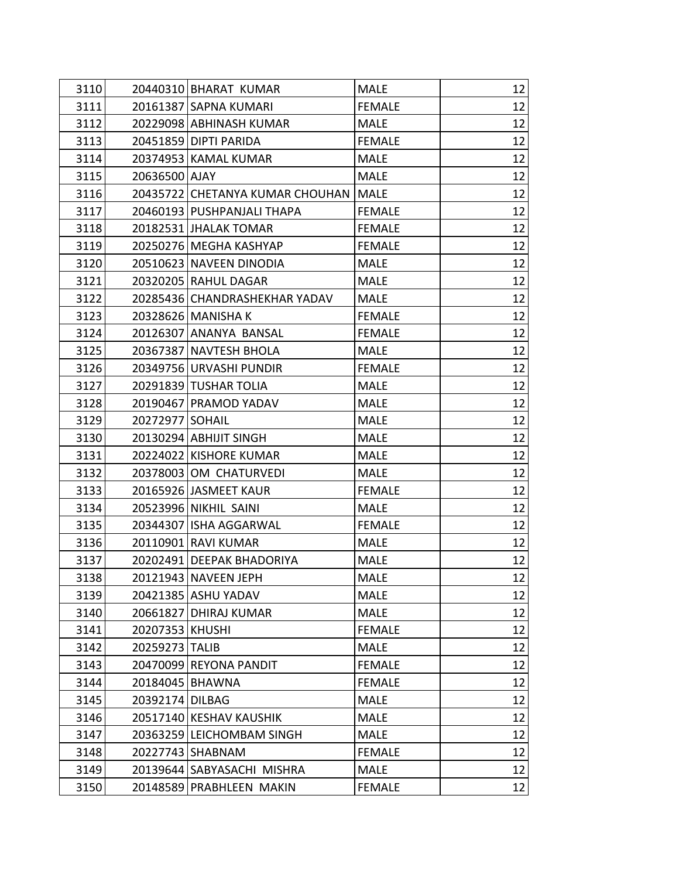| | | | | |
|---|---|---|---|---|
| 3110 | 20440310 | BHARAT  KUMAR | MALE | 12 |
| 3111 | 20161387 | SAPNA KUMARI | FEMALE | 12 |
| 3112 | 20229098 | ABHINASH KUMAR | MALE | 12 |
| 3113 | 20451859 | DIPTI PARIDA | FEMALE | 12 |
| 3114 | 20374953 | KAMAL KUMAR | MALE | 12 |
| 3115 | 20636500 | AJAY | MALE | 12 |
| 3116 | 20435722 | CHETANYA KUMAR CHOUHAN | MALE | 12 |
| 3117 | 20460193 | PUSHPANJALI THAPA | FEMALE | 12 |
| 3118 | 20182531 | JHALAK TOMAR | FEMALE | 12 |
| 3119 | 20250276 | MEGHA KASHYAP | FEMALE | 12 |
| 3120 | 20510623 | NAVEEN DINODIA | MALE | 12 |
| 3121 | 20320205 | RAHUL DAGAR | MALE | 12 |
| 3122 | 20285436 | CHANDRASHEKHAR YADAV | MALE | 12 |
| 3123 | 20328626 | MANISHA K | FEMALE | 12 |
| 3124 | 20126307 | ANANYA  BANSAL | FEMALE | 12 |
| 3125 | 20367387 | NAVTESH BHOLA | MALE | 12 |
| 3126 | 20349756 | URVASHI PUNDIR | FEMALE | 12 |
| 3127 | 20291839 | TUSHAR TOLIA | MALE | 12 |
| 3128 | 20190467 | PRAMOD YADAV | MALE | 12 |
| 3129 | 20272977 | SOHAIL | MALE | 12 |
| 3130 | 20130294 | ABHIJIT SINGH | MALE | 12 |
| 3131 | 20224022 | KISHORE KUMAR | MALE | 12 |
| 3132 | 20378003 | OM  CHATURVEDI | MALE | 12 |
| 3133 | 20165926 | JASMEET KAUR | FEMALE | 12 |
| 3134 | 20523996 | NIKHIL  SAINI | MALE | 12 |
| 3135 | 20344307 | ISHA AGGARWAL | FEMALE | 12 |
| 3136 | 20110901 | RAVI KUMAR | MALE | 12 |
| 3137 | 20202491 | DEEPAK BHADORIYA | MALE | 12 |
| 3138 | 20121943 | NAVEEN JEPH | MALE | 12 |
| 3139 | 20421385 | ASHU YADAV | MALE | 12 |
| 3140 | 20661827 | DHIRAJ KUMAR | MALE | 12 |
| 3141 | 20207353 | KHUSHI | FEMALE | 12 |
| 3142 | 20259273 | TALIB | MALE | 12 |
| 3143 | 20470099 | REYONA PANDIT | FEMALE | 12 |
| 3144 | 20184045 | BHAWNA | FEMALE | 12 |
| 3145 | 20392174 | DILBAG | MALE | 12 |
| 3146 | 20517140 | KESHAV KAUSHIK | MALE | 12 |
| 3147 | 20363259 | LEICHOMBAM SINGH | MALE | 12 |
| 3148 | 20227743 | SHABNAM | FEMALE | 12 |
| 3149 | 20139644 | SABYASACHI  MISHRA | MALE | 12 |
| 3150 | 20148589 | PRABHLEEN  MAKIN | FEMALE | 12 |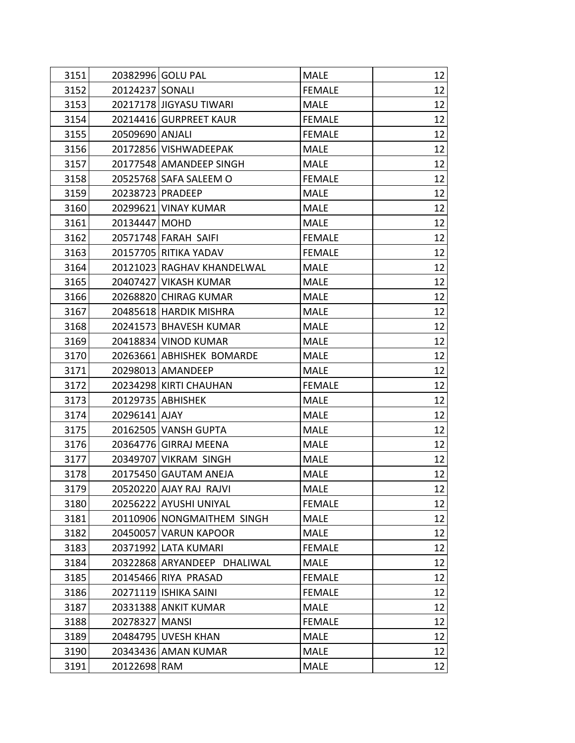| 3151 | 20382996 | GOLU PAL | MALE | 12 |
|---|---|---|---|---|
| 3152 | 20124237 | SONALI | FEMALE | 12 |
| 3153 | 20217178 | JIGYASU TIWARI | MALE | 12 |
| 3154 | 20214416 | GURPREET KAUR | FEMALE | 12 |
| 3155 | 20509690 | ANJALI | FEMALE | 12 |
| 3156 | 20172856 | VISHWADEEPAK | MALE | 12 |
| 3157 | 20177548 | AMANDEEP SINGH | MALE | 12 |
| 3158 | 20525768 | SAFA SALEEM O | FEMALE | 12 |
| 3159 | 20238723 | PRADEEP | MALE | 12 |
| 3160 | 20299621 | VINAY KUMAR | MALE | 12 |
| 3161 | 20134447 | MOHD | MALE | 12 |
| 3162 | 20571748 | FARAH SAIFI | FEMALE | 12 |
| 3163 | 20157705 | RITIKA YADAV | FEMALE | 12 |
| 3164 | 20121023 | RAGHAV KHANDELWAL | MALE | 12 |
| 3165 | 20407427 | VIKASH KUMAR | MALE | 12 |
| 3166 | 20268820 | CHIRAG KUMAR | MALE | 12 |
| 3167 | 20485618 | HARDIK MISHRA | MALE | 12 |
| 3168 | 20241573 | BHAVESH KUMAR | MALE | 12 |
| 3169 | 20418834 | VINOD KUMAR | MALE | 12 |
| 3170 | 20263661 | ABHISHEK BOMARDE | MALE | 12 |
| 3171 | 20298013 | AMANDEEP | MALE | 12 |
| 3172 | 20234298 | KIRTI CHAUHAN | FEMALE | 12 |
| 3173 | 20129735 | ABHISHEK | MALE | 12 |
| 3174 | 20296141 | AJAY | MALE | 12 |
| 3175 | 20162505 | VANSH GUPTA | MALE | 12 |
| 3176 | 20364776 | GIRRAJ MEENA | MALE | 12 |
| 3177 | 20349707 | VIKRAM SINGH | MALE | 12 |
| 3178 | 20175450 | GAUTAM ANEJA | MALE | 12 |
| 3179 | 20520220 | AJAY RAJ RAJVI | MALE | 12 |
| 3180 | 20256222 | AYUSHI UNIYAL | FEMALE | 12 |
| 3181 | 20110906 | NONGMAITHEM SINGH | MALE | 12 |
| 3182 | 20450057 | VARUN KAPOOR | MALE | 12 |
| 3183 | 20371992 | LATA KUMARI | FEMALE | 12 |
| 3184 | 20322868 | ARYANDEEP DHALIWAL | MALE | 12 |
| 3185 | 20145466 | RIYA PRASAD | FEMALE | 12 |
| 3186 | 20271119 | ISHIKA SAINI | FEMALE | 12 |
| 3187 | 20331388 | ANKIT KUMAR | MALE | 12 |
| 3188 | 20278327 | MANSI | FEMALE | 12 |
| 3189 | 20484795 | UVESH KHAN | MALE | 12 |
| 3190 | 20343436 | AMAN KUMAR | MALE | 12 |
| 3191 | 20122698 | RAM | MALE | 12 |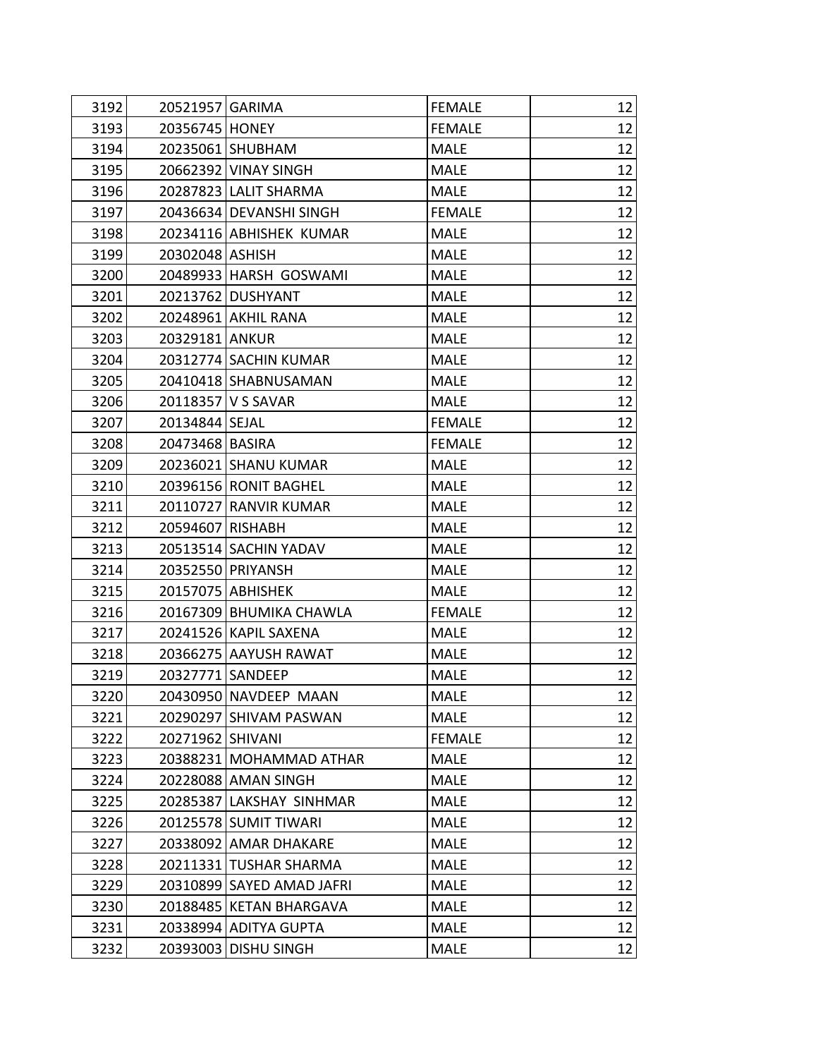| | | | | |
|---|---|---|---|---|
| 3192 | 20521957 | GARIMA | FEMALE | 12 |
| 3193 | 20356745 | HONEY | FEMALE | 12 |
| 3194 | 20235061 | SHUBHAM | MALE | 12 |
| 3195 | 20662392 | VINAY SINGH | MALE | 12 |
| 3196 | 20287823 | LALIT SHARMA | MALE | 12 |
| 3197 | 20436634 | DEVANSHI SINGH | FEMALE | 12 |
| 3198 | 20234116 | ABHISHEK KUMAR | MALE | 12 |
| 3199 | 20302048 | ASHISH | MALE | 12 |
| 3200 | 20489933 | HARSH GOSWAMI | MALE | 12 |
| 3201 | 20213762 | DUSHYANT | MALE | 12 |
| 3202 | 20248961 | AKHIL RANA | MALE | 12 |
| 3203 | 20329181 | ANKUR | MALE | 12 |
| 3204 | 20312774 | SACHIN KUMAR | MALE | 12 |
| 3205 | 20410418 | SHABNUSAMAN | MALE | 12 |
| 3206 | 20118357 | V S SAVAR | MALE | 12 |
| 3207 | 20134844 | SEJAL | FEMALE | 12 |
| 3208 | 20473468 | BASIRA | FEMALE | 12 |
| 3209 | 20236021 | SHANU KUMAR | MALE | 12 |
| 3210 | 20396156 | RONIT BAGHEL | MALE | 12 |
| 3211 | 20110727 | RANVIR KUMAR | MALE | 12 |
| 3212 | 20594607 | RISHABH | MALE | 12 |
| 3213 | 20513514 | SACHIN YADAV | MALE | 12 |
| 3214 | 20352550 | PRIYANSH | MALE | 12 |
| 3215 | 20157075 | ABHISHEK | MALE | 12 |
| 3216 | 20167309 | BHUMIKA CHAWLA | FEMALE | 12 |
| 3217 | 20241526 | KAPIL SAXENA | MALE | 12 |
| 3218 | 20366275 | AAYUSH RAWAT | MALE | 12 |
| 3219 | 20327771 | SANDEEP | MALE | 12 |
| 3220 | 20430950 | NAVDEEP MAAN | MALE | 12 |
| 3221 | 20290297 | SHIVAM PASWAN | MALE | 12 |
| 3222 | 20271962 | SHIVANI | FEMALE | 12 |
| 3223 | 20388231 | MOHAMMAD ATHAR | MALE | 12 |
| 3224 | 20228088 | AMAN SINGH | MALE | 12 |
| 3225 | 20285387 | LAKSHAY SINHMAR | MALE | 12 |
| 3226 | 20125578 | SUMIT TIWARI | MALE | 12 |
| 3227 | 20338092 | AMAR DHAKARE | MALE | 12 |
| 3228 | 20211331 | TUSHAR SHARMA | MALE | 12 |
| 3229 | 20310899 | SAYED AMAD JAFRI | MALE | 12 |
| 3230 | 20188485 | KETAN BHARGAVA | MALE | 12 |
| 3231 | 20338994 | ADITYA GUPTA | MALE | 12 |
| 3232 | 20393003 | DISHU SINGH | MALE | 12 |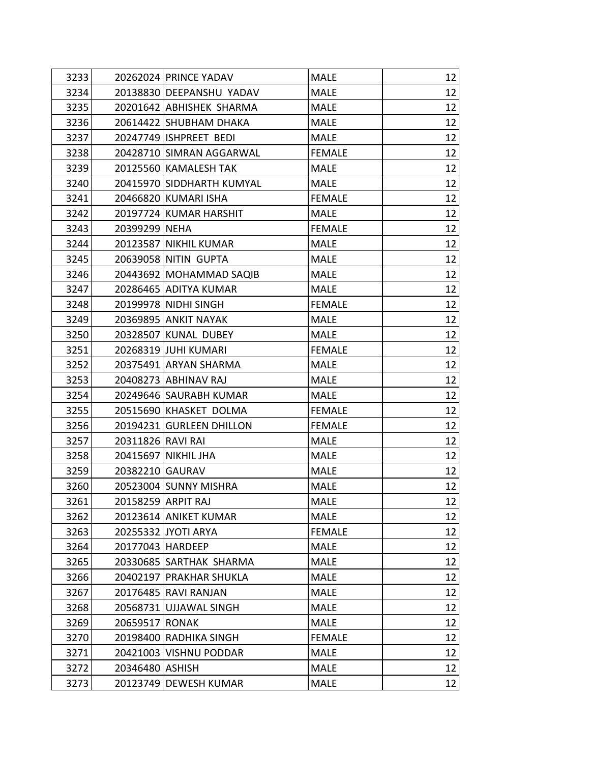| | | | | |
|---|---|---|---|---|
| 3233 | 20262024 | PRINCE YADAV | MALE | 12 |
| 3234 | 20138830 | DEEPANSHU YADAV | MALE | 12 |
| 3235 | 20201642 | ABHISHEK SHARMA | MALE | 12 |
| 3236 | 20614422 | SHUBHAM DHAKA | MALE | 12 |
| 3237 | 20247749 | ISHPREET BEDI | MALE | 12 |
| 3238 | 20428710 | SIMRAN AGGARWAL | FEMALE | 12 |
| 3239 | 20125560 | KAMALESH TAK | MALE | 12 |
| 3240 | 20415970 | SIDDHARTH KUMYAL | MALE | 12 |
| 3241 | 20466820 | KUMARI ISHA | FEMALE | 12 |
| 3242 | 20197724 | KUMAR HARSHIT | MALE | 12 |
| 3243 | 20399299 | NEHA | FEMALE | 12 |
| 3244 | 20123587 | NIKHIL KUMAR | MALE | 12 |
| 3245 | 20639058 | NITIN GUPTA | MALE | 12 |
| 3246 | 20443692 | MOHAMMAD SAQIB | MALE | 12 |
| 3247 | 20286465 | ADITYA KUMAR | MALE | 12 |
| 3248 | 20199978 | NIDHI SINGH | FEMALE | 12 |
| 3249 | 20369895 | ANKIT NAYAK | MALE | 12 |
| 3250 | 20328507 | KUNAL DUBEY | MALE | 12 |
| 3251 | 20268319 | JUHI KUMARI | FEMALE | 12 |
| 3252 | 20375491 | ARYAN SHARMA | MALE | 12 |
| 3253 | 20408273 | ABHINAV RAJ | MALE | 12 |
| 3254 | 20249646 | SAURABH KUMAR | MALE | 12 |
| 3255 | 20515690 | KHASKET DOLMA | FEMALE | 12 |
| 3256 | 20194231 | GURLEEN DHILLON | FEMALE | 12 |
| 3257 | 20311826 | RAVI RAI | MALE | 12 |
| 3258 | 20415697 | NIKHIL JHA | MALE | 12 |
| 3259 | 20382210 | GAURAV | MALE | 12 |
| 3260 | 20523004 | SUNNY MISHRA | MALE | 12 |
| 3261 | 20158259 | ARPIT RAJ | MALE | 12 |
| 3262 | 20123614 | ANIKET KUMAR | MALE | 12 |
| 3263 | 20255332 | JYOTI ARYA | FEMALE | 12 |
| 3264 | 20177043 | HARDEEP | MALE | 12 |
| 3265 | 20330685 | SARTHAK SHARMA | MALE | 12 |
| 3266 | 20402197 | PRAKHAR SHUKLA | MALE | 12 |
| 3267 | 20176485 | RAVI RANJAN | MALE | 12 |
| 3268 | 20568731 | UJJAWAL SINGH | MALE | 12 |
| 3269 | 20659517 | RONAK | MALE | 12 |
| 3270 | 20198400 | RADHIKA SINGH | FEMALE | 12 |
| 3271 | 20421003 | VISHNU PODDAR | MALE | 12 |
| 3272 | 20346480 | ASHISH | MALE | 12 |
| 3273 | 20123749 | DEWESH KUMAR | MALE | 12 |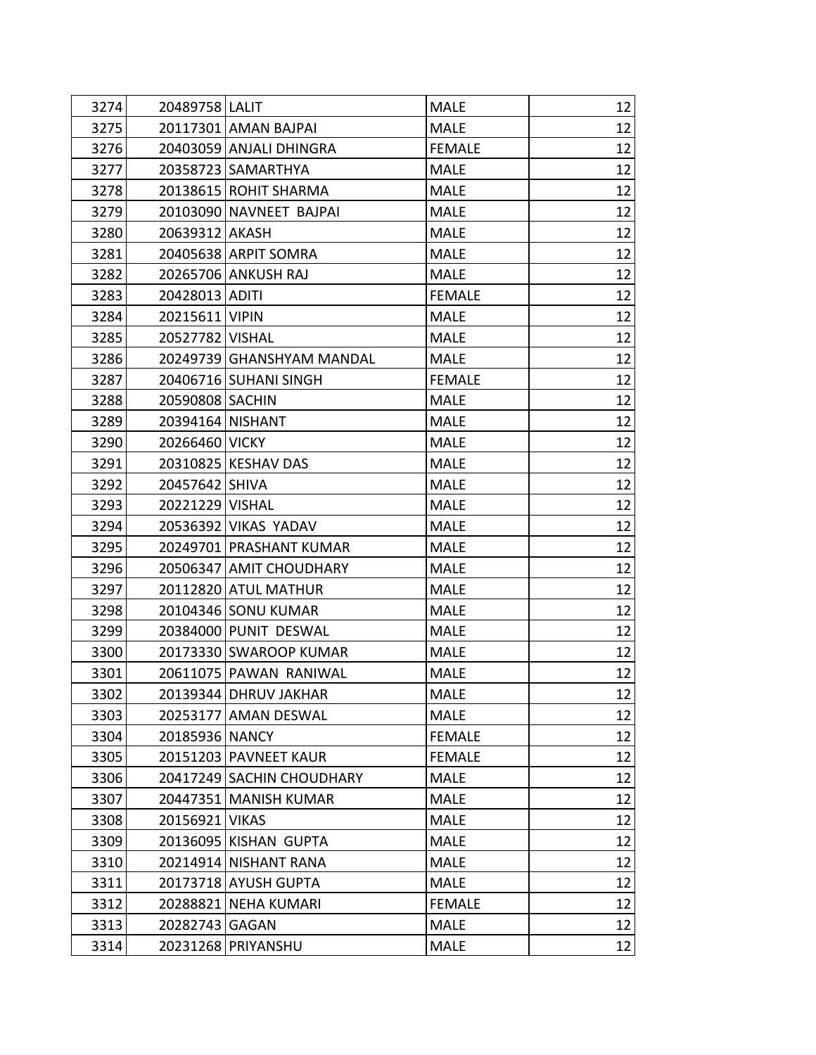| | | | | |
|---|---|---|---|---|
| 3274 | 20489758 | LALIT | MALE | 12 |
| 3275 | 20117301 | AMAN BAJPAI | MALE | 12 |
| 3276 | 20403059 | ANJALI DHINGRA | FEMALE | 12 |
| 3277 | 20358723 | SAMARTHYA | MALE | 12 |
| 3278 | 20138615 | ROHIT SHARMA | MALE | 12 |
| 3279 | 20103090 | NAVNEET BAJPAI | MALE | 12 |
| 3280 | 20639312 | AKASH | MALE | 12 |
| 3281 | 20405638 | ARPIT SOMRA | MALE | 12 |
| 3282 | 20265706 | ANKUSH RAJ | MALE | 12 |
| 3283 | 20428013 | ADITI | FEMALE | 12 |
| 3284 | 20215611 | VIPIN | MALE | 12 |
| 3285 | 20527782 | VISHAL | MALE | 12 |
| 3286 | 20249739 | GHANSHYAM MANDAL | MALE | 12 |
| 3287 | 20406716 | SUHANI SINGH | FEMALE | 12 |
| 3288 | 20590808 | SACHIN | MALE | 12 |
| 3289 | 20394164 | NISHANT | MALE | 12 |
| 3290 | 20266460 | VICKY | MALE | 12 |
| 3291 | 20310825 | KESHAV DAS | MALE | 12 |
| 3292 | 20457642 | SHIVA | MALE | 12 |
| 3293 | 20221229 | VISHAL | MALE | 12 |
| 3294 | 20536392 | VIKAS YADAV | MALE | 12 |
| 3295 | 20249701 | PRASHANT KUMAR | MALE | 12 |
| 3296 | 20506347 | AMIT CHOUDHARY | MALE | 12 |
| 3297 | 20112820 | ATUL MATHUR | MALE | 12 |
| 3298 | 20104346 | SONU KUMAR | MALE | 12 |
| 3299 | 20384000 | PUNIT DESWAL | MALE | 12 |
| 3300 | 20173330 | SWAROOP KUMAR | MALE | 12 |
| 3301 | 20611075 | PAWAN RANIWAL | MALE | 12 |
| 3302 | 20139344 | DHRUV JAKHAR | MALE | 12 |
| 3303 | 20253177 | AMAN DESWAL | MALE | 12 |
| 3304 | 20185936 | NANCY | FEMALE | 12 |
| 3305 | 20151203 | PAVNEET KAUR | FEMALE | 12 |
| 3306 | 20417249 | SACHIN CHOUDHARY | MALE | 12 |
| 3307 | 20447351 | MANISH KUMAR | MALE | 12 |
| 3308 | 20156921 | VIKAS | MALE | 12 |
| 3309 | 20136095 | KISHAN GUPTA | MALE | 12 |
| 3310 | 20214914 | NISHANT RANA | MALE | 12 |
| 3311 | 20173718 | AYUSH GUPTA | MALE | 12 |
| 3312 | 20288821 | NEHA KUMARI | FEMALE | 12 |
| 3313 | 20282743 | GAGAN | MALE | 12 |
| 3314 | 20231268 | PRIYANSHU | MALE | 12 |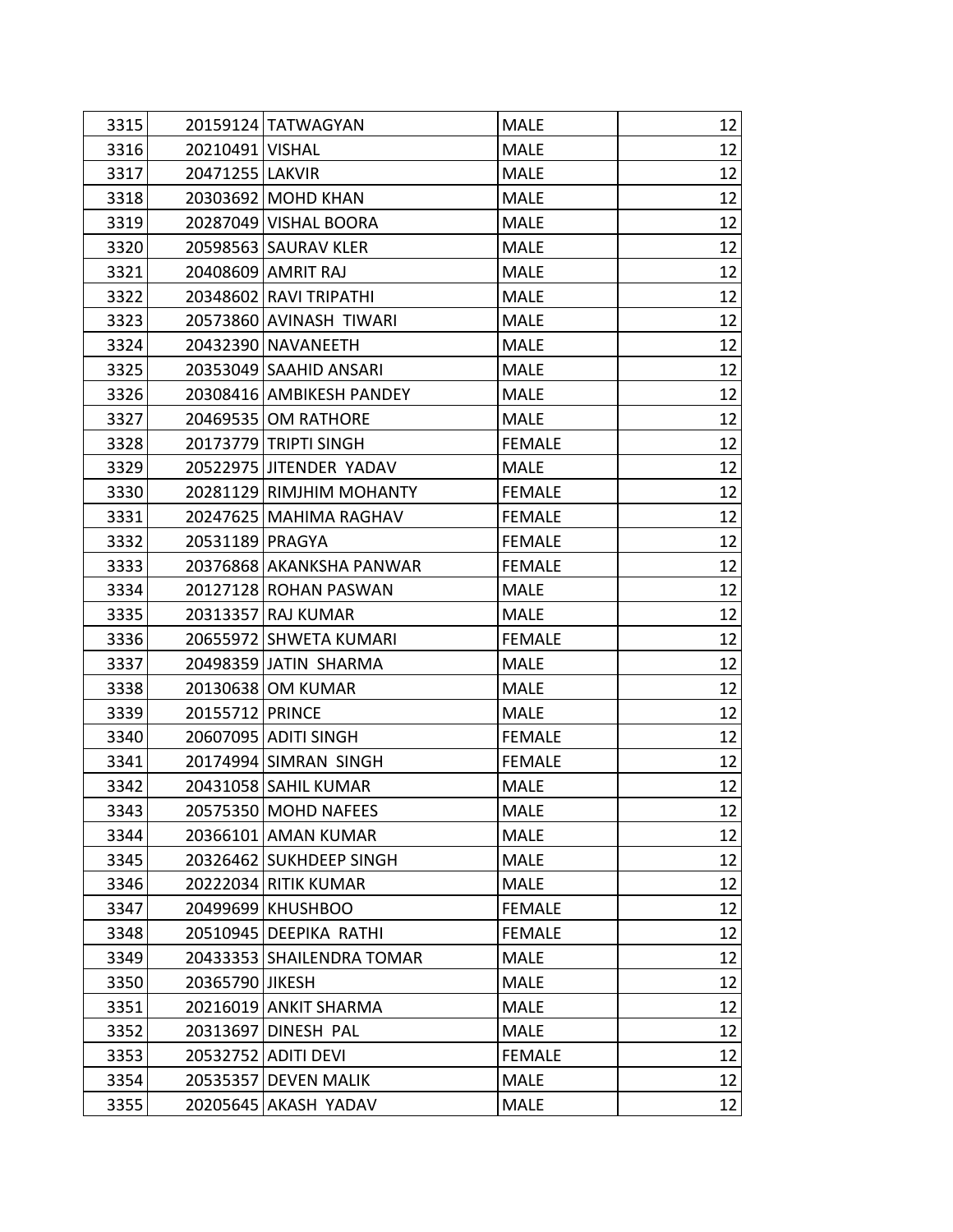| | | | | |
|---|---|---|---|---|
| 3315 | 20159124 | TATWAGYAN | MALE | 12 |
| 3316 | 20210491 | VISHAL | MALE | 12 |
| 3317 | 20471255 | LAKVIR | MALE | 12 |
| 3318 | 20303692 | MOHD KHAN | MALE | 12 |
| 3319 | 20287049 | VISHAL BOORA | MALE | 12 |
| 3320 | 20598563 | SAURAV KLER | MALE | 12 |
| 3321 | 20408609 | AMRIT RAJ | MALE | 12 |
| 3322 | 20348602 | RAVI TRIPATHI | MALE | 12 |
| 3323 | 20573860 | AVINASH TIWARI | MALE | 12 |
| 3324 | 20432390 | NAVANEETH | MALE | 12 |
| 3325 | 20353049 | SAAHID ANSARI | MALE | 12 |
| 3326 | 20308416 | AMBIKESH PANDEY | MALE | 12 |
| 3327 | 20469535 | OM RATHORE | MALE | 12 |
| 3328 | 20173779 | TRIPTI SINGH | FEMALE | 12 |
| 3329 | 20522975 | JITENDER YADAV | MALE | 12 |
| 3330 | 20281129 | RIMJHIM MOHANTY | FEMALE | 12 |
| 3331 | 20247625 | MAHIMA RAGHAV | FEMALE | 12 |
| 3332 | 20531189 | PRAGYA | FEMALE | 12 |
| 3333 | 20376868 | AKANKSHA PANWAR | FEMALE | 12 |
| 3334 | 20127128 | ROHAN PASWAN | MALE | 12 |
| 3335 | 20313357 | RAJ KUMAR | MALE | 12 |
| 3336 | 20655972 | SHWETA KUMARI | FEMALE | 12 |
| 3337 | 20498359 | JATIN SHARMA | MALE | 12 |
| 3338 | 20130638 | OM KUMAR | MALE | 12 |
| 3339 | 20155712 | PRINCE | MALE | 12 |
| 3340 | 20607095 | ADITI SINGH | FEMALE | 12 |
| 3341 | 20174994 | SIMRAN SINGH | FEMALE | 12 |
| 3342 | 20431058 | SAHIL KUMAR | MALE | 12 |
| 3343 | 20575350 | MOHD NAFEES | MALE | 12 |
| 3344 | 20366101 | AMAN KUMAR | MALE | 12 |
| 3345 | 20326462 | SUKHDEEP SINGH | MALE | 12 |
| 3346 | 20222034 | RITIK KUMAR | MALE | 12 |
| 3347 | 20499699 | KHUSHBOO | FEMALE | 12 |
| 3348 | 20510945 | DEEPIKA RATHI | FEMALE | 12 |
| 3349 | 20433353 | SHAILENDRA TOMAR | MALE | 12 |
| 3350 | 20365790 | JIKESH | MALE | 12 |
| 3351 | 20216019 | ANKIT SHARMA | MALE | 12 |
| 3352 | 20313697 | DINESH PAL | MALE | 12 |
| 3353 | 20532752 | ADITI DEVI | FEMALE | 12 |
| 3354 | 20535357 | DEVEN MALIK | MALE | 12 |
| 3355 | 20205645 | AKASH YADAV | MALE | 12 |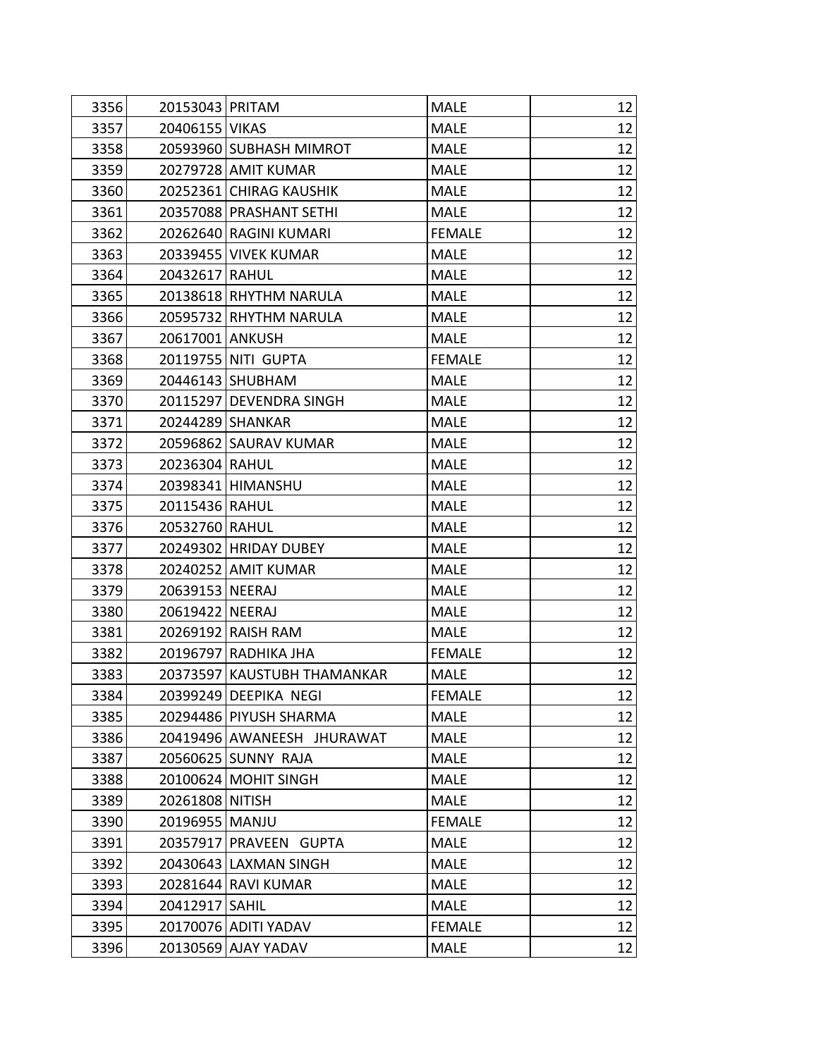| | | | | |
|---|---|---|---|---|
| 3356 | 20153043 | PRITAM | MALE | 12 |
| 3357 | 20406155 | VIKAS | MALE | 12 |
| 3358 | 20593960 | SUBHASH MIMROT | MALE | 12 |
| 3359 | 20279728 | AMIT KUMAR | MALE | 12 |
| 3360 | 20252361 | CHIRAG KAUSHIK | MALE | 12 |
| 3361 | 20357088 | PRASHANT SETHI | MALE | 12 |
| 3362 | 20262640 | RAGINI KUMARI | FEMALE | 12 |
| 3363 | 20339455 | VIVEK KUMAR | MALE | 12 |
| 3364 | 20432617 | RAHUL | MALE | 12 |
| 3365 | 20138618 | RHYTHM NARULA | MALE | 12 |
| 3366 | 20595732 | RHYTHM NARULA | MALE | 12 |
| 3367 | 20617001 | ANKUSH | MALE | 12 |
| 3368 | 20119755 | NITI GUPTA | FEMALE | 12 |
| 3369 | 20446143 | SHUBHAM | MALE | 12 |
| 3370 | 20115297 | DEVENDRA SINGH | MALE | 12 |
| 3371 | 20244289 | SHANKAR | MALE | 12 |
| 3372 | 20596862 | SAURAV KUMAR | MALE | 12 |
| 3373 | 20236304 | RAHUL | MALE | 12 |
| 3374 | 20398341 | HIMANSHU | MALE | 12 |
| 3375 | 20115436 | RAHUL | MALE | 12 |
| 3376 | 20532760 | RAHUL | MALE | 12 |
| 3377 | 20249302 | HRIDAY DUBEY | MALE | 12 |
| 3378 | 20240252 | AMIT KUMAR | MALE | 12 |
| 3379 | 20639153 | NEERAJ | MALE | 12 |
| 3380 | 20619422 | NEERAJ | MALE | 12 |
| 3381 | 20269192 | RAISH RAM | MALE | 12 |
| 3382 | 20196797 | RADHIKA JHA | FEMALE | 12 |
| 3383 | 20373597 | KAUSTUBH THAMANKAR | MALE | 12 |
| 3384 | 20399249 | DEEPIKA NEGI | FEMALE | 12 |
| 3385 | 20294486 | PIYUSH SHARMA | MALE | 12 |
| 3386 | 20419496 | AWANEESH JHURAWAT | MALE | 12 |
| 3387 | 20560625 | SUNNY RAJA | MALE | 12 |
| 3388 | 20100624 | MOHIT SINGH | MALE | 12 |
| 3389 | 20261808 | NITISH | MALE | 12 |
| 3390 | 20196955 | MANJU | FEMALE | 12 |
| 3391 | 20357917 | PRAVEEN GUPTA | MALE | 12 |
| 3392 | 20430643 | LAXMAN SINGH | MALE | 12 |
| 3393 | 20281644 | RAVI KUMAR | MALE | 12 |
| 3394 | 20412917 | SAHIL | MALE | 12 |
| 3395 | 20170076 | ADITI YADAV | FEMALE | 12 |
| 3396 | 20130569 | AJAY YADAV | MALE | 12 |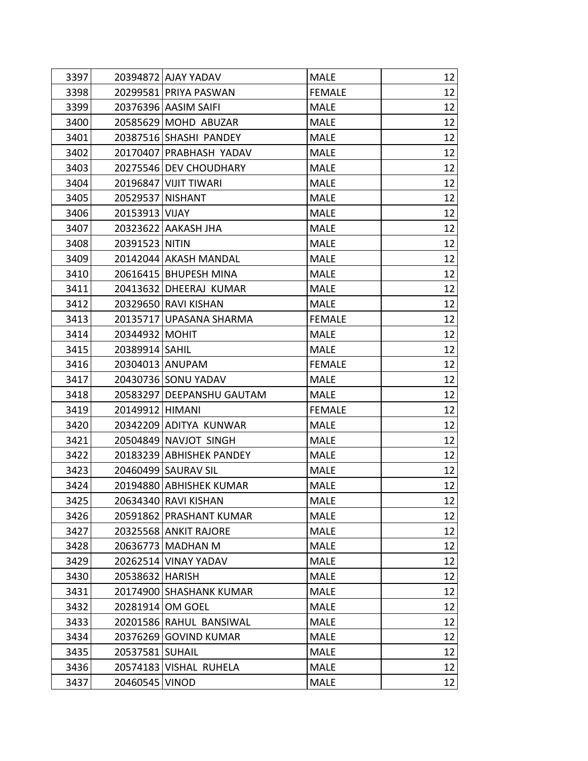| | | | | |
|---|---|---|---|---|
| 3397 | 20394872 | AJAY YADAV | MALE | 12 |
| 3398 | 20299581 | PRIYA PASWAN | FEMALE | 12 |
| 3399 | 20376396 | AASIM SAIFI | MALE | 12 |
| 3400 | 20585629 | MOHD ABUZAR | MALE | 12 |
| 3401 | 20387516 | SHASHI PANDEY | MALE | 12 |
| 3402 | 20170407 | PRABHASH YADAV | MALE | 12 |
| 3403 | 20275546 | DEV CHOUDHARY | MALE | 12 |
| 3404 | 20196847 | VIJIT TIWARI | MALE | 12 |
| 3405 | 20529537 | NISHANT | MALE | 12 |
| 3406 | 20153913 | VIJAY | MALE | 12 |
| 3407 | 20323622 | AAKASH JHA | MALE | 12 |
| 3408 | 20391523 | NITIN | MALE | 12 |
| 3409 | 20142044 | AKASH MANDAL | MALE | 12 |
| 3410 | 20616415 | BHUPESH MINA | MALE | 12 |
| 3411 | 20413632 | DHEERAJ KUMAR | MALE | 12 |
| 3412 | 20329650 | RAVI KISHAN | MALE | 12 |
| 3413 | 20135717 | UPASANA SHARMA | FEMALE | 12 |
| 3414 | 20344932 | MOHIT | MALE | 12 |
| 3415 | 20389914 | SAHIL | MALE | 12 |
| 3416 | 20304013 | ANUPAM | FEMALE | 12 |
| 3417 | 20430736 | SONU YADAV | MALE | 12 |
| 3418 | 20583297 | DEEPANSHU GAUTAM | MALE | 12 |
| 3419 | 20149912 | HIMANI | FEMALE | 12 |
| 3420 | 20342209 | ADITYA KUNWAR | MALE | 12 |
| 3421 | 20504849 | NAVJOT SINGH | MALE | 12 |
| 3422 | 20183239 | ABHISHEK PANDEY | MALE | 12 |
| 3423 | 20460499 | SAURAV SIL | MALE | 12 |
| 3424 | 20194880 | ABHISHEK KUMAR | MALE | 12 |
| 3425 | 20634340 | RAVI KISHAN | MALE | 12 |
| 3426 | 20591862 | PRASHANT KUMAR | MALE | 12 |
| 3427 | 20325568 | ANKIT RAJORE | MALE | 12 |
| 3428 | 20636773 | MADHAN M | MALE | 12 |
| 3429 | 20262514 | VINAY YADAV | MALE | 12 |
| 3430 | 20538632 | HARISH | MALE | 12 |
| 3431 | 20174900 | SHASHANK KUMAR | MALE | 12 |
| 3432 | 20281914 | OM GOEL | MALE | 12 |
| 3433 | 20201586 | RAHUL BANSIWAL | MALE | 12 |
| 3434 | 20376269 | GOVIND KUMAR | MALE | 12 |
| 3435 | 20537581 | SUHAIL | MALE | 12 |
| 3436 | 20574183 | VISHAL RUHELA | MALE | 12 |
| 3437 | 20460545 | VINOD | MALE | 12 |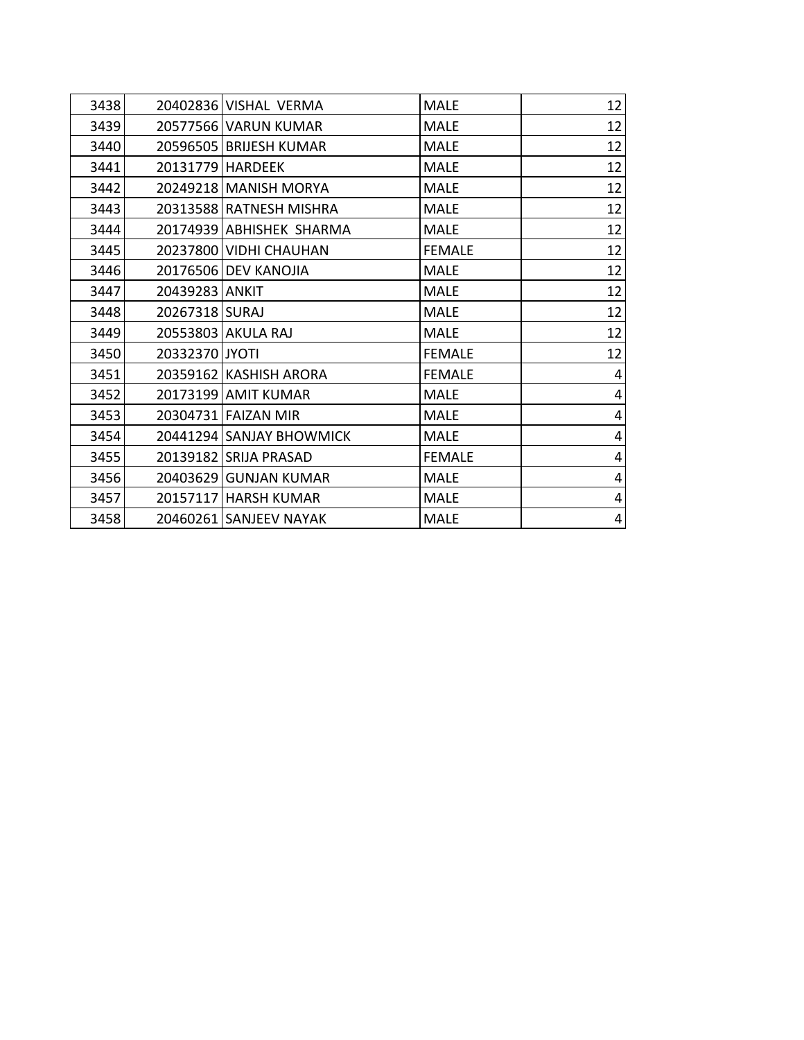| | | | | |
|---|---|---|---|---|
| 3438 | 20402836 | VISHAL  VERMA | MALE | 12 |
| 3439 | 20577566 | VARUN KUMAR | MALE | 12 |
| 3440 | 20596505 | BRIJESH KUMAR | MALE | 12 |
| 3441 | 20131779 | HARDEEK | MALE | 12 |
| 3442 | 20249218 | MANISH MORYA | MALE | 12 |
| 3443 | 20313588 | RATNESH MISHRA | MALE | 12 |
| 3444 | 20174939 | ABHISHEK  SHARMA | MALE | 12 |
| 3445 | 20237800 | VIDHI CHAUHAN | FEMALE | 12 |
| 3446 | 20176506 | DEV KANOJIA | MALE | 12 |
| 3447 | 20439283 | ANKIT | MALE | 12 |
| 3448 | 20267318 | SURAJ | MALE | 12 |
| 3449 | 20553803 | AKULA RAJ | MALE | 12 |
| 3450 | 20332370 | JYOTI | FEMALE | 12 |
| 3451 | 20359162 | KASHISH ARORA | FEMALE | 4 |
| 3452 | 20173199 | AMIT KUMAR | MALE | 4 |
| 3453 | 20304731 | FAIZAN MIR | MALE | 4 |
| 3454 | 20441294 | SANJAY BHOWMICK | MALE | 4 |
| 3455 | 20139182 | SRIJA PRASAD | FEMALE | 4 |
| 3456 | 20403629 | GUNJAN KUMAR | MALE | 4 |
| 3457 | 20157117 | HARSH KUMAR | MALE | 4 |
| 3458 | 20460261 | SANJEEV NAYAK | MALE | 4 |